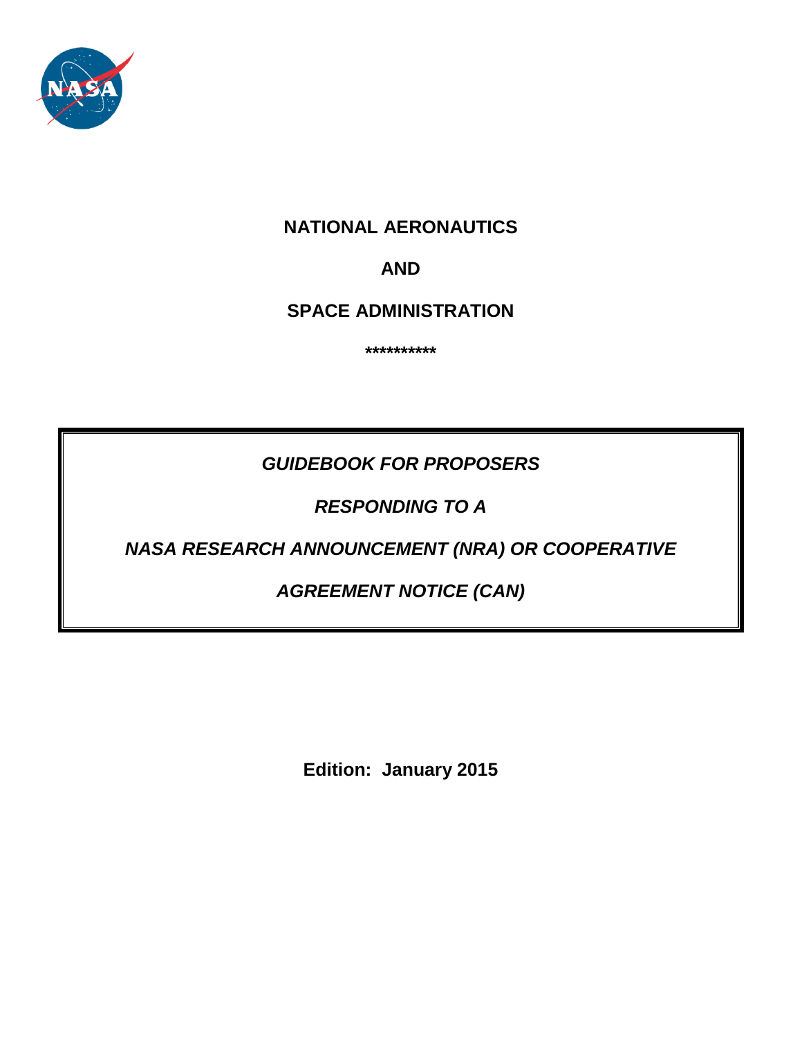**NATIONAL AERONAUTICS**

**AND**

**SPACE ADMINISTRATION**

**\*\*\*\*\*\*\*\*\*\***

# *GUIDEBOOK FOR PROPOSERS*

# *RESPONDING TO A*

# *NASA RESEARCH ANNOUNCEMENT (NRA) OR COOPERATIVE AGREEMENT NOTICE (CAN)*

**Edition: January 2015**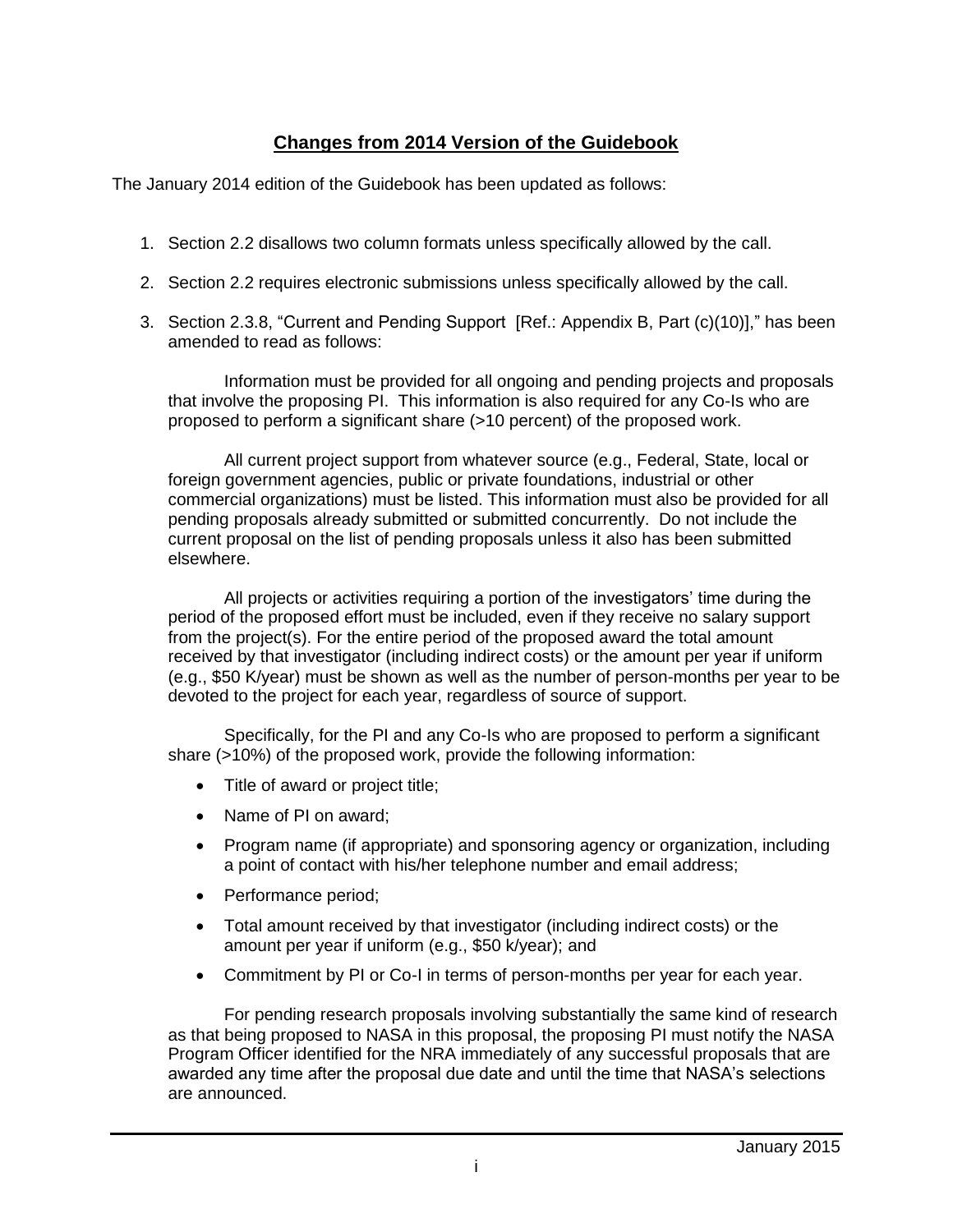# Changes from 2014 Version of the Guidebook

The January 2014 edition of the Guidebook has been updated as follows:

1. Section 2.2 disallows two column formats unless specifically allowed by the call.

2. Section 2.2 requires electronic submissions unless specifically allowed by the call.

3. Section 2.3.8, "Current and Pending Support [Ref.: Appendix B, Part (c)(10)]," has been amended to read as follows:

   Information must be provided for all ongoing and pending projects and proposals that involve the proposing PI. This information is also required for any Co-Is who are proposed to perform a significant share (>10 percent) of the proposed work.

   All current project support from whatever source (e.g., Federal, State, local or foreign government agencies, public or private foundations, industrial or other commercial organizations) must be listed. This information must also be provided for all pending proposals already submitted or submitted concurrently. Do not include the current proposal on the list of pending proposals unless it also has been submitted elsewhere.

   All projects or activities requiring a portion of the investigators' time during the period of the proposed effort must be included, even if they receive no salary support from the project(s). For the entire period of the proposed award the total amount received by that investigator (including indirect costs) or the amount per year if uniform (e.g., $50 K/year) must be shown as well as the number of person-months per year to be devoted to the project for each year, regardless of source of support.

   Specifically, for the PI and any Co-Is who are proposed to perform a significant share (>10%) of the proposed work, provide the following information:

   - Title of award or project title;
   - Name of PI on award;
   - Program name (if appropriate) and sponsoring agency or organization, including a point of contact with his/her telephone number and email address;
   - Performance period;
   - Total amount received by that investigator (including indirect costs) or the amount per year if uniform (e.g., $50 k/year); and
   - Commitment by PI or Co-I in terms of person-months per year for each year.

   For pending research proposals involving substantially the same kind of research as that being proposed to NASA in this proposal, the proposing PI must notify the NASA Program Officer identified for the NRA immediately of any successful proposals that are awarded any time after the proposal due date and until the time that NASA's selections are announced.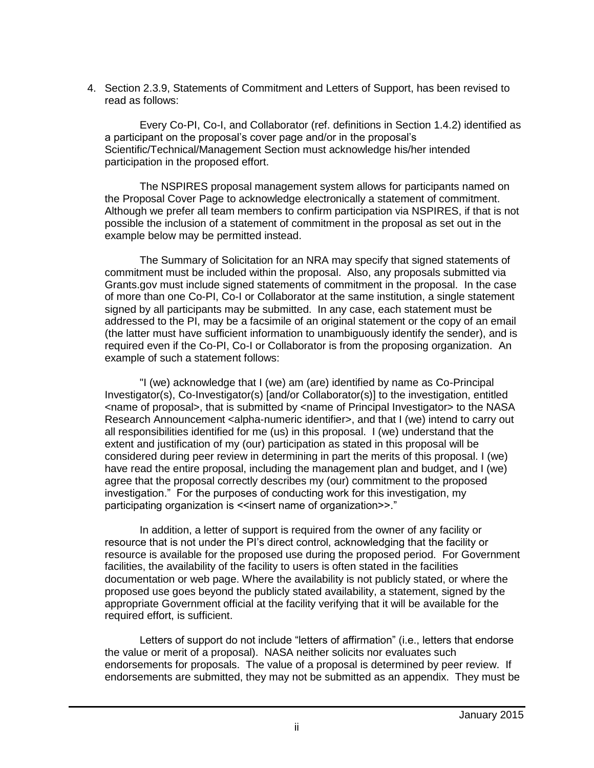4. Section 2.3.9, Statements of Commitment and Letters of Support, has been revised to read as follows:

Every Co-PI, Co-I, and Collaborator (ref. definitions in Section 1.4.2) identified as a participant on the proposal's cover page and/or in the proposal's Scientific/Technical/Management Section must acknowledge his/her intended participation in the proposed effort.

The NSPIRES proposal management system allows for participants named on the Proposal Cover Page to acknowledge electronically a statement of commitment. Although we prefer all team members to confirm participation via NSPIRES, if that is not possible the inclusion of a statement of commitment in the proposal as set out in the example below may be permitted instead.

The Summary of Solicitation for an NRA may specify that signed statements of commitment must be included within the proposal. Also, any proposals submitted via Grants.gov must include signed statements of commitment in the proposal. In the case of more than one Co-PI, Co-I or Collaborator at the same institution, a single statement signed by all participants may be submitted. In any case, each statement must be addressed to the PI, may be a facsimile of an original statement or the copy of an email (the latter must have sufficient information to unambiguously identify the sender), and is required even if the Co-PI, Co-I or Collaborator is from the proposing organization. An example of such a statement follows:

"I (we) acknowledge that I (we) am (are) identified by name as Co-Principal Investigator(s), Co-Investigator(s) [and/or Collaborator(s)] to the investigation, entitled <name of proposal>, that is submitted by <name of Principal Investigator> to the NASA Research Announcement <alpha-numeric identifier>, and that I (we) intend to carry out all responsibilities identified for me (us) in this proposal. I (we) understand that the extent and justification of my (our) participation as stated in this proposal will be considered during peer review in determining in part the merits of this proposal. I (we) have read the entire proposal, including the management plan and budget, and I (we) agree that the proposal correctly describes my (our) commitment to the proposed investigation." For the purposes of conducting work for this investigation, my participating organization is <<insert name of organization>>."

In addition, a letter of support is required from the owner of any facility or resource that is not under the PI's direct control, acknowledging that the facility or resource is available for the proposed use during the proposed period. For Government facilities, the availability of the facility to users is often stated in the facilities documentation or web page. Where the availability is not publicly stated, or where the proposed use goes beyond the publicly stated availability, a statement, signed by the appropriate Government official at the facility verifying that it will be available for the required effort, is sufficient.

Letters of support do not include "letters of affirmation" (i.e., letters that endorse the value or merit of a proposal). NASA neither solicits nor evaluates such endorsements for proposals. The value of a proposal is determined by peer review. If endorsements are submitted, they may not be submitted as an appendix. They must be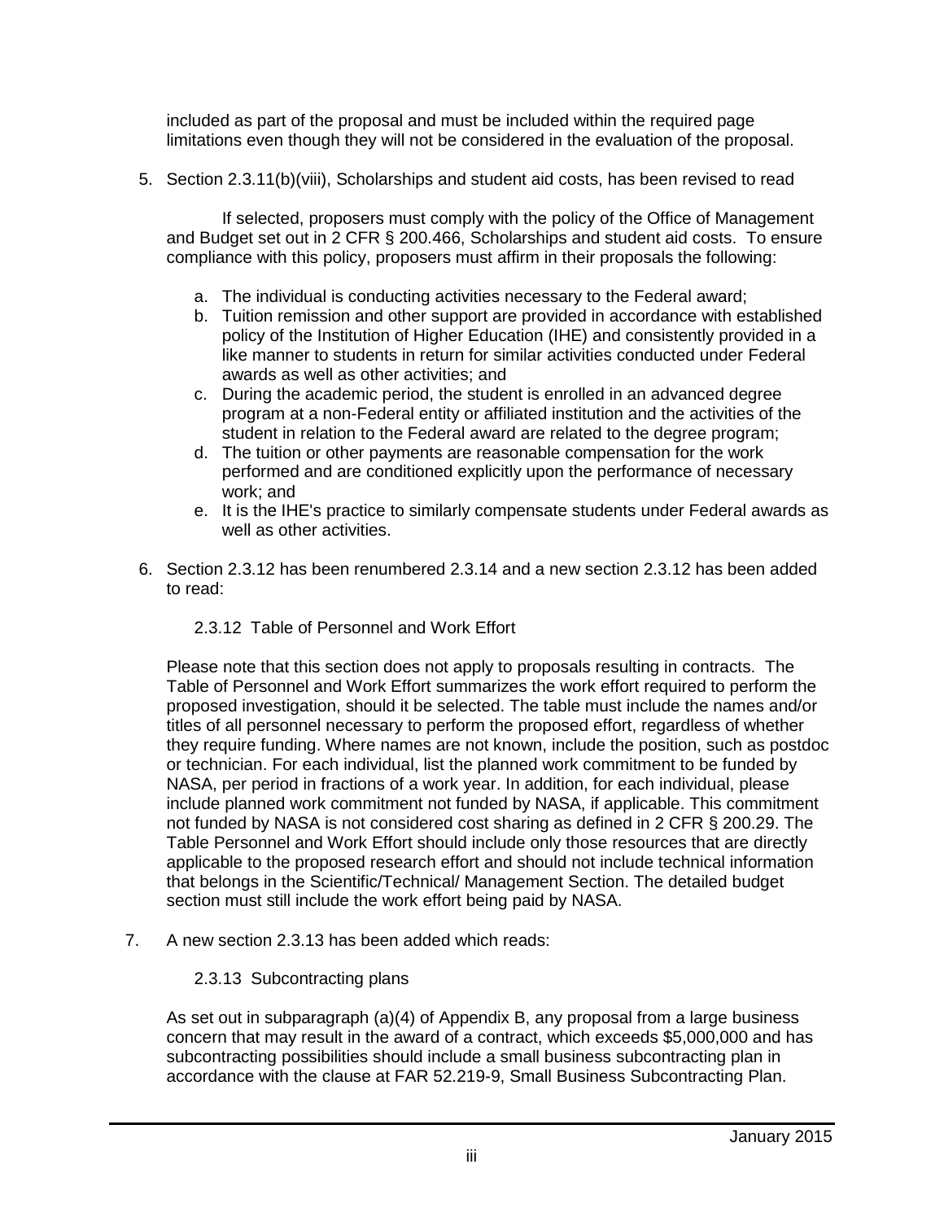included as part of the proposal and must be included within the required page limitations even though they will not be considered in the evaluation of the proposal.

5. Section 2.3.11(b)(viii), Scholarships and student aid costs, has been revised to read

    If selected, proposers must comply with the policy of the Office of Management and Budget set out in 2 CFR § 200.466, Scholarships and student aid costs. To ensure compliance with this policy, proposers must affirm in their proposals the following:

    a. The individual is conducting activities necessary to the Federal award;
    b. Tuition remission and other support are provided in accordance with established policy of the Institution of Higher Education (IHE) and consistently provided in a like manner to students in return for similar activities conducted under Federal awards as well as other activities; and
    c. During the academic period, the student is enrolled in an advanced degree program at a non-Federal entity or affiliated institution and the activities of the student in relation to the Federal award are related to the degree program;
    d. The tuition or other payments are reasonable compensation for the work performed and are conditioned explicitly upon the performance of necessary work; and
    e. It is the IHE's practice to similarly compensate students under Federal awards as well as other activities.

6. Section 2.3.12 has been renumbered 2.3.14 and a new section 2.3.12 has been added to read:

    2.3.12 Table of Personnel and Work Effort

    Please note that this section does not apply to proposals resulting in contracts. The Table of Personnel and Work Effort summarizes the work effort required to perform the proposed investigation, should it be selected. The table must include the names and/or titles of all personnel necessary to perform the proposed effort, regardless of whether they require funding. Where names are not known, include the position, such as postdoc or technician. For each individual, list the planned work commitment to be funded by NASA, per period in fractions of a work year. In addition, for each individual, please include planned work commitment not funded by NASA, if applicable. This commitment not funded by NASA is not considered cost sharing as defined in 2 CFR § 200.29. The Table Personnel and Work Effort should include only those resources that are directly applicable to the proposed research effort and should not include technical information that belongs in the Scientific/Technical/ Management Section. The detailed budget section must still include the work effort being paid by NASA.

7. A new section 2.3.13 has been added which reads:

    2.3.13 Subcontracting plans

    As set out in subparagraph (a)(4) of Appendix B, any proposal from a large business concern that may result in the award of a contract, which exceeds $5,000,000 and has subcontracting possibilities should include a small business subcontracting plan in accordance with the clause at FAR 52.219-9, Small Business Subcontracting Plan.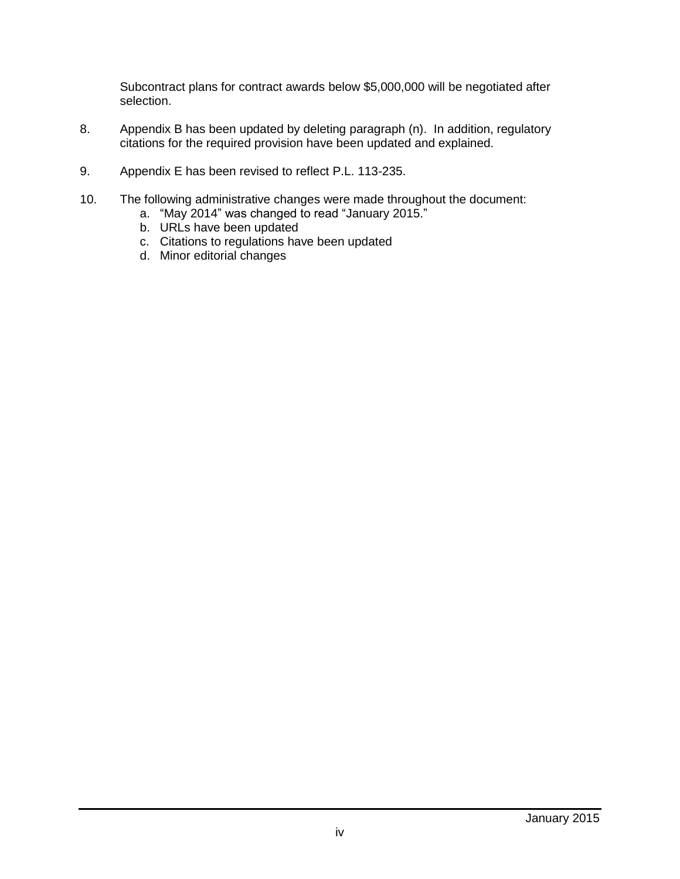Subcontract plans for contract awards below $5,000,000 will be negotiated after selection.

8. Appendix B has been updated by deleting paragraph (n). In addition, regulatory citations for the required provision have been updated and explained.

9. Appendix E has been revised to reflect P.L. 113-235.

10. The following administrative changes were made throughout the document:
    a. "May 2014" was changed to read "January 2015."
    b. URLs have been updated
    c. Citations to regulations have been updated
    d. Minor editorial changes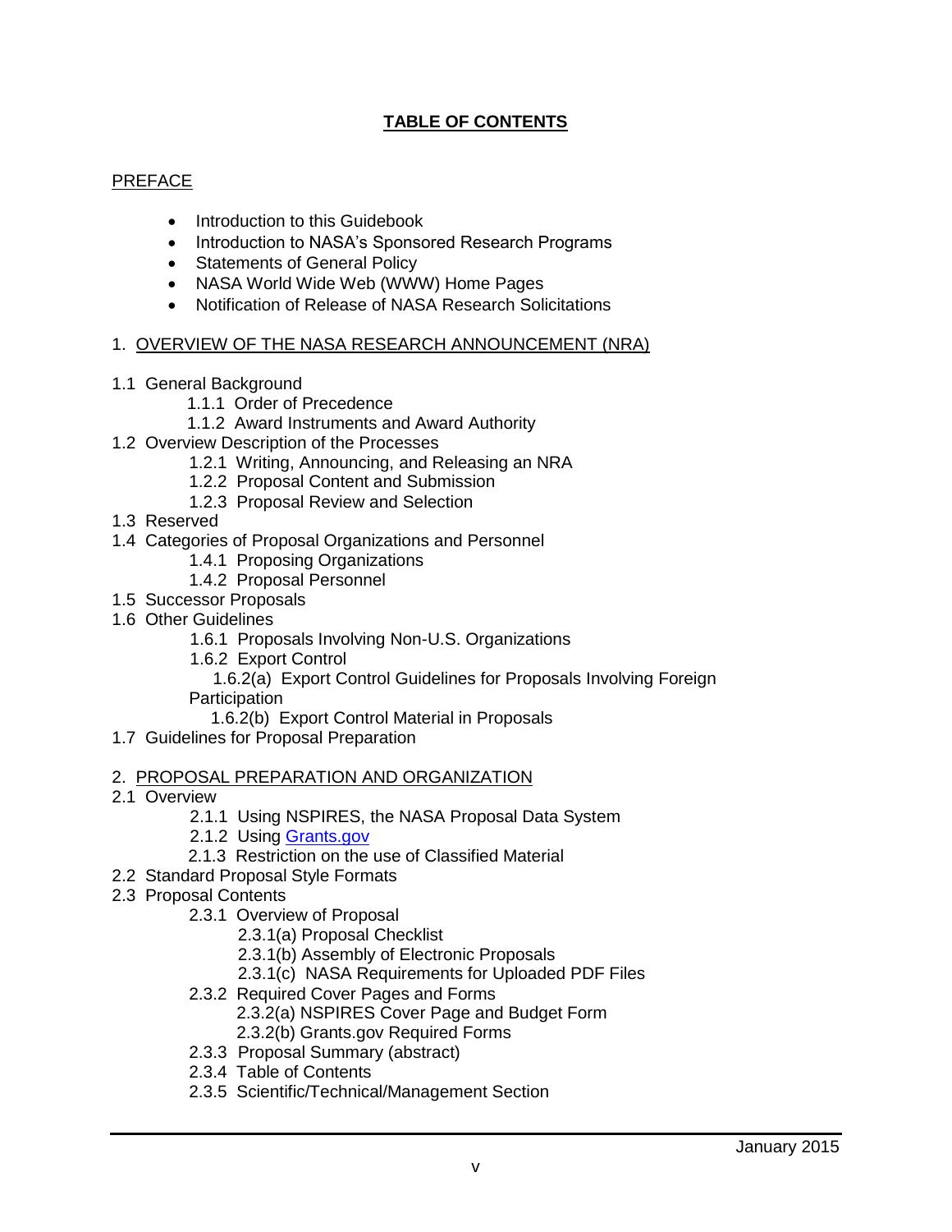# TABLE OF CONTENTS

PREFACE

- Introduction to this Guidebook
- Introduction to NASA's Sponsored Research Programs
- Statements of General Policy
- NASA World Wide Web (WWW) Home Pages
- Notification of Release of NASA Research Solicitations

1. OVERVIEW OF THE NASA RESEARCH ANNOUNCEMENT (NRA)

1.1 General Background
  - 1.1.1 Order of Precedence
  - 1.1.2 Award Instruments and Award Authority

1.2 Overview Description of the Processes
  - 1.2.1 Writing, Announcing, and Releasing an NRA
  - 1.2.2 Proposal Content and Submission
  - 1.2.3 Proposal Review and Selection

1.3 Reserved

1.4 Categories of Proposal Organizations and Personnel
  - 1.4.1 Proposing Organizations
  - 1.4.2 Proposal Personnel

1.5 Successor Proposals

1.6 Other Guidelines
  - 1.6.1 Proposals Involving Non-U.S. Organizations
  - 1.6.2 Export Control
    - 1.6.2(a) Export Control Guidelines for Proposals Involving Foreign Participation
    - 1.6.2(b) Export Control Material in Proposals

1.7 Guidelines for Proposal Preparation

2. PROPOSAL PREPARATION AND ORGANIZATION

2.1 Overview
  - 2.1.1 Using NSPIRES, the NASA Proposal Data System
  - 2.1.2 Using Grants.gov
  - 2.1.3 Restriction on the use of Classified Material

2.2 Standard Proposal Style Formats

2.3 Proposal Contents
  - 2.3.1 Overview of Proposal
    - 2.3.1(a) Proposal Checklist
    - 2.3.1(b) Assembly of Electronic Proposals
    - 2.3.1(c) NASA Requirements for Uploaded PDF Files
  - 2.3.2 Required Cover Pages and Forms
    - 2.3.2(a) NSPIRES Cover Page and Budget Form
    - 2.3.2(b) Grants.gov Required Forms
  - 2.3.3 Proposal Summary (abstract)
  - 2.3.4 Table of Contents
  - 2.3.5 Scientific/Technical/Management Section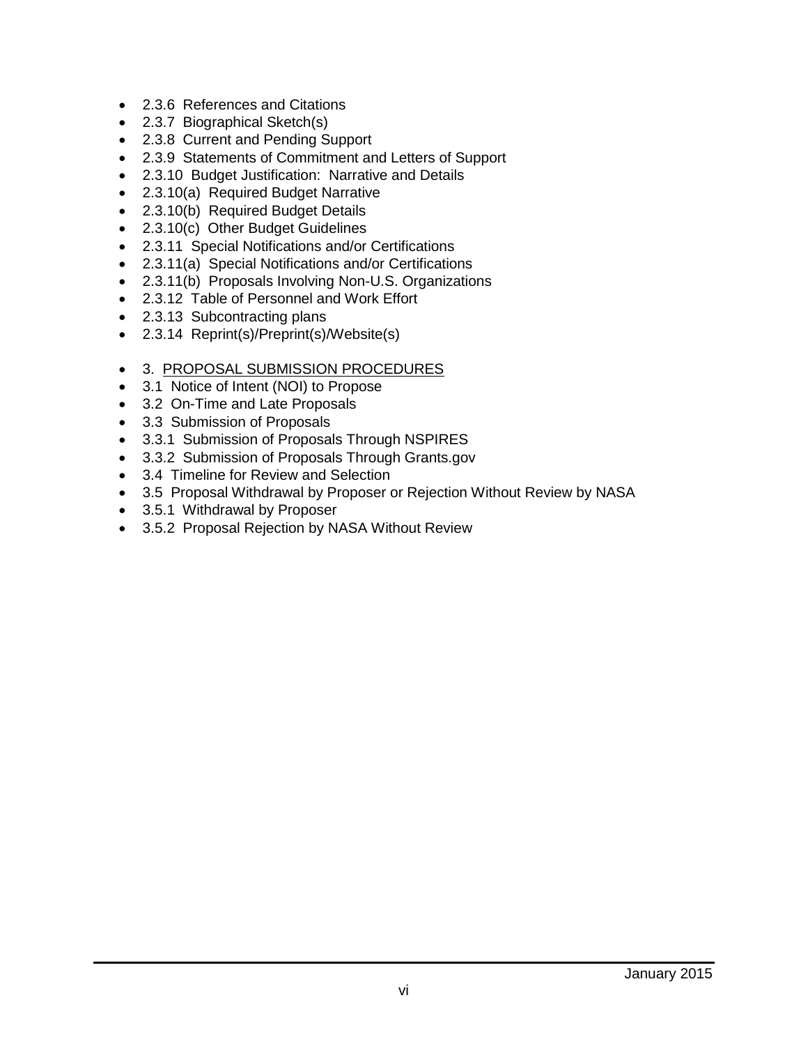- 2.3.6 References and Citations
- 2.3.7 Biographical Sketch(s)
- 2.3.8 Current and Pending Support
- 2.3.9 Statements of Commitment and Letters of Support
- 2.3.10 Budget Justification: Narrative and Details
- 2.3.10(a) Required Budget Narrative
- 2.3.10(b) Required Budget Details
- 2.3.10(c) Other Budget Guidelines
- 2.3.11 Special Notifications and/or Certifications
- 2.3.11(a) Special Notifications and/or Certifications
- 2.3.11(b) Proposals Involving Non-U.S. Organizations
- 2.3.12 Table of Personnel and Work Effort
- 2.3.13 Subcontracting plans
- 2.3.14 Reprint(s)/Preprint(s)/Website(s)

- 3. <u>PROPOSAL SUBMISSION PROCEDURES</u>
- 3.1 Notice of Intent (NOI) to Propose
- 3.2 On-Time and Late Proposals
- 3.3 Submission of Proposals
- 3.3.1 Submission of Proposals Through NSPIRES
- 3.3.2 Submission of Proposals Through Grants.gov
- 3.4 Timeline for Review and Selection
- 3.5 Proposal Withdrawal by Proposer or Rejection Without Review by NASA
- 3.5.1 Withdrawal by Proposer
- 3.5.2 Proposal Rejection by NASA Without Review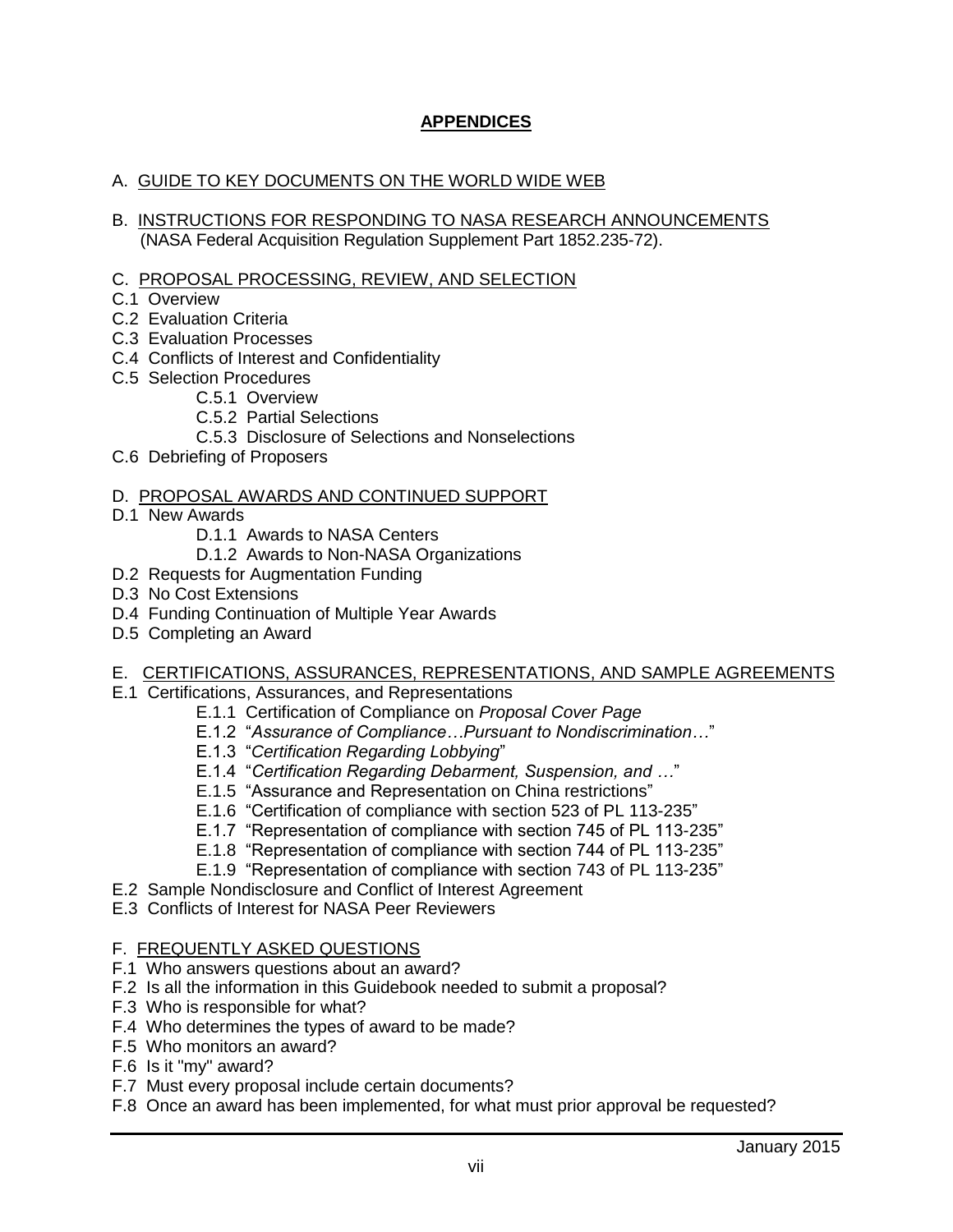## APPENDICES

A. GUIDE TO KEY DOCUMENTS ON THE WORLD WIDE WEB

B. INSTRUCTIONS FOR RESPONDING TO NASA RESEARCH ANNOUNCEMENTS
(NASA Federal Acquisition Regulation Supplement Part 1852.235-72).

C. PROPOSAL PROCESSING, REVIEW, AND SELECTION

- C.1 Overview
- C.2 Evaluation Criteria
- C.3 Evaluation Processes
- C.4 Conflicts of Interest and Confidentiality
- C.5 Selection Procedures
  - C.5.1 Overview
  - C.5.2 Partial Selections
  - C.5.3 Disclosure of Selections and Nonselections
- C.6 Debriefing of Proposers

D. PROPOSAL AWARDS AND CONTINUED SUPPORT

- D.1 New Awards
  - D.1.1 Awards to NASA Centers
  - D.1.2 Awards to Non-NASA Organizations
- D.2 Requests for Augmentation Funding
- D.3 No Cost Extensions
- D.4 Funding Continuation of Multiple Year Awards
- D.5 Completing an Award

E. CERTIFICATIONS, ASSURANCES, REPRESENTATIONS, AND SAMPLE AGREEMENTS

- E.1 Certifications, Assurances, and Representations
  - E.1.1 Certification of Compliance on *Proposal Cover Page*
  - E.1.2 "*Assurance of Compliance…Pursuant to Nondiscrimination…*"
  - E.1.3 "*Certification Regarding Lobbying*"
  - E.1.4 "*Certification Regarding Debarment, Suspension, and …*"
  - E.1.5 "Assurance and Representation on China restrictions"
  - E.1.6 "Certification of compliance with section 523 of PL 113-235"
  - E.1.7 "Representation of compliance with section 745 of PL 113-235"
  - E.1.8 "Representation of compliance with section 744 of PL 113-235"
  - E.1.9 "Representation of compliance with section 743 of PL 113-235"
- E.2 Sample Nondisclosure and Conflict of Interest Agreement
- E.3 Conflicts of Interest for NASA Peer Reviewers

F. FREQUENTLY ASKED QUESTIONS

- F.1 Who answers questions about an award?
- F.2 Is all the information in this Guidebook needed to submit a proposal?
- F.3 Who is responsible for what?
- F.4 Who determines the types of award to be made?
- F.5 Who monitors an award?
- F.6 Is it "my" award?
- F.7 Must every proposal include certain documents?
- F.8 Once an award has been implemented, for what must prior approval be requested?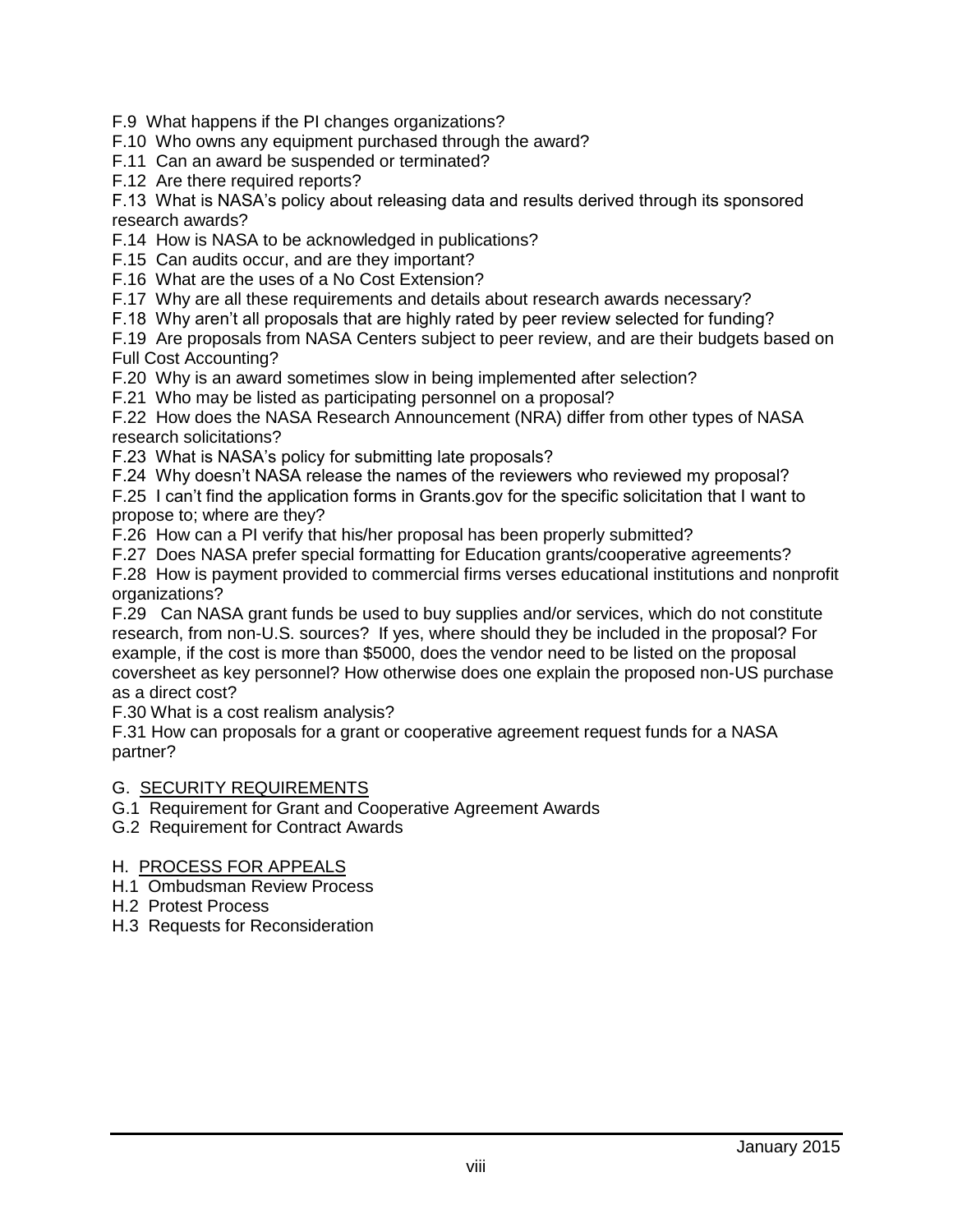F.9 What happens if the PI changes organizations?
F.10 Who owns any equipment purchased through the award?
F.11 Can an award be suspended or terminated?
F.12 Are there required reports?
F.13 What is NASA's policy about releasing data and results derived through its sponsored research awards?
F.14 How is NASA to be acknowledged in publications?
F.15 Can audits occur, and are they important?
F.16 What are the uses of a No Cost Extension?
F.17 Why are all these requirements and details about research awards necessary?
F.18 Why aren't all proposals that are highly rated by peer review selected for funding?
F.19 Are proposals from NASA Centers subject to peer review, and are their budgets based on Full Cost Accounting?
F.20 Why is an award sometimes slow in being implemented after selection?
F.21 Who may be listed as participating personnel on a proposal?
F.22 How does the NASA Research Announcement (NRA) differ from other types of NASA research solicitations?
F.23 What is NASA's policy for submitting late proposals?
F.24 Why doesn't NASA release the names of the reviewers who reviewed my proposal?
F.25 I can't find the application forms in Grants.gov for the specific solicitation that I want to propose to; where are they?
F.26 How can a PI verify that his/her proposal has been properly submitted?
F.27 Does NASA prefer special formatting for Education grants/cooperative agreements?
F.28 How is payment provided to commercial firms verses educational institutions and nonprofit organizations?
F.29 Can NASA grant funds be used to buy supplies and/or services, which do not constitute research, from non-U.S. sources? If yes, where should they be included in the proposal? For example, if the cost is more than $5000, does the vendor need to be listed on the proposal coversheet as key personnel? How otherwise does one explain the proposed non-US purchase as a direct cost?
F.30 What is a cost realism analysis?
F.31 How can proposals for a grant or cooperative agreement request funds for a NASA partner?

G. <u>SECURITY REQUIREMENTS</u>
G.1 Requirement for Grant and Cooperative Agreement Awards
G.2 Requirement for Contract Awards

H. <u>PROCESS FOR APPEALS</u>
H.1 Ombudsman Review Process
H.2 Protest Process
H.3 Requests for Reconsideration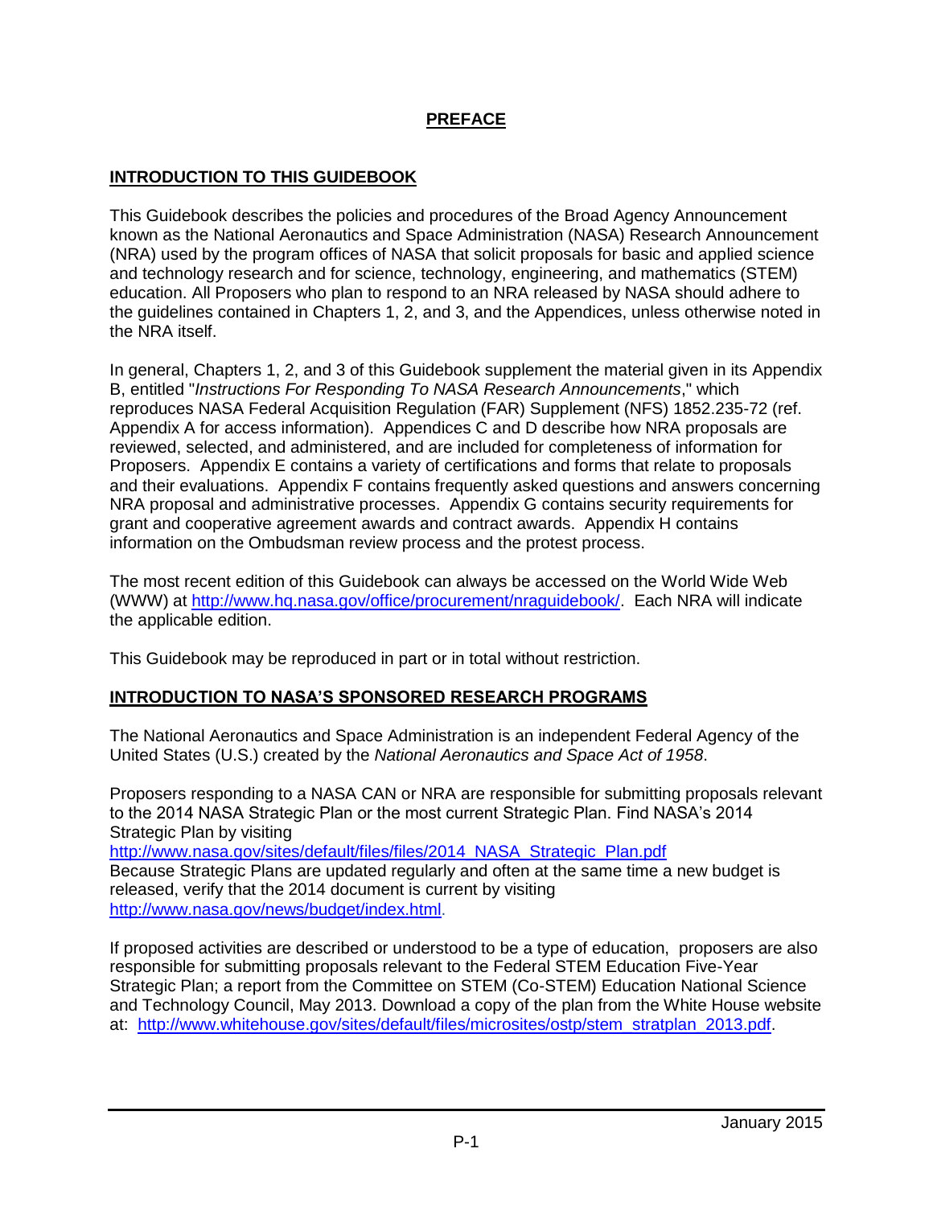# PREFACE

## INTRODUCTION TO THIS GUIDEBOOK

This Guidebook describes the policies and procedures of the Broad Agency Announcement known as the National Aeronautics and Space Administration (NASA) Research Announcement (NRA) used by the program offices of NASA that solicit proposals for basic and applied science and technology research and for science, technology, engineering, and mathematics (STEM) education. All Proposers who plan to respond to an NRA released by NASA should adhere to the guidelines contained in Chapters 1, 2, and 3, and the Appendices, unless otherwise noted in the NRA itself.

In general, Chapters 1, 2, and 3 of this Guidebook supplement the material given in its Appendix B, entitled "*Instructions For Responding To NASA Research Announcements*," which reproduces NASA Federal Acquisition Regulation (FAR) Supplement (NFS) 1852.235-72 (ref. Appendix A for access information). Appendices C and D describe how NRA proposals are reviewed, selected, and administered, and are included for completeness of information for Proposers. Appendix E contains a variety of certifications and forms that relate to proposals and their evaluations. Appendix F contains frequently asked questions and answers concerning NRA proposal and administrative processes. Appendix G contains security requirements for grant and cooperative agreement awards and contract awards. Appendix H contains information on the Ombudsman review process and the protest process.

The most recent edition of this Guidebook can always be accessed on the World Wide Web (WWW) at http://www.hq.nasa.gov/office/procurement/nraguidebook/. Each NRA will indicate the applicable edition.

This Guidebook may be reproduced in part or in total without restriction.

## INTRODUCTION TO NASA'S SPONSORED RESEARCH PROGRAMS

The National Aeronautics and Space Administration is an independent Federal Agency of the United States (U.S.) created by the *National Aeronautics and Space Act of 1958*.

Proposers responding to a NASA CAN or NRA are responsible for submitting proposals relevant to the 2014 NASA Strategic Plan or the most current Strategic Plan. Find NASA's 2014 Strategic Plan by visiting
http://www.nasa.gov/sites/default/files/files/2014_NASA_Strategic_Plan.pdf
Because Strategic Plans are updated regularly and often at the same time a new budget is released, verify that the 2014 document is current by visiting
http://www.nasa.gov/news/budget/index.html.

If proposed activities are described or understood to be a type of education, proposers are also responsible for submitting proposals relevant to the Federal STEM Education Five-Year Strategic Plan; a report from the Committee on STEM (Co-STEM) Education National Science and Technology Council, May 2013. Download a copy of the plan from the White House website at: http://www.whitehouse.gov/sites/default/files/microsites/ostp/stem_stratplan_2013.pdf.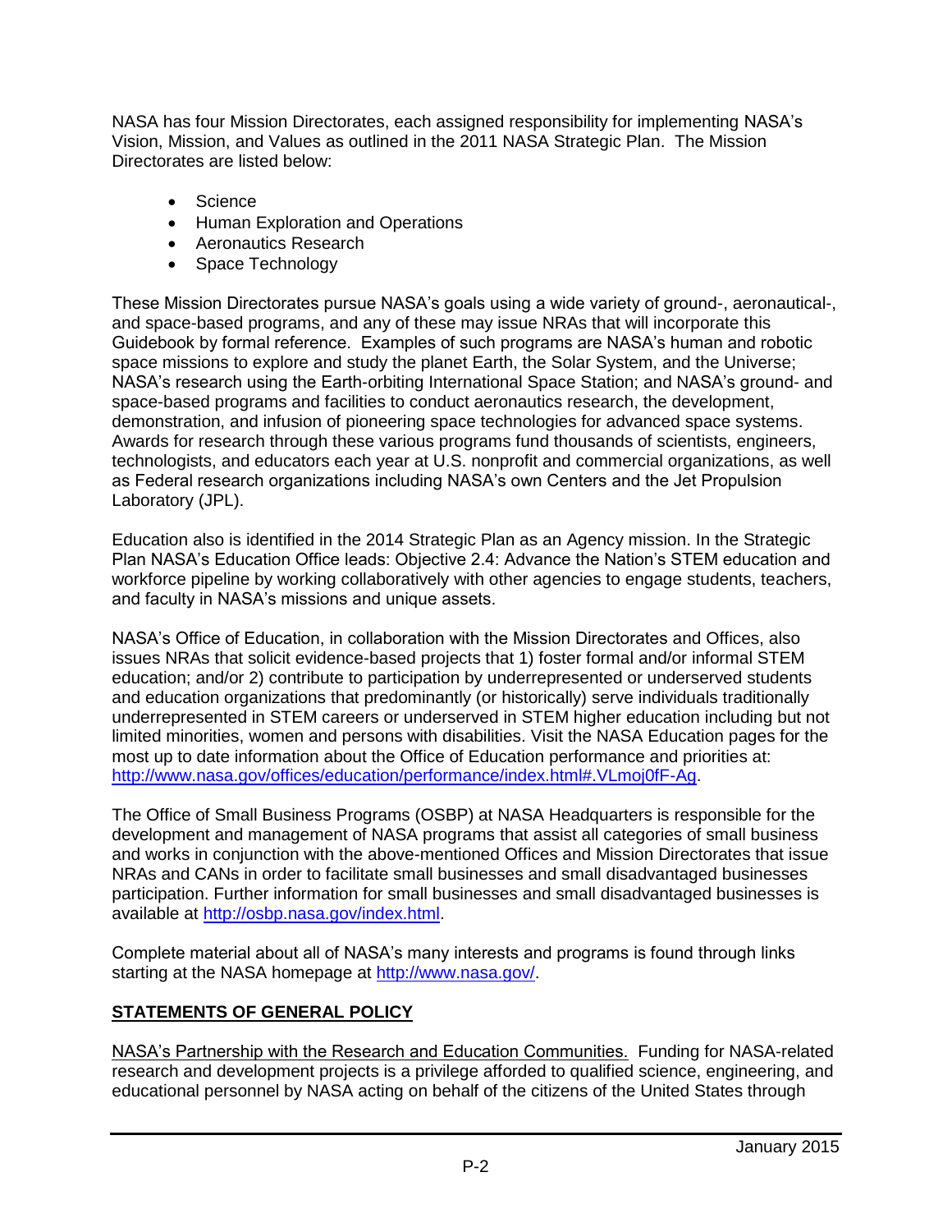NASA has four Mission Directorates, each assigned responsibility for implementing NASA's Vision, Mission, and Values as outlined in the 2011 NASA Strategic Plan. The Mission Directorates are listed below:

- Science
- Human Exploration and Operations
- Aeronautics Research
- Space Technology

These Mission Directorates pursue NASA's goals using a wide variety of ground-, aeronautical-, and space-based programs, and any of these may issue NRAs that will incorporate this Guidebook by formal reference. Examples of such programs are NASA's human and robotic space missions to explore and study the planet Earth, the Solar System, and the Universe; NASA's research using the Earth-orbiting International Space Station; and NASA's ground- and space-based programs and facilities to conduct aeronautics research, the development, demonstration, and infusion of pioneering space technologies for advanced space systems. Awards for research through these various programs fund thousands of scientists, engineers, technologists, and educators each year at U.S. nonprofit and commercial organizations, as well as Federal research organizations including NASA's own Centers and the Jet Propulsion Laboratory (JPL).

Education also is identified in the 2014 Strategic Plan as an Agency mission. In the Strategic Plan NASA's Education Office leads: Objective 2.4: Advance the Nation's STEM education and workforce pipeline by working collaboratively with other agencies to engage students, teachers, and faculty in NASA's missions and unique assets.

NASA's Office of Education, in collaboration with the Mission Directorates and Offices, also issues NRAs that solicit evidence-based projects that 1) foster formal and/or informal STEM education; and/or 2) contribute to participation by underrepresented or underserved students and education organizations that predominantly (or historically) serve individuals traditionally underrepresented in STEM careers or underserved in STEM higher education including but not limited minorities, women and persons with disabilities. Visit the NASA Education pages for the most up to date information about the Office of Education performance and priorities at: http://www.nasa.gov/offices/education/performance/index.html#.VLmoj0fF-Ag.

The Office of Small Business Programs (OSBP) at NASA Headquarters is responsible for the development and management of NASA programs that assist all categories of small business and works in conjunction with the above-mentioned Offices and Mission Directorates that issue NRAs and CANs in order to facilitate small businesses and small disadvantaged businesses participation. Further information for small businesses and small disadvantaged businesses is available at http://osbp.nasa.gov/index.html.

Complete material about all of NASA's many interests and programs is found through links starting at the NASA homepage at http://www.nasa.gov/.

## STATEMENTS OF GENERAL POLICY

NASA's Partnership with the Research and Education Communities. Funding for NASA-related research and development projects is a privilege afforded to qualified science, engineering, and educational personnel by NASA acting on behalf of the citizens of the United States through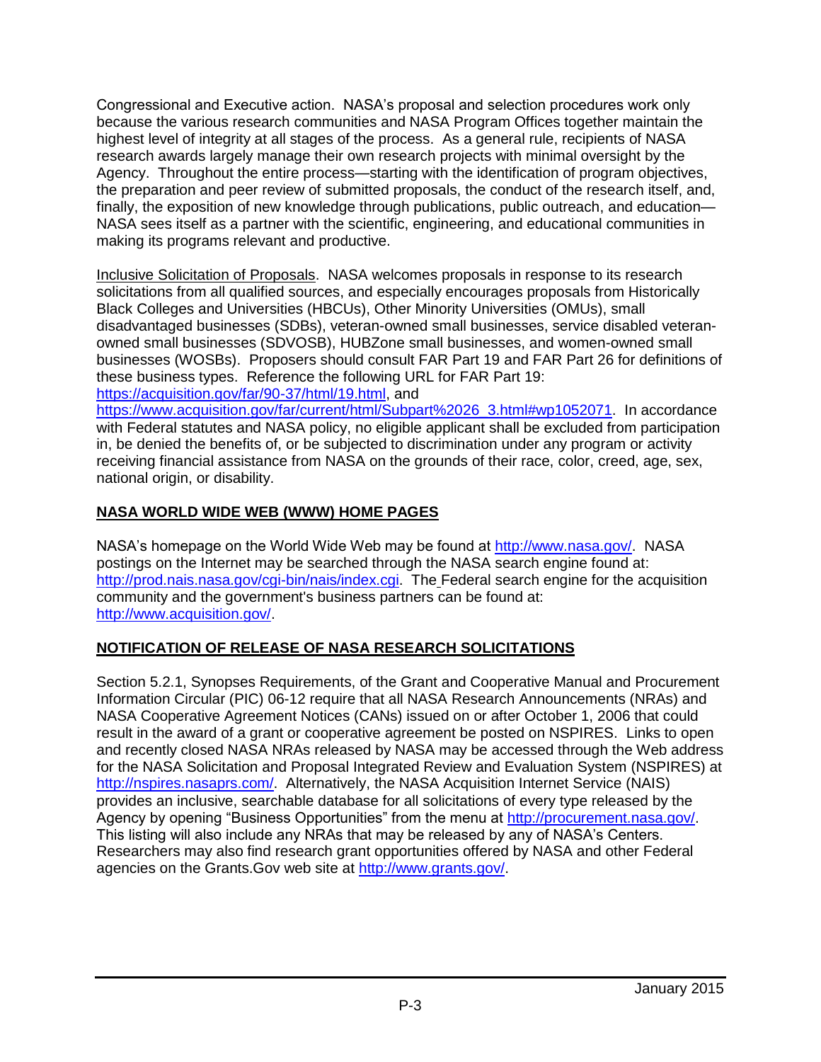Congressional and Executive action. NASA's proposal and selection procedures work only because the various research communities and NASA Program Offices together maintain the highest level of integrity at all stages of the process. As a general rule, recipients of NASA research awards largely manage their own research projects with minimal oversight by the Agency. Throughout the entire process—starting with the identification of program objectives, the preparation and peer review of submitted proposals, the conduct of the research itself, and, finally, the exposition of new knowledge through publications, public outreach, and education—NASA sees itself as a partner with the scientific, engineering, and educational communities in making its programs relevant and productive.

Inclusive Solicitation of Proposals. NASA welcomes proposals in response to its research solicitations from all qualified sources, and especially encourages proposals from Historically Black Colleges and Universities (HBCUs), Other Minority Universities (OMUs), small disadvantaged businesses (SDBs), veteran-owned small businesses, service disabled veteran-owned small businesses (SDVOSB), HUBZone small businesses, and women-owned small businesses (WOSBs). Proposers should consult FAR Part 19 and FAR Part 26 for definitions of these business types. Reference the following URL for FAR Part 19: https://acquisition.gov/far/90-37/html/19.html, and https://www.acquisition.gov/far/current/html/Subpart%2026_3.html#wp1052071. In accordance with Federal statutes and NASA policy, no eligible applicant shall be excluded from participation in, be denied the benefits of, or be subjected to discrimination under any program or activity receiving financial assistance from NASA on the grounds of their race, color, creed, age, sex, national origin, or disability.

## NASA WORLD WIDE WEB (WWW) HOME PAGES

NASA's homepage on the World Wide Web may be found at http://www.nasa.gov/. NASA postings on the Internet may be searched through the NASA search engine found at: http://prod.nais.nasa.gov/cgi-bin/nais/index.cgi. The Federal search engine for the acquisition community and the government's business partners can be found at: http://www.acquisition.gov/.

## NOTIFICATION OF RELEASE OF NASA RESEARCH SOLICITATIONS

Section 5.2.1, Synopses Requirements, of the Grant and Cooperative Manual and Procurement Information Circular (PIC) 06-12 require that all NASA Research Announcements (NRAs) and NASA Cooperative Agreement Notices (CANs) issued on or after October 1, 2006 that could result in the award of a grant or cooperative agreement be posted on NSPIRES. Links to open and recently closed NASA NRAs released by NASA may be accessed through the Web address for the NASA Solicitation and Proposal Integrated Review and Evaluation System (NSPIRES) at http://nspires.nasaprs.com/. Alternatively, the NASA Acquisition Internet Service (NAIS) provides an inclusive, searchable database for all solicitations of every type released by the Agency by opening "Business Opportunities" from the menu at http://procurement.nasa.gov/. This listing will also include any NRAs that may be released by any of NASA's Centers. Researchers may also find research grant opportunities offered by NASA and other Federal agencies on the Grants.Gov web site at http://www.grants.gov/.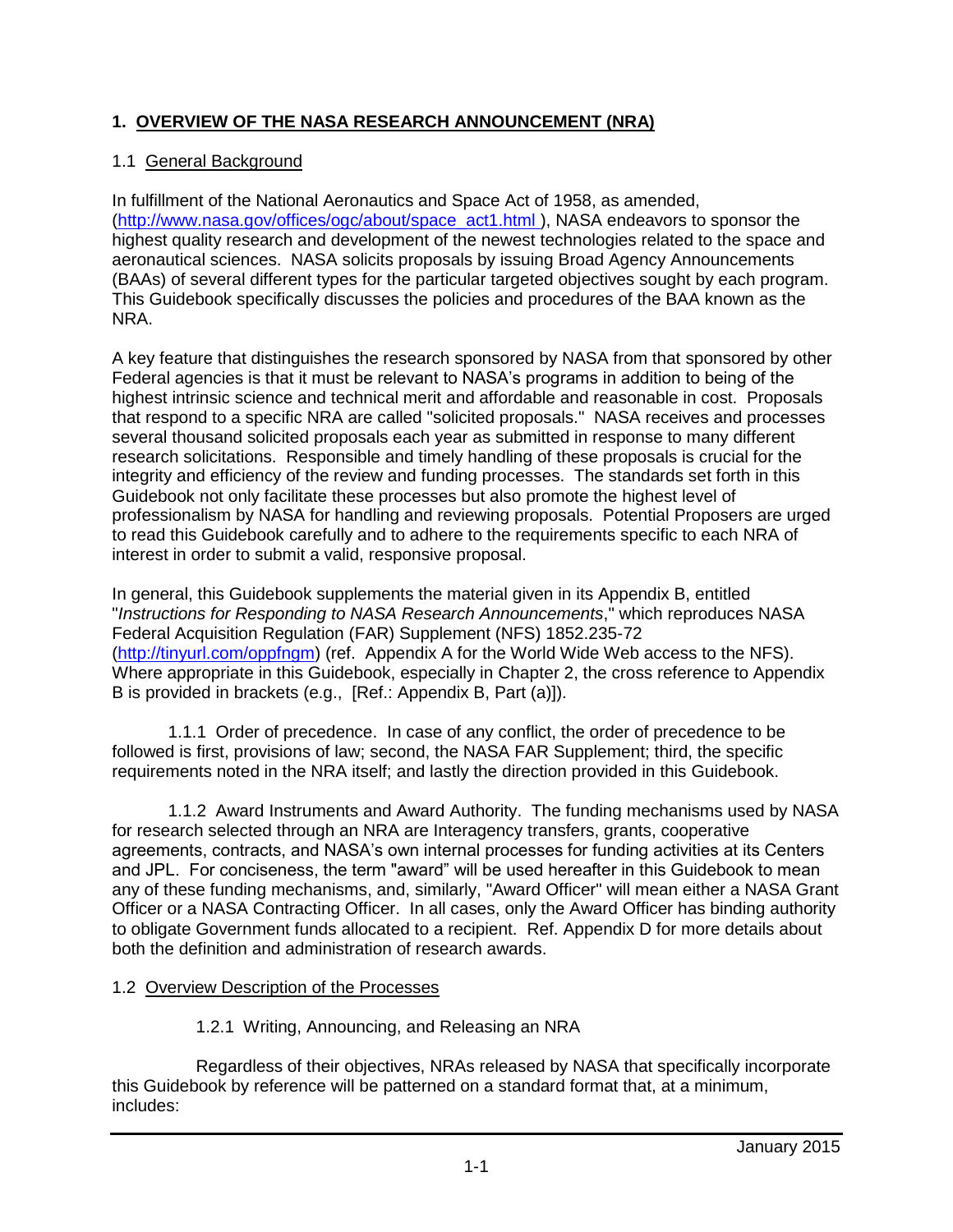## 1. OVERVIEW OF THE NASA RESEARCH ANNOUNCEMENT (NRA)

### 1.1 General Background

In fulfillment of the National Aeronautics and Space Act of 1958, as amended, (http://www.nasa.gov/offices/ogc/about/space_act1.html ), NASA endeavors to sponsor the highest quality research and development of the newest technologies related to the space and aeronautical sciences. NASA solicits proposals by issuing Broad Agency Announcements (BAAs) of several different types for the particular targeted objectives sought by each program. This Guidebook specifically discusses the policies and procedures of the BAA known as the NRA.

A key feature that distinguishes the research sponsored by NASA from that sponsored by other Federal agencies is that it must be relevant to NASA's programs in addition to being of the highest intrinsic science and technical merit and affordable and reasonable in cost. Proposals that respond to a specific NRA are called "solicited proposals." NASA receives and processes several thousand solicited proposals each year as submitted in response to many different research solicitations. Responsible and timely handling of these proposals is crucial for the integrity and efficiency of the review and funding processes. The standards set forth in this Guidebook not only facilitate these processes but also promote the highest level of professionalism by NASA for handling and reviewing proposals. Potential Proposers are urged to read this Guidebook carefully and to adhere to the requirements specific to each NRA of interest in order to submit a valid, responsive proposal.

In general, this Guidebook supplements the material given in its Appendix B, entitled "*Instructions for Responding to NASA Research Announcements*," which reproduces NASA Federal Acquisition Regulation (FAR) Supplement (NFS) 1852.235-72 (http://tinyurl.com/oppfngm) (ref. Appendix A for the World Wide Web access to the NFS). Where appropriate in this Guidebook, especially in Chapter 2, the cross reference to Appendix B is provided in brackets (e.g., [Ref.: Appendix B, Part (a)]).

1.1.1 Order of precedence. In case of any conflict, the order of precedence to be followed is first, provisions of law; second, the NASA FAR Supplement; third, the specific requirements noted in the NRA itself; and lastly the direction provided in this Guidebook.

1.1.2 Award Instruments and Award Authority. The funding mechanisms used by NASA for research selected through an NRA are Interagency transfers, grants, cooperative agreements, contracts, and NASA's own internal processes for funding activities at its Centers and JPL. For conciseness, the term "award" will be used hereafter in this Guidebook to mean any of these funding mechanisms, and, similarly, "Award Officer" will mean either a NASA Grant Officer or a NASA Contracting Officer. In all cases, only the Award Officer has binding authority to obligate Government funds allocated to a recipient. Ref. Appendix D for more details about both the definition and administration of research awards.

### 1.2 Overview Description of the Processes

#### 1.2.1 Writing, Announcing, and Releasing an NRA

Regardless of their objectives, NRAs released by NASA that specifically incorporate this Guidebook by reference will be patterned on a standard format that, at a minimum, includes: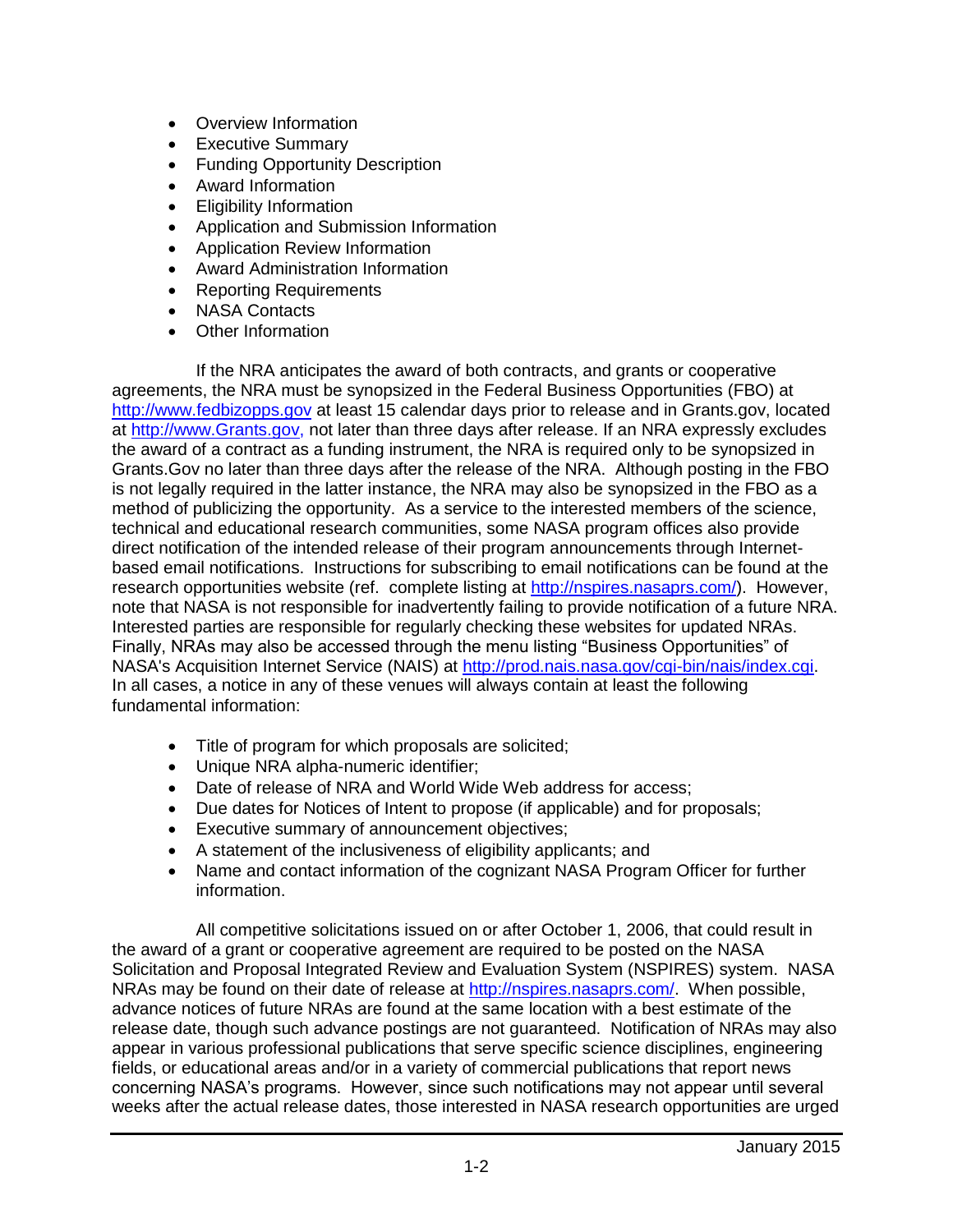- Overview Information
- Executive Summary
- Funding Opportunity Description
- Award Information
- Eligibility Information
- Application and Submission Information
- Application Review Information
- Award Administration Information
- Reporting Requirements
- NASA Contacts
- Other Information

If the NRA anticipates the award of both contracts, and grants or cooperative agreements, the NRA must be synopsized in the Federal Business Opportunities (FBO) at http://www.fedbizopps.gov at least 15 calendar days prior to release and in Grants.gov, located at http://www.Grants.gov, not later than three days after release. If an NRA expressly excludes the award of a contract as a funding instrument, the NRA is required only to be synopsized in Grants.Gov no later than three days after the release of the NRA. Although posting in the FBO is not legally required in the latter instance, the NRA may also be synopsized in the FBO as a method of publicizing the opportunity. As a service to the interested members of the science, technical and educational research communities, some NASA program offices also provide direct notification of the intended release of their program announcements through Internet-based email notifications. Instructions for subscribing to email notifications can be found at the research opportunities website (ref. complete listing at http://nspires.nasaprs.com/). However, note that NASA is not responsible for inadvertently failing to provide notification of a future NRA. Interested parties are responsible for regularly checking these websites for updated NRAs. Finally, NRAs may also be accessed through the menu listing "Business Opportunities" of NASA's Acquisition Internet Service (NAIS) at http://prod.nais.nasa.gov/cgi-bin/nais/index.cgi. In all cases, a notice in any of these venues will always contain at least the following fundamental information:

- Title of program for which proposals are solicited;
- Unique NRA alpha-numeric identifier;
- Date of release of NRA and World Wide Web address for access;
- Due dates for Notices of Intent to propose (if applicable) and for proposals;
- Executive summary of announcement objectives;
- A statement of the inclusiveness of eligibility applicants; and
- Name and contact information of the cognizant NASA Program Officer for further information.

All competitive solicitations issued on or after October 1, 2006, that could result in the award of a grant or cooperative agreement are required to be posted on the NASA Solicitation and Proposal Integrated Review and Evaluation System (NSPIRES) system. NASA NRAs may be found on their date of release at http://nspires.nasaprs.com/. When possible, advance notices of future NRAs are found at the same location with a best estimate of the release date, though such advance postings are not guaranteed. Notification of NRAs may also appear in various professional publications that serve specific science disciplines, engineering fields, or educational areas and/or in a variety of commercial publications that report news concerning NASA's programs. However, since such notifications may not appear until several weeks after the actual release dates, those interested in NASA research opportunities are urged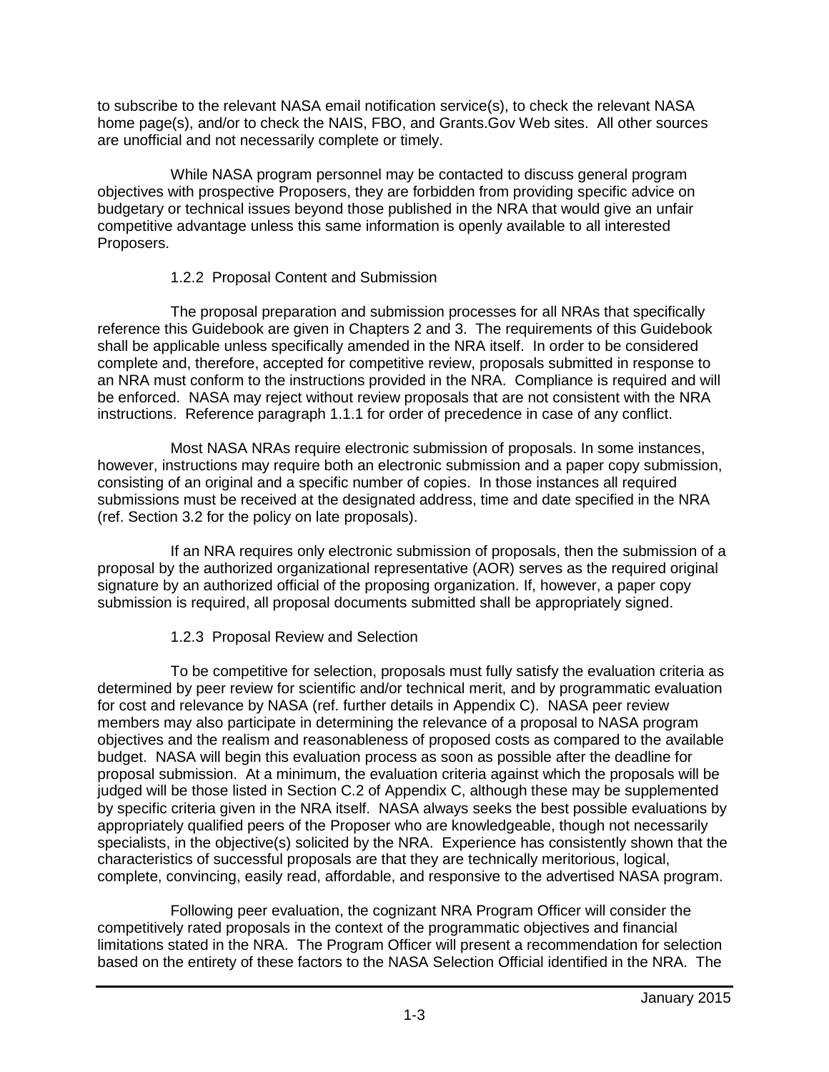to subscribe to the relevant NASA email notification service(s), to check the relevant NASA home page(s), and/or to check the NAIS, FBO, and Grants.Gov Web sites. All other sources are unofficial and not necessarily complete or timely.

While NASA program personnel may be contacted to discuss general program objectives with prospective Proposers, they are forbidden from providing specific advice on budgetary or technical issues beyond those published in the NRA that would give an unfair competitive advantage unless this same information is openly available to all interested Proposers.

### 1.2.2 Proposal Content and Submission

The proposal preparation and submission processes for all NRAs that specifically reference this Guidebook are given in Chapters 2 and 3. The requirements of this Guidebook shall be applicable unless specifically amended in the NRA itself. In order to be considered complete and, therefore, accepted for competitive review, proposals submitted in response to an NRA must conform to the instructions provided in the NRA. Compliance is required and will be enforced. NASA may reject without review proposals that are not consistent with the NRA instructions. Reference paragraph 1.1.1 for order of precedence in case of any conflict.

Most NASA NRAs require electronic submission of proposals. In some instances, however, instructions may require both an electronic submission and a paper copy submission, consisting of an original and a specific number of copies. In those instances all required submissions must be received at the designated address, time and date specified in the NRA (ref. Section 3.2 for the policy on late proposals).

If an NRA requires only electronic submission of proposals, then the submission of a proposal by the authorized organizational representative (AOR) serves as the required original signature by an authorized official of the proposing organization. If, however, a paper copy submission is required, all proposal documents submitted shall be appropriately signed.

### 1.2.3 Proposal Review and Selection

To be competitive for selection, proposals must fully satisfy the evaluation criteria as determined by peer review for scientific and/or technical merit, and by programmatic evaluation for cost and relevance by NASA (ref. further details in Appendix C). NASA peer review members may also participate in determining the relevance of a proposal to NASA program objectives and the realism and reasonableness of proposed costs as compared to the available budget. NASA will begin this evaluation process as soon as possible after the deadline for proposal submission. At a minimum, the evaluation criteria against which the proposals will be judged will be those listed in Section C.2 of Appendix C, although these may be supplemented by specific criteria given in the NRA itself. NASA always seeks the best possible evaluations by appropriately qualified peers of the Proposer who are knowledgeable, though not necessarily specialists, in the objective(s) solicited by the NRA. Experience has consistently shown that the characteristics of successful proposals are that they are technically meritorious, logical, complete, convincing, easily read, affordable, and responsive to the advertised NASA program.

Following peer evaluation, the cognizant NRA Program Officer will consider the competitively rated proposals in the context of the programmatic objectives and financial limitations stated in the NRA. The Program Officer will present a recommendation for selection based on the entirety of these factors to the NASA Selection Official identified in the NRA. The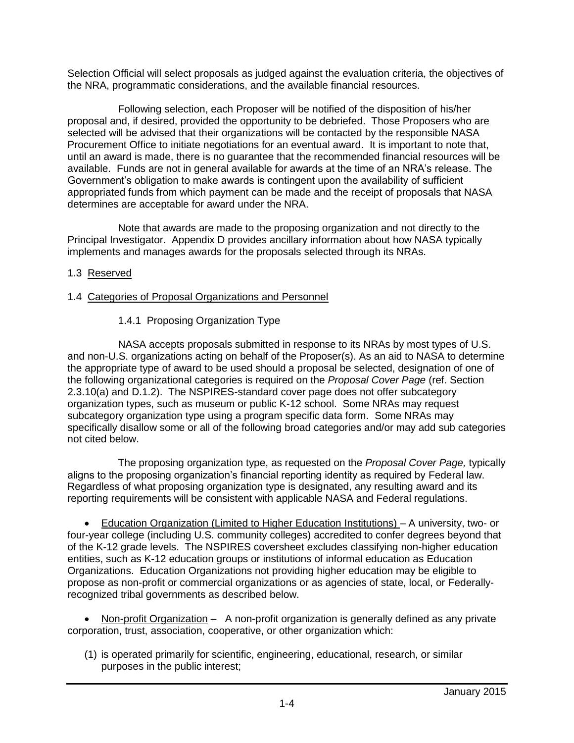Selection Official will select proposals as judged against the evaluation criteria, the objectives of the NRA, programmatic considerations, and the available financial resources.

Following selection, each Proposer will be notified of the disposition of his/her proposal and, if desired, provided the opportunity to be debriefed. Those Proposers who are selected will be advised that their organizations will be contacted by the responsible NASA Procurement Office to initiate negotiations for an eventual award. It is important to note that, until an award is made, there is no guarantee that the recommended financial resources will be available. Funds are not in general available for awards at the time of an NRA's release. The Government's obligation to make awards is contingent upon the availability of sufficient appropriated funds from which payment can be made and the receipt of proposals that NASA determines are acceptable for award under the NRA.

Note that awards are made to the proposing organization and not directly to the Principal Investigator. Appendix D provides ancillary information about how NASA typically implements and manages awards for the proposals selected through its NRAs.

## 1.3 Reserved

## 1.4 Categories of Proposal Organizations and Personnel

### 1.4.1 Proposing Organization Type

NASA accepts proposals submitted in response to its NRAs by most types of U.S. and non-U.S. organizations acting on behalf of the Proposer(s). As an aid to NASA to determine the appropriate type of award to be used should a proposal be selected, designation of one of the following organizational categories is required on the *Proposal Cover Page* (ref. Section 2.3.10(a) and D.1.2). The NSPIRES-standard cover page does not offer subcategory organization types, such as museum or public K-12 school. Some NRAs may request subcategory organization type using a program specific data form. Some NRAs may specifically disallow some or all of the following broad categories and/or may add sub categories not cited below.

The proposing organization type, as requested on the *Proposal Cover Page,* typically aligns to the proposing organization's financial reporting identity as required by Federal law. Regardless of what proposing organization type is designated, any resulting award and its reporting requirements will be consistent with applicable NASA and Federal regulations.

- Education Organization (Limited to Higher Education Institutions) – A university, two- or four-year college (including U.S. community colleges) accredited to confer degrees beyond that of the K-12 grade levels. The NSPIRES coversheet excludes classifying non-higher education entities, such as K-12 education groups or institutions of informal education as Education Organizations. Education Organizations not providing higher education may be eligible to propose as non-profit or commercial organizations or as agencies of state, local, or Federally-recognized tribal governments as described below.

- Non-profit Organization – A non-profit organization is generally defined as any private corporation, trust, association, cooperative, or other organization which:

  (1) is operated primarily for scientific, engineering, educational, research, or similar purposes in the public interest;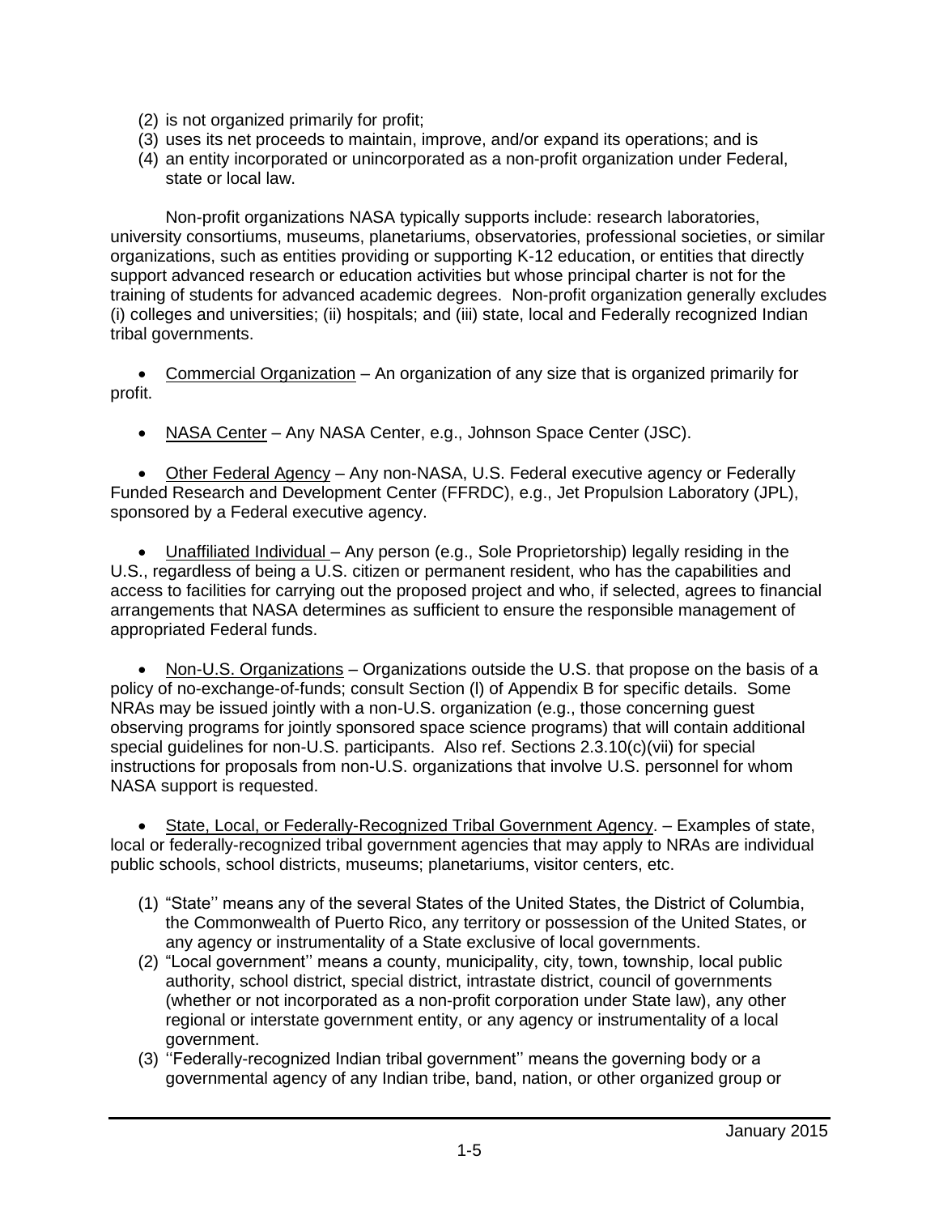(2) is not organized primarily for profit;
(3) uses its net proceeds to maintain, improve, and/or expand its operations; and is
(4) an entity incorporated or unincorporated as a non-profit organization under Federal, state or local law.

Non-profit organizations NASA typically supports include: research laboratories, university consortiums, museums, planetariums, observatories, professional societies, or similar organizations, such as entities providing or supporting K-12 education, or entities that directly support advanced research or education activities but whose principal charter is not for the training of students for advanced academic degrees. Non-profit organization generally excludes (i) colleges and universities; (ii) hospitals; and (iii) state, local and Federally recognized Indian tribal governments.

- Commercial Organization – An organization of any size that is organized primarily for profit.

- NASA Center – Any NASA Center, e.g., Johnson Space Center (JSC).

- Other Federal Agency – Any non-NASA, U.S. Federal executive agency or Federally Funded Research and Development Center (FFRDC), e.g., Jet Propulsion Laboratory (JPL), sponsored by a Federal executive agency.

- Unaffiliated Individual – Any person (e.g., Sole Proprietorship) legally residing in the U.S., regardless of being a U.S. citizen or permanent resident, who has the capabilities and access to facilities for carrying out the proposed project and who, if selected, agrees to financial arrangements that NASA determines as sufficient to ensure the responsible management of appropriated Federal funds.

- Non-U.S. Organizations – Organizations outside the U.S. that propose on the basis of a policy of no-exchange-of-funds; consult Section (l) of Appendix B for specific details. Some NRAs may be issued jointly with a non-U.S. organization (e.g., those concerning guest observing programs for jointly sponsored space science programs) that will contain additional special guidelines for non-U.S. participants. Also ref. Sections 2.3.10(c)(vii) for special instructions for proposals from non-U.S. organizations that involve U.S. personnel for whom NASA support is requested.

- State, Local, or Federally-Recognized Tribal Government Agency. – Examples of state, local or federally-recognized tribal government agencies that may apply to NRAs are individual public schools, school districts, museums; planetariums, visitor centers, etc.

(1) "State'' means any of the several States of the United States, the District of Columbia, the Commonwealth of Puerto Rico, any territory or possession of the United States, or any agency or instrumentality of a State exclusive of local governments.
(2) "Local government'' means a county, municipality, city, town, township, local public authority, school district, special district, intrastate district, council of governments (whether or not incorporated as a non-profit corporation under State law), any other regional or interstate government entity, or any agency or instrumentality of a local government.
(3) ''Federally-recognized Indian tribal government'' means the governing body or a governmental agency of any Indian tribe, band, nation, or other organized group or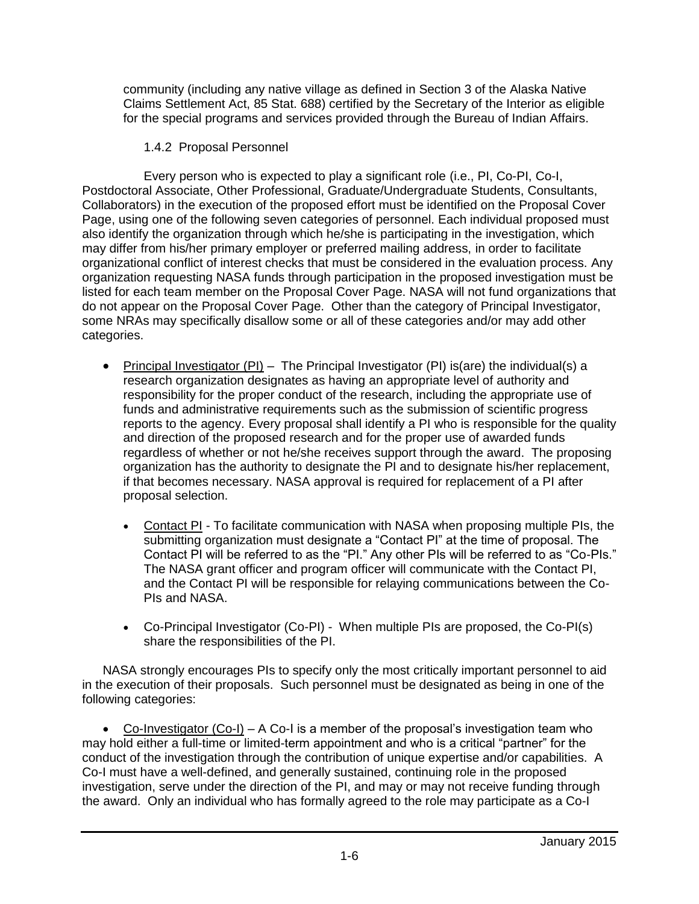community (including any native village as defined in Section 3 of the Alaska Native Claims Settlement Act, 85 Stat. 688) certified by the Secretary of the Interior as eligible for the special programs and services provided through the Bureau of Indian Affairs.

### 1.4.2 Proposal Personnel

Every person who is expected to play a significant role (i.e., PI, Co-PI, Co-I, Postdoctoral Associate, Other Professional, Graduate/Undergraduate Students, Consultants, Collaborators) in the execution of the proposed effort must be identified on the Proposal Cover Page, using one of the following seven categories of personnel. Each individual proposed must also identify the organization through which he/she is participating in the investigation, which may differ from his/her primary employer or preferred mailing address, in order to facilitate organizational conflict of interest checks that must be considered in the evaluation process. Any organization requesting NASA funds through participation in the proposed investigation must be listed for each team member on the Proposal Cover Page. NASA will not fund organizations that do not appear on the Proposal Cover Page. Other than the category of Principal Investigator, some NRAs may specifically disallow some or all of these categories and/or may add other categories.

- Principal Investigator (PI) – The Principal Investigator (PI) is(are) the individual(s) a research organization designates as having an appropriate level of authority and responsibility for the proper conduct of the research, including the appropriate use of funds and administrative requirements such as the submission of scientific progress reports to the agency. Every proposal shall identify a PI who is responsible for the quality and direction of the proposed research and for the proper use of awarded funds regardless of whether or not he/she receives support through the award. The proposing organization has the authority to designate the PI and to designate his/her replacement, if that becomes necessary. NASA approval is required for replacement of a PI after proposal selection.
    - Contact PI - To facilitate communication with NASA when proposing multiple PIs, the submitting organization must designate a "Contact PI" at the time of proposal. The Contact PI will be referred to as the "PI." Any other PIs will be referred to as "Co-PIs." The NASA grant officer and program officer will communicate with the Contact PI, and the Contact PI will be responsible for relaying communications between the Co-PIs and NASA.
    - Co-Principal Investigator (Co-PI) - When multiple PIs are proposed, the Co-PI(s) share the responsibilities of the PI.

NASA strongly encourages PIs to specify only the most critically important personnel to aid in the execution of their proposals. Such personnel must be designated as being in one of the following categories:

- Co-Investigator (Co-I) – A Co-I is a member of the proposal's investigation team who may hold either a full-time or limited-term appointment and who is a critical "partner" for the conduct of the investigation through the contribution of unique expertise and/or capabilities. A Co-I must have a well-defined, and generally sustained, continuing role in the proposed investigation, serve under the direction of the PI, and may or may not receive funding through the award. Only an individual who has formally agreed to the role may participate as a Co-I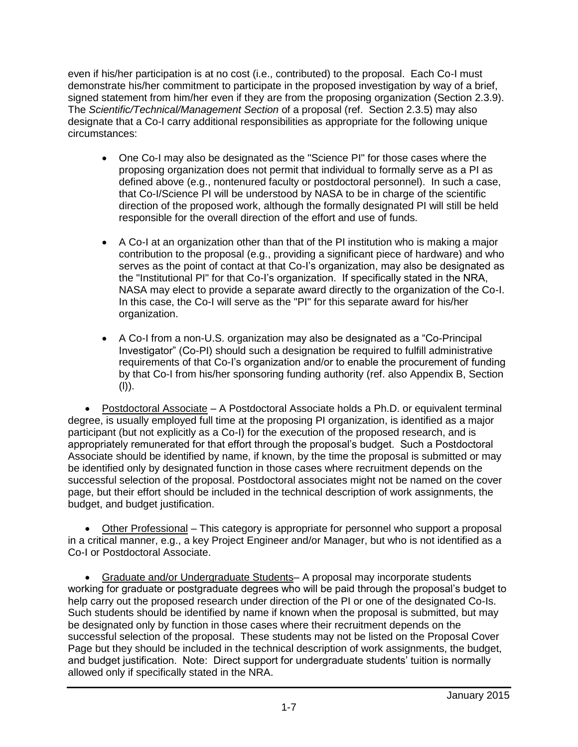even if his/her participation is at no cost (i.e., contributed) to the proposal. Each Co-I must demonstrate his/her commitment to participate in the proposed investigation by way of a brief, signed statement from him/her even if they are from the proposing organization (Section 2.3.9). The *Scientific/Technical/Management Section* of a proposal (ref. Section 2.3.5) may also designate that a Co-I carry additional responsibilities as appropriate for the following unique circumstances:

- One Co-I may also be designated as the "Science PI" for those cases where the proposing organization does not permit that individual to formally serve as a PI as defined above (e.g., nontenured faculty or postdoctoral personnel). In such a case, that Co-I/Science PI will be understood by NASA to be in charge of the scientific direction of the proposed work, although the formally designated PI will still be held responsible for the overall direction of the effort and use of funds.

- A Co-I at an organization other than that of the PI institution who is making a major contribution to the proposal (e.g., providing a significant piece of hardware) and who serves as the point of contact at that Co-I's organization, may also be designated as the "Institutional PI" for that Co-I's organization. If specifically stated in the NRA, NASA may elect to provide a separate award directly to the organization of the Co-I. In this case, the Co-I will serve as the "PI" for this separate award for his/her organization.

- A Co-I from a non-U.S. organization may also be designated as a "Co-Principal Investigator" (Co-PI) should such a designation be required to fulfill administrative requirements of that Co-I's organization and/or to enable the procurement of funding by that Co-I from his/her sponsoring funding authority (ref. also Appendix B, Section (l)).

- Postdoctoral Associate – A Postdoctoral Associate holds a Ph.D. or equivalent terminal degree, is usually employed full time at the proposing PI organization, is identified as a major participant (but not explicitly as a Co-I) for the execution of the proposed research, and is appropriately remunerated for that effort through the proposal's budget. Such a Postdoctoral Associate should be identified by name, if known, by the time the proposal is submitted or may be identified only by designated function in those cases where recruitment depends on the successful selection of the proposal. Postdoctoral associates might not be named on the cover page, but their effort should be included in the technical description of work assignments, the budget, and budget justification.

- Other Professional – This category is appropriate for personnel who support a proposal in a critical manner, e.g., a key Project Engineer and/or Manager, but who is not identified as a Co-I or Postdoctoral Associate.

- Graduate and/or Undergraduate Students– A proposal may incorporate students working for graduate or postgraduate degrees who will be paid through the proposal's budget to help carry out the proposed research under direction of the PI or one of the designated Co-Is. Such students should be identified by name if known when the proposal is submitted, but may be designated only by function in those cases where their recruitment depends on the successful selection of the proposal. These students may not be listed on the Proposal Cover Page but they should be included in the technical description of work assignments, the budget, and budget justification. Note: Direct support for undergraduate students' tuition is normally allowed only if specifically stated in the NRA.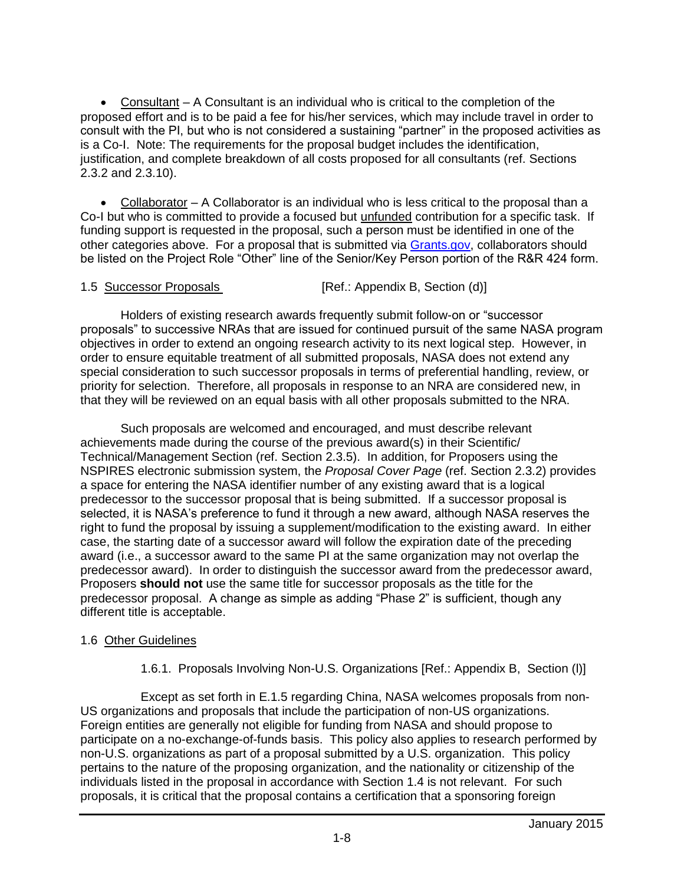- Consultant – A Consultant is an individual who is critical to the completion of the proposed effort and is to be paid a fee for his/her services, which may include travel in order to consult with the PI, but who is not considered a sustaining "partner" in the proposed activities as is a Co-I. Note: The requirements for the proposal budget includes the identification, justification, and complete breakdown of all costs proposed for all consultants (ref. Sections 2.3.2 and 2.3.10).

- Collaborator – A Collaborator is an individual who is less critical to the proposal than a Co-I but who is committed to provide a focused but unfunded contribution for a specific task. If funding support is requested in the proposal, such a person must be identified in one of the other categories above. For a proposal that is submitted via Grants.gov, collaborators should be listed on the Project Role "Other" line of the Senior/Key Person portion of the R&R 424 form.

## 1.5 Successor Proposals [Ref.: Appendix B, Section (d)]

Holders of existing research awards frequently submit follow-on or "successor proposals" to successive NRAs that are issued for continued pursuit of the same NASA program objectives in order to extend an ongoing research activity to its next logical step. However, in order to ensure equitable treatment of all submitted proposals, NASA does not extend any special consideration to such successor proposals in terms of preferential handling, review, or priority for selection. Therefore, all proposals in response to an NRA are considered new, in that they will be reviewed on an equal basis with all other proposals submitted to the NRA.

Such proposals are welcomed and encouraged, and must describe relevant achievements made during the course of the previous award(s) in their Scientific/ Technical/Management Section (ref. Section 2.3.5). In addition, for Proposers using the NSPIRES electronic submission system, the *Proposal Cover Page* (ref. Section 2.3.2) provides a space for entering the NASA identifier number of any existing award that is a logical predecessor to the successor proposal that is being submitted. If a successor proposal is selected, it is NASA's preference to fund it through a new award, although NASA reserves the right to fund the proposal by issuing a supplement/modification to the existing award. In either case, the starting date of a successor award will follow the expiration date of the preceding award (i.e., a successor award to the same PI at the same organization may not overlap the predecessor award). In order to distinguish the successor award from the predecessor award, Proposers **should not** use the same title for successor proposals as the title for the predecessor proposal. A change as simple as adding "Phase 2" is sufficient, though any different title is acceptable.

## 1.6 Other Guidelines

### 1.6.1. Proposals Involving Non-U.S. Organizations [Ref.: Appendix B, Section (l)]

Except as set forth in E.1.5 regarding China, NASA welcomes proposals from non-US organizations and proposals that include the participation of non-US organizations. Foreign entities are generally not eligible for funding from NASA and should propose to participate on a no-exchange-of-funds basis. This policy also applies to research performed by non-U.S. organizations as part of a proposal submitted by a U.S. organization. This policy pertains to the nature of the proposing organization, and the nationality or citizenship of the individuals listed in the proposal in accordance with Section 1.4 is not relevant. For such proposals, it is critical that the proposal contains a certification that a sponsoring foreign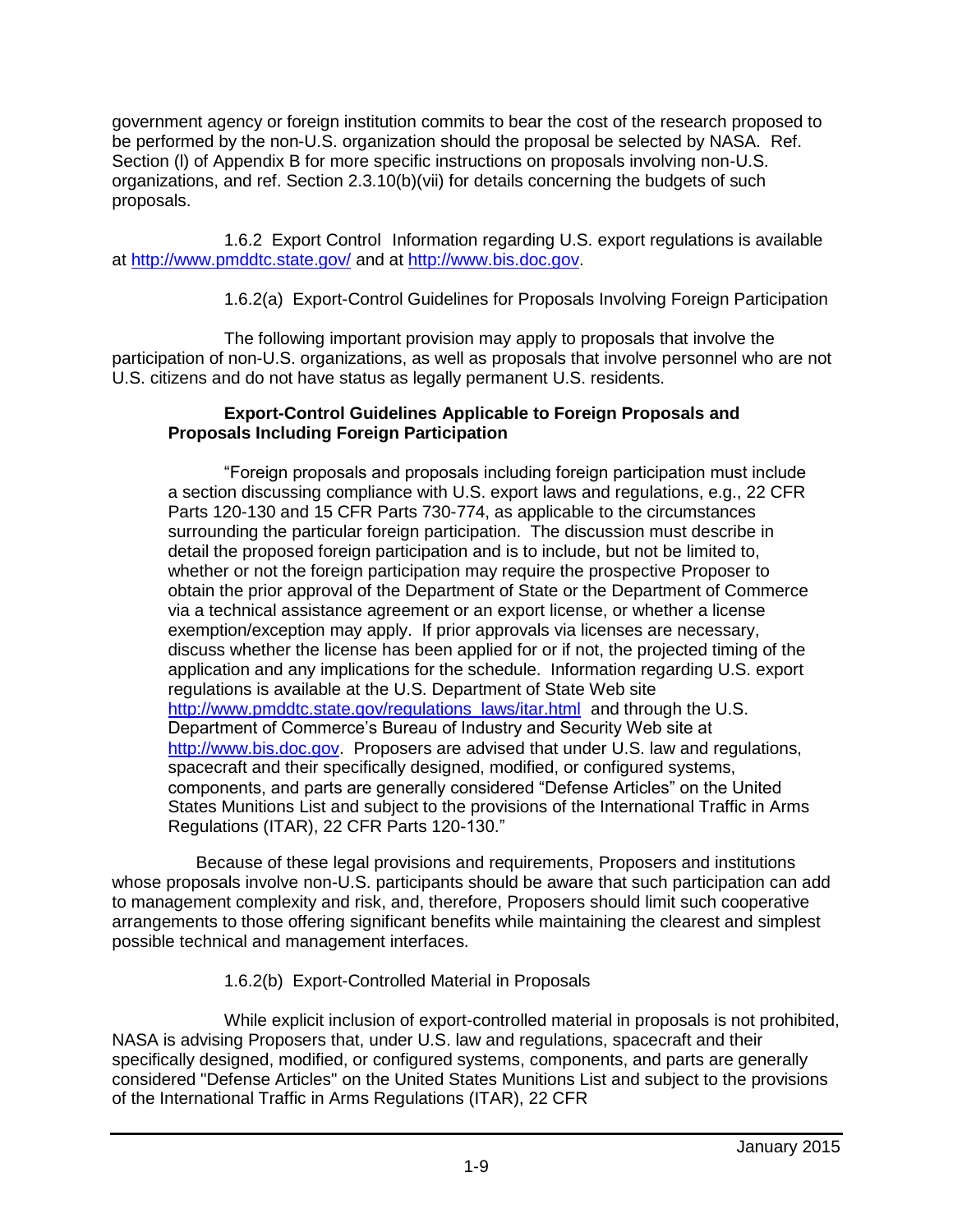government agency or foreign institution commits to bear the cost of the research proposed to be performed by the non-U.S. organization should the proposal be selected by NASA. Ref. Section (l) of Appendix B for more specific instructions on proposals involving non-U.S. organizations, and ref. Section 2.3.10(b)(vii) for details concerning the budgets of such proposals.

1.6.2 Export Control Information regarding U.S. export regulations is available at http://www.pmddtc.state.gov/ and at http://www.bis.doc.gov.

1.6.2(a) Export-Control Guidelines for Proposals Involving Foreign Participation

The following important provision may apply to proposals that involve the participation of non-U.S. organizations, as well as proposals that involve personnel who are not U.S. citizens and do not have status as legally permanent U.S. residents.

> **Export-Control Guidelines Applicable to Foreign Proposals and Proposals Including Foreign Participation**
>
> "Foreign proposals and proposals including foreign participation must include a section discussing compliance with U.S. export laws and regulations, e.g., 22 CFR Parts 120-130 and 15 CFR Parts 730-774, as applicable to the circumstances surrounding the particular foreign participation. The discussion must describe in detail the proposed foreign participation and is to include, but not be limited to, whether or not the foreign participation may require the prospective Proposer to obtain the prior approval of the Department of State or the Department of Commerce via a technical assistance agreement or an export license, or whether a license exemption/exception may apply. If prior approvals via licenses are necessary, discuss whether the license has been applied for or if not, the projected timing of the application and any implications for the schedule. Information regarding U.S. export regulations is available at the U.S. Department of State Web site http://www.pmddtc.state.gov/regulations_laws/itar.html and through the U.S. Department of Commerce's Bureau of Industry and Security Web site at http://www.bis.doc.gov. Proposers are advised that under U.S. law and regulations, spacecraft and their specifically designed, modified, or configured systems, components, and parts are generally considered "Defense Articles" on the United States Munitions List and subject to the provisions of the International Traffic in Arms Regulations (ITAR), 22 CFR Parts 120-130."

Because of these legal provisions and requirements, Proposers and institutions whose proposals involve non-U.S. participants should be aware that such participation can add to management complexity and risk, and, therefore, Proposers should limit such cooperative arrangements to those offering significant benefits while maintaining the clearest and simplest possible technical and management interfaces.

1.6.2(b) Export-Controlled Material in Proposals

While explicit inclusion of export-controlled material in proposals is not prohibited, NASA is advising Proposers that, under U.S. law and regulations, spacecraft and their specifically designed, modified, or configured systems, components, and parts are generally considered "Defense Articles" on the United States Munitions List and subject to the provisions of the International Traffic in Arms Regulations (ITAR), 22 CFR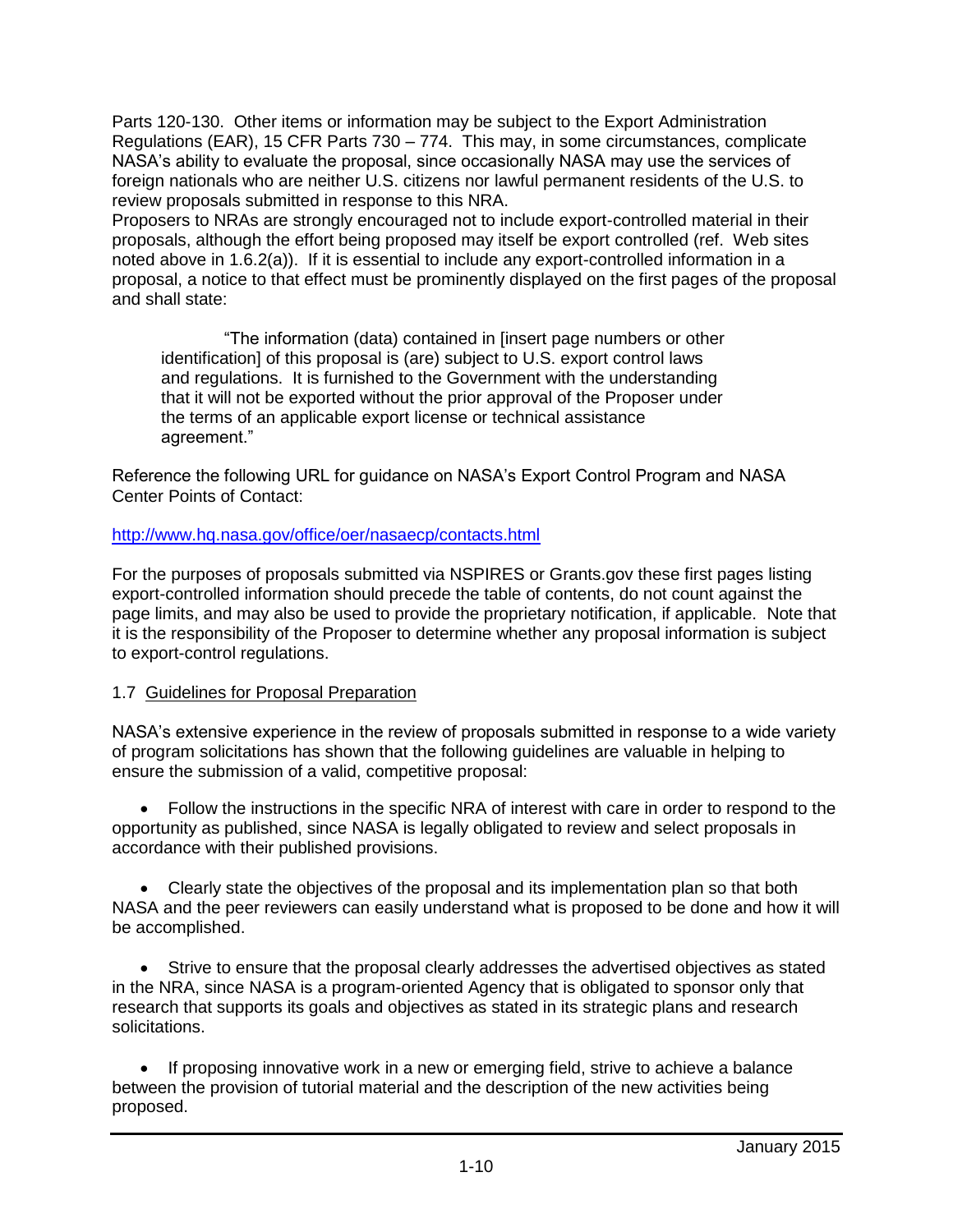Parts 120-130. Other items or information may be subject to the Export Administration Regulations (EAR), 15 CFR Parts 730 – 774. This may, in some circumstances, complicate NASA's ability to evaluate the proposal, since occasionally NASA may use the services of foreign nationals who are neither U.S. citizens nor lawful permanent residents of the U.S. to review proposals submitted in response to this NRA.
Proposers to NRAs are strongly encouraged not to include export-controlled material in their proposals, although the effort being proposed may itself be export controlled (ref. Web sites noted above in 1.6.2(a)). If it is essential to include any export-controlled information in a proposal, a notice to that effect must be prominently displayed on the first pages of the proposal and shall state:

> "The information (data) contained in [insert page numbers or other identification] of this proposal is (are) subject to U.S. export control laws and regulations. It is furnished to the Government with the understanding that it will not be exported without the prior approval of the Proposer under the terms of an applicable export license or technical assistance agreement."

Reference the following URL for guidance on NASA's Export Control Program and NASA Center Points of Contact:

http://www.hq.nasa.gov/office/oer/nasaecp/contacts.html

For the purposes of proposals submitted via NSPIRES or Grants.gov these first pages listing export-controlled information should precede the table of contents, do not count against the page limits, and may also be used to provide the proprietary notification, if applicable. Note that it is the responsibility of the Proposer to determine whether any proposal information is subject to export-control regulations.

## 1.7 Guidelines for Proposal Preparation

NASA's extensive experience in the review of proposals submitted in response to a wide variety of program solicitations has shown that the following guidelines are valuable in helping to ensure the submission of a valid, competitive proposal:

- Follow the instructions in the specific NRA of interest with care in order to respond to the opportunity as published, since NASA is legally obligated to review and select proposals in accordance with their published provisions.

- Clearly state the objectives of the proposal and its implementation plan so that both NASA and the peer reviewers can easily understand what is proposed to be done and how it will be accomplished.

- Strive to ensure that the proposal clearly addresses the advertised objectives as stated in the NRA, since NASA is a program-oriented Agency that is obligated to sponsor only that research that supports its goals and objectives as stated in its strategic plans and research solicitations.

- If proposing innovative work in a new or emerging field, strive to achieve a balance between the provision of tutorial material and the description of the new activities being proposed.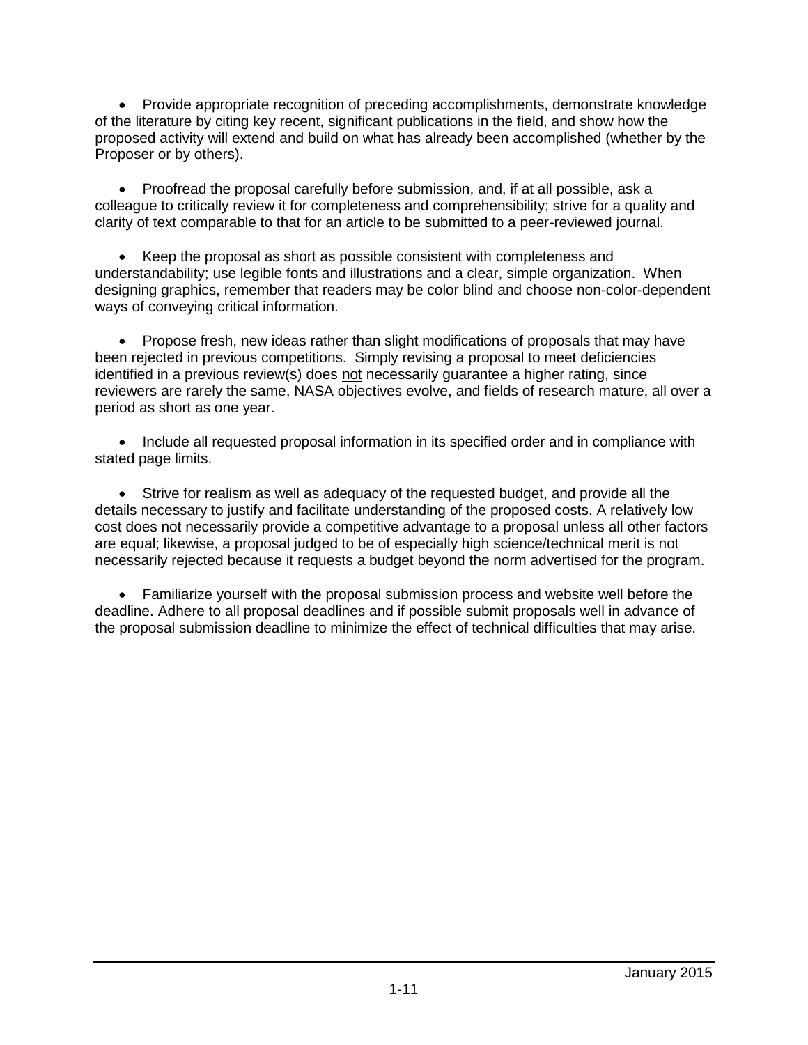- Provide appropriate recognition of preceding accomplishments, demonstrate knowledge of the literature by citing key recent, significant publications in the field, and show how the proposed activity will extend and build on what has already been accomplished (whether by the Proposer or by others).

- Proofread the proposal carefully before submission, and, if at all possible, ask a colleague to critically review it for completeness and comprehensibility; strive for a quality and clarity of text comparable to that for an article to be submitted to a peer-reviewed journal.

- Keep the proposal as short as possible consistent with completeness and understandability; use legible fonts and illustrations and a clear, simple organization. When designing graphics, remember that readers may be color blind and choose non-color-dependent ways of conveying critical information.

- Propose fresh, new ideas rather than slight modifications of proposals that may have been rejected in previous competitions. Simply revising a proposal to meet deficiencies identified in a previous review(s) does <u>not</u> necessarily guarantee a higher rating, since reviewers are rarely the same, NASA objectives evolve, and fields of research mature, all over a period as short as one year.

- Include all requested proposal information in its specified order and in compliance with stated page limits.

- Strive for realism as well as adequacy of the requested budget, and provide all the details necessary to justify and facilitate understanding of the proposed costs. A relatively low cost does not necessarily provide a competitive advantage to a proposal unless all other factors are equal; likewise, a proposal judged to be of especially high science/technical merit is not necessarily rejected because it requests a budget beyond the norm advertised for the program.

- Familiarize yourself with the proposal submission process and website well before the deadline. Adhere to all proposal deadlines and if possible submit proposals well in advance of the proposal submission deadline to minimize the effect of technical difficulties that may arise.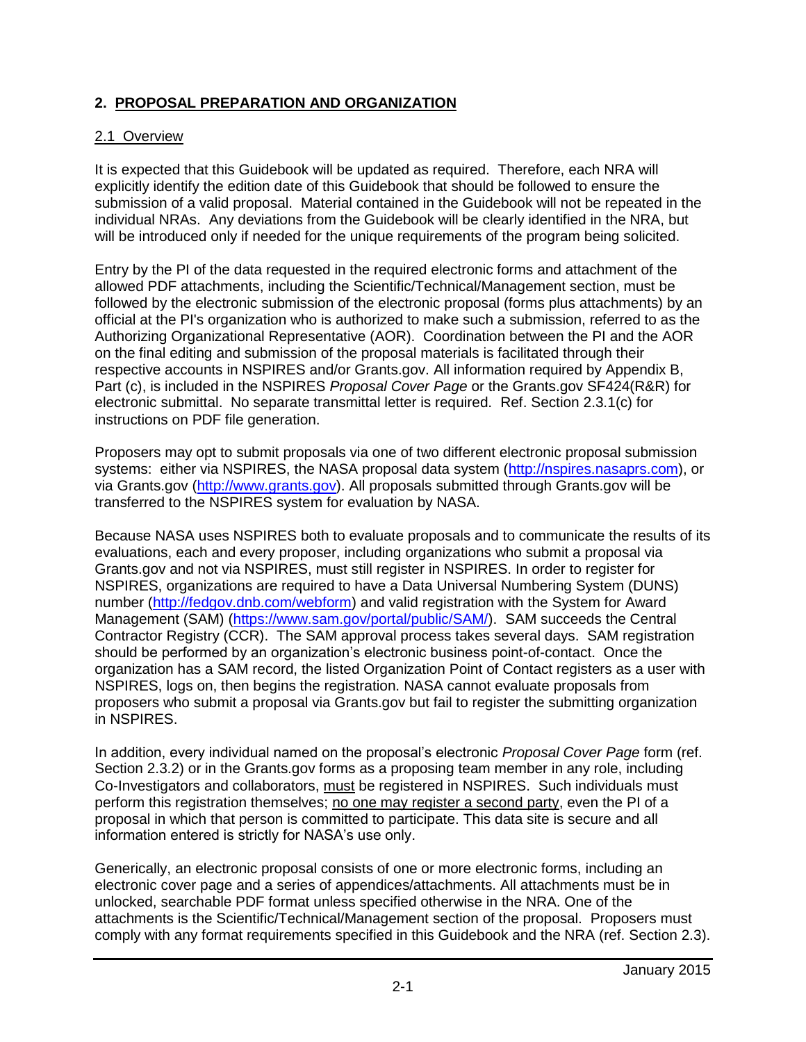## 2. PROPOSAL PREPARATION AND ORGANIZATION

### 2.1 Overview

It is expected that this Guidebook will be updated as required. Therefore, each NRA will explicitly identify the edition date of this Guidebook that should be followed to ensure the submission of a valid proposal. Material contained in the Guidebook will not be repeated in the individual NRAs. Any deviations from the Guidebook will be clearly identified in the NRA, but will be introduced only if needed for the unique requirements of the program being solicited.

Entry by the PI of the data requested in the required electronic forms and attachment of the allowed PDF attachments, including the Scientific/Technical/Management section, must be followed by the electronic submission of the electronic proposal (forms plus attachments) by an official at the PI's organization who is authorized to make such a submission, referred to as the Authorizing Organizational Representative (AOR). Coordination between the PI and the AOR on the final editing and submission of the proposal materials is facilitated through their respective accounts in NSPIRES and/or Grants.gov. All information required by Appendix B, Part (c), is included in the NSPIRES *Proposal Cover Page* or the Grants.gov SF424(R&R) for electronic submittal. No separate transmittal letter is required. Ref. Section 2.3.1(c) for instructions on PDF file generation.

Proposers may opt to submit proposals via one of two different electronic proposal submission systems: either via NSPIRES, the NASA proposal data system ([http://nspires.nasaprs.com](http://nspires.nasaprs.com)), or via Grants.gov ([http://www.grants.gov](http://www.grants.gov)). All proposals submitted through Grants.gov will be transferred to the NSPIRES system for evaluation by NASA.

Because NASA uses NSPIRES both to evaluate proposals and to communicate the results of its evaluations, each and every proposer, including organizations who submit a proposal via Grants.gov and not via NSPIRES, must still register in NSPIRES. In order to register for NSPIRES, organizations are required to have a Data Universal Numbering System (DUNS) number ([http://fedgov.dnb.com/webform](http://fedgov.dnb.com/webform)) and valid registration with the System for Award Management (SAM) ([https://www.sam.gov/portal/public/SAM/](https://www.sam.gov/portal/public/SAM/)). SAM succeeds the Central Contractor Registry (CCR). The SAM approval process takes several days. SAM registration should be performed by an organization's electronic business point-of-contact. Once the organization has a SAM record, the listed Organization Point of Contact registers as a user with NSPIRES, logs on, then begins the registration. NASA cannot evaluate proposals from proposers who submit a proposal via Grants.gov but fail to register the submitting organization in NSPIRES.

In addition, every individual named on the proposal's electronic *Proposal Cover Page* form (ref. Section 2.3.2) or in the Grants.gov forms as a proposing team member in any role, including Co-Investigators and collaborators, must be registered in NSPIRES. Such individuals must perform this registration themselves; no one may register a second party, even the PI of a proposal in which that person is committed to participate. This data site is secure and all information entered is strictly for NASA's use only.

Generically, an electronic proposal consists of one or more electronic forms, including an electronic cover page and a series of appendices/attachments. All attachments must be in unlocked, searchable PDF format unless specified otherwise in the NRA. One of the attachments is the Scientific/Technical/Management section of the proposal. Proposers must comply with any format requirements specified in this Guidebook and the NRA (ref. Section 2.3).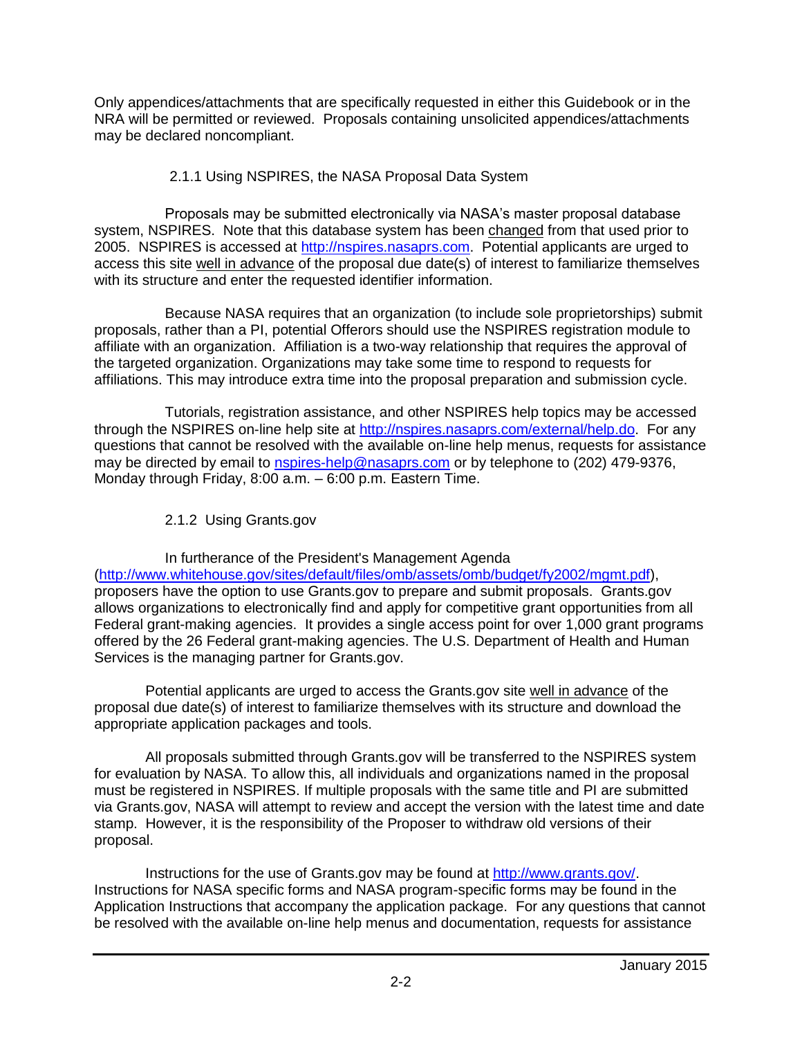Only appendices/attachments that are specifically requested in either this Guidebook or in the NRA will be permitted or reviewed. Proposals containing unsolicited appendices/attachments may be declared noncompliant.

### 2.1.1 Using NSPIRES, the NASA Proposal Data System

Proposals may be submitted electronically via NASA's master proposal database system, NSPIRES. Note that this database system has been changed from that used prior to 2005. NSPIRES is accessed at http://nspires.nasaprs.com. Potential applicants are urged to access this site well in advance of the proposal due date(s) of interest to familiarize themselves with its structure and enter the requested identifier information.

Because NASA requires that an organization (to include sole proprietorships) submit proposals, rather than a PI, potential Offerors should use the NSPIRES registration module to affiliate with an organization. Affiliation is a two-way relationship that requires the approval of the targeted organization. Organizations may take some time to respond to requests for affiliations. This may introduce extra time into the proposal preparation and submission cycle.

Tutorials, registration assistance, and other NSPIRES help topics may be accessed through the NSPIRES on-line help site at http://nspires.com/external/help.do. For any questions that cannot be resolved with the available on-line help menus, requests for assistance may be directed by email to nspires-help@nasaprs.com or by telephone to (202) 479-9376, Monday through Friday, 8:00 a.m. – 6:00 p.m. Eastern Time.

### 2.1.2 Using Grants.gov

In furtherance of the President's Management Agenda (http://www.whitehouse.gov/sites/default/files/omb/assets/omb/budget/fy2002/mgmt.pdf), proposers have the option to use Grants.gov to prepare and submit proposals. Grants.gov allows organizations to electronically find and apply for competitive grant opportunities from all Federal grant-making agencies. It provides a single access point for over 1,000 grant programs offered by the 26 Federal grant-making agencies. The U.S. Department of Health and Human Services is the managing partner for Grants.gov.

Potential applicants are urged to access the Grants.gov site well in advance of the proposal due date(s) of interest to familiarize themselves with its structure and download the appropriate application packages and tools.

All proposals submitted through Grants.gov will be transferred to the NSPIRES system for evaluation by NASA. To allow this, all individuals and organizations named in the proposal must be registered in NSPIRES. If multiple proposals with the same title and PI are submitted via Grants.gov, NASA will attempt to review and accept the version with the latest time and date stamp. However, it is the responsibility of the Proposer to withdraw old versions of their proposal.

Instructions for the use of Grants.gov may be found at http://www.grants.gov/. Instructions for NASA specific forms and NASA program-specific forms may be found in the Application Instructions that accompany the application package. For any questions that cannot be resolved with the available on-line help menus and documentation, requests for assistance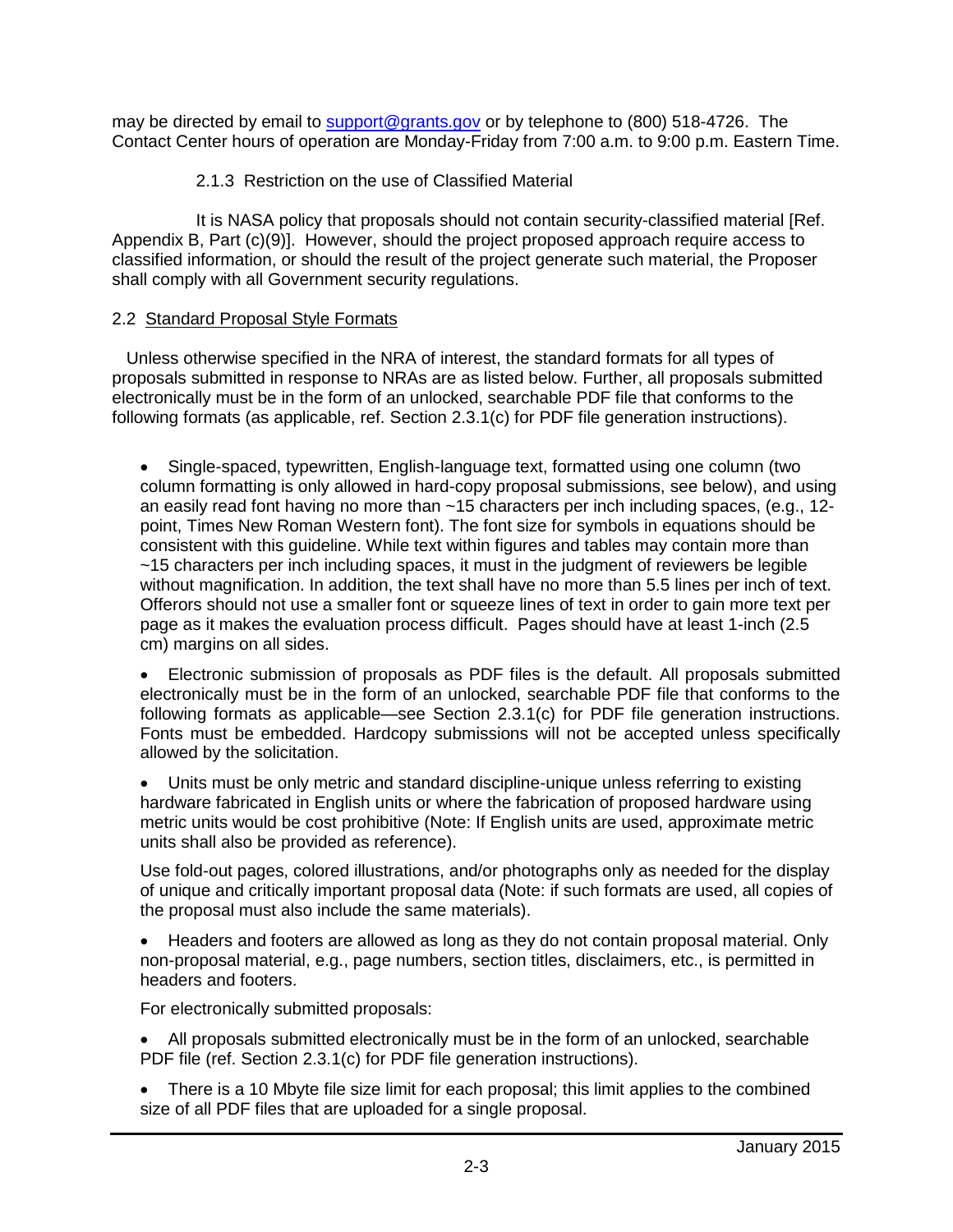may be directed by email to support@grants.gov or by telephone to (800) 518-4726. The Contact Center hours of operation are Monday-Friday from 7:00 a.m. to 9:00 p.m. Eastern Time.

#### 2.1.3 Restriction on the use of Classified Material

It is NASA policy that proposals should not contain security-classified material [Ref. Appendix B, Part (c)(9)]. However, should the project proposed approach require access to classified information, or should the result of the project generate such material, the Proposer shall comply with all Government security regulations.

### 2.2 Standard Proposal Style Formats

Unless otherwise specified in the NRA of interest, the standard formats for all types of proposals submitted in response to NRAs are as listed below. Further, all proposals submitted electronically must be in the form of an unlocked, searchable PDF file that conforms to the following formats (as applicable, ref. Section 2.3.1(c) for PDF file generation instructions).

- Single-spaced, typewritten, English-language text, formatted using one column (two column formatting is only allowed in hard-copy proposal submissions, see below), and using an easily read font having no more than ~15 characters per inch including spaces, (e.g., 12-point, Times New Roman Western font). The font size for symbols in equations should be consistent with this guideline. While text within figures and tables may contain more than ~15 characters per inch including spaces, it must in the judgment of reviewers be legible without magnification. In addition, the text shall have no more than 5.5 lines per inch of text. Offerors should not use a smaller font or squeeze lines of text in order to gain more text per page as it makes the evaluation process difficult. Pages should have at least 1-inch (2.5 cm) margins on all sides.

- Electronic submission of proposals as PDF files is the default. All proposals submitted electronically must be in the form of an unlocked, searchable PDF file that conforms to the following formats as applicable—see Section 2.3.1(c) for PDF file generation instructions. Fonts must be embedded. Hardcopy submissions will not be accepted unless specifically allowed by the solicitation.

- Units must be only metric and standard discipline-unique unless referring to existing hardware fabricated in English units or where the fabrication of proposed hardware using metric units would be cost prohibitive (Note: If English units are used, approximate metric units shall also be provided as reference).

  Use fold-out pages, colored illustrations, and/or photographs only as needed for the display of unique and critically important proposal data (Note: if such formats are used, all copies of the proposal must also include the same materials).

- Headers and footers are allowed as long as they do not contain proposal material. Only non-proposal material, e.g., page numbers, section titles, disclaimers, etc., is permitted in headers and footers.

  For electronically submitted proposals:

- All proposals submitted electronically must be in the form of an unlocked, searchable PDF file (ref. Section 2.3.1(c) for PDF file generation instructions).

- There is a 10 Mbyte file size limit for each proposal; this limit applies to the combined size of all PDF files that are uploaded for a single proposal.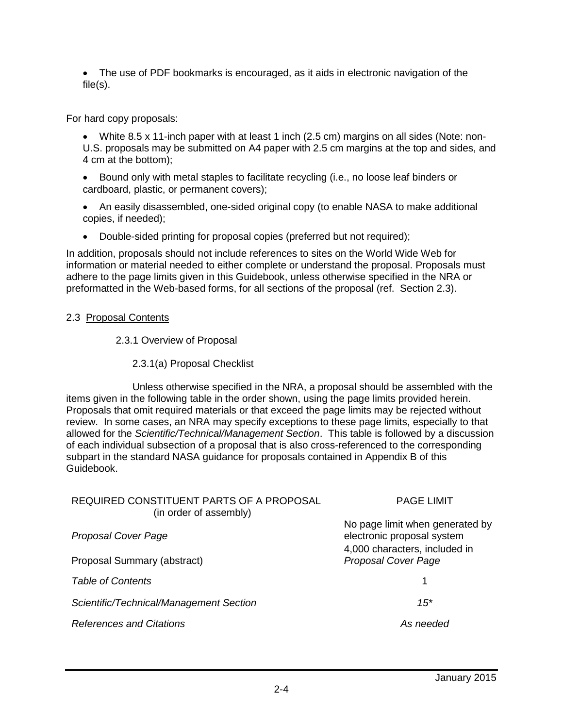- The use of PDF bookmarks is encouraged, as it aids in electronic navigation of the file(s).

For hard copy proposals:

- White 8.5 x 11-inch paper with at least 1 inch (2.5 cm) margins on all sides (Note: non-U.S. proposals may be submitted on A4 paper with 2.5 cm margins at the top and sides, and 4 cm at the bottom);
- Bound only with metal staples to facilitate recycling (i.e., no loose leaf binders or cardboard, plastic, or permanent covers);
- An easily disassembled, one-sided original copy (to enable NASA to make additional copies, if needed);
- Double-sided printing for proposal copies (preferred but not required);

In addition, proposals should not include references to sites on the World Wide Web for information or material needed to either complete or understand the proposal. Proposals must adhere to the page limits given in this Guidebook, unless otherwise specified in the NRA or preformatted in the Web-based forms, for all sections of the proposal (ref. Section 2.3).

## 2.3 Proposal Contents

### 2.3.1 Overview of Proposal

#### 2.3.1(a) Proposal Checklist

Unless otherwise specified in the NRA, a proposal should be assembled with the items given in the following table in the order shown, using the page limits provided herein. Proposals that omit required materials or that exceed the page limits may be rejected without review. In some cases, an NRA may specify exceptions to these page limits, especially to that allowed for the *Scientific/Technical/Management Section*. This table is followed by a discussion of each individual subsection of a proposal that is also cross-referenced to the corresponding subpart in the standard NASA guidance for proposals contained in Appendix B of this Guidebook.

| REQUIRED CONSTITUENT PARTS OF A PROPOSAL (in order of assembly) | PAGE LIMIT |
|---|---|
| *Proposal Cover Page* | No page limit when generated by electronic proposal system |
| Proposal Summary (abstract) | 4,000 characters, included in *Proposal Cover Page* |
| *Table of Contents* | 1 |
| *Scientific/Technical/Management Section* | *15\** |
| *References and Citations* | *As needed* |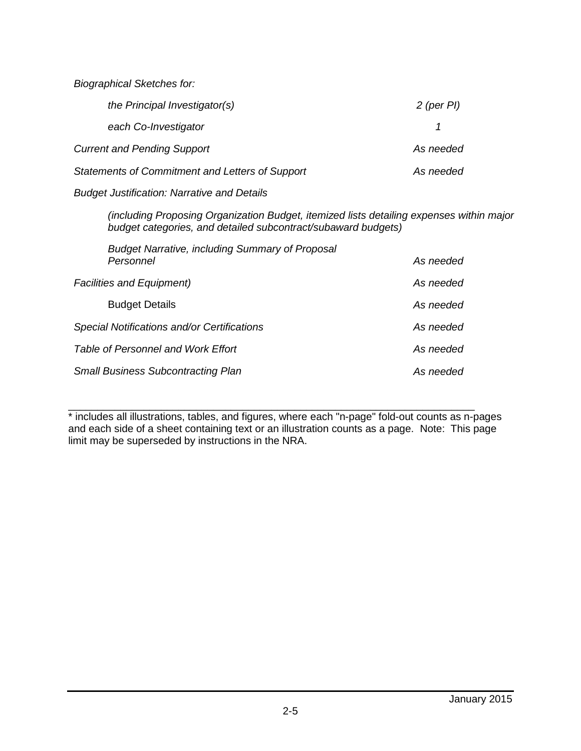| | |
|---|---|
| *Biographical Sketches for:* | |
| *the Principal Investigator(s)* | *2 (per PI)* |
| *each Co-Investigator* | *1* |
| *Current and Pending Support* | *As needed* |
| *Statements of Commitment and Letters of Support* | *As needed* |
| *Budget Justification: Narrative and Details* | |
| *(including Proposing Organization Budget, itemized lists detailing expenses within major budget categories, and detailed subcontract/subaward budgets)* | |
| *Budget Narrative, including Summary of Proposal Personnel* | *As needed* |
| *Facilities and Equipment)* | *As needed* |
| Budget Details | *As needed* |
| *Special Notifications and/or Certifications* | *As needed* |
| *Table of Personnel and Work Effort* | *As needed* |
| *Small Business Subcontracting Plan* | *As needed* |

---

* includes all illustrations, tables, and figures, where each "n-page" fold-out counts as n-pages and each side of a sheet containing text or an illustration counts as a page. Note: This page limit may be superseded by instructions in the NRA.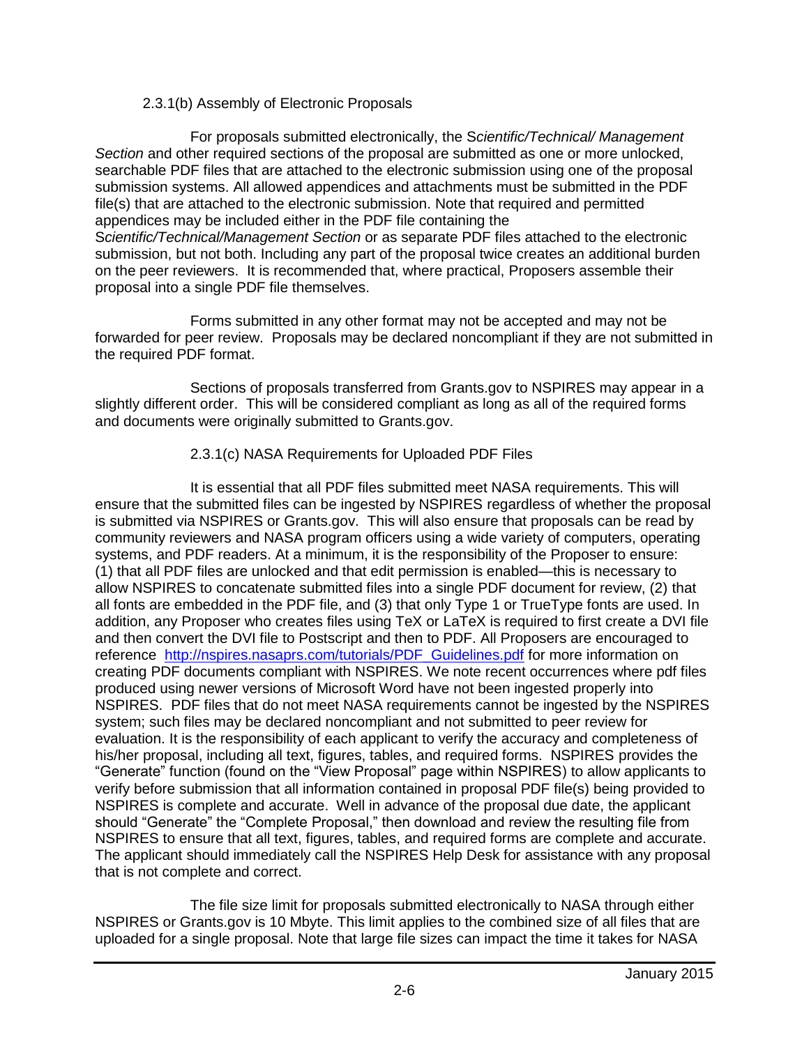#### 2.3.1(b) Assembly of Electronic Proposals

For proposals submitted electronically, the *Scientific/Technical/ Management Section* and other required sections of the proposal are submitted as one or more unlocked, searchable PDF files that are attached to the electronic submission using one of the proposal submission systems. All allowed appendices and attachments must be submitted in the PDF file(s) that are attached to the electronic submission. Note that required and permitted appendices may be included either in the PDF file containing the *Scientific/Technical/Management Section* or as separate PDF files attached to the electronic submission, but not both. Including any part of the proposal twice creates an additional burden on the peer reviewers. It is recommended that, where practical, Proposers assemble their proposal into a single PDF file themselves.

Forms submitted in any other format may not be accepted and may not be forwarded for peer review. Proposals may be declared noncompliant if they are not submitted in the required PDF format.

Sections of proposals transferred from Grants.gov to NSPIRES may appear in a slightly different order. This will be considered compliant as long as all of the required forms and documents were originally submitted to Grants.gov.

#### 2.3.1(c) NASA Requirements for Uploaded PDF Files

It is essential that all PDF files submitted meet NASA requirements. This will ensure that the submitted files can be ingested by NSPIRES regardless of whether the proposal is submitted via NSPIRES or Grants.gov. This will also ensure that proposals can be read by community reviewers and NASA program officers using a wide variety of computers, operating systems, and PDF readers. At a minimum, it is the responsibility of the Proposer to ensure: (1) that all PDF files are unlocked and that edit permission is enabled—this is necessary to allow NSPIRES to concatenate submitted files into a single PDF document for review, (2) that all fonts are embedded in the PDF file, and (3) that only Type 1 or TrueType fonts are used. In addition, any Proposer who creates files using TeX or LaTeX is required to first create a DVI file and then convert the DVI file to Postscript and then to PDF. All Proposers are encouraged to reference [http://nspires.nasaprs.com/tutorials/PDF_Guidelines.pdf](http://nspires.nasaprs.com/tutorials/PDF_Guidelines.pdf) for more information on creating PDF documents compliant with NSPIRES. We note recent occurrences where pdf files produced using newer versions of Microsoft Word have not been ingested properly into NSPIRES. PDF files that do not meet NASA requirements cannot be ingested by the NSPIRES system; such files may be declared noncompliant and not submitted to peer review for evaluation. It is the responsibility of each applicant to verify the accuracy and completeness of his/her proposal, including all text, figures, tables, and required forms. NSPIRES provides the "Generate" function (found on the "View Proposal" page within NSPIRES) to allow applicants to verify before submission that all information contained in proposal PDF file(s) being provided to NSPIRES is complete and accurate. Well in advance of the proposal due date, the applicant should "Generate" the "Complete Proposal," then download and review the resulting file from NSPIRES to ensure that all text, figures, tables, and required forms are complete and accurate. The applicant should immediately call the NSPIRES Help Desk for assistance with any proposal that is not complete and correct.

The file size limit for proposals submitted electronically to NASA through either NSPIRES or Grants.gov is 10 Mbyte. This limit applies to the combined size of all files that are uploaded for a single proposal. Note that large file sizes can impact the time it takes for NASA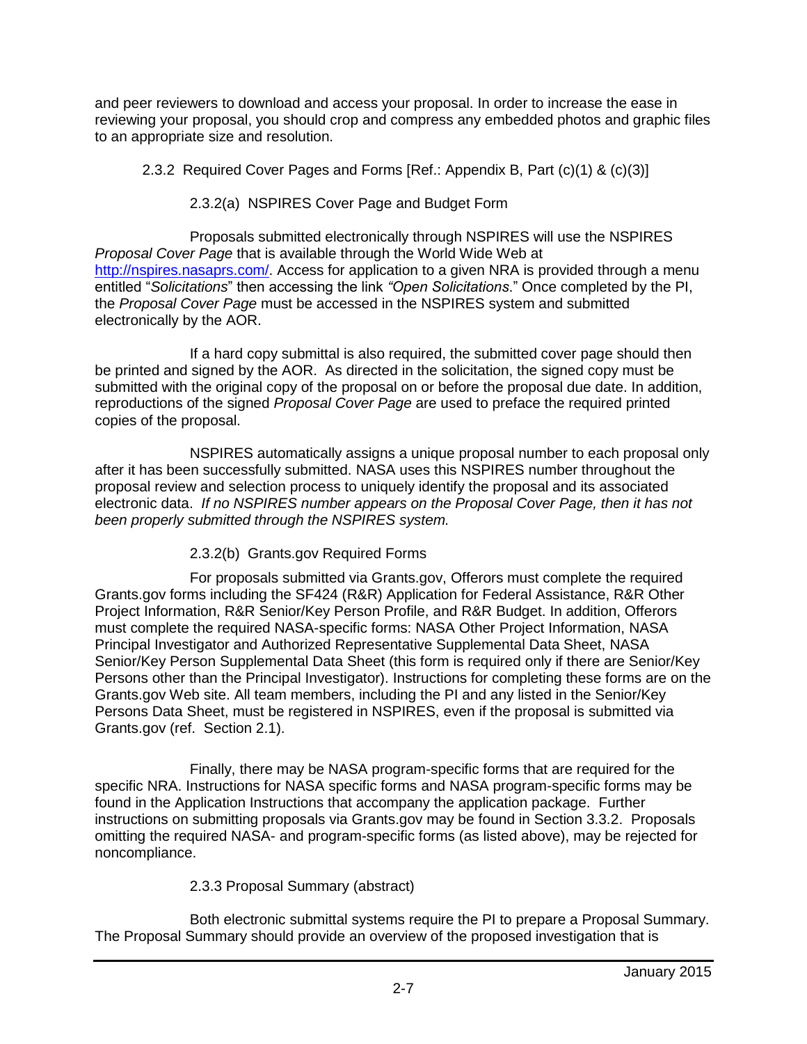and peer reviewers to download and access your proposal. In order to increase the ease in reviewing your proposal, you should crop and compress any embedded photos and graphic files to an appropriate size and resolution.

### 2.3.2 Required Cover Pages and Forms [Ref.: Appendix B, Part (c)(1) & (c)(3)]

#### 2.3.2(a) NSPIRES Cover Page and Budget Form

Proposals submitted electronically through NSPIRES will use the NSPIRES *Proposal Cover Page* that is available through the World Wide Web at [http://nspires.nasaprs.com/](http://nspires.nasaprs.com/). Access for application to a given NRA is provided through a menu entitled "*Solicitations*" then accessing the link *"Open Solicitations*." Once completed by the PI, the *Proposal Cover Page* must be accessed in the NSPIRES system and submitted electronically by the AOR.

If a hard copy submittal is also required, the submitted cover page should then be printed and signed by the AOR. As directed in the solicitation, the signed copy must be submitted with the original copy of the proposal on or before the proposal due date. In addition, reproductions of the signed *Proposal Cover Page* are used to preface the required printed copies of the proposal.

NSPIRES automatically assigns a unique proposal number to each proposal only after it has been successfully submitted. NASA uses this NSPIRES number throughout the proposal review and selection process to uniquely identify the proposal and its associated electronic data. *If no NSPIRES number appears on the Proposal Cover Page, then it has not been properly submitted through the NSPIRES system.*

#### 2.3.2(b) Grants.gov Required Forms

For proposals submitted via Grants.gov, Offerors must complete the required Grants.gov forms including the SF424 (R&R) Application for Federal Assistance, R&R Other Project Information, R&R Senior/Key Person Profile, and R&R Budget. In addition, Offerors must complete the required NASA-specific forms: NASA Other Project Information, NASA Principal Investigator and Authorized Representative Supplemental Data Sheet, NASA Senior/Key Person Supplemental Data Sheet (this form is required only if there are Senior/Key Persons other than the Principal Investigator). Instructions for completing these forms are on the Grants.gov Web site. All team members, including the PI and any listed in the Senior/Key Persons Data Sheet, must be registered in NSPIRES, even if the proposal is submitted via Grants.gov (ref. Section 2.1).

Finally, there may be NASA program-specific forms that are required for the specific NRA. Instructions for NASA specific forms and NASA program-specific forms may be found in the Application Instructions that accompany the application package. Further instructions on submitting proposals via Grants.gov may be found in Section 3.3.2. Proposals omitting the required NASA- and program-specific forms (as listed above), may be rejected for noncompliance.

### 2.3.3 Proposal Summary (abstract)

Both electronic submittal systems require the PI to prepare a Proposal Summary. The Proposal Summary should provide an overview of the proposed investigation that is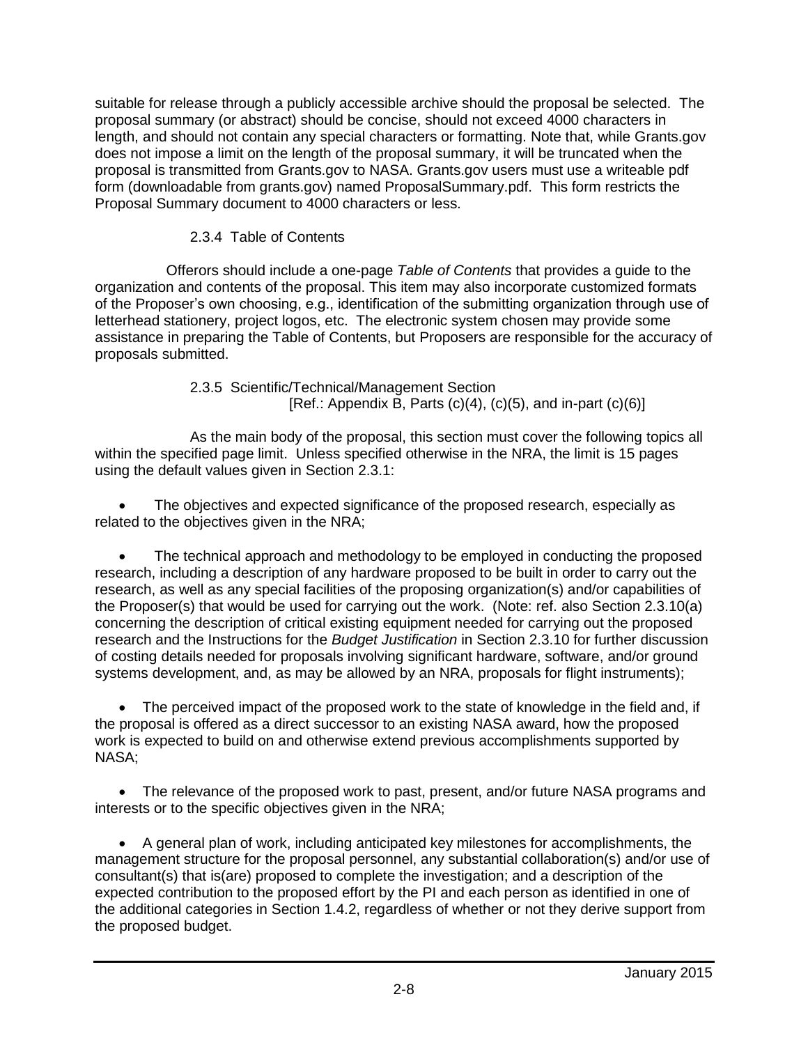suitable for release through a publicly accessible archive should the proposal be selected. The proposal summary (or abstract) should be concise, should not exceed 4000 characters in length, and should not contain any special characters or formatting. Note that, while Grants.gov does not impose a limit on the length of the proposal summary, it will be truncated when the proposal is transmitted from Grants.gov to NASA. Grants.gov users must use a writeable pdf form (downloadable from grants.gov) named ProposalSummary.pdf. This form restricts the Proposal Summary document to 4000 characters or less.

#### 2.3.4 Table of Contents

Offerors should include a one-page *Table of Contents* that provides a guide to the organization and contents of the proposal. This item may also incorporate customized formats of the Proposer's own choosing, e.g., identification of the submitting organization through use of letterhead stationery, project logos, etc. The electronic system chosen may provide some assistance in preparing the Table of Contents, but Proposers are responsible for the accuracy of proposals submitted.

#### 2.3.5 Scientific/Technical/Management Section
[Ref.: Appendix B, Parts (c)(4), (c)(5), and in-part (c)(6)]

As the main body of the proposal, this section must cover the following topics all within the specified page limit. Unless specified otherwise in the NRA, the limit is 15 pages using the default values given in Section 2.3.1:

- The objectives and expected significance of the proposed research, especially as related to the objectives given in the NRA;

- The technical approach and methodology to be employed in conducting the proposed research, including a description of any hardware proposed to be built in order to carry out the research, as well as any special facilities of the proposing organization(s) and/or capabilities of the Proposer(s) that would be used for carrying out the work. (Note: ref. also Section 2.3.10(a) concerning the description of critical existing equipment needed for carrying out the proposed research and the Instructions for the *Budget Justification* in Section 2.3.10 for further discussion of costing details needed for proposals involving significant hardware, software, and/or ground systems development, and, as may be allowed by an NRA, proposals for flight instruments);

- The perceived impact of the proposed work to the state of knowledge in the field and, if the proposal is offered as a direct successor to an existing NASA award, how the proposed work is expected to build on and otherwise extend previous accomplishments supported by NASA;

- The relevance of the proposed work to past, present, and/or future NASA programs and interests or to the specific objectives given in the NRA;

- A general plan of work, including anticipated key milestones for accomplishments, the management structure for the proposal personnel, any substantial collaboration(s) and/or use of consultant(s) that is(are) proposed to complete the investigation; and a description of the expected contribution to the proposed effort by the PI and each person as identified in one of the additional categories in Section 1.4.2, regardless of whether or not they derive support from the proposed budget.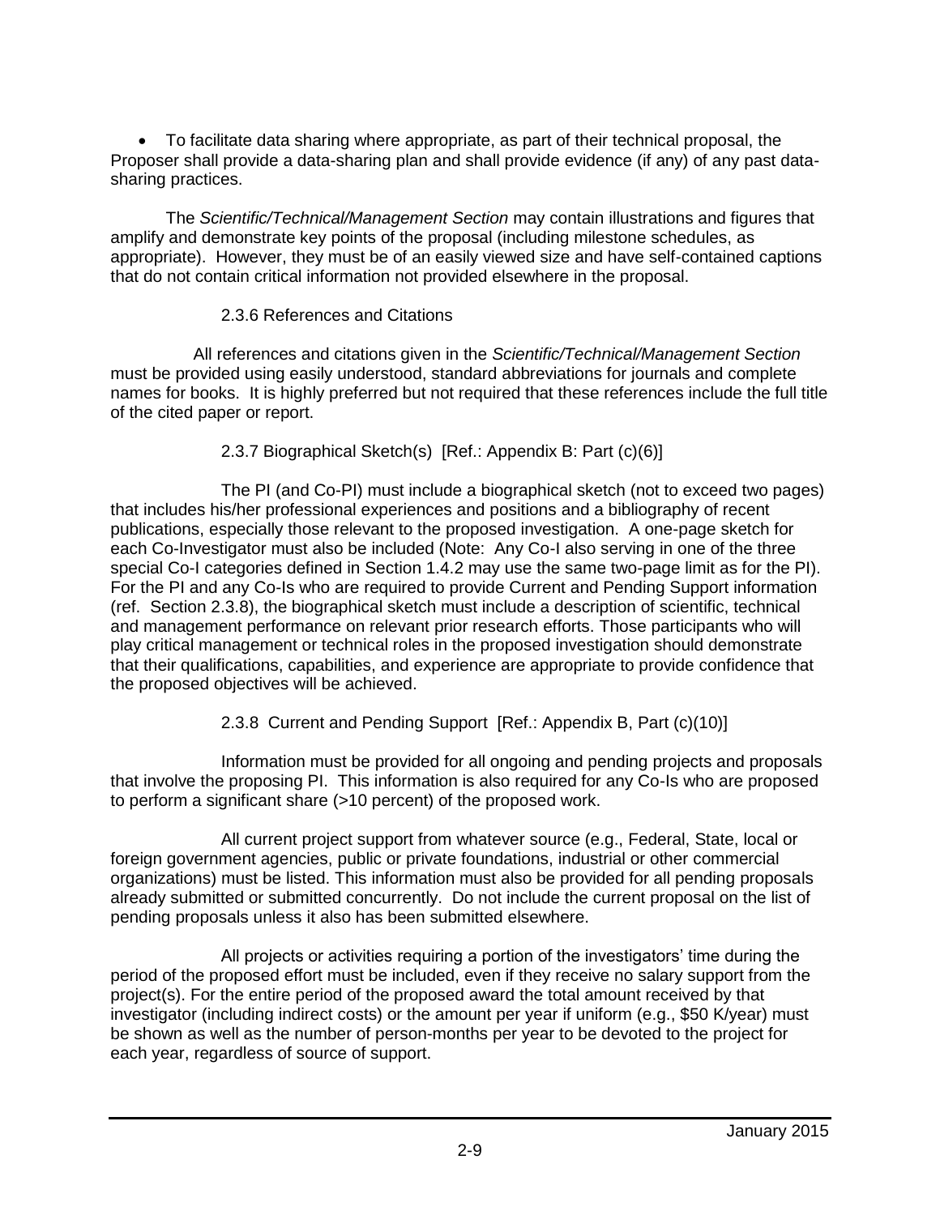- To facilitate data sharing where appropriate, as part of their technical proposal, the Proposer shall provide a data-sharing plan and shall provide evidence (if any) of any past data-sharing practices.

The *Scientific/Technical/Management Section* may contain illustrations and figures that amplify and demonstrate key points of the proposal (including milestone schedules, as appropriate). However, they must be of an easily viewed size and have self-contained captions that do not contain critical information not provided elsewhere in the proposal.

### 2.3.6 References and Citations

All references and citations given in the *Scientific/Technical/Management Section* must be provided using easily understood, standard abbreviations for journals and complete names for books. It is highly preferred but not required that these references include the full title of the cited paper or report.

### 2.3.7 Biographical Sketch(s) [Ref.: Appendix B: Part (c)(6)]

The PI (and Co-PI) must include a biographical sketch (not to exceed two pages) that includes his/her professional experiences and positions and a bibliography of recent publications, especially those relevant to the proposed investigation. A one-page sketch for each Co-Investigator must also be included (Note: Any Co-I also serving in one of the three special Co-I categories defined in Section 1.4.2 may use the same two-page limit as for the PI). For the PI and any Co-Is who are required to provide Current and Pending Support information (ref. Section 2.3.8), the biographical sketch must include a description of scientific, technical and management performance on relevant prior research efforts. Those participants who will play critical management or technical roles in the proposed investigation should demonstrate that their qualifications, capabilities, and experience are appropriate to provide confidence that the proposed objectives will be achieved.

### 2.3.8 Current and Pending Support [Ref.: Appendix B, Part (c)(10)]

Information must be provided for all ongoing and pending projects and proposals that involve the proposing PI. This information is also required for any Co-Is who are proposed to perform a significant share (>10 percent) of the proposed work.

All current project support from whatever source (e.g., Federal, State, local or foreign government agencies, public or private foundations, industrial or other commercial organizations) must be listed. This information must also be provided for all pending proposals already submitted or submitted concurrently. Do not include the current proposal on the list of pending proposals unless it also has been submitted elsewhere.

All projects or activities requiring a portion of the investigators' time during the period of the proposed effort must be included, even if they receive no salary support from the project(s). For the entire period of the proposed award the total amount received by that investigator (including indirect costs) or the amount per year if uniform (e.g., $50 K/year) must be shown as well as the number of person-months per year to be devoted to the project for each year, regardless of source of support.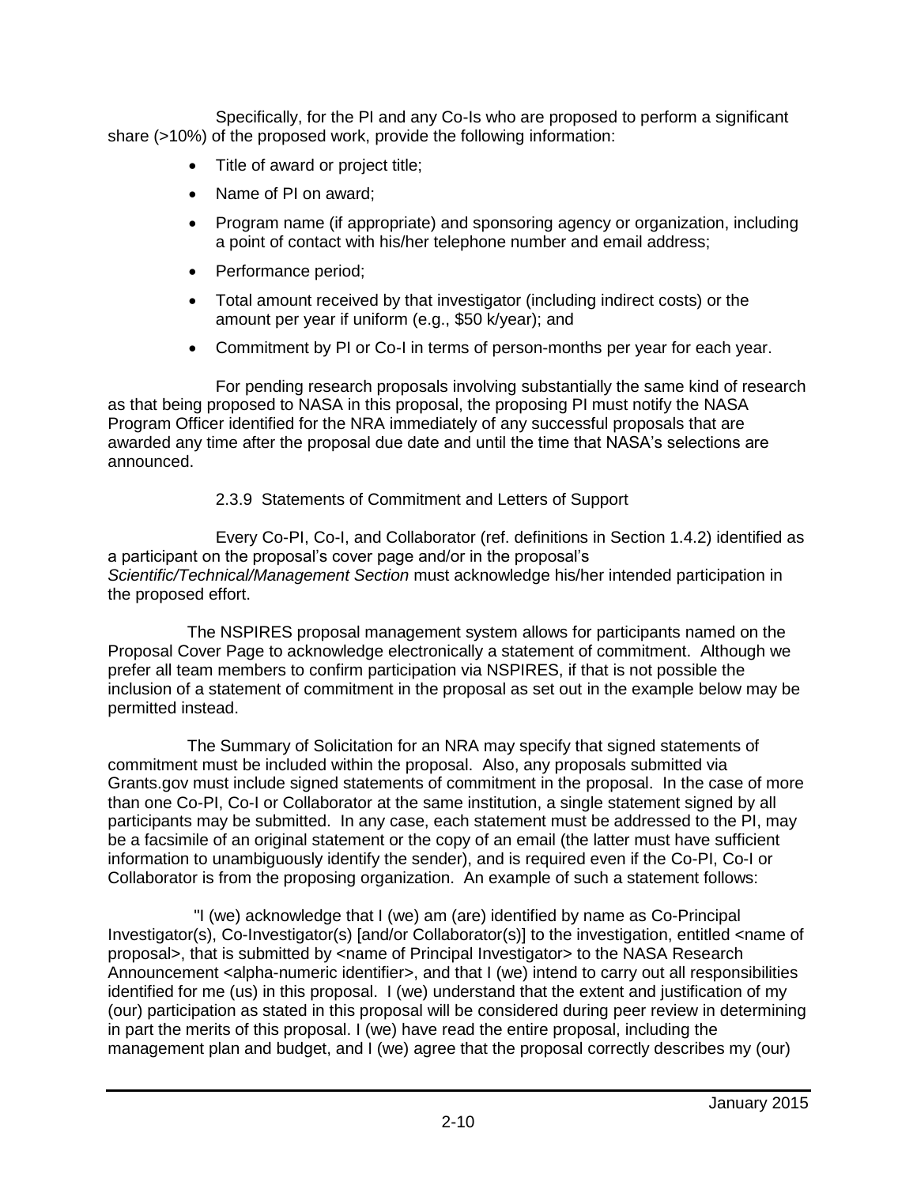Specifically, for the PI and any Co-Is who are proposed to perform a significant share (>10%) of the proposed work, provide the following information:

- Title of award or project title;
- Name of PI on award;
- Program name (if appropriate) and sponsoring agency or organization, including a point of contact with his/her telephone number and email address;
- Performance period;
- Total amount received by that investigator (including indirect costs) or the amount per year if uniform (e.g., $50 k/year); and
- Commitment by PI or Co-I in terms of person-months per year for each year.

For pending research proposals involving substantially the same kind of research as that being proposed to NASA in this proposal, the proposing PI must notify the NASA Program Officer identified for the NRA immediately of any successful proposals that are awarded any time after the proposal due date and until the time that NASA's selections are announced.

### 2.3.9 Statements of Commitment and Letters of Support

Every Co-PI, Co-I, and Collaborator (ref. definitions in Section 1.4.2) identified as a participant on the proposal's cover page and/or in the proposal's *Scientific/Technical/Management Section* must acknowledge his/her intended participation in the proposed effort.

The NSPIRES proposal management system allows for participants named on the Proposal Cover Page to acknowledge electronically a statement of commitment. Although we prefer all team members to confirm participation via NSPIRES, if that is not possible the inclusion of a statement of commitment in the proposal as set out in the example below may be permitted instead.

The Summary of Solicitation for an NRA may specify that signed statements of commitment must be included within the proposal. Also, any proposals submitted via Grants.gov must include signed statements of commitment in the proposal. In the case of more than one Co-PI, Co-I or Collaborator at the same institution, a single statement signed by all participants may be submitted. In any case, each statement must be addressed to the PI, may be a facsimile of an original statement or the copy of an email (the latter must have sufficient information to unambiguously identify the sender), and is required even if the Co-PI, Co-I or Collaborator is from the proposing organization. An example of such a statement follows:

"I (we) acknowledge that I (we) am (are) identified by name as Co-Principal Investigator(s), Co-Investigator(s) [and/or Collaborator(s)] to the investigation, entitled <name of proposal>, that is submitted by <name of Principal Investigator> to the NASA Research Announcement <alpha-numeric identifier>, and that I (we) intend to carry out all responsibilities identified for me (us) in this proposal. I (we) understand that the extent and justification of my (our) participation as stated in this proposal will be considered during peer review in determining in part the merits of this proposal. I (we) have read the entire proposal, including the management plan and budget, and I (we) agree that the proposal correctly describes my (our)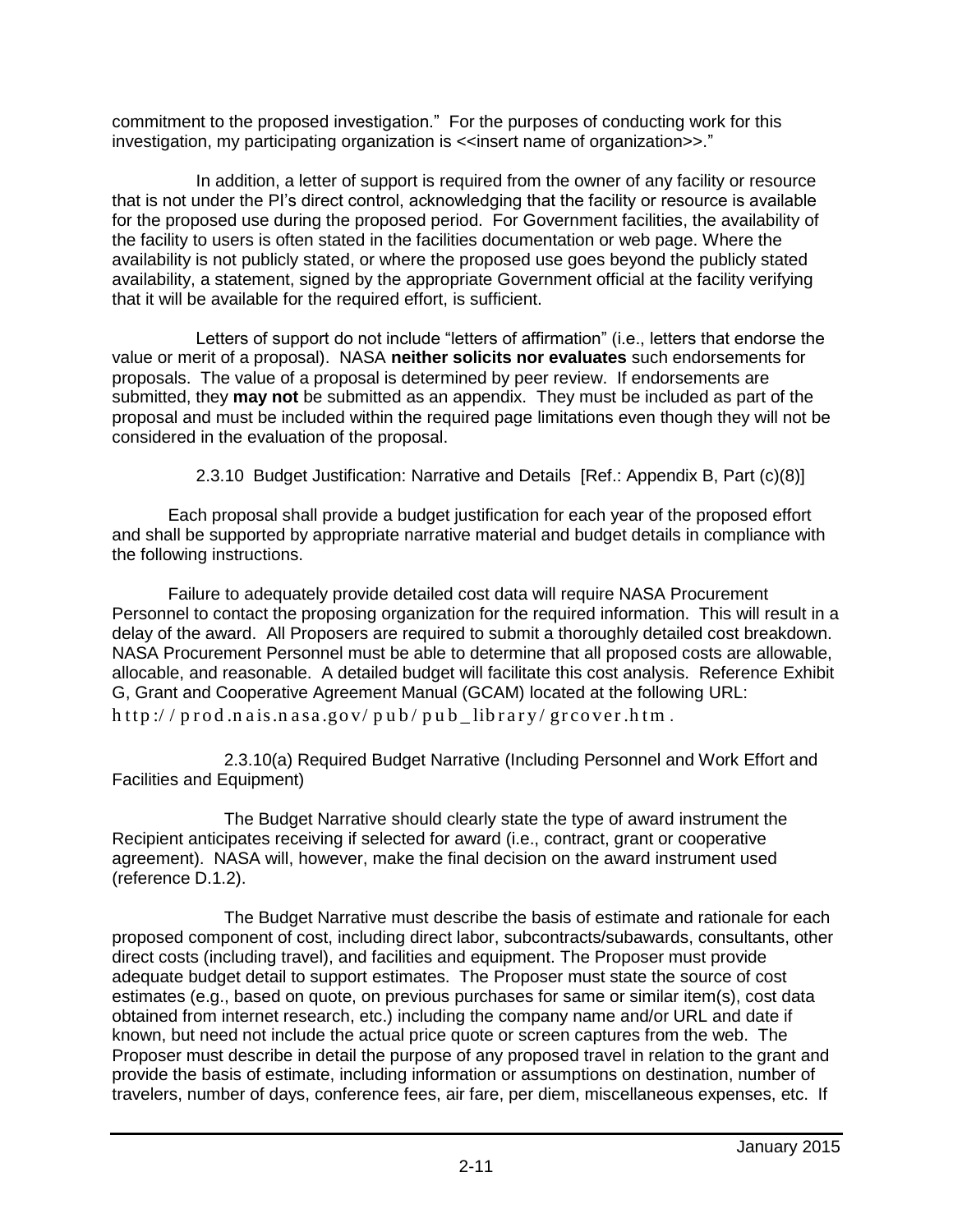commitment to the proposed investigation." For the purposes of conducting work for this investigation, my participating organization is <<insert name of organization>>."

In addition, a letter of support is required from the owner of any facility or resource that is not under the PI's direct control, acknowledging that the facility or resource is available for the proposed use during the proposed period. For Government facilities, the availability of the facility to users is often stated in the facilities documentation or web page. Where the availability is not publicly stated, or where the proposed use goes beyond the publicly stated availability, a statement, signed by the appropriate Government official at the facility verifying that it will be available for the required effort, is sufficient.

Letters of support do not include "letters of affirmation" (i.e., letters that endorse the value or merit of a proposal). NASA **neither solicits nor evaluates** such endorsements for proposals. The value of a proposal is determined by peer review. If endorsements are submitted, they **may not** be submitted as an appendix. They must be included as part of the proposal and must be included within the required page limitations even though they will not be considered in the evaluation of the proposal.

### 2.3.10 Budget Justification: Narrative and Details [Ref.: Appendix B, Part (c)(8)]

Each proposal shall provide a budget justification for each year of the proposed effort and shall be supported by appropriate narrative material and budget details in compliance with the following instructions.

Failure to adequately provide detailed cost data will require NASA Procurement Personnel to contact the proposing organization for the required information. This will result in a delay of the award. All Proposers are required to submit a thoroughly detailed cost breakdown. NASA Procurement Personnel must be able to determine that all proposed costs are allowable, allocable, and reasonable. A detailed budget will facilitate this cost analysis. Reference Exhibit G, Grant and Cooperative Agreement Manual (GCAM) located at the following URL: http://prod.nais.nasa.gov/pub/pub_library/grcover.htm.

#### 2.3.10(a) Required Budget Narrative (Including Personnel and Work Effort and Facilities and Equipment)

The Budget Narrative should clearly state the type of award instrument the Recipient anticipates receiving if selected for award (i.e., contract, grant or cooperative agreement). NASA will, however, make the final decision on the award instrument used (reference D.1.2).

The Budget Narrative must describe the basis of estimate and rationale for each proposed component of cost, including direct labor, subcontracts/subawards, consultants, other direct costs (including travel), and facilities and equipment. The Proposer must provide adequate budget detail to support estimates. The Proposer must state the source of cost estimates (e.g., based on quote, on previous purchases for same or similar item(s), cost data obtained from internet research, etc.) including the company name and/or URL and date if known, but need not include the actual price quote or screen captures from the web. The Proposer must describe in detail the purpose of any proposed travel in relation to the grant and provide the basis of estimate, including information or assumptions on destination, number of travelers, number of days, conference fees, air fare, per diem, miscellaneous expenses, etc. If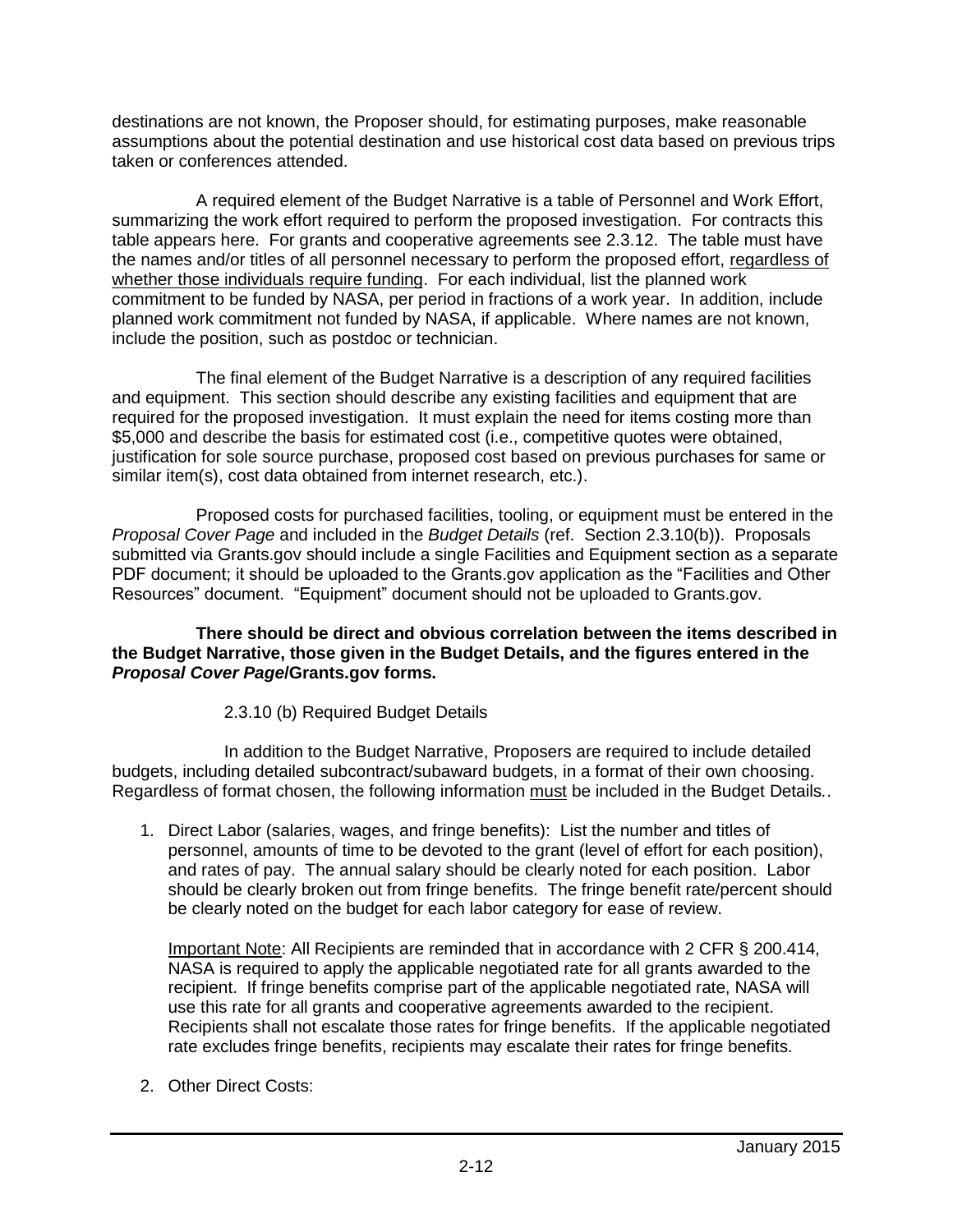destinations are not known, the Proposer should, for estimating purposes, make reasonable assumptions about the potential destination and use historical cost data based on previous trips taken or conferences attended.

A required element of the Budget Narrative is a table of Personnel and Work Effort, summarizing the work effort required to perform the proposed investigation. For contracts this table appears here. For grants and cooperative agreements see 2.3.12. The table must have the names and/or titles of all personnel necessary to perform the proposed effort, regardless of whether those individuals require funding. For each individual, list the planned work commitment to be funded by NASA, per period in fractions of a work year. In addition, include planned work commitment not funded by NASA, if applicable. Where names are not known, include the position, such as postdoc or technician.

The final element of the Budget Narrative is a description of any required facilities and equipment. This section should describe any existing facilities and equipment that are required for the proposed investigation. It must explain the need for items costing more than $5,000 and describe the basis for estimated cost (i.e., competitive quotes were obtained, justification for sole source purchase, proposed cost based on previous purchases for same or similar item(s), cost data obtained from internet research, etc.).

Proposed costs for purchased facilities, tooling, or equipment must be entered in the *Proposal Cover Page* and included in the *Budget Details* (ref. Section 2.3.10(b)). Proposals submitted via Grants.gov should include a single Facilities and Equipment section as a separate PDF document; it should be uploaded to the Grants.gov application as the "Facilities and Other Resources" document. "Equipment" document should not be uploaded to Grants.gov.

**There should be direct and obvious correlation between the items described in the Budget Narrative, those given in the Budget Details, and the figures entered in the *Proposal Cover Page*/Grants.gov forms.**

2.3.10 (b) Required Budget Details

In addition to the Budget Narrative, Proposers are required to include detailed budgets, including detailed subcontract/subaward budgets, in a format of their own choosing. Regardless of format chosen, the following information must be included in the Budget Details..

1. Direct Labor (salaries, wages, and fringe benefits): List the number and titles of personnel, amounts of time to be devoted to the grant (level of effort for each position), and rates of pay. The annual salary should be clearly noted for each position. Labor should be clearly broken out from fringe benefits. The fringe benefit rate/percent should be clearly noted on the budget for each labor category for ease of review.

   Important Note: All Recipients are reminded that in accordance with 2 CFR § 200.414, NASA is required to apply the applicable negotiated rate for all grants awarded to the recipient. If fringe benefits comprise part of the applicable negotiated rate, NASA will use this rate for all grants and cooperative agreements awarded to the recipient. Recipients shall not escalate those rates for fringe benefits. If the applicable negotiated rate excludes fringe benefits, recipients may escalate their rates for fringe benefits.

2. Other Direct Costs: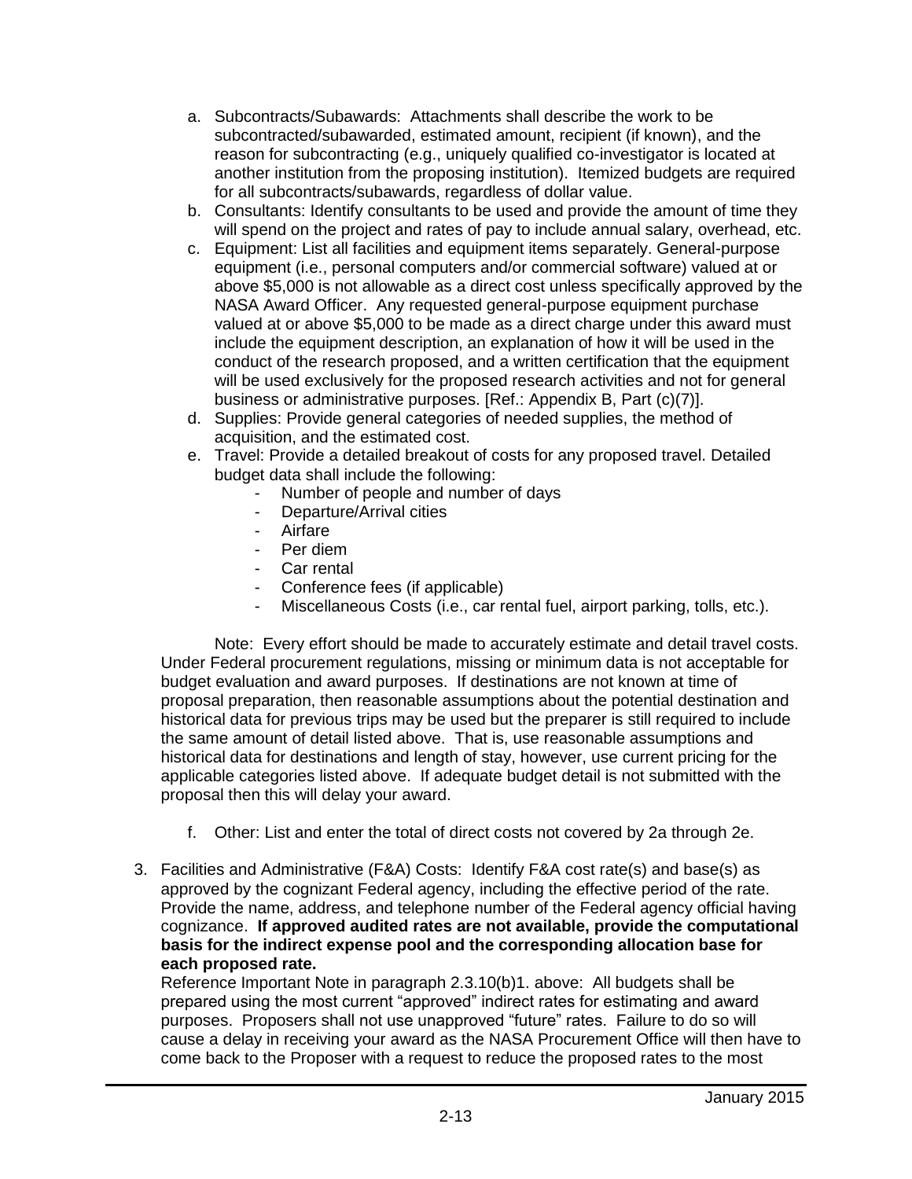a. Subcontracts/Subawards: Attachments shall describe the work to be subcontracted/subawarded, estimated amount, recipient (if known), and the reason for subcontracting (e.g., uniquely qualified co-investigator is located at another institution from the proposing institution). Itemized budgets are required for all subcontracts/subawards, regardless of dollar value.
b. Consultants: Identify consultants to be used and provide the amount of time they will spend on the project and rates of pay to include annual salary, overhead, etc.
c. Equipment: List all facilities and equipment items separately. General-purpose equipment (i.e., personal computers and/or commercial software) valued at or above $5,000 is not allowable as a direct cost unless specifically approved by the NASA Award Officer. Any requested general-purpose equipment purchase valued at or above $5,000 to be made as a direct charge under this award must include the equipment description, an explanation of how it will be used in the conduct of the research proposed, and a written certification that the equipment will be used exclusively for the proposed research activities and not for general business or administrative purposes. [Ref.: Appendix B, Part (c)(7)].
d. Supplies: Provide general categories of needed supplies, the method of acquisition, and the estimated cost.
e. Travel: Provide a detailed breakout of costs for any proposed travel. Detailed budget data shall include the following:
    - Number of people and number of days
    - Departure/Arrival cities
    - Airfare
    - Per diem
    - Car rental
    - Conference fees (if applicable)
    - Miscellaneous Costs (i.e., car rental fuel, airport parking, tolls, etc.).

Note: Every effort should be made to accurately estimate and detail travel costs. Under Federal procurement regulations, missing or minimum data is not acceptable for budget evaluation and award purposes. If destinations are not known at time of proposal preparation, then reasonable assumptions about the potential destination and historical data for previous trips may be used but the preparer is still required to include the same amount of detail listed above. That is, use reasonable assumptions and historical data for destinations and length of stay, however, use current pricing for the applicable categories listed above. If adequate budget detail is not submitted with the proposal then this will delay your award.

f. Other: List and enter the total of direct costs not covered by 2a through 2e.

3. Facilities and Administrative (F&A) Costs: Identify F&A cost rate(s) and base(s) as approved by the cognizant Federal agency, including the effective period of the rate. Provide the name, address, and telephone number of the Federal agency official having cognizance. **If approved audited rates are not available, provide the computational basis for the indirect expense pool and the corresponding allocation base for each proposed rate.**
Reference Important Note in paragraph 2.3.10(b)1. above: All budgets shall be prepared using the most current "approved" indirect rates for estimating and award purposes. Proposers shall not use unapproved "future" rates. Failure to do so will cause a delay in receiving your award as the NASA Procurement Office will then have to come back to the Proposer with a request to reduce the proposed rates to the most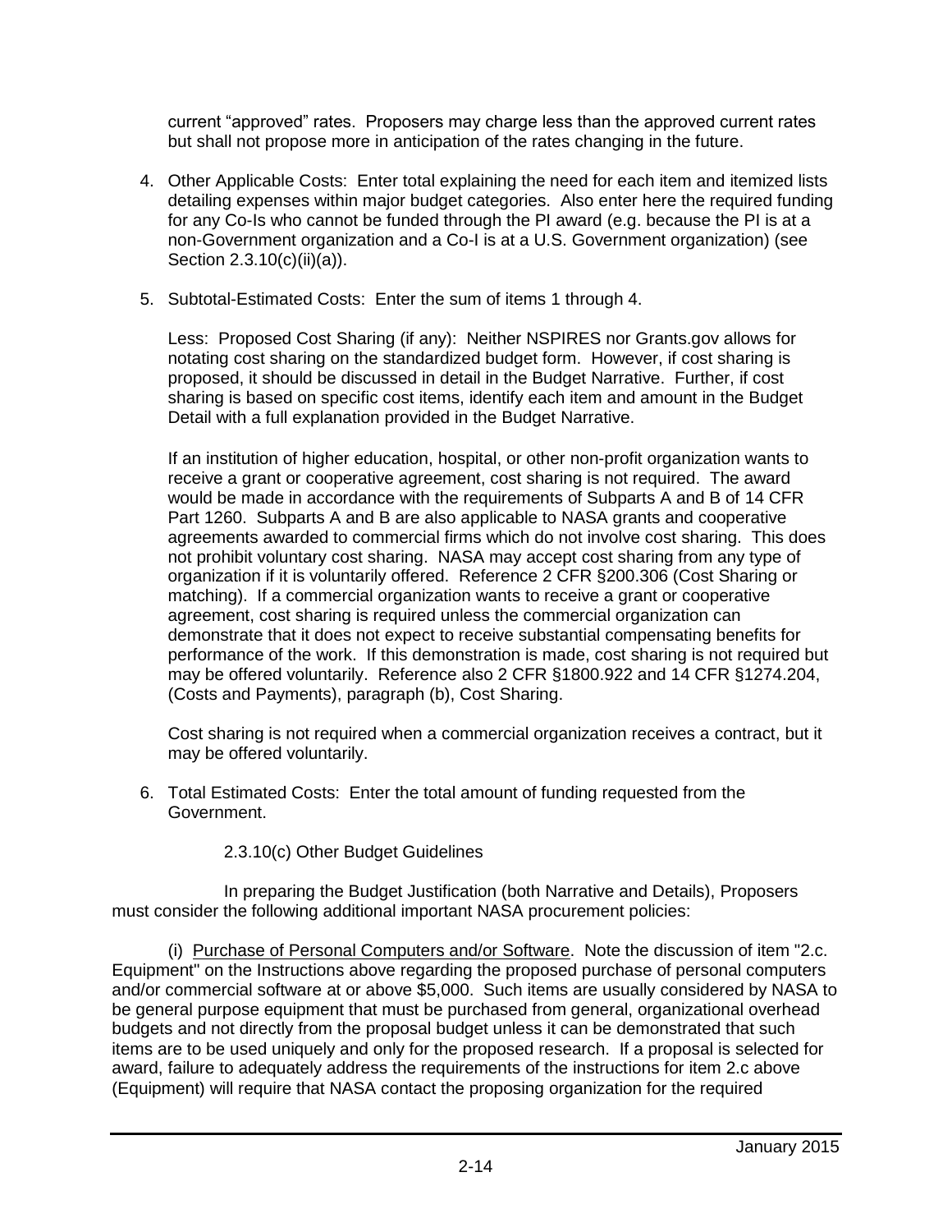current "approved" rates. Proposers may charge less than the approved current rates but shall not propose more in anticipation of the rates changing in the future.

4. Other Applicable Costs: Enter total explaining the need for each item and itemized lists detailing expenses within major budget categories. Also enter here the required funding for any Co-Is who cannot be funded through the PI award (e.g. because the PI is at a non-Government organization and a Co-I is at a U.S. Government organization) (see Section 2.3.10(c)(ii)(a)).

5. Subtotal-Estimated Costs: Enter the sum of items 1 through 4.

   Less: Proposed Cost Sharing (if any): Neither NSPIRES nor Grants.gov allows for notating cost sharing on the standardized budget form. However, if cost sharing is proposed, it should be discussed in detail in the Budget Narrative. Further, if cost sharing is based on specific cost items, identify each item and amount in the Budget Detail with a full explanation provided in the Budget Narrative.

   If an institution of higher education, hospital, or other non-profit organization wants to receive a grant or cooperative agreement, cost sharing is not required. The award would be made in accordance with the requirements of Subparts A and B of 14 CFR Part 1260. Subparts A and B are also applicable to NASA grants and cooperative agreements awarded to commercial firms which do not involve cost sharing. This does not prohibit voluntary cost sharing. NASA may accept cost sharing from any type of organization if it is voluntarily offered. Reference 2 CFR §200.306 (Cost Sharing or matching). If a commercial organization wants to receive a grant or cooperative agreement, cost sharing is required unless the commercial organization can demonstrate that it does not expect to receive substantial compensating benefits for performance of the work. If this demonstration is made, cost sharing is not required but may be offered voluntarily. Reference also 2 CFR §1800.922 and 14 CFR §1274.204, (Costs and Payments), paragraph (b), Cost Sharing.

   Cost sharing is not required when a commercial organization receives a contract, but it may be offered voluntarily.

6. Total Estimated Costs: Enter the total amount of funding requested from the Government.

### 2.3.10(c) Other Budget Guidelines

In preparing the Budget Justification (both Narrative and Details), Proposers must consider the following additional important NASA procurement policies:

(i) Purchase of Personal Computers and/or Software. Note the discussion of item "2.c. Equipment" on the Instructions above regarding the proposed purchase of personal computers and/or commercial software at or above $5,000. Such items are usually considered by NASA to be general purpose equipment that must be purchased from general, organizational overhead budgets and not directly from the proposal budget unless it can be demonstrated that such items are to be used uniquely and only for the proposed research. If a proposal is selected for award, failure to adequately address the requirements of the instructions for item 2.c above (Equipment) will require that NASA contact the proposing organization for the required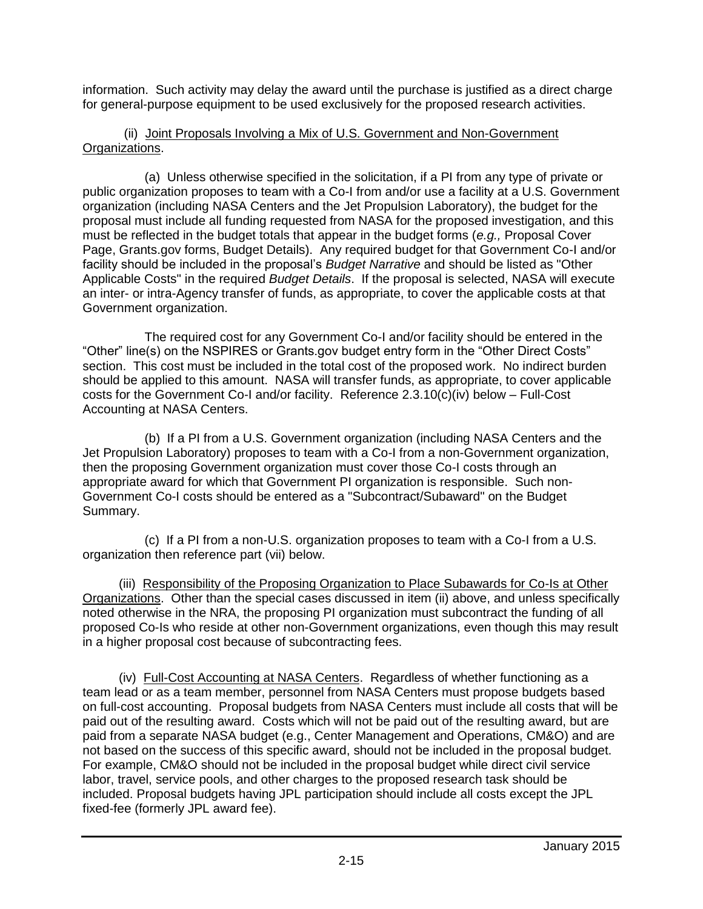information. Such activity may delay the award until the purchase is justified as a direct charge for general-purpose equipment to be used exclusively for the proposed research activities.

(ii) <u>Joint Proposals Involving a Mix of U.S. Government and Non-Government Organizations</u>.

(a) Unless otherwise specified in the solicitation, if a PI from any type of private or public organization proposes to team with a Co-I from and/or use a facility at a U.S. Government organization (including NASA Centers and the Jet Propulsion Laboratory), the budget for the proposal must include all funding requested from NASA for the proposed investigation, and this must be reflected in the budget totals that appear in the budget forms (*e.g.,* Proposal Cover Page, Grants.gov forms, Budget Details). Any required budget for that Government Co-I and/or facility should be included in the proposal's *Budget Narrative* and should be listed as "Other Applicable Costs" in the required *Budget Details*. If the proposal is selected, NASA will execute an inter- or intra-Agency transfer of funds, as appropriate, to cover the applicable costs at that Government organization.

The required cost for any Government Co-I and/or facility should be entered in the "Other" line(s) on the NSPIRES or Grants.gov budget entry form in the "Other Direct Costs" section. This cost must be included in the total cost of the proposed work. No indirect burden should be applied to this amount. NASA will transfer funds, as appropriate, to cover applicable costs for the Government Co-I and/or facility. Reference 2.3.10(c)(iv) below – Full-Cost Accounting at NASA Centers.

(b) If a PI from a U.S. Government organization (including NASA Centers and the Jet Propulsion Laboratory) proposes to team with a Co-I from a non-Government organization, then the proposing Government organization must cover those Co-I costs through an appropriate award for which that Government PI organization is responsible. Such non-Government Co-I costs should be entered as a "Subcontract/Subaward" on the Budget Summary.

(c) If a PI from a non-U.S. organization proposes to team with a Co-I from a U.S. organization then reference part (vii) below.

(iii) <u>Responsibility of the Proposing Organization to Place Subawards for Co-Is at Other Organizations</u>. Other than the special cases discussed in item (ii) above, and unless specifically noted otherwise in the NRA, the proposing PI organization must subcontract the funding of all proposed Co-Is who reside at other non-Government organizations, even though this may result in a higher proposal cost because of subcontracting fees.

(iv) <u>Full-Cost Accounting at NASA Centers</u>. Regardless of whether functioning as a team lead or as a team member, personnel from NASA Centers must propose budgets based on full-cost accounting. Proposal budgets from NASA Centers must include all costs that will be paid out of the resulting award. Costs which will not be paid out of the resulting award, but are paid from a separate NASA budget (e.g., Center Management and Operations, CM&O) and are not based on the success of this specific award, should not be included in the proposal budget. For example, CM&O should not be included in the proposal budget while direct civil service labor, travel, service pools, and other charges to the proposed research task should be included. Proposal budgets having JPL participation should include all costs except the JPL fixed-fee (formerly JPL award fee).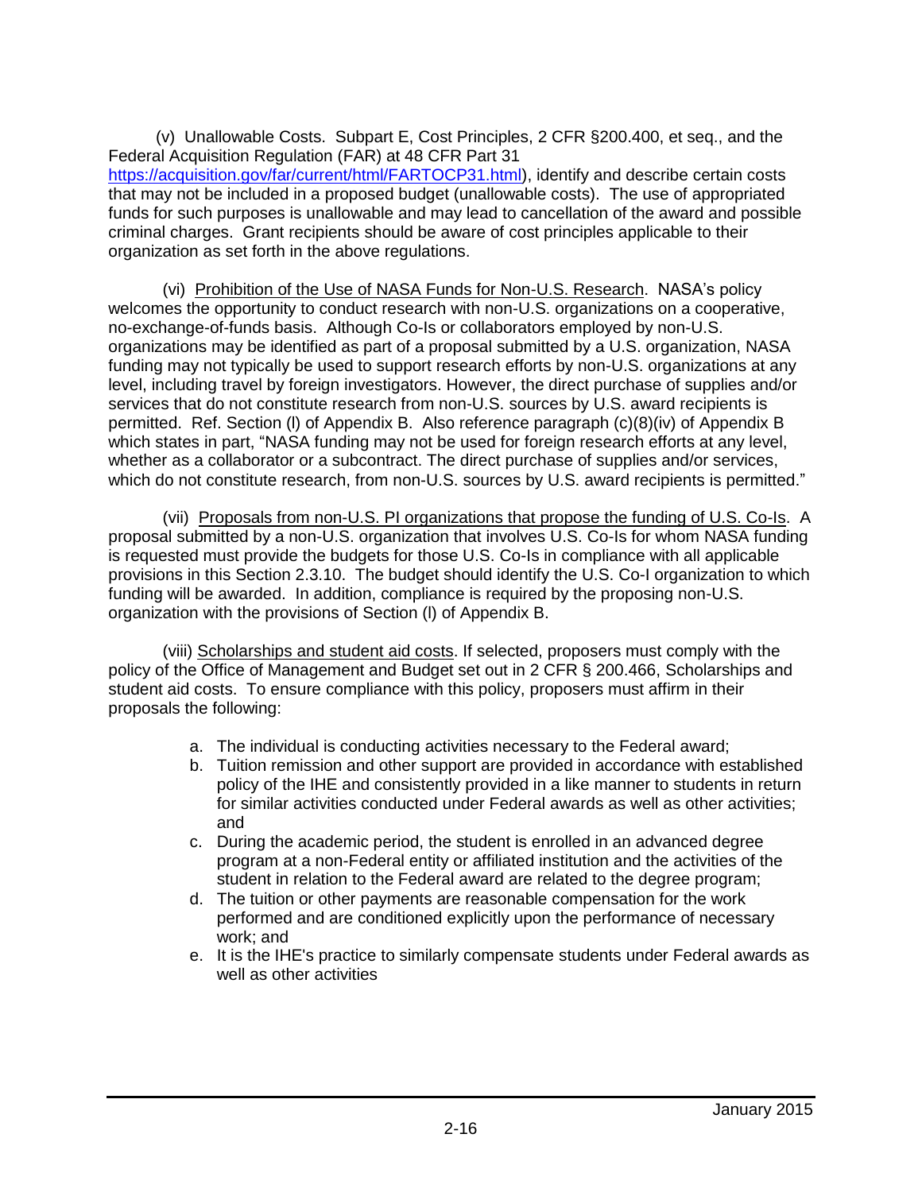(v) Unallowable Costs. Subpart E, Cost Principles, 2 CFR §200.400, et seq., and the Federal Acquisition Regulation (FAR) at 48 CFR Part 31 https://acquisition.gov/far/current/html/FARTOCP31.html), identify and describe certain costs that may not be included in a proposed budget (unallowable costs). The use of appropriated funds for such purposes is unallowable and may lead to cancellation of the award and possible criminal charges. Grant recipients should be aware of cost principles applicable to their organization as set forth in the above regulations.

(vi) Prohibition of the Use of NASA Funds for Non-U.S. Research. NASA's policy welcomes the opportunity to conduct research with non-U.S. organizations on a cooperative, no-exchange-of-funds basis. Although Co-Is or collaborators employed by non-U.S. organizations may be identified as part of a proposal submitted by a U.S. organization, NASA funding may not typically be used to support research efforts by non-U.S. organizations at any level, including travel by foreign investigators. However, the direct purchase of supplies and/or services that do not constitute research from non-U.S. sources by U.S. award recipients is permitted. Ref. Section (l) of Appendix B. Also reference paragraph (c)(8)(iv) of Appendix B which states in part, "NASA funding may not be used for foreign research efforts at any level, whether as a collaborator or a subcontract. The direct purchase of supplies and/or services, which do not constitute research, from non-U.S. sources by U.S. award recipients is permitted."

(vii) Proposals from non-U.S. PI organizations that propose the funding of U.S. Co-Is. A proposal submitted by a non-U.S. organization that involves U.S. Co-Is for whom NASA funding is requested must provide the budgets for those U.S. Co-Is in compliance with all applicable provisions in this Section 2.3.10. The budget should identify the U.S. Co-I organization to which funding will be awarded. In addition, compliance is required by the proposing non-U.S. organization with the provisions of Section (l) of Appendix B.

(viii) Scholarships and student aid costs. If selected, proposers must comply with the policy of the Office of Management and Budget set out in 2 CFR § 200.466, Scholarships and student aid costs. To ensure compliance with this policy, proposers must affirm in their proposals the following:

a. The individual is conducting activities necessary to the Federal award;
b. Tuition remission and other support are provided in accordance with established policy of the IHE and consistently provided in a like manner to students in return for similar activities conducted under Federal awards as well as other activities; and
c. During the academic period, the student is enrolled in an advanced degree program at a non-Federal entity or affiliated institution and the activities of the student in relation to the Federal award are related to the degree program;
d. The tuition or other payments are reasonable compensation for the work performed and are conditioned explicitly upon the performance of necessary work; and
e. It is the IHE's practice to similarly compensate students under Federal awards as well as other activities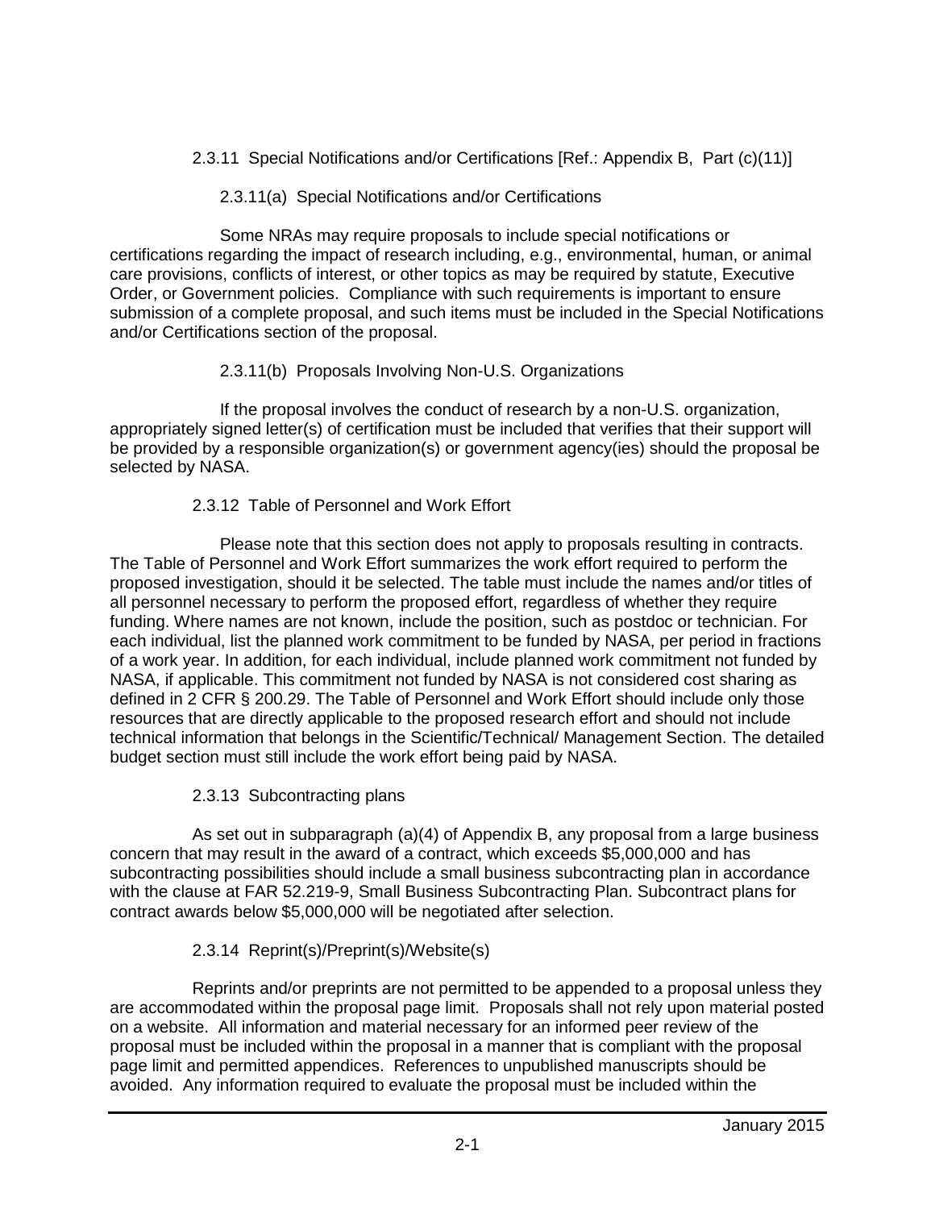### 2.3.11 Special Notifications and/or Certifications [Ref.: Appendix B, Part (c)(11)]

#### 2.3.11(a) Special Notifications and/or Certifications

Some NRAs may require proposals to include special notifications or certifications regarding the impact of research including, e.g., environmental, human, or animal care provisions, conflicts of interest, or other topics as may be required by statute, Executive Order, or Government policies. Compliance with such requirements is important to ensure submission of a complete proposal, and such items must be included in the Special Notifications and/or Certifications section of the proposal.

#### 2.3.11(b) Proposals Involving Non-U.S. Organizations

If the proposal involves the conduct of research by a non-U.S. organization, appropriately signed letter(s) of certification must be included that verifies that their support will be provided by a responsible organization(s) or government agency(ies) should the proposal be selected by NASA.

### 2.3.12 Table of Personnel and Work Effort

Please note that this section does not apply to proposals resulting in contracts. The Table of Personnel and Work Effort summarizes the work effort required to perform the proposed investigation, should it be selected. The table must include the names and/or titles of all personnel necessary to perform the proposed effort, regardless of whether they require funding. Where names are not known, include the position, such as postdoc or technician. For each individual, list the planned work commitment to be funded by NASA, per period in fractions of a work year. In addition, for each individual, include planned work commitment not funded by NASA, if applicable. This commitment not funded by NASA is not considered cost sharing as defined in 2 CFR § 200.29. The Table of Personnel and Work Effort should include only those resources that are directly applicable to the proposed research effort and should not include technical information that belongs in the Scientific/Technical/ Management Section. The detailed budget section must still include the work effort being paid by NASA.

### 2.3.13 Subcontracting plans

As set out in subparagraph (a)(4) of Appendix B, any proposal from a large business concern that may result in the award of a contract, which exceeds $5,000,000 and has subcontracting possibilities should include a small business subcontracting plan in accordance with the clause at FAR 52.219-9, Small Business Subcontracting Plan. Subcontract plans for contract awards below $5,000,000 will be negotiated after selection.

### 2.3.14 Reprint(s)/Preprint(s)/Website(s)

Reprints and/or preprints are not permitted to be appended to a proposal unless they are accommodated within the proposal page limit. Proposals shall not rely upon material posted on a website. All information and material necessary for an informed peer review of the proposal must be included within the proposal in a manner that is compliant with the proposal page limit and permitted appendices. References to unpublished manuscripts should be avoided. Any information required to evaluate the proposal must be included within the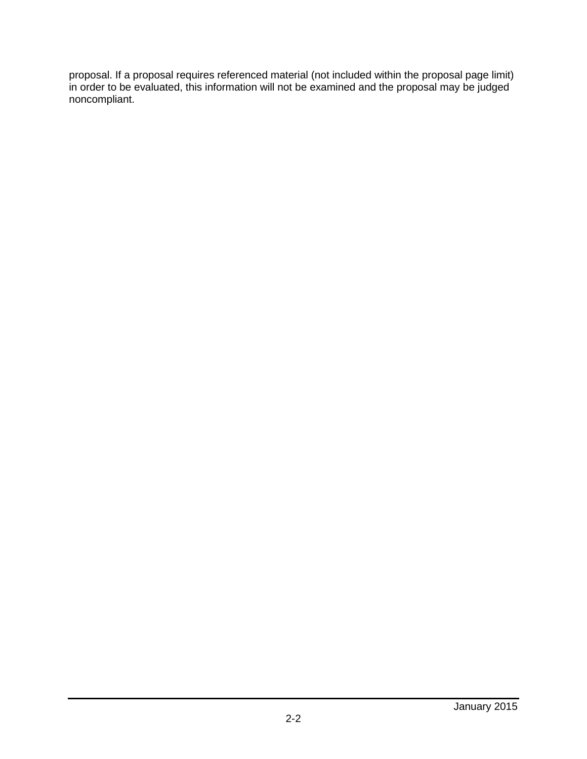proposal. If a proposal requires referenced material (not included within the proposal page limit) in order to be evaluated, this information will not be examined and the proposal may be judged noncompliant.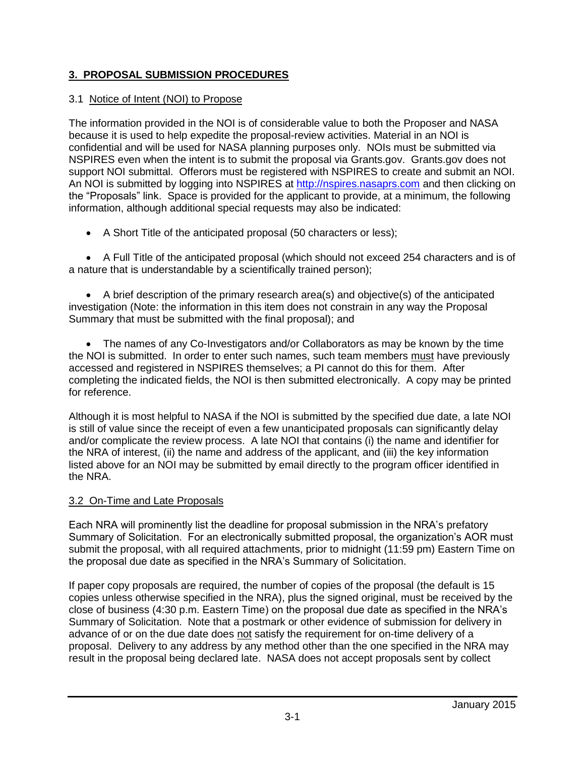## 3. PROPOSAL SUBMISSION PROCEDURES

### 3.1 Notice of Intent (NOI) to Propose

The information provided in the NOI is of considerable value to both the Proposer and NASA because it is used to help expedite the proposal-review activities. Material in an NOI is confidential and will be used for NASA planning purposes only. NOIs must be submitted via NSPIRES even when the intent is to submit the proposal via Grants.gov. Grants.gov does not support NOI submittal. Offerors must be registered with NSPIRES to create and submit an NOI. An NOI is submitted by logging into NSPIRES at http://nspires.nasaprs.com and then clicking on the "Proposals" link. Space is provided for the applicant to provide, at a minimum, the following information, although additional special requests may also be indicated:

- A Short Title of the anticipated proposal (50 characters or less);
- A Full Title of the anticipated proposal (which should not exceed 254 characters and is of a nature that is understandable by a scientifically trained person);
- A brief description of the primary research area(s) and objective(s) of the anticipated investigation (Note: the information in this item does not constrain in any way the Proposal Summary that must be submitted with the final proposal); and
- The names of any Co-Investigators and/or Collaborators as may be known by the time the NOI is submitted. In order to enter such names, such team members must have previously accessed and registered in NSPIRES themselves; a PI cannot do this for them. After completing the indicated fields, the NOI is then submitted electronically. A copy may be printed for reference.

Although it is most helpful to NASA if the NOI is submitted by the specified due date, a late NOI is still of value since the receipt of even a few unanticipated proposals can significantly delay and/or complicate the review process. A late NOI that contains (i) the name and identifier for the NRA of interest, (ii) the name and address of the applicant, and (iii) the key information listed above for an NOI may be submitted by email directly to the program officer identified in the NRA.

### 3.2 On-Time and Late Proposals

Each NRA will prominently list the deadline for proposal submission in the NRA's prefatory Summary of Solicitation. For an electronically submitted proposal, the organization's AOR must submit the proposal, with all required attachments, prior to midnight (11:59 pm) Eastern Time on the proposal due date as specified in the NRA's Summary of Solicitation.

If paper copy proposals are required, the number of copies of the proposal (the default is 15 copies unless otherwise specified in the NRA), plus the signed original, must be received by the close of business (4:30 p.m. Eastern Time) on the proposal due date as specified in the NRA's Summary of Solicitation. Note that a postmark or other evidence of submission for delivery in advance of or on the due date does not satisfy the requirement for on-time delivery of a proposal. Delivery to any address by any method other than the one specified in the NRA may result in the proposal being declared late. NASA does not accept proposals sent by collect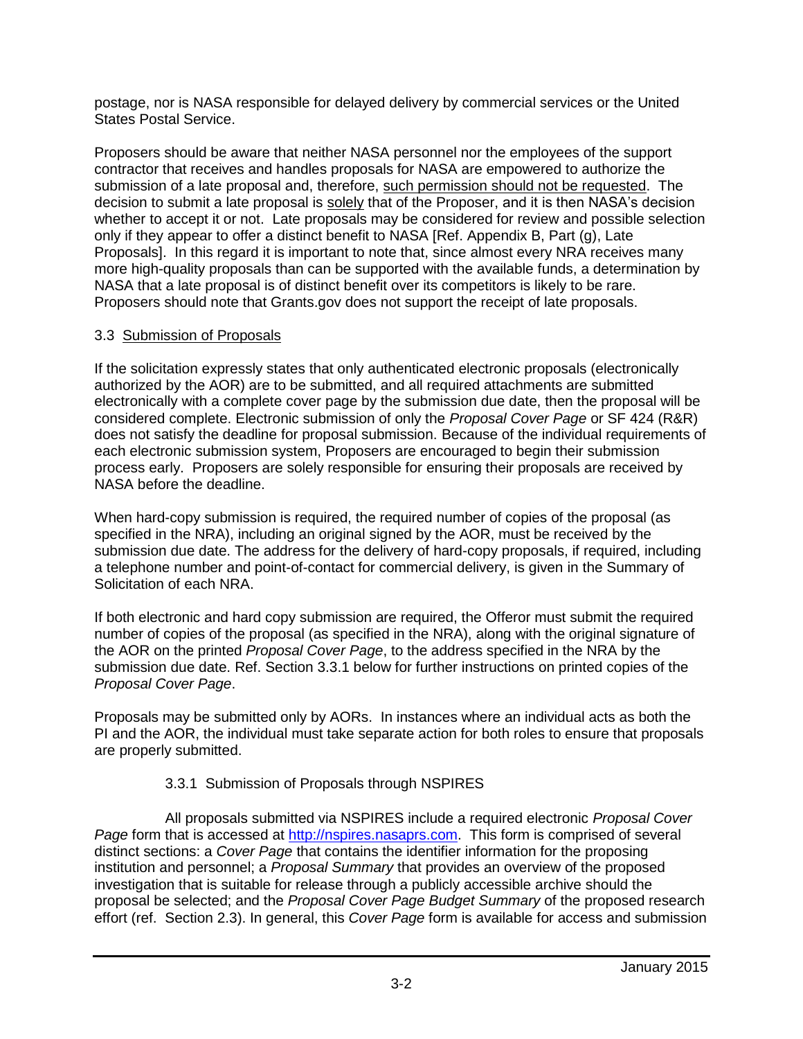postage, nor is NASA responsible for delayed delivery by commercial services or the United States Postal Service.

Proposers should be aware that neither NASA personnel nor the employees of the support contractor that receives and handles proposals for NASA are empowered to authorize the submission of a late proposal and, therefore, such permission should not be requested. The decision to submit a late proposal is solely that of the Proposer, and it is then NASA's decision whether to accept it or not. Late proposals may be considered for review and possible selection only if they appear to offer a distinct benefit to NASA [Ref. Appendix B, Part (g), Late Proposals]. In this regard it is important to note that, since almost every NRA receives many more high-quality proposals than can be supported with the available funds, a determination by NASA that a late proposal is of distinct benefit over its competitors is likely to be rare. Proposers should note that Grants.gov does not support the receipt of late proposals.

## 3.3 Submission of Proposals

If the solicitation expressly states that only authenticated electronic proposals (electronically authorized by the AOR) are to be submitted, and all required attachments are submitted electronically with a complete cover page by the submission due date, then the proposal will be considered complete. Electronic submission of only the *Proposal Cover Page* or SF 424 (R&R) does not satisfy the deadline for proposal submission. Because of the individual requirements of each electronic submission system, Proposers are encouraged to begin their submission process early. Proposers are solely responsible for ensuring their proposals are received by NASA before the deadline.

When hard-copy submission is required, the required number of copies of the proposal (as specified in the NRA), including an original signed by the AOR, must be received by the submission due date. The address for the delivery of hard-copy proposals, if required, including a telephone number and point-of-contact for commercial delivery, is given in the Summary of Solicitation of each NRA.

If both electronic and hard copy submission are required, the Offeror must submit the required number of copies of the proposal (as specified in the NRA), along with the original signature of the AOR on the printed *Proposal Cover Page*, to the address specified in the NRA by the submission due date. Ref. Section 3.3.1 below for further instructions on printed copies of the *Proposal Cover Page*.

Proposals may be submitted only by AORs. In instances where an individual acts as both the PI and the AOR, the individual must take separate action for both roles to ensure that proposals are properly submitted.

### 3.3.1 Submission of Proposals through NSPIRES

All proposals submitted via NSPIRES include a required electronic *Proposal Cover Page* form that is accessed at http://nspires.nasaprs.com. This form is comprised of several distinct sections: a *Cover Page* that contains the identifier information for the proposing institution and personnel; a *Proposal Summary* that provides an overview of the proposed investigation that is suitable for release through a publicly accessible archive should the proposal be selected; and the *Proposal Cover Page Budget Summary* of the proposed research effort (ref. Section 2.3). In general, this *Cover Page* form is available for access and submission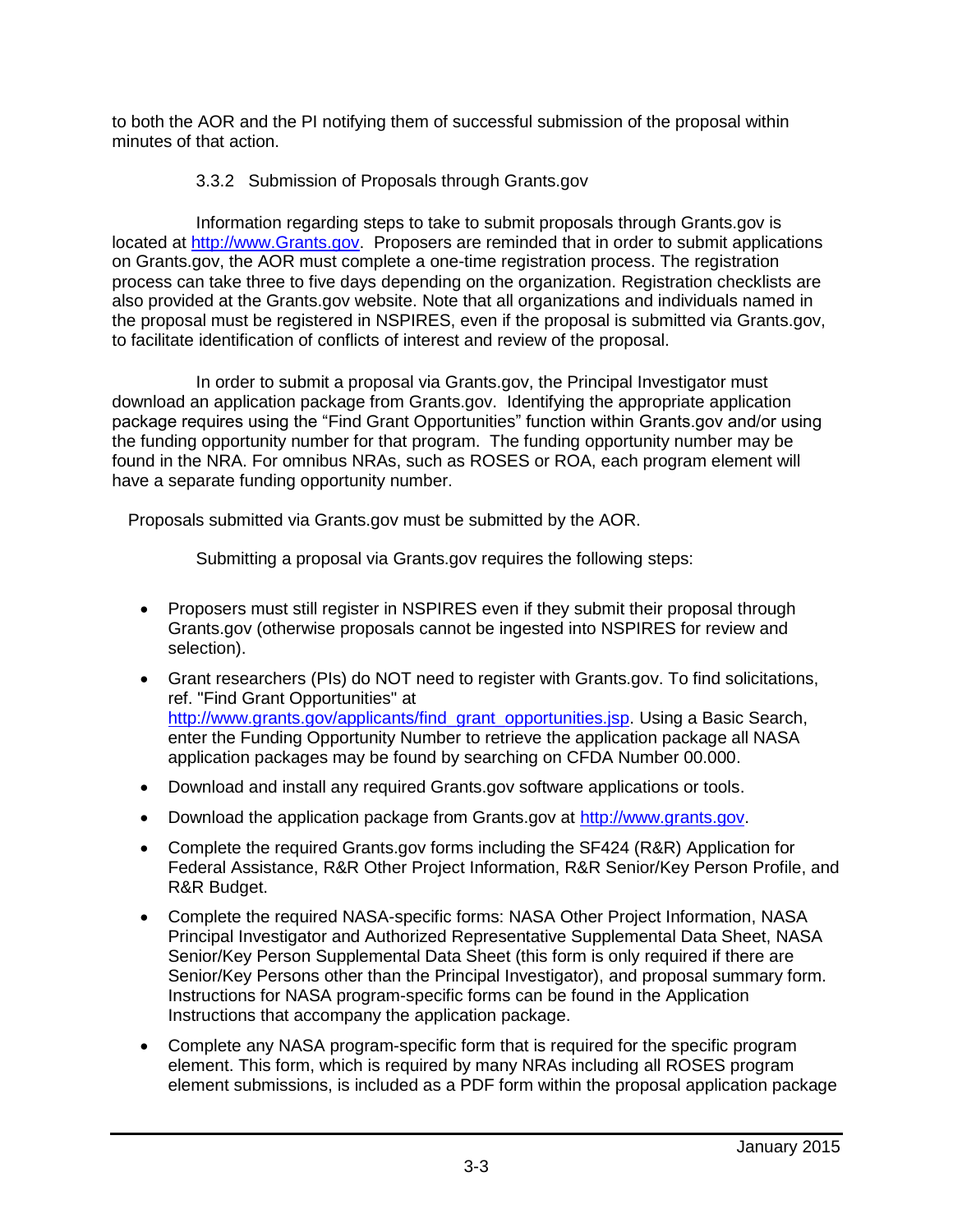to both the AOR and the PI notifying them of successful submission of the proposal within minutes of that action.

### 3.3.2 Submission of Proposals through Grants.gov

Information regarding steps to take to submit proposals through Grants.gov is located at http://www.Grants.gov. Proposers are reminded that in order to submit applications on Grants.gov, the AOR must complete a one-time registration process. The registration process can take three to five days depending on the organization. Registration checklists are also provided at the Grants.gov website. Note that all organizations and individuals named in the proposal must be registered in NSPIRES, even if the proposal is submitted via Grants.gov, to facilitate identification of conflicts of interest and review of the proposal.

In order to submit a proposal via Grants.gov, the Principal Investigator must download an application package from Grants.gov. Identifying the appropriate application package requires using the "Find Grant Opportunities" function within Grants.gov and/or using the funding opportunity number for that program. The funding opportunity number may be found in the NRA. For omnibus NRAs, such as ROSES or ROA, each program element will have a separate funding opportunity number.

Proposals submitted via Grants.gov must be submitted by the AOR.

Submitting a proposal via Grants.gov requires the following steps:

- Proposers must still register in NSPIRES even if they submit their proposal through Grants.gov (otherwise proposals cannot be ingested into NSPIRES for review and selection).
- Grant researchers (PIs) do NOT need to register with Grants.gov. To find solicitations, ref. "Find Grant Opportunities" at http://www.grants.gov/applicants/find_grant_opportunities.jsp. Using a Basic Search, enter the Funding Opportunity Number to retrieve the application package all NASA application packages may be found by searching on CFDA Number 00.000.
- Download and install any required Grants.gov software applications or tools.
- Download the application package from Grants.gov at http://www.grants.gov.
- Complete the required Grants.gov forms including the SF424 (R&R) Application for Federal Assistance, R&R Other Project Information, R&R Senior/Key Person Profile, and R&R Budget.
- Complete the required NASA-specific forms: NASA Other Project Information, NASA Principal Investigator and Authorized Representative Supplemental Data Sheet, NASA Senior/Key Person Supplemental Data Sheet (this form is only required if there are Senior/Key Persons other than the Principal Investigator), and proposal summary form. Instructions for NASA program-specific forms can be found in the Application Instructions that accompany the application package.
- Complete any NASA program-specific form that is required for the specific program element. This form, which is required by many NRAs including all ROSES program element submissions, is included as a PDF form within the proposal application package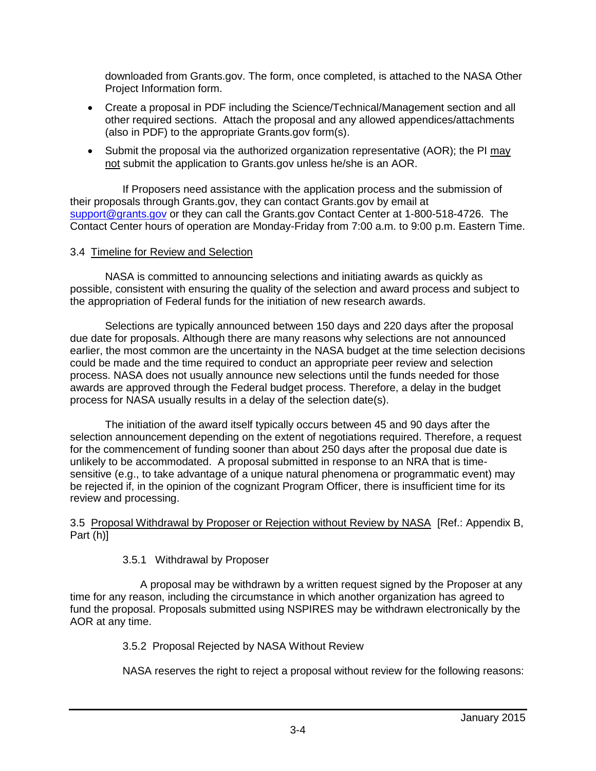downloaded from Grants.gov. The form, once completed, is attached to the NASA Other Project Information form.

- Create a proposal in PDF including the Science/Technical/Management section and all other required sections. Attach the proposal and any allowed appendices/attachments (also in PDF) to the appropriate Grants.gov form(s).
- Submit the proposal via the authorized organization representative (AOR); the PI may not submit the application to Grants.gov unless he/she is an AOR.

If Proposers need assistance with the application process and the submission of their proposals through Grants.gov, they can contact Grants.gov by email at support@grants.gov or they can call the Grants.gov Contact Center at 1-800-518-4726. The Contact Center hours of operation are Monday-Friday from 7:00 a.m. to 9:00 p.m. Eastern Time.

### 3.4 Timeline for Review and Selection

NASA is committed to announcing selections and initiating awards as quickly as possible, consistent with ensuring the quality of the selection and award process and subject to the appropriation of Federal funds for the initiation of new research awards.

Selections are typically announced between 150 days and 220 days after the proposal due date for proposals. Although there are many reasons why selections are not announced earlier, the most common are the uncertainty in the NASA budget at the time selection decisions could be made and the time required to conduct an appropriate peer review and selection process. NASA does not usually announce new selections until the funds needed for those awards are approved through the Federal budget process. Therefore, a delay in the budget process for NASA usually results in a delay of the selection date(s).

The initiation of the award itself typically occurs between 45 and 90 days after the selection announcement depending on the extent of negotiations required. Therefore, a request for the commencement of funding sooner than about 250 days after the proposal due date is unlikely to be accommodated. A proposal submitted in response to an NRA that is time-sensitive (e.g., to take advantage of a unique natural phenomena or programmatic event) may be rejected if, in the opinion of the cognizant Program Officer, there is insufficient time for its review and processing.

### 3.5 Proposal Withdrawal by Proposer or Rejection without Review by NASA [Ref.: Appendix B, Part (h)]

#### 3.5.1 Withdrawal by Proposer

A proposal may be withdrawn by a written request signed by the Proposer at any time for any reason, including the circumstance in which another organization has agreed to fund the proposal. Proposals submitted using NSPIRES may be withdrawn electronically by the AOR at any time.

#### 3.5.2 Proposal Rejected by NASA Without Review

NASA reserves the right to reject a proposal without review for the following reasons: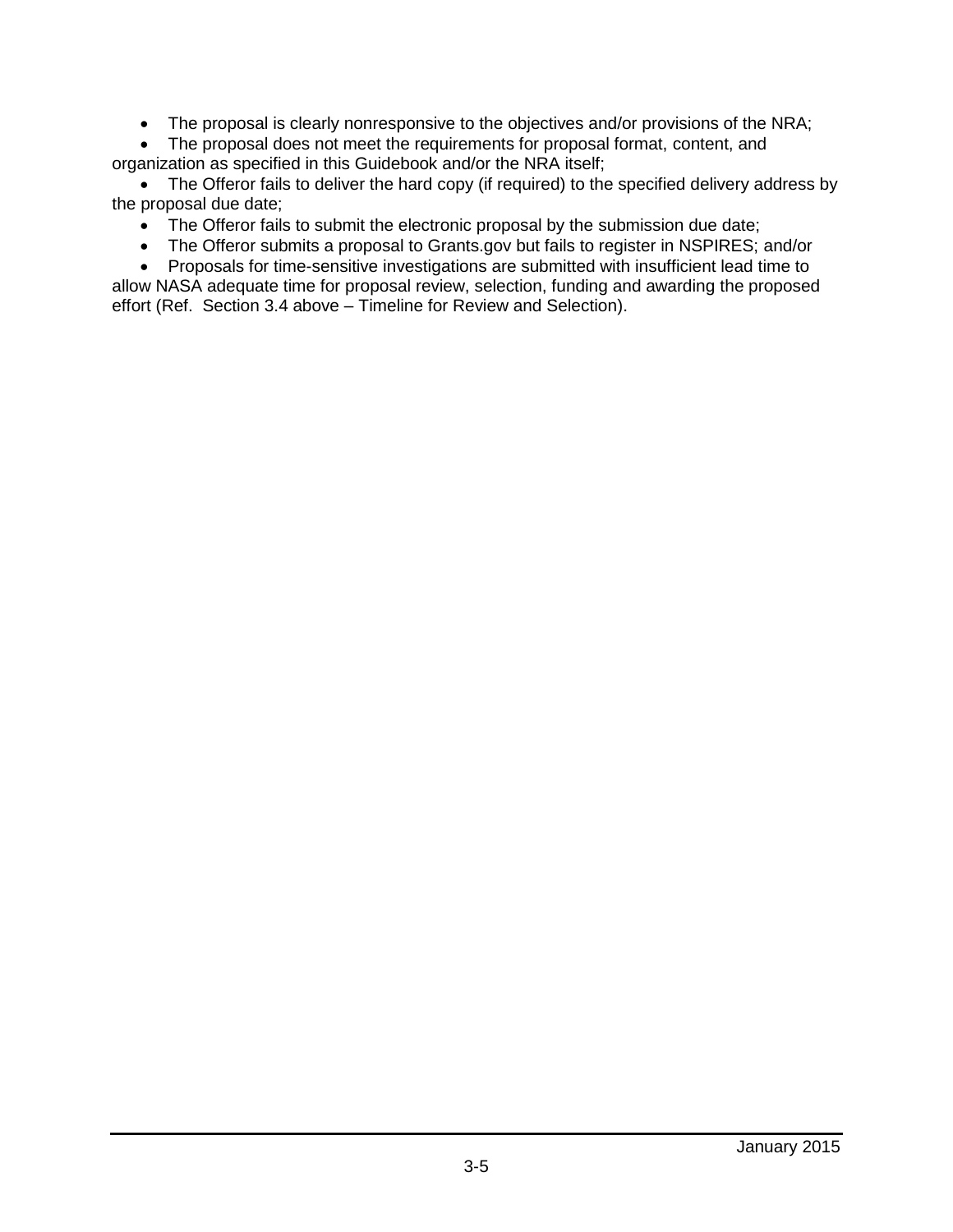- The proposal is clearly nonresponsive to the objectives and/or provisions of the NRA;
- The proposal does not meet the requirements for proposal format, content, and organization as specified in this Guidebook and/or the NRA itself;
- The Offeror fails to deliver the hard copy (if required) to the specified delivery address by the proposal due date;
- The Offeror fails to submit the electronic proposal by the submission due date;
- The Offeror submits a proposal to Grants.gov but fails to register in NSPIRES; and/or
- Proposals for time-sensitive investigations are submitted with insufficient lead time to allow NASA adequate time for proposal review, selection, funding and awarding the proposed effort (Ref. Section 3.4 above – Timeline for Review and Selection).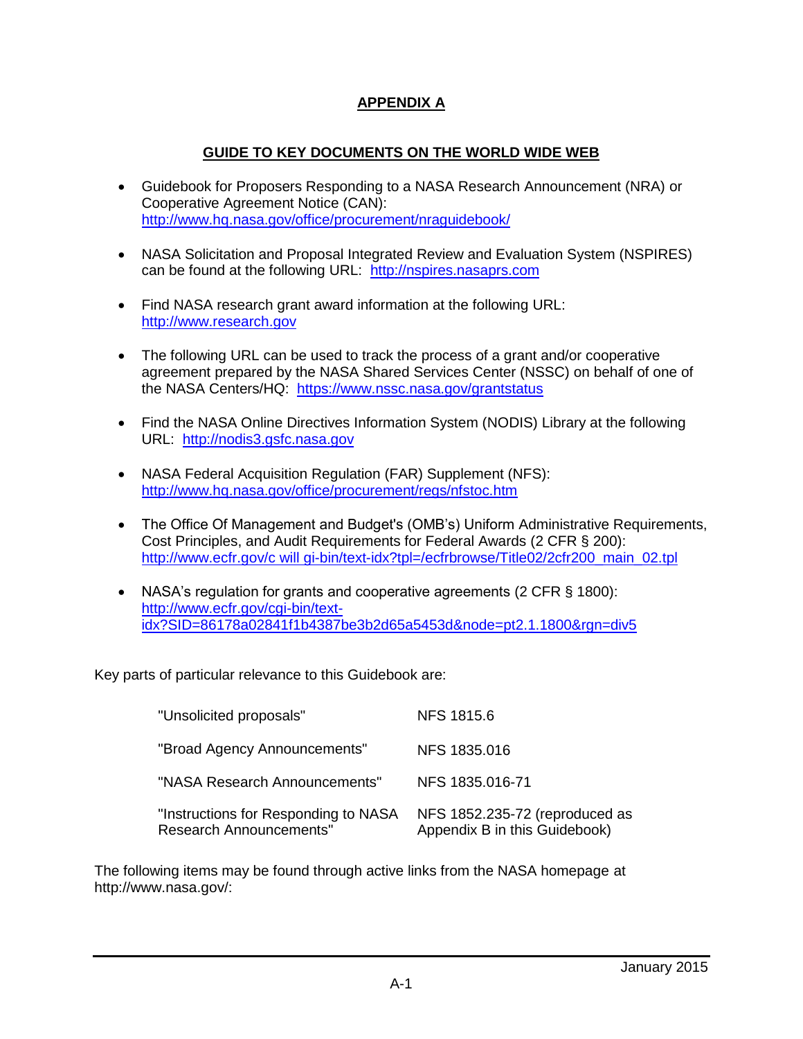# APPENDIX A

## GUIDE TO KEY DOCUMENTS ON THE WORLD WIDE WEB

- Guidebook for Proposers Responding to a NASA Research Announcement (NRA) or Cooperative Agreement Notice (CAN): http://www.hq.nasa.gov/office/procurement/nraguidebook/
- NASA Solicitation and Proposal Integrated Review and Evaluation System (NSPIRES) can be found at the following URL: http://nspires.nasaprs.com
- Find NASA research grant award information at the following URL: http://www.research.gov
- The following URL can be used to track the process of a grant and/or cooperative agreement prepared by the NASA Shared Services Center (NSSC) on behalf of one of the NASA Centers/HQ: https://www.nssc.nasa.gov/grantstatus
- Find the NASA Online Directives Information System (NODIS) Library at the following URL: http://nodis3.gsfc.nasa.gov
- NASA Federal Acquisition Regulation (FAR) Supplement (NFS): http://www.hq.nasa.gov/office/procurement/regs/nfstoc.htm
- The Office Of Management and Budget's (OMB's) Uniform Administrative Requirements, Cost Principles, and Audit Requirements for Federal Awards (2 CFR § 200): http://www.ecfr.gov/c will gi-bin/text-idx?tpl=/ecfrbrowse/Title02/2cfr200_main_02.tpl
- NASA's regulation for grants and cooperative agreements (2 CFR § 1800): http://www.ecfr.gov/cgi-bin/text-idx?SID=86178a02841f1b4387be3b2d65a5453d&node=pt2.1.1800&rgn=div5

Key parts of particular relevance to this Guidebook are:

| | |
|---|---|
| "Unsolicited proposals" | NFS 1815.6 |
| "Broad Agency Announcements" | NFS 1835.016 |
| "NASA Research Announcements" | NFS 1835.016-71 |
| "Instructions for Responding to NASA Research Announcements" | NFS 1852.235-72 (reproduced as Appendix B in this Guidebook) |

The following items may be found through active links from the NASA homepage at http://www.nasa.gov/: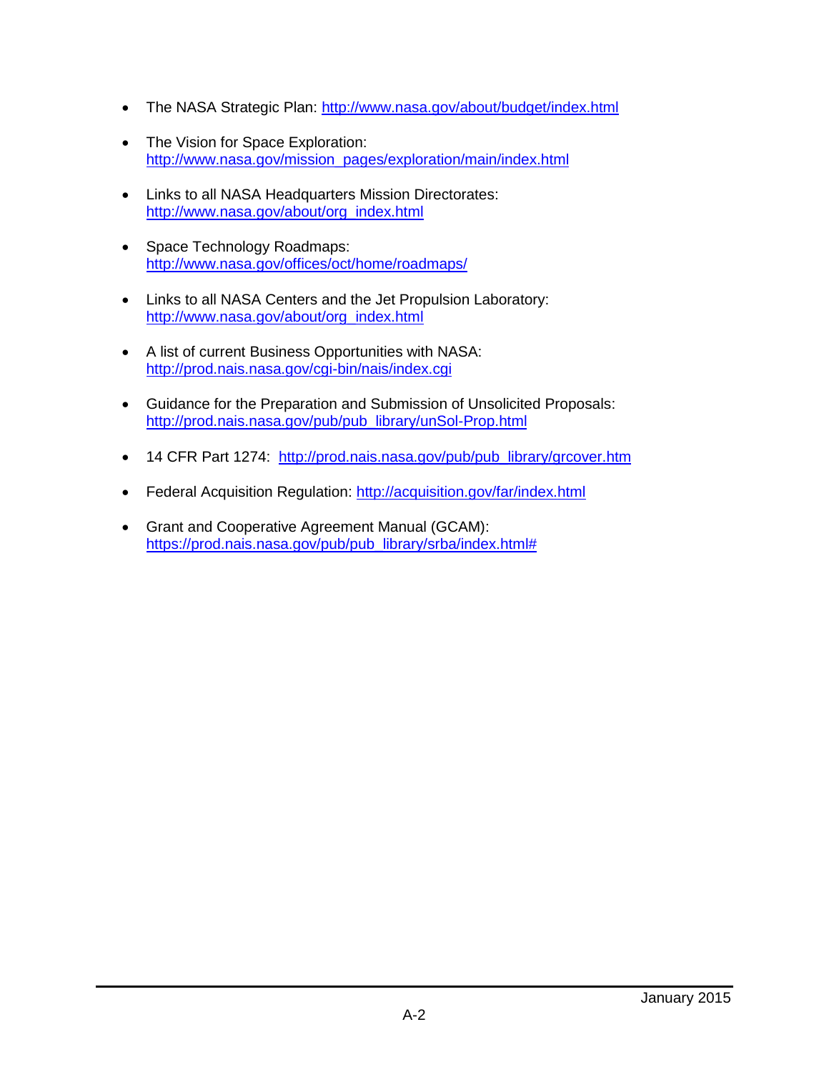- The NASA Strategic Plan: http://www.nasa.gov/about/budget/index.html
- The Vision for Space Exploration: http://www.nasa.gov/mission_pages/exploration/main/index.html
- Links to all NASA Headquarters Mission Directorates: http://www.nasa.gov/about/org_index.html
- Space Technology Roadmaps: http://www.nasa.gov/offices/oct/home/roadmaps/
- Links to all NASA Centers and the Jet Propulsion Laboratory: http://www.nasa.gov/about/org_index.html
- A list of current Business Opportunities with NASA: http://prod.nais.nasa.gov/cgi-bin/nais/index.cgi
- Guidance for the Preparation and Submission of Unsolicited Proposals: http://prod.nais.nasa.gov/pub/pub_library/unSol-Prop.html
- 14 CFR Part 1274: http://prod.nais.nasa.gov/pub/pub_library/grcover.htm
- Federal Acquisition Regulation: http://acquisition.gov/far/index.html
- Grant and Cooperative Agreement Manual (GCAM): https://prod.nais.nasa.gov/pub/pub_library/srba/index.html#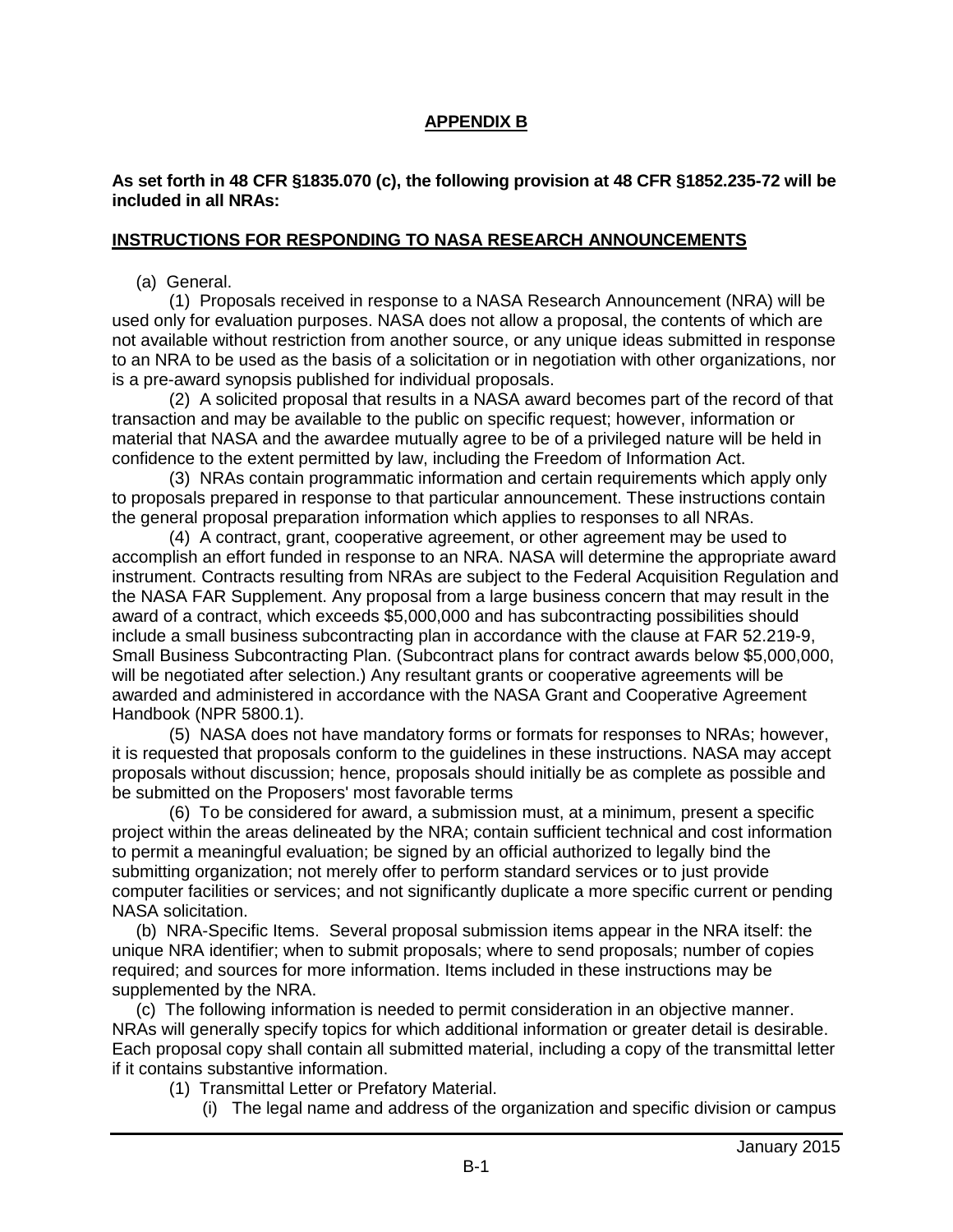## APPENDIX B

**As set forth in 48 CFR §1835.070 (c), the following provision at 48 CFR §1852.235-72 will be included in all NRAs:**

### INSTRUCTIONS FOR RESPONDING TO NASA RESEARCH ANNOUNCEMENTS

(a) General.

(1) Proposals received in response to a NASA Research Announcement (NRA) will be used only for evaluation purposes. NASA does not allow a proposal, the contents of which are not available without restriction from another source, or any unique ideas submitted in response to an NRA to be used as the basis of a solicitation or in negotiation with other organizations, nor is a pre-award synopsis published for individual proposals.

(2) A solicited proposal that results in a NASA award becomes part of the record of that transaction and may be available to the public on specific request; however, information or material that NASA and the awardee mutually agree to be of a privileged nature will be held in confidence to the extent permitted by law, including the Freedom of Information Act.

(3) NRAs contain programmatic information and certain requirements which apply only to proposals prepared in response to that particular announcement. These instructions contain the general proposal preparation information which applies to responses to all NRAs.

(4) A contract, grant, cooperative agreement, or other agreement may be used to accomplish an effort funded in response to an NRA. NASA will determine the appropriate award instrument. Contracts resulting from NRAs are subject to the Federal Acquisition Regulation and the NASA FAR Supplement. Any proposal from a large business concern that may result in the award of a contract, which exceeds $5,000,000 and has subcontracting possibilities should include a small business subcontracting plan in accordance with the clause at FAR 52.219-9, Small Business Subcontracting Plan. (Subcontract plans for contract awards below $5,000,000, will be negotiated after selection.) Any resultant grants or cooperative agreements will be awarded and administered in accordance with the NASA Grant and Cooperative Agreement Handbook (NPR 5800.1).

(5) NASA does not have mandatory forms or formats for responses to NRAs; however, it is requested that proposals conform to the guidelines in these instructions. NASA may accept proposals without discussion; hence, proposals should initially be as complete as possible and be submitted on the Proposers' most favorable terms

(6) To be considered for award, a submission must, at a minimum, present a specific project within the areas delineated by the NRA; contain sufficient technical and cost information to permit a meaningful evaluation; be signed by an official authorized to legally bind the submitting organization; not merely offer to perform standard services or to just provide computer facilities or services; and not significantly duplicate a more specific current or pending NASA solicitation.

(b) NRA-Specific Items. Several proposal submission items appear in the NRA itself: the unique NRA identifier; when to submit proposals; where to send proposals; number of copies required; and sources for more information. Items included in these instructions may be supplemented by the NRA.

(c) The following information is needed to permit consideration in an objective manner. NRAs will generally specify topics for which additional information or greater detail is desirable. Each proposal copy shall contain all submitted material, including a copy of the transmittal letter if it contains substantive information.

(1) Transmittal Letter or Prefatory Material.

(i) The legal name and address of the organization and specific division or campus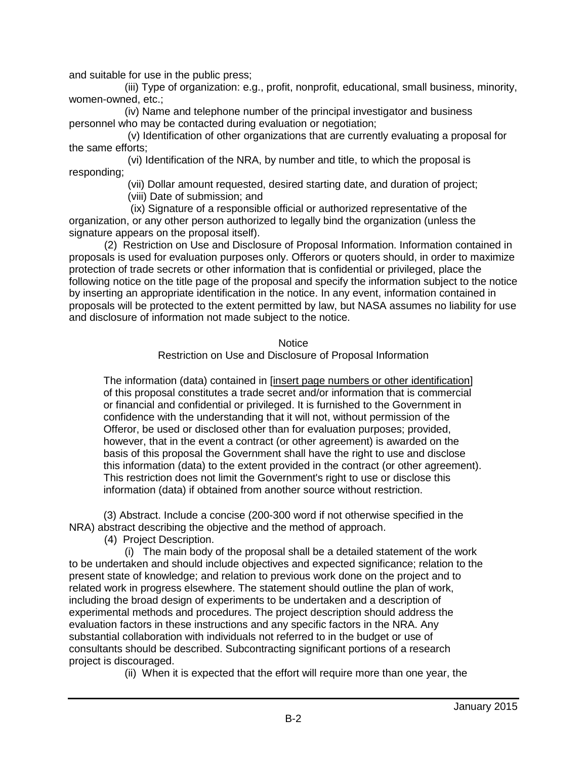and suitable for use in the public press;

(iii) Type of organization: e.g., profit, nonprofit, educational, small business, minority, women-owned, etc.;

(iv) Name and telephone number of the principal investigator and business personnel who may be contacted during evaluation or negotiation;

(v) Identification of other organizations that are currently evaluating a proposal for the same efforts;

(vi) Identification of the NRA, by number and title, to which the proposal is responding;

(vii) Dollar amount requested, desired starting date, and duration of project;

(viii) Date of submission; and

(ix) Signature of a responsible official or authorized representative of the organization, or any other person authorized to legally bind the organization (unless the signature appears on the proposal itself).

(2) Restriction on Use and Disclosure of Proposal Information. Information contained in proposals is used for evaluation purposes only. Offerors or quoters should, in order to maximize protection of trade secrets or other information that is confidential or privileged, place the following notice on the title page of the proposal and specify the information subject to the notice by inserting an appropriate identification in the notice. In any event, information contained in proposals will be protected to the extent permitted by law, but NASA assumes no liability for use and disclosure of information not made subject to the notice.

Notice
Restriction on Use and Disclosure of Proposal Information

> The information (data) contained in [insert page numbers or other identification] of this proposal constitutes a trade secret and/or information that is commercial or financial and confidential or privileged. It is furnished to the Government in confidence with the understanding that it will not, without permission of the Offeror, be used or disclosed other than for evaluation purposes; provided, however, that in the event a contract (or other agreement) is awarded on the basis of this proposal the Government shall have the right to use and disclose this information (data) to the extent provided in the contract (or other agreement). This restriction does not limit the Government's right to use or disclose this information (data) if obtained from another source without restriction.

(3) Abstract. Include a concise (200-300 word if not otherwise specified in the NRA) abstract describing the objective and the method of approach.

(4) Project Description.

(i) The main body of the proposal shall be a detailed statement of the work to be undertaken and should include objectives and expected significance; relation to the present state of knowledge; and relation to previous work done on the project and to related work in progress elsewhere. The statement should outline the plan of work, including the broad design of experiments to be undertaken and a description of experimental methods and procedures. The project description should address the evaluation factors in these instructions and any specific factors in the NRA. Any substantial collaboration with individuals not referred to in the budget or use of consultants should be described. Subcontracting significant portions of a research project is discouraged.

(ii) When it is expected that the effort will require more than one year, the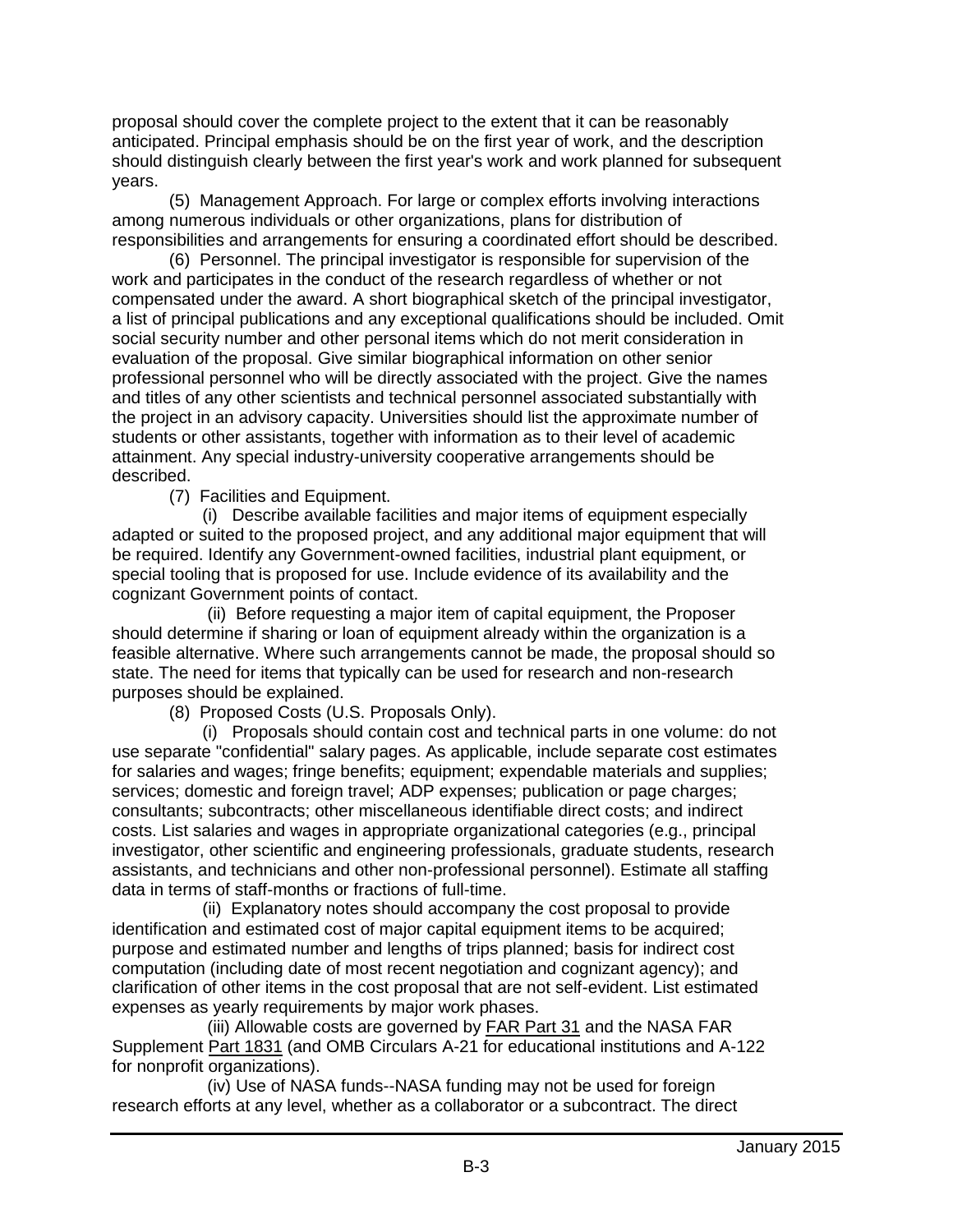proposal should cover the complete project to the extent that it can be reasonably anticipated. Principal emphasis should be on the first year of work, and the description should distinguish clearly between the first year's work and work planned for subsequent years.

(5) Management Approach. For large or complex efforts involving interactions among numerous individuals or other organizations, plans for distribution of responsibilities and arrangements for ensuring a coordinated effort should be described.

(6) Personnel. The principal investigator is responsible for supervision of the work and participates in the conduct of the research regardless of whether or not compensated under the award. A short biographical sketch of the principal investigator, a list of principal publications and any exceptional qualifications should be included. Omit social security number and other personal items which do not merit consideration in evaluation of the proposal. Give similar biographical information on other senior professional personnel who will be directly associated with the project. Give the names and titles of any other scientists and technical personnel associated substantially with the project in an advisory capacity. Universities should list the approximate number of students or other assistants, together with information as to their level of academic attainment. Any special industry-university cooperative arrangements should be described.

(7) Facilities and Equipment.

(i) Describe available facilities and major items of equipment especially adapted or suited to the proposed project, and any additional major equipment that will be required. Identify any Government-owned facilities, industrial plant equipment, or special tooling that is proposed for use. Include evidence of its availability and the cognizant Government points of contact.

(ii) Before requesting a major item of capital equipment, the Proposer should determine if sharing or loan of equipment already within the organization is a feasible alternative. Where such arrangements cannot be made, the proposal should so state. The need for items that typically can be used for research and non-research purposes should be explained.

(8) Proposed Costs (U.S. Proposals Only).

(i) Proposals should contain cost and technical parts in one volume: do not use separate "confidential" salary pages. As applicable, include separate cost estimates for salaries and wages; fringe benefits; equipment; expendable materials and supplies; services; domestic and foreign travel; ADP expenses; publication or page charges; consultants; subcontracts; other miscellaneous identifiable direct costs; and indirect costs. List salaries and wages in appropriate organizational categories (e.g., principal investigator, other scientific and engineering professionals, graduate students, research assistants, and technicians and other non-professional personnel). Estimate all staffing data in terms of staff-months or fractions of full-time.

(ii) Explanatory notes should accompany the cost proposal to provide identification and estimated cost of major capital equipment items to be acquired; purpose and estimated number and lengths of trips planned; basis for indirect cost computation (including date of most recent negotiation and cognizant agency); and clarification of other items in the cost proposal that are not self-evident. List estimated expenses as yearly requirements by major work phases.

(iii) Allowable costs are governed by FAR Part 31 and the NASA FAR Supplement Part 1831 (and OMB Circulars A-21 for educational institutions and A-122 for nonprofit organizations).

(iv) Use of NASA funds--NASA funding may not be used for foreign research efforts at any level, whether as a collaborator or a subcontract. The direct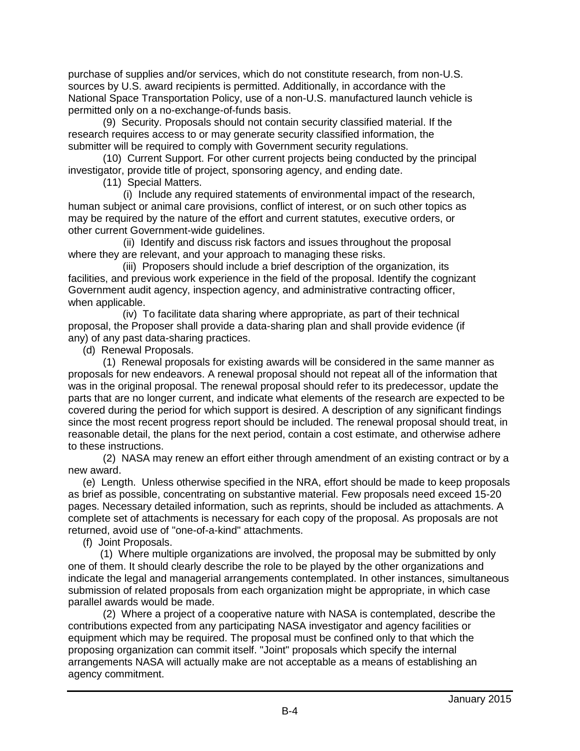purchase of supplies and/or services, which do not constitute research, from non-U.S. sources by U.S. award recipients is permitted. Additionally, in accordance with the National Space Transportation Policy, use of a non-U.S. manufactured launch vehicle is permitted only on a no-exchange-of-funds basis.

(9) Security. Proposals should not contain security classified material. If the research requires access to or may generate security classified information, the submitter will be required to comply with Government security regulations.

(10) Current Support. For other current projects being conducted by the principal investigator, provide title of project, sponsoring agency, and ending date.

(11) Special Matters.

(i) Include any required statements of environmental impact of the research, human subject or animal care provisions, conflict of interest, or on such other topics as may be required by the nature of the effort and current statutes, executive orders, or other current Government-wide guidelines.

(ii) Identify and discuss risk factors and issues throughout the proposal where they are relevant, and your approach to managing these risks.

(iii) Proposers should include a brief description of the organization, its facilities, and previous work experience in the field of the proposal. Identify the cognizant Government audit agency, inspection agency, and administrative contracting officer, when applicable.

(iv) To facilitate data sharing where appropriate, as part of their technical proposal, the Proposer shall provide a data-sharing plan and shall provide evidence (if any) of any past data-sharing practices.

(d) Renewal Proposals.

(1) Renewal proposals for existing awards will be considered in the same manner as proposals for new endeavors. A renewal proposal should not repeat all of the information that was in the original proposal. The renewal proposal should refer to its predecessor, update the parts that are no longer current, and indicate what elements of the research are expected to be covered during the period for which support is desired. A description of any significant findings since the most recent progress report should be included. The renewal proposal should treat, in reasonable detail, the plans for the next period, contain a cost estimate, and otherwise adhere to these instructions.

(2) NASA may renew an effort either through amendment of an existing contract or by a new award.

(e) Length. Unless otherwise specified in the NRA, effort should be made to keep proposals as brief as possible, concentrating on substantive material. Few proposals need exceed 15-20 pages. Necessary detailed information, such as reprints, should be included as attachments. A complete set of attachments is necessary for each copy of the proposal. As proposals are not returned, avoid use of "one-of-a-kind" attachments.

(f) Joint Proposals.

(1) Where multiple organizations are involved, the proposal may be submitted by only one of them. It should clearly describe the role to be played by the other organizations and indicate the legal and managerial arrangements contemplated. In other instances, simultaneous submission of related proposals from each organization might be appropriate, in which case parallel awards would be made.

(2) Where a project of a cooperative nature with NASA is contemplated, describe the contributions expected from any participating NASA investigator and agency facilities or equipment which may be required. The proposal must be confined only to that which the proposing organization can commit itself. "Joint" proposals which specify the internal arrangements NASA will actually make are not acceptable as a means of establishing an agency commitment.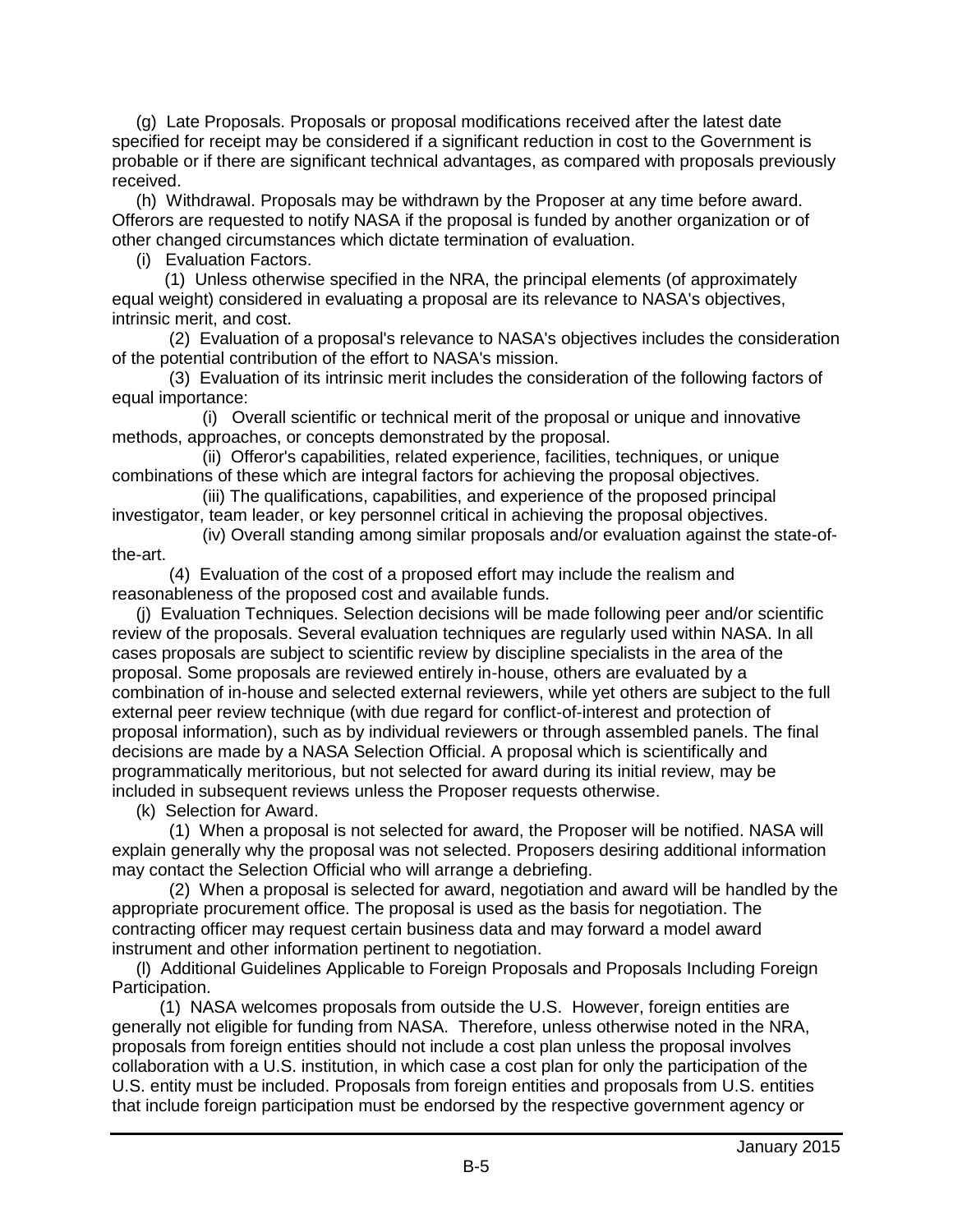(g) Late Proposals. Proposals or proposal modifications received after the latest date specified for receipt may be considered if a significant reduction in cost to the Government is probable or if there are significant technical advantages, as compared with proposals previously received.

(h) Withdrawal. Proposals may be withdrawn by the Proposer at any time before award. Offerors are requested to notify NASA if the proposal is funded by another organization or of other changed circumstances which dictate termination of evaluation.

(i) Evaluation Factors.

(1) Unless otherwise specified in the NRA, the principal elements (of approximately equal weight) considered in evaluating a proposal are its relevance to NASA's objectives, intrinsic merit, and cost.

(2) Evaluation of a proposal's relevance to NASA's objectives includes the consideration of the potential contribution of the effort to NASA's mission.

(3) Evaluation of its intrinsic merit includes the consideration of the following factors of equal importance:

(i) Overall scientific or technical merit of the proposal or unique and innovative methods, approaches, or concepts demonstrated by the proposal.

(ii) Offeror's capabilities, related experience, facilities, techniques, or unique combinations of these which are integral factors for achieving the proposal objectives.

(iii) The qualifications, capabilities, and experience of the proposed principal investigator, team leader, or key personnel critical in achieving the proposal objectives.

(iv) Overall standing among similar proposals and/or evaluation against the state-of-the-art.

(4) Evaluation of the cost of a proposed effort may include the realism and reasonableness of the proposed cost and available funds.

(j) Evaluation Techniques. Selection decisions will be made following peer and/or scientific review of the proposals. Several evaluation techniques are regularly used within NASA. In all cases proposals are subject to scientific review by discipline specialists in the area of the proposal. Some proposals are reviewed entirely in-house, others are evaluated by a combination of in-house and selected external reviewers, while yet others are subject to the full external peer review technique (with due regard for conflict-of-interest and protection of proposal information), such as by individual reviewers or through assembled panels. The final decisions are made by a NASA Selection Official. A proposal which is scientifically and programmatically meritorious, but not selected for award during its initial review, may be included in subsequent reviews unless the Proposer requests otherwise.

(k) Selection for Award.

(1) When a proposal is not selected for award, the Proposer will be notified. NASA will explain generally why the proposal was not selected. Proposers desiring additional information may contact the Selection Official who will arrange a debriefing.

(2) When a proposal is selected for award, negotiation and award will be handled by the appropriate procurement office. The proposal is used as the basis for negotiation. The contracting officer may request certain business data and may forward a model award instrument and other information pertinent to negotiation.

(l) Additional Guidelines Applicable to Foreign Proposals and Proposals Including Foreign Participation.

(1) NASA welcomes proposals from outside the U.S. However, foreign entities are generally not eligible for funding from NASA. Therefore, unless otherwise noted in the NRA, proposals from foreign entities should not include a cost plan unless the proposal involves collaboration with a U.S. institution, in which case a cost plan for only the participation of the U.S. entity must be included. Proposals from foreign entities and proposals from U.S. entities that include foreign participation must be endorsed by the respective government agency or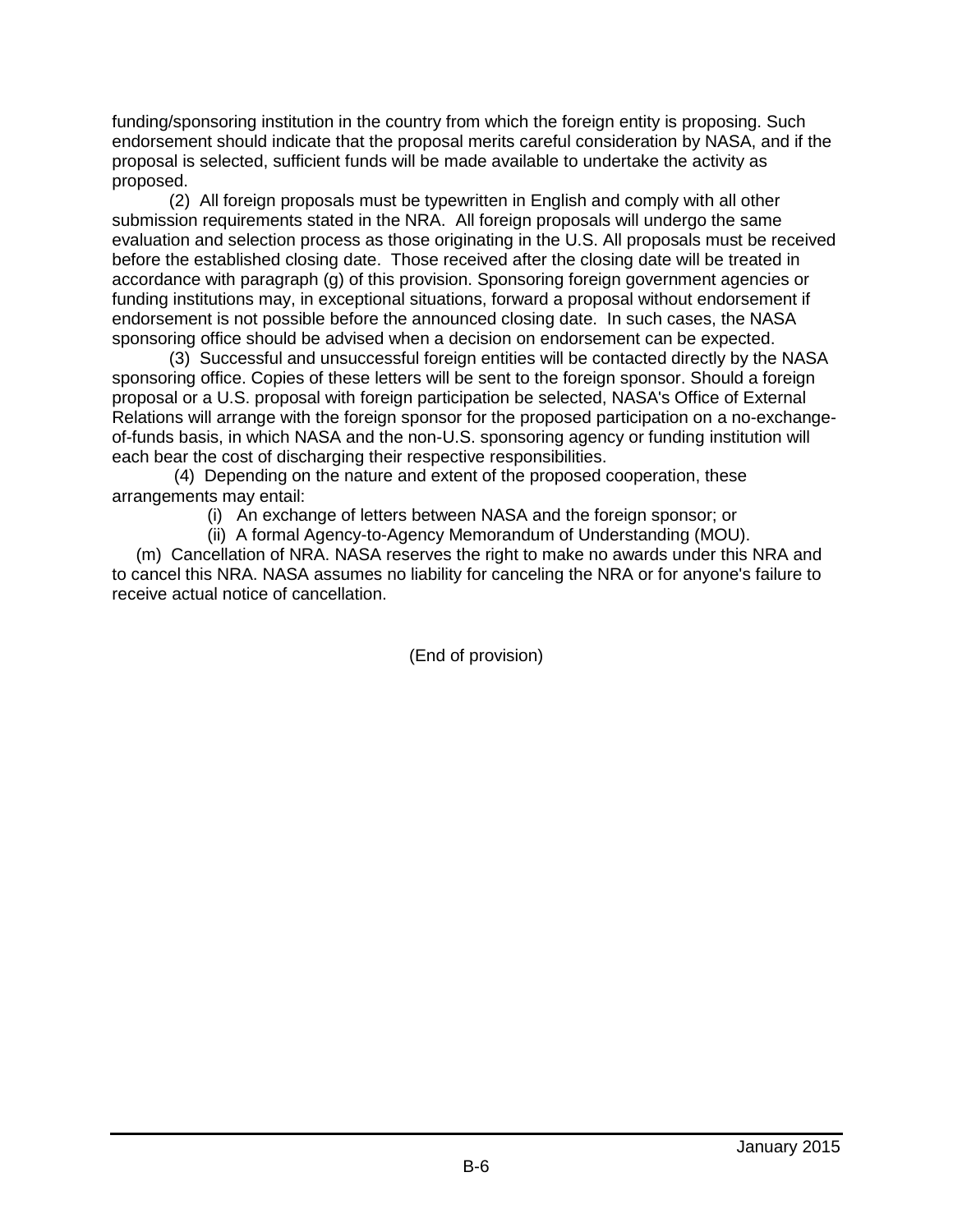funding/sponsoring institution in the country from which the foreign entity is proposing. Such endorsement should indicate that the proposal merits careful consideration by NASA, and if the proposal is selected, sufficient funds will be made available to undertake the activity as proposed.

(2) All foreign proposals must be typewritten in English and comply with all other submission requirements stated in the NRA. All foreign proposals will undergo the same evaluation and selection process as those originating in the U.S. All proposals must be received before the established closing date. Those received after the closing date will be treated in accordance with paragraph (g) of this provision. Sponsoring foreign government agencies or funding institutions may, in exceptional situations, forward a proposal without endorsement if endorsement is not possible before the announced closing date. In such cases, the NASA sponsoring office should be advised when a decision on endorsement can be expected.

(3) Successful and unsuccessful foreign entities will be contacted directly by the NASA sponsoring office. Copies of these letters will be sent to the foreign sponsor. Should a foreign proposal or a U.S. proposal with foreign participation be selected, NASA's Office of External Relations will arrange with the foreign sponsor for the proposed participation on a no-exchange-of-funds basis, in which NASA and the non-U.S. sponsoring agency or funding institution will each bear the cost of discharging their respective responsibilities.

(4) Depending on the nature and extent of the proposed cooperation, these arrangements may entail:

(i) An exchange of letters between NASA and the foreign sponsor; or

(ii) A formal Agency-to-Agency Memorandum of Understanding (MOU).

(m) Cancellation of NRA. NASA reserves the right to make no awards under this NRA and to cancel this NRA. NASA assumes no liability for canceling the NRA or for anyone's failure to receive actual notice of cancellation.

(End of provision)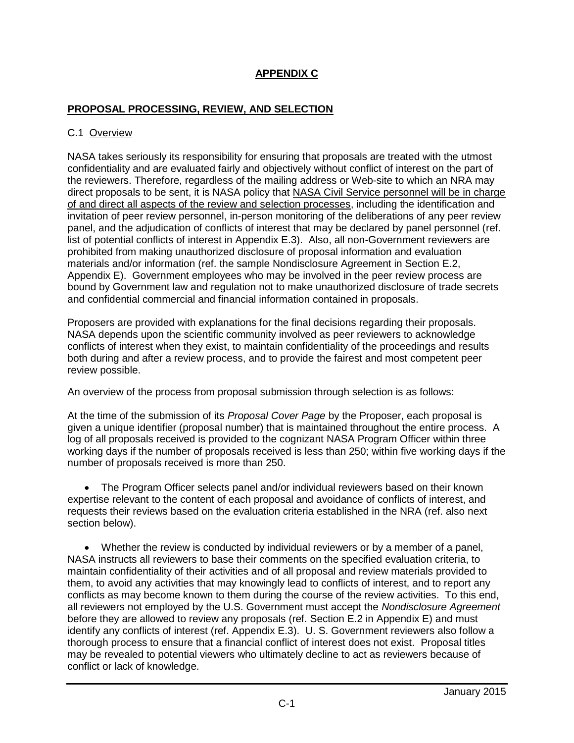# APPENDIX C

## PROPOSAL PROCESSING, REVIEW, AND SELECTION

### C.1 Overview

NASA takes seriously its responsibility for ensuring that proposals are treated with the utmost confidentiality and are evaluated fairly and objectively without conflict of interest on the part of the reviewers. Therefore, regardless of the mailing address or Web-site to which an NRA may direct proposals to be sent, it is NASA policy that NASA Civil Service personnel will be in charge of and direct all aspects of the review and selection processes, including the identification and invitation of peer review personnel, in-person monitoring of the deliberations of any peer review panel, and the adjudication of conflicts of interest that may be declared by panel personnel (ref. list of potential conflicts of interest in Appendix E.3). Also, all non-Government reviewers are prohibited from making unauthorized disclosure of proposal information and evaluation materials and/or information (ref. the sample Nondisclosure Agreement in Section E.2, Appendix E). Government employees who may be involved in the peer review process are bound by Government law and regulation not to make unauthorized disclosure of trade secrets and confidential commercial and financial information contained in proposals.

Proposers are provided with explanations for the final decisions regarding their proposals. NASA depends upon the scientific community involved as peer reviewers to acknowledge conflicts of interest when they exist, to maintain confidentiality of the proceedings and results both during and after a review process, and to provide the fairest and most competent peer review possible.

An overview of the process from proposal submission through selection is as follows:

At the time of the submission of its *Proposal Cover Page* by the Proposer, each proposal is given a unique identifier (proposal number) that is maintained throughout the entire process. A log of all proposals received is provided to the cognizant NASA Program Officer within three working days if the number of proposals received is less than 250; within five working days if the number of proposals received is more than 250.

- The Program Officer selects panel and/or individual reviewers based on their known expertise relevant to the content of each proposal and avoidance of conflicts of interest, and requests their reviews based on the evaluation criteria established in the NRA (ref. also next section below).

- Whether the review is conducted by individual reviewers or by a member of a panel, NASA instructs all reviewers to base their comments on the specified evaluation criteria, to maintain confidentiality of their activities and of all proposal and review materials provided to them, to avoid any activities that may knowingly lead to conflicts of interest, and to report any conflicts as may become known to them during the course of the review activities. To this end, all reviewers not employed by the U.S. Government must accept the *Nondisclosure Agreement* before they are allowed to review any proposals (ref. Section E.2 in Appendix E) and must identify any conflicts of interest (ref. Appendix E.3). U. S. Government reviewers also follow a thorough process to ensure that a financial conflict of interest does not exist. Proposal titles may be revealed to potential viewers who ultimately decline to act as reviewers because of conflict or lack of knowledge.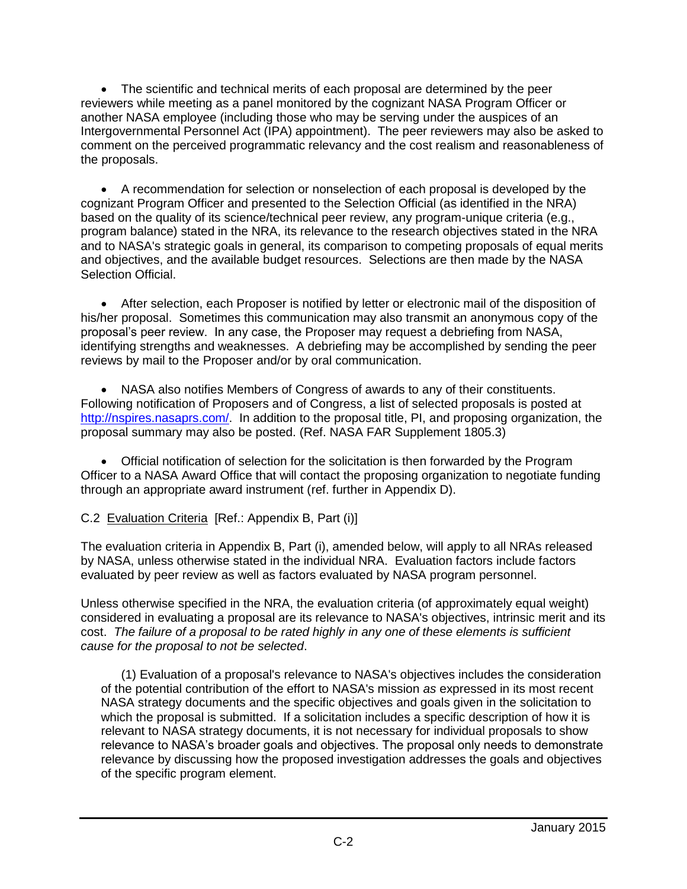- The scientific and technical merits of each proposal are determined by the peer reviewers while meeting as a panel monitored by the cognizant NASA Program Officer or another NASA employee (including those who may be serving under the auspices of an Intergovernmental Personnel Act (IPA) appointment). The peer reviewers may also be asked to comment on the perceived programmatic relevancy and the cost realism and reasonableness of the proposals.

- A recommendation for selection or nonselection of each proposal is developed by the cognizant Program Officer and presented to the Selection Official (as identified in the NRA) based on the quality of its science/technical peer review, any program-unique criteria (e.g., program balance) stated in the NRA, its relevance to the research objectives stated in the NRA and to NASA's strategic goals in general, its comparison to competing proposals of equal merits and objectives, and the available budget resources. Selections are then made by the NASA Selection Official.

- After selection, each Proposer is notified by letter or electronic mail of the disposition of his/her proposal. Sometimes this communication may also transmit an anonymous copy of the proposal's peer review. In any case, the Proposer may request a debriefing from NASA, identifying strengths and weaknesses. A debriefing may be accomplished by sending the peer reviews by mail to the Proposer and/or by oral communication.

- NASA also notifies Members of Congress of awards to any of their constituents. Following notification of Proposers and of Congress, a list of selected proposals is posted at [http://nspires.nasaprs.com/](http://nspires.nasaprs.com/). In addition to the proposal title, PI, and proposing organization, the proposal summary may also be posted. (Ref. NASA FAR Supplement 1805.3)

- Official notification of selection for the solicitation is then forwarded by the Program Officer to a NASA Award Office that will contact the proposing organization to negotiate funding through an appropriate award instrument (ref. further in Appendix D).

## C.2 Evaluation Criteria [Ref.: Appendix B, Part (i)]

The evaluation criteria in Appendix B, Part (i), amended below, will apply to all NRAs released by NASA, unless otherwise stated in the individual NRA. Evaluation factors include factors evaluated by peer review as well as factors evaluated by NASA program personnel.

Unless otherwise specified in the NRA, the evaluation criteria (of approximately equal weight) considered in evaluating a proposal are its relevance to NASA's objectives, intrinsic merit and its cost. *The failure of a proposal to be rated highly in any one of these elements is sufficient cause for the proposal to not be selected*.

(1) Evaluation of a proposal's relevance to NASA's objectives includes the consideration of the potential contribution of the effort to NASA's mission *as* expressed in its most recent NASA strategy documents and the specific objectives and goals given in the solicitation to which the proposal is submitted. If a solicitation includes a specific description of how it is relevant to NASA strategy documents, it is not necessary for individual proposals to show relevance to NASA's broader goals and objectives. The proposal only needs to demonstrate relevance by discussing how the proposed investigation addresses the goals and objectives of the specific program element.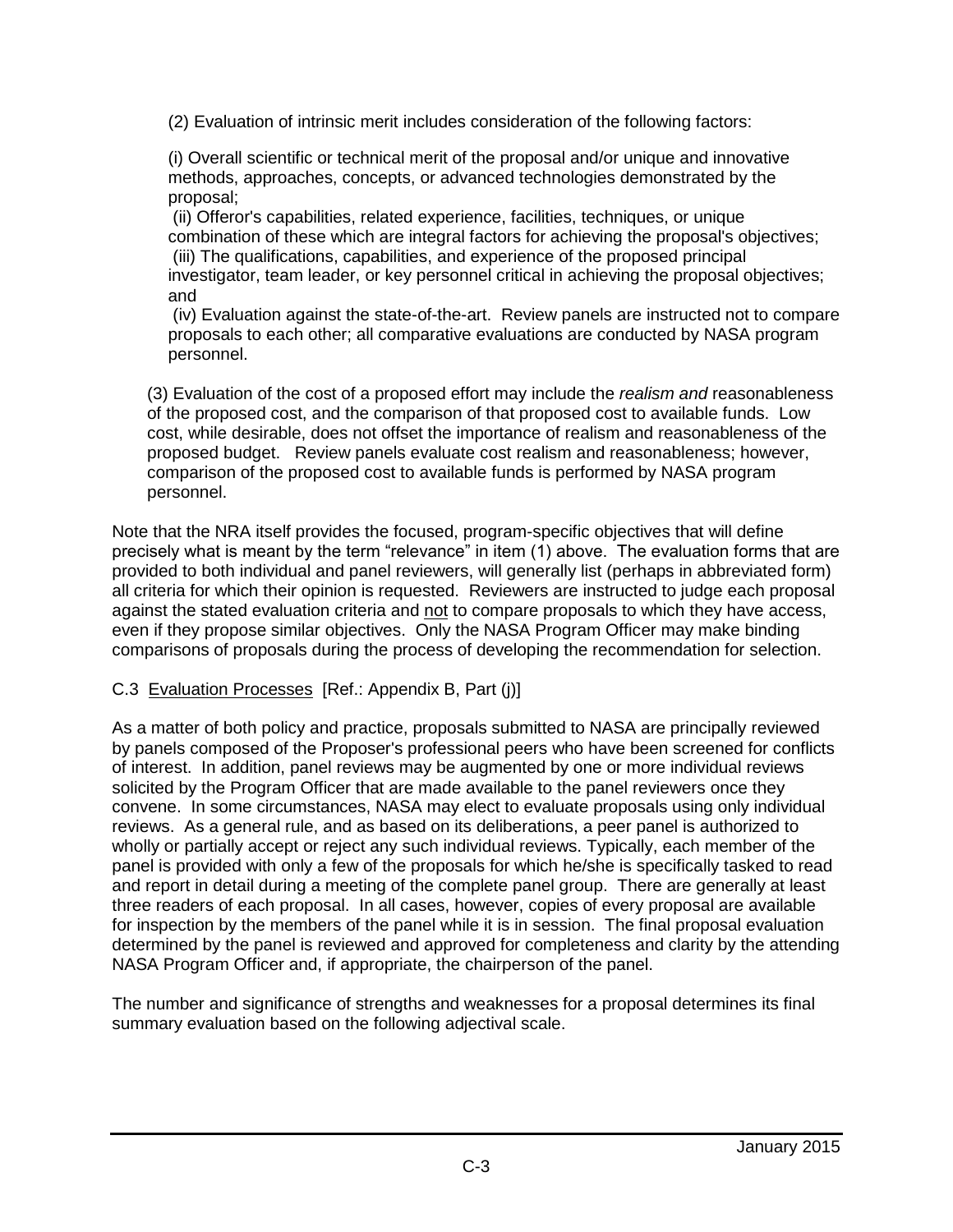(2) Evaluation of intrinsic merit includes consideration of the following factors:

(i) Overall scientific or technical merit of the proposal and/or unique and innovative methods, approaches, concepts, or advanced technologies demonstrated by the proposal;
(ii) Offeror's capabilities, related experience, facilities, techniques, or unique combination of these which are integral factors for achieving the proposal's objectives;
(iii) The qualifications, capabilities, and experience of the proposed principal investigator, team leader, or key personnel critical in achieving the proposal objectives; and
(iv) Evaluation against the state-of-the-art. Review panels are instructed not to compare proposals to each other; all comparative evaluations are conducted by NASA program personnel.

(3) Evaluation of the cost of a proposed effort may include the *realism and* reasonableness of the proposed cost, and the comparison of that proposed cost to available funds. Low cost, while desirable, does not offset the importance of realism and reasonableness of the proposed budget. Review panels evaluate cost realism and reasonableness; however, comparison of the proposed cost to available funds is performed by NASA program personnel.

Note that the NRA itself provides the focused, program-specific objectives that will define precisely what is meant by the term "relevance" in item (1) above. The evaluation forms that are provided to both individual and panel reviewers, will generally list (perhaps in abbreviated form) all criteria for which their opinion is requested. Reviewers are instructed to judge each proposal against the stated evaluation criteria and <u>not</u> to compare proposals to which they have access, even if they propose similar objectives. Only the NASA Program Officer may make binding comparisons of proposals during the process of developing the recommendation for selection.

## C.3 <u>Evaluation Processes</u> [Ref.: Appendix B, Part (j)]

As a matter of both policy and practice, proposals submitted to NASA are principally reviewed by panels composed of the Proposer's professional peers who have been screened for conflicts of interest. In addition, panel reviews may be augmented by one or more individual reviews solicited by the Program Officer that are made available to the panel reviewers once they convene. In some circumstances, NASA may elect to evaluate proposals using only individual reviews. As a general rule, and as based on its deliberations, a peer panel is authorized to wholly or partially accept or reject any such individual reviews. Typically, each member of the panel is provided with only a few of the proposals for which he/she is specifically tasked to read and report in detail during a meeting of the complete panel group. There are generally at least three readers of each proposal. In all cases, however, copies of every proposal are available for inspection by the members of the panel while it is in session. The final proposal evaluation determined by the panel is reviewed and approved for completeness and clarity by the attending NASA Program Officer and, if appropriate, the chairperson of the panel.

The number and significance of strengths and weaknesses for a proposal determines its final summary evaluation based on the following adjectival scale.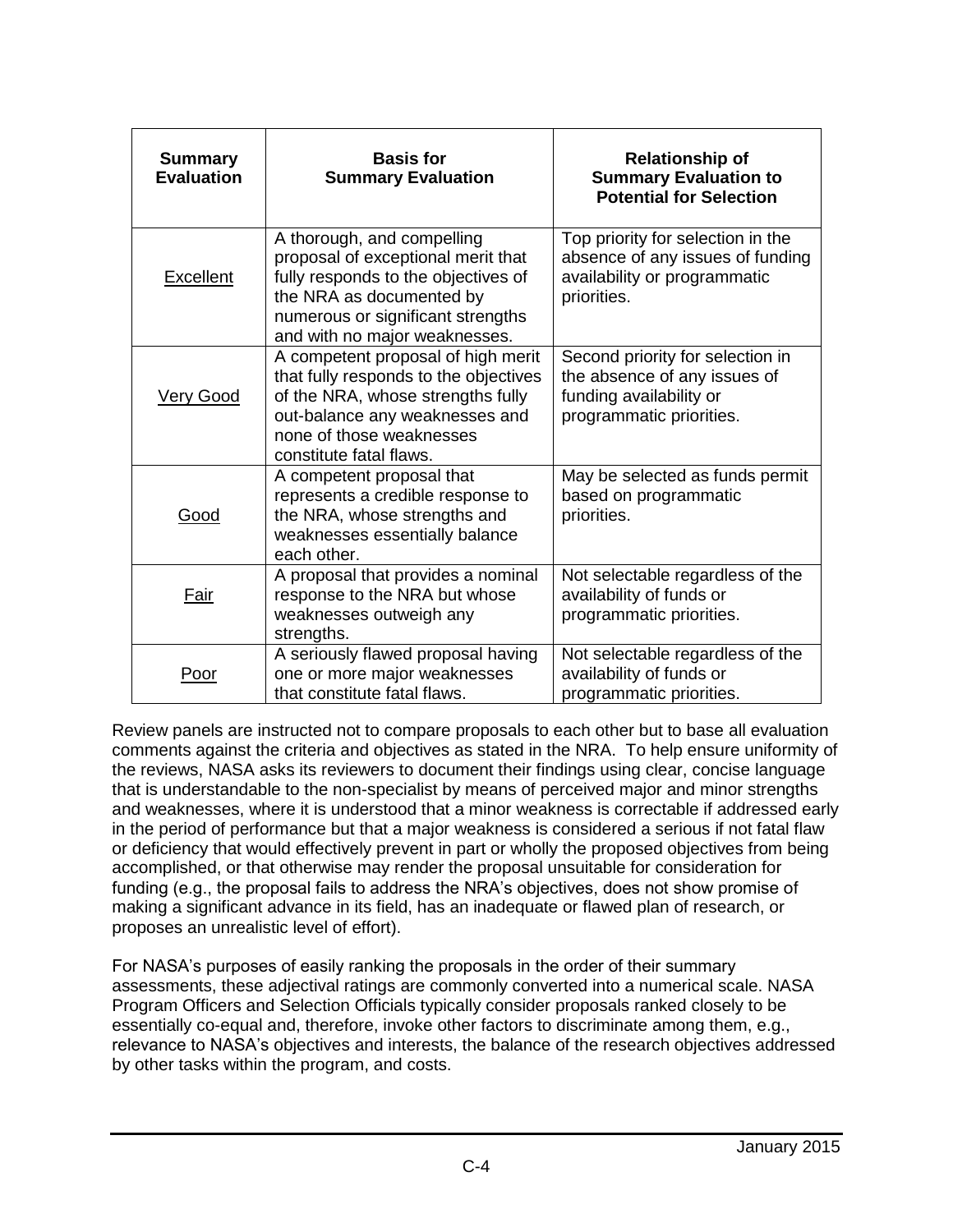| Summary Evaluation | Basis for Summary Evaluation | Relationship of Summary Evaluation to Potential for Selection |
|---|---|---|
| Excellent | A thorough, and compelling proposal of exceptional merit that fully responds to the objectives of the NRA as documented by numerous or significant strengths and with no major weaknesses. | Top priority for selection in the absence of any issues of funding availability or programmatic priorities. |
| Very Good | A competent proposal of high merit that fully responds to the objectives of the NRA, whose strengths fully out-balance any weaknesses and none of those weaknesses constitute fatal flaws. | Second priority for selection in the absence of any issues of funding availability or programmatic priorities. |
| Good | A competent proposal that represents a credible response to the NRA, whose strengths and weaknesses essentially balance each other. | May be selected as funds permit based on programmatic priorities. |
| Fair | A proposal that provides a nominal response to the NRA but whose weaknesses outweigh any strengths. | Not selectable regardless of the availability of funds or programmatic priorities. |
| Poor | A seriously flawed proposal having one or more major weaknesses that constitute fatal flaws. | Not selectable regardless of the availability of funds or programmatic priorities. |

Review panels are instructed not to compare proposals to each other but to base all evaluation comments against the criteria and objectives as stated in the NRA. To help ensure uniformity of the reviews, NASA asks its reviewers to document their findings using clear, concise language that is understandable to the non-specialist by means of perceived major and minor strengths and weaknesses, where it is understood that a minor weakness is correctable if addressed early in the period of performance but that a major weakness is considered a serious if not fatal flaw or deficiency that would effectively prevent in part or wholly the proposed objectives from being accomplished, or that otherwise may render the proposal unsuitable for consideration for funding (e.g., the proposal fails to address the NRA's objectives, does not show promise of making a significant advance in its field, has an inadequate or flawed plan of research, or proposes an unrealistic level of effort).

For NASA's purposes of easily ranking the proposals in the order of their summary assessments, these adjectival ratings are commonly converted into a numerical scale. NASA Program Officers and Selection Officials typically consider proposals ranked closely to be essentially co-equal and, therefore, invoke other factors to discriminate among them, e.g., relevance to NASA's objectives and interests, the balance of the research objectives addressed by other tasks within the program, and costs.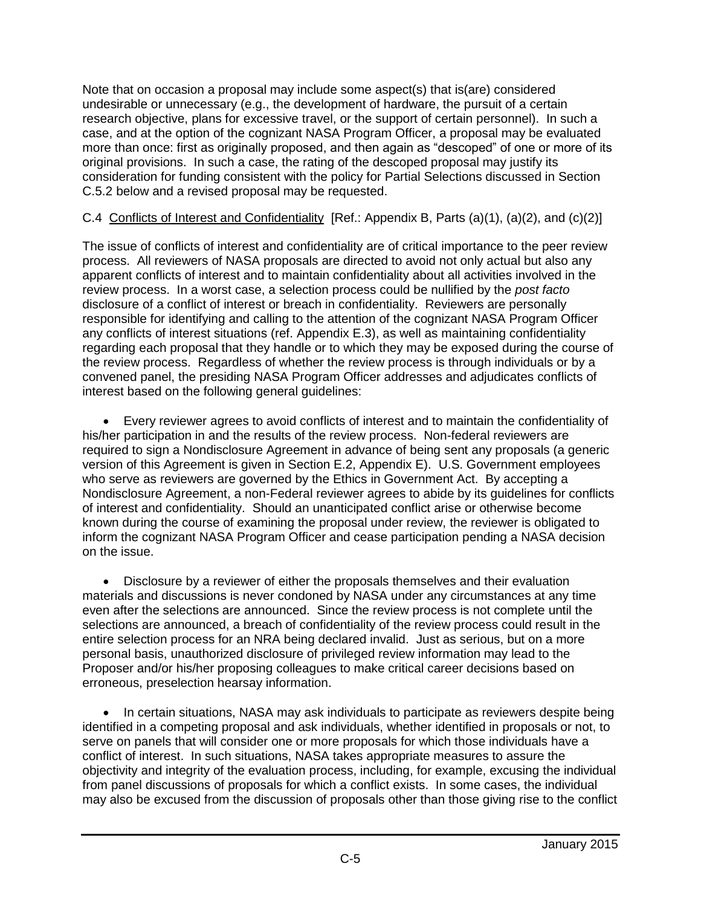Note that on occasion a proposal may include some aspect(s) that is(are) considered undesirable or unnecessary (e.g., the development of hardware, the pursuit of a certain research objective, plans for excessive travel, or the support of certain personnel). In such a case, and at the option of the cognizant NASA Program Officer, a proposal may be evaluated more than once: first as originally proposed, and then again as "descoped" of one or more of its original provisions. In such a case, the rating of the descoped proposal may justify its consideration for funding consistent with the policy for Partial Selections discussed in Section C.5.2 below and a revised proposal may be requested.

## C.4 Conflicts of Interest and Confidentiality [Ref.: Appendix B, Parts (a)(1), (a)(2), and (c)(2)]

The issue of conflicts of interest and confidentiality are of critical importance to the peer review process. All reviewers of NASA proposals are directed to avoid not only actual but also any apparent conflicts of interest and to maintain confidentiality about all activities involved in the review process. In a worst case, a selection process could be nullified by the *post facto* disclosure of a conflict of interest or breach in confidentiality. Reviewers are personally responsible for identifying and calling to the attention of the cognizant NASA Program Officer any conflicts of interest situations (ref. Appendix E.3), as well as maintaining confidentiality regarding each proposal that they handle or to which they may be exposed during the course of the review process. Regardless of whether the review process is through individuals or by a convened panel, the presiding NASA Program Officer addresses and adjudicates conflicts of interest based on the following general guidelines:

- Every reviewer agrees to avoid conflicts of interest and to maintain the confidentiality of his/her participation in and the results of the review process. Non-federal reviewers are required to sign a Nondisclosure Agreement in advance of being sent any proposals (a generic version of this Agreement is given in Section E.2, Appendix E). U.S. Government employees who serve as reviewers are governed by the Ethics in Government Act. By accepting a Nondisclosure Agreement, a non-Federal reviewer agrees to abide by its guidelines for conflicts of interest and confidentiality. Should an unanticipated conflict arise or otherwise become known during the course of examining the proposal under review, the reviewer is obligated to inform the cognizant NASA Program Officer and cease participation pending a NASA decision on the issue.

- Disclosure by a reviewer of either the proposals themselves and their evaluation materials and discussions is never condoned by NASA under any circumstances at any time even after the selections are announced. Since the review process is not complete until the selections are announced, a breach of confidentiality of the review process could result in the entire selection process for an NRA being declared invalid. Just as serious, but on a more personal basis, unauthorized disclosure of privileged review information may lead to the Proposer and/or his/her proposing colleagues to make critical career decisions based on erroneous, preselection hearsay information.

- In certain situations, NASA may ask individuals to participate as reviewers despite being identified in a competing proposal and ask individuals, whether identified in proposals or not, to serve on panels that will consider one or more proposals for which those individuals have a conflict of interest. In such situations, NASA takes appropriate measures to assure the objectivity and integrity of the evaluation process, including, for example, excusing the individual from panel discussions of proposals for which a conflict exists. In some cases, the individual may also be excused from the discussion of proposals other than those giving rise to the conflict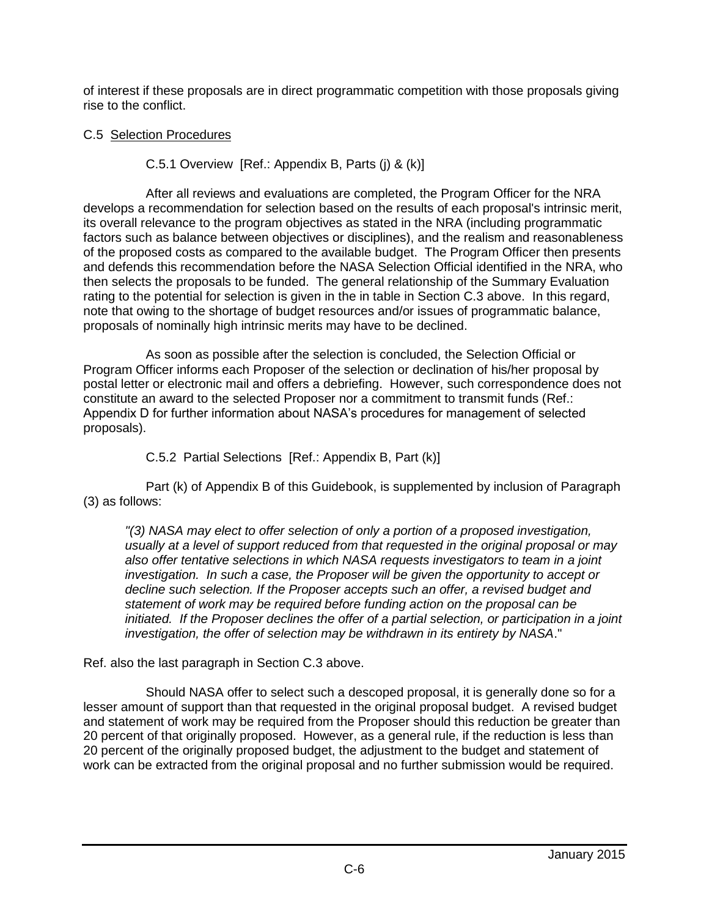of interest if these proposals are in direct programmatic competition with those proposals giving rise to the conflict.

## C.5 Selection Procedures

### C.5.1 Overview [Ref.: Appendix B, Parts (j) & (k)]

After all reviews and evaluations are completed, the Program Officer for the NRA develops a recommendation for selection based on the results of each proposal's intrinsic merit, its overall relevance to the program objectives as stated in the NRA (including programmatic factors such as balance between objectives or disciplines), and the realism and reasonableness of the proposed costs as compared to the available budget. The Program Officer then presents and defends this recommendation before the NASA Selection Official identified in the NRA, who then selects the proposals to be funded. The general relationship of the Summary Evaluation rating to the potential for selection is given in the in table in Section C.3 above. In this regard, note that owing to the shortage of budget resources and/or issues of programmatic balance, proposals of nominally high intrinsic merits may have to be declined.

As soon as possible after the selection is concluded, the Selection Official or Program Officer informs each Proposer of the selection or declination of his/her proposal by postal letter or electronic mail and offers a debriefing. However, such correspondence does not constitute an award to the selected Proposer nor a commitment to transmit funds (Ref.: Appendix D for further information about NASA's procedures for management of selected proposals).

### C.5.2 Partial Selections [Ref.: Appendix B, Part (k)]

Part (k) of Appendix B of this Guidebook, is supplemented by inclusion of Paragraph (3) as follows:

> *"(3) NASA may elect to offer selection of only a portion of a proposed investigation, usually at a level of support reduced from that requested in the original proposal or may also offer tentative selections in which NASA requests investigators to team in a joint investigation. In such a case, the Proposer will be given the opportunity to accept or decline such selection. If the Proposer accepts such an offer, a revised budget and statement of work may be required before funding action on the proposal can be initiated. If the Proposer declines the offer of a partial selection, or participation in a joint investigation, the offer of selection may be withdrawn in its entirety by NASA*."

Ref. also the last paragraph in Section C.3 above.

Should NASA offer to select such a descoped proposal, it is generally done so for a lesser amount of support than that requested in the original proposal budget. A revised budget and statement of work may be required from the Proposer should this reduction be greater than 20 percent of that originally proposed. However, as a general rule, if the reduction is less than 20 percent of the originally proposed budget, the adjustment to the budget and statement of work can be extracted from the original proposal and no further submission would be required.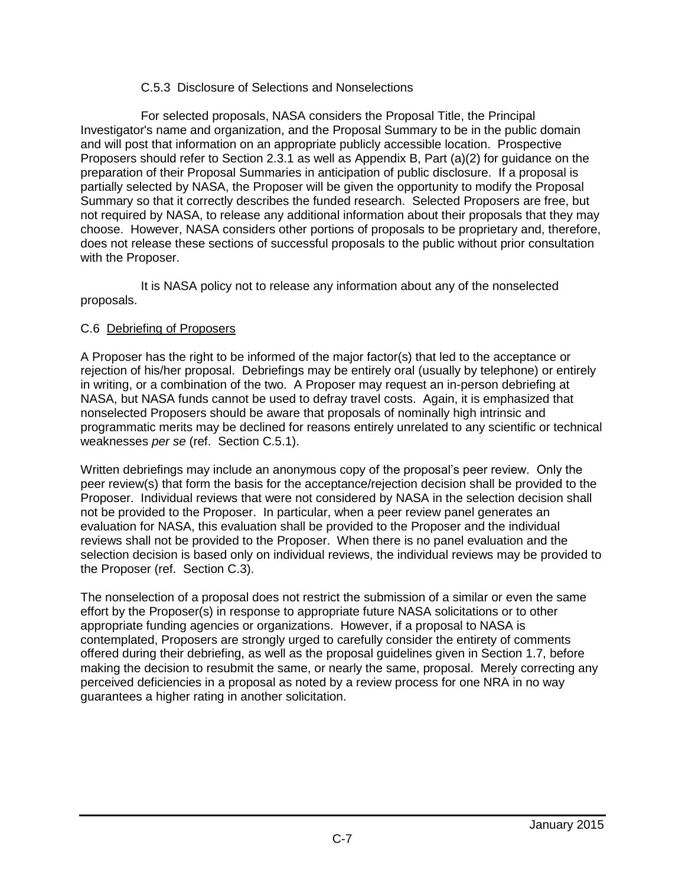### C.5.3 Disclosure of Selections and Nonselections

For selected proposals, NASA considers the Proposal Title, the Principal Investigator's name and organization, and the Proposal Summary to be in the public domain and will post that information on an appropriate publicly accessible location. Prospective Proposers should refer to Section 2.3.1 as well as Appendix B, Part (a)(2) for guidance on the preparation of their Proposal Summaries in anticipation of public disclosure. If a proposal is partially selected by NASA, the Proposer will be given the opportunity to modify the Proposal Summary so that it correctly describes the funded research. Selected Proposers are free, but not required by NASA, to release any additional information about their proposals that they may choose. However, NASA considers other portions of proposals to be proprietary and, therefore, does not release these sections of successful proposals to the public without prior consultation with the Proposer.

It is NASA policy not to release any information about any of the nonselected proposals.

## C.6 Debriefing of Proposers

A Proposer has the right to be informed of the major factor(s) that led to the acceptance or rejection of his/her proposal. Debriefings may be entirely oral (usually by telephone) or entirely in writing, or a combination of the two. A Proposer may request an in-person debriefing at NASA, but NASA funds cannot be used to defray travel costs. Again, it is emphasized that nonselected Proposers should be aware that proposals of nominally high intrinsic and programmatic merits may be declined for reasons entirely unrelated to any scientific or technical weaknesses *per se* (ref. Section C.5.1).

Written debriefings may include an anonymous copy of the proposal's peer review. Only the peer review(s) that form the basis for the acceptance/rejection decision shall be provided to the Proposer. Individual reviews that were not considered by NASA in the selection decision shall not be provided to the Proposer. In particular, when a peer review panel generates an evaluation for NASA, this evaluation shall be provided to the Proposer and the individual reviews shall not be provided to the Proposer. When there is no panel evaluation and the selection decision is based only on individual reviews, the individual reviews may be provided to the Proposer (ref. Section C.3).

The nonselection of a proposal does not restrict the submission of a similar or even the same effort by the Proposer(s) in response to appropriate future NASA solicitations or to other appropriate funding agencies or organizations. However, if a proposal to NASA is contemplated, Proposers are strongly urged to carefully consider the entirety of comments offered during their debriefing, as well as the proposal guidelines given in Section 1.7, before making the decision to resubmit the same, or nearly the same, proposal. Merely correcting any perceived deficiencies in a proposal as noted by a review process for one NRA in no way guarantees a higher rating in another solicitation.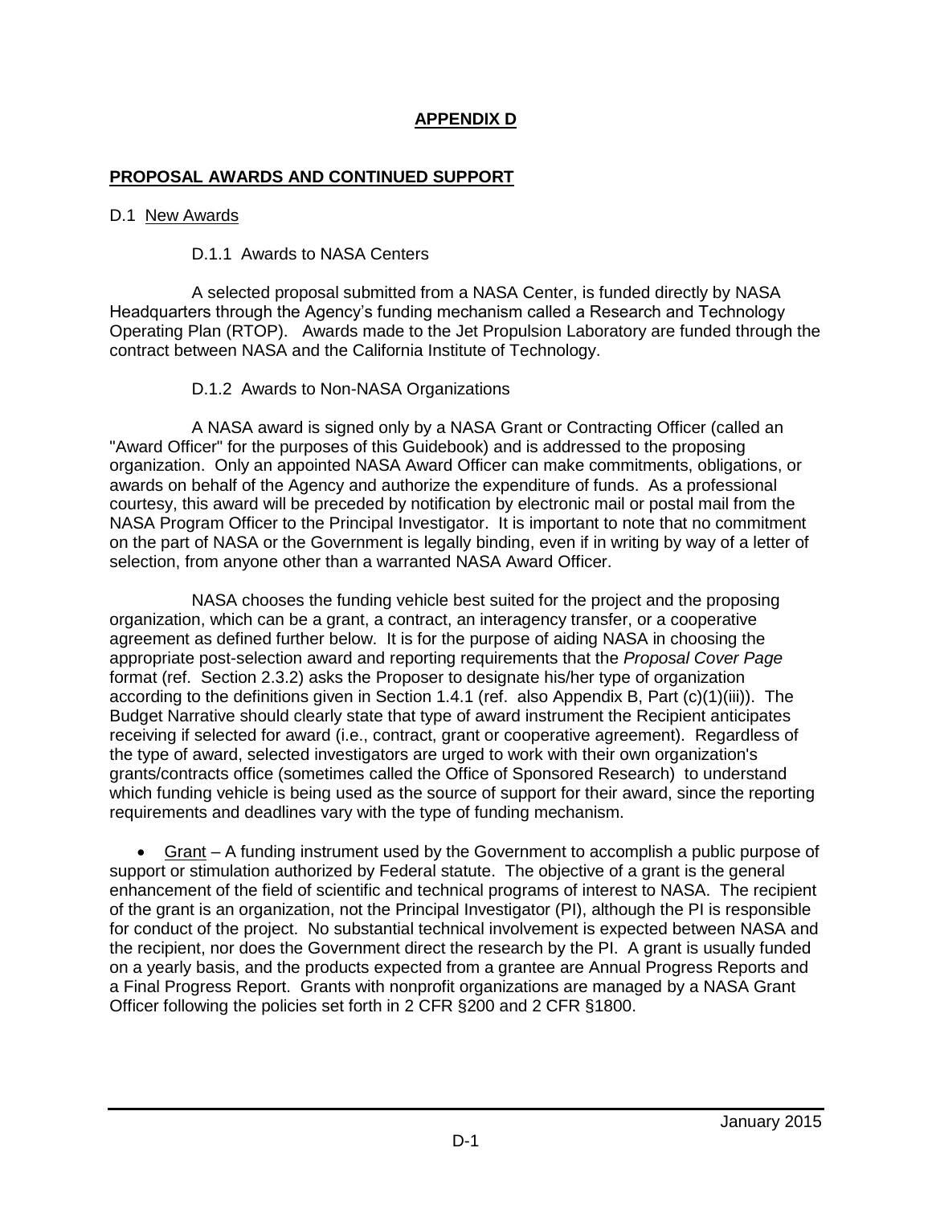# APPENDIX D

## PROPOSAL AWARDS AND CONTINUED SUPPORT

D.1 New Awards

D.1.1 Awards to NASA Centers

A selected proposal submitted from a NASA Center, is funded directly by NASA Headquarters through the Agency's funding mechanism called a Research and Technology Operating Plan (RTOP). Awards made to the Jet Propulsion Laboratory are funded through the contract between NASA and the California Institute of Technology.

D.1.2 Awards to Non-NASA Organizations

A NASA award is signed only by a NASA Grant or Contracting Officer (called an "Award Officer" for the purposes of this Guidebook) and is addressed to the proposing organization. Only an appointed NASA Award Officer can make commitments, obligations, or awards on behalf of the Agency and authorize the expenditure of funds. As a professional courtesy, this award will be preceded by notification by electronic mail or postal mail from the NASA Program Officer to the Principal Investigator. It is important to note that no commitment on the part of NASA or the Government is legally binding, even if in writing by way of a letter of selection, from anyone other than a warranted NASA Award Officer.

NASA chooses the funding vehicle best suited for the project and the proposing organization, which can be a grant, a contract, an interagency transfer, or a cooperative agreement as defined further below. It is for the purpose of aiding NASA in choosing the appropriate post-selection award and reporting requirements that the *Proposal Cover Page* format (ref. Section 2.3.2) asks the Proposer to designate his/her type of organization according to the definitions given in Section 1.4.1 (ref. also Appendix B, Part (c)(1)(iii)). The Budget Narrative should clearly state that type of award instrument the Recipient anticipates receiving if selected for award (i.e., contract, grant or cooperative agreement). Regardless of the type of award, selected investigators are urged to work with their own organization's grants/contracts office (sometimes called the Office of Sponsored Research) to understand which funding vehicle is being used as the source of support for their award, since the reporting requirements and deadlines vary with the type of funding mechanism.

- Grant – A funding instrument used by the Government to accomplish a public purpose of support or stimulation authorized by Federal statute. The objective of a grant is the general enhancement of the field of scientific and technical programs of interest to NASA. The recipient of the grant is an organization, not the Principal Investigator (PI), although the PI is responsible for conduct of the project. No substantial technical involvement is expected between NASA and the recipient, nor does the Government direct the research by the PI. A grant is usually funded on a yearly basis, and the products expected from a grantee are Annual Progress Reports and a Final Progress Report. Grants with nonprofit organizations are managed by a NASA Grant Officer following the policies set forth in 2 CFR §200 and 2 CFR §1800.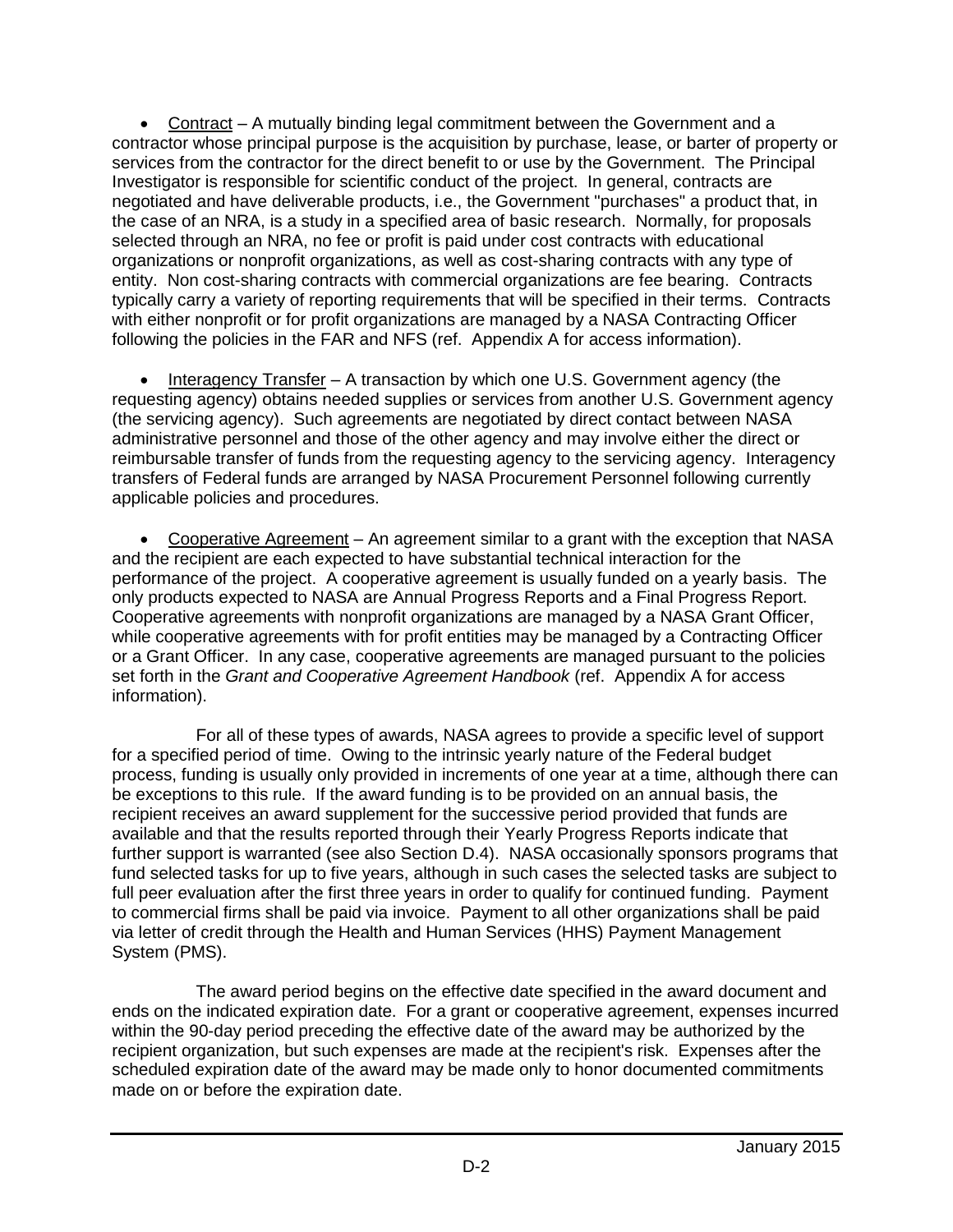- Contract – A mutually binding legal commitment between the Government and a contractor whose principal purpose is the acquisition by purchase, lease, or barter of property or services from the contractor for the direct benefit to or use by the Government. The Principal Investigator is responsible for scientific conduct of the project. In general, contracts are negotiated and have deliverable products, i.e., the Government "purchases" a product that, in the case of an NRA, is a study in a specified area of basic research. Normally, for proposals selected through an NRA, no fee or profit is paid under cost contracts with educational organizations or nonprofit organizations, as well as cost-sharing contracts with any type of entity. Non cost-sharing contracts with commercial organizations are fee bearing. Contracts typically carry a variety of reporting requirements that will be specified in their terms. Contracts with either nonprofit or for profit organizations are managed by a NASA Contracting Officer following the policies in the FAR and NFS (ref. Appendix A for access information).

- Interagency Transfer – A transaction by which one U.S. Government agency (the requesting agency) obtains needed supplies or services from another U.S. Government agency (the servicing agency). Such agreements are negotiated by direct contact between NASA administrative personnel and those of the other agency and may involve either the direct or reimbursable transfer of funds from the requesting agency to the servicing agency. Interagency transfers of Federal funds are arranged by NASA Procurement Personnel following currently applicable policies and procedures.

- Cooperative Agreement – An agreement similar to a grant with the exception that NASA and the recipient are each expected to have substantial technical interaction for the performance of the project. A cooperative agreement is usually funded on a yearly basis. The only products expected to NASA are Annual Progress Reports and a Final Progress Report. Cooperative agreements with nonprofit organizations are managed by a NASA Grant Officer, while cooperative agreements with for profit entities may be managed by a Contracting Officer or a Grant Officer. In any case, cooperative agreements are managed pursuant to the policies set forth in the *Grant and Cooperative Agreement Handbook* (ref. Appendix A for access information).

For all of these types of awards, NASA agrees to provide a specific level of support for a specified period of time. Owing to the intrinsic yearly nature of the Federal budget process, funding is usually only provided in increments of one year at a time, although there can be exceptions to this rule. If the award funding is to be provided on an annual basis, the recipient receives an award supplement for the successive period provided that funds are available and that the results reported through their Yearly Progress Reports indicate that further support is warranted (see also Section D.4). NASA occasionally sponsors programs that fund selected tasks for up to five years, although in such cases the selected tasks are subject to full peer evaluation after the first three years in order to qualify for continued funding. Payment to commercial firms shall be paid via invoice. Payment to all other organizations shall be paid via letter of credit through the Health and Human Services (HHS) Payment Management System (PMS).

The award period begins on the effective date specified in the award document and ends on the indicated expiration date. For a grant or cooperative agreement, expenses incurred within the 90-day period preceding the effective date of the award may be authorized by the recipient organization, but such expenses are made at the recipient's risk. Expenses after the scheduled expiration date of the award may be made only to honor documented commitments made on or before the expiration date.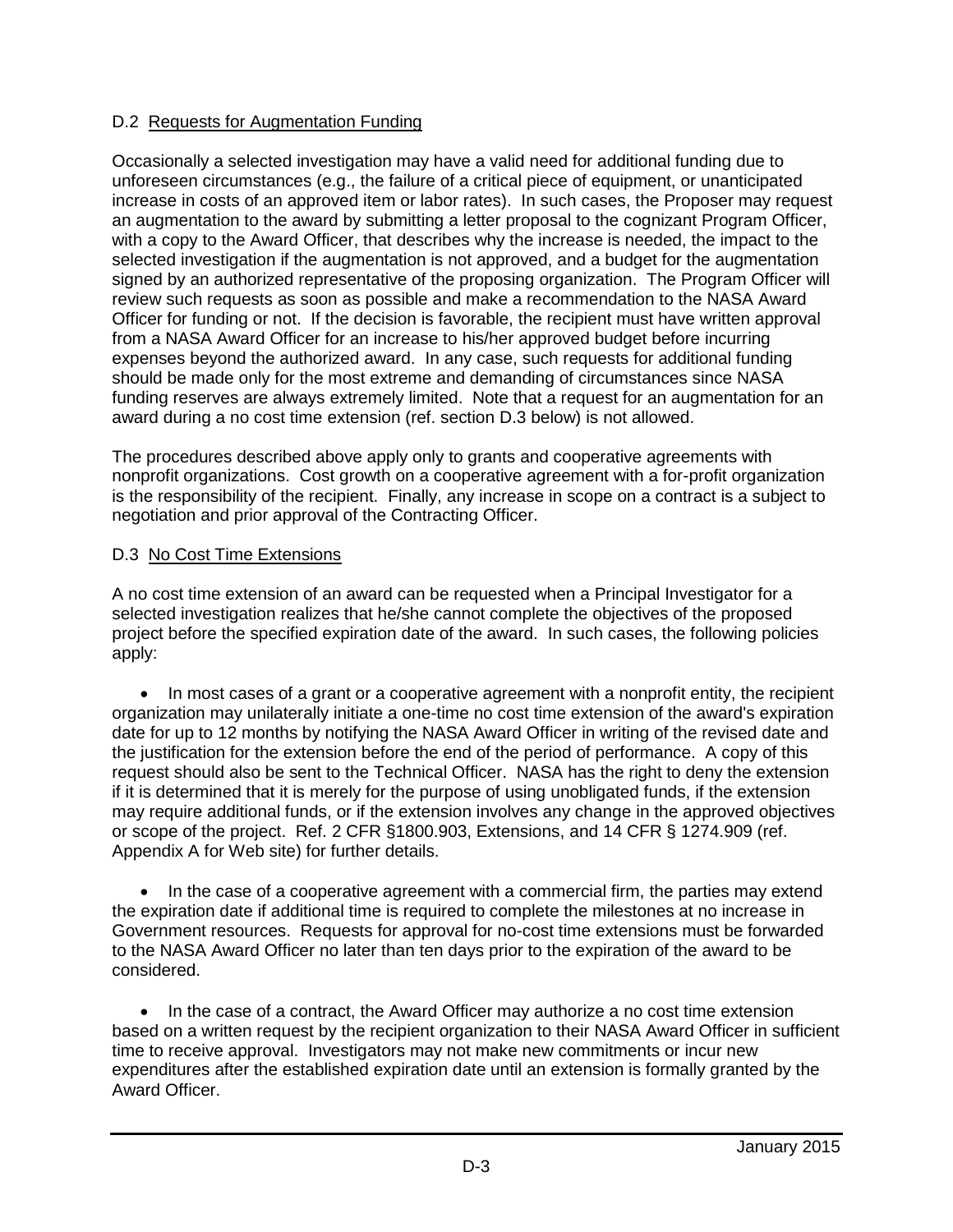### D.2 Requests for Augmentation Funding

Occasionally a selected investigation may have a valid need for additional funding due to unforeseen circumstances (e.g., the failure of a critical piece of equipment, or unanticipated increase in costs of an approved item or labor rates). In such cases, the Proposer may request an augmentation to the award by submitting a letter proposal to the cognizant Program Officer, with a copy to the Award Officer, that describes why the increase is needed, the impact to the selected investigation if the augmentation is not approved, and a budget for the augmentation signed by an authorized representative of the proposing organization. The Program Officer will review such requests as soon as possible and make a recommendation to the NASA Award Officer for funding or not. If the decision is favorable, the recipient must have written approval from a NASA Award Officer for an increase to his/her approved budget before incurring expenses beyond the authorized award. In any case, such requests for additional funding should be made only for the most extreme and demanding of circumstances since NASA funding reserves are always extremely limited. Note that a request for an augmentation for an award during a no cost time extension (ref. section D.3 below) is not allowed.

The procedures described above apply only to grants and cooperative agreements with nonprofit organizations. Cost growth on a cooperative agreement with a for-profit organization is the responsibility of the recipient. Finally, any increase in scope on a contract is a subject to negotiation and prior approval of the Contracting Officer.

### D.3 No Cost Time Extensions

A no cost time extension of an award can be requested when a Principal Investigator for a selected investigation realizes that he/she cannot complete the objectives of the proposed project before the specified expiration date of the award. In such cases, the following policies apply:

- In most cases of a grant or a cooperative agreement with a nonprofit entity, the recipient organization may unilaterally initiate a one-time no cost time extension of the award's expiration date for up to 12 months by notifying the NASA Award Officer in writing of the revised date and the justification for the extension before the end of the period of performance. A copy of this request should also be sent to the Technical Officer. NASA has the right to deny the extension if it is determined that it is merely for the purpose of using unobligated funds, if the extension may require additional funds, or if the extension involves any change in the approved objectives or scope of the project. Ref. 2 CFR §1800.903, Extensions, and 14 CFR § 1274.909 (ref. Appendix A for Web site) for further details.

- In the case of a cooperative agreement with a commercial firm, the parties may extend the expiration date if additional time is required to complete the milestones at no increase in Government resources. Requests for approval for no-cost time extensions must be forwarded to the NASA Award Officer no later than ten days prior to the expiration of the award to be considered.

- In the case of a contract, the Award Officer may authorize a no cost time extension based on a written request by the recipient organization to their NASA Award Officer in sufficient time to receive approval. Investigators may not make new commitments or incur new expenditures after the established expiration date until an extension is formally granted by the Award Officer.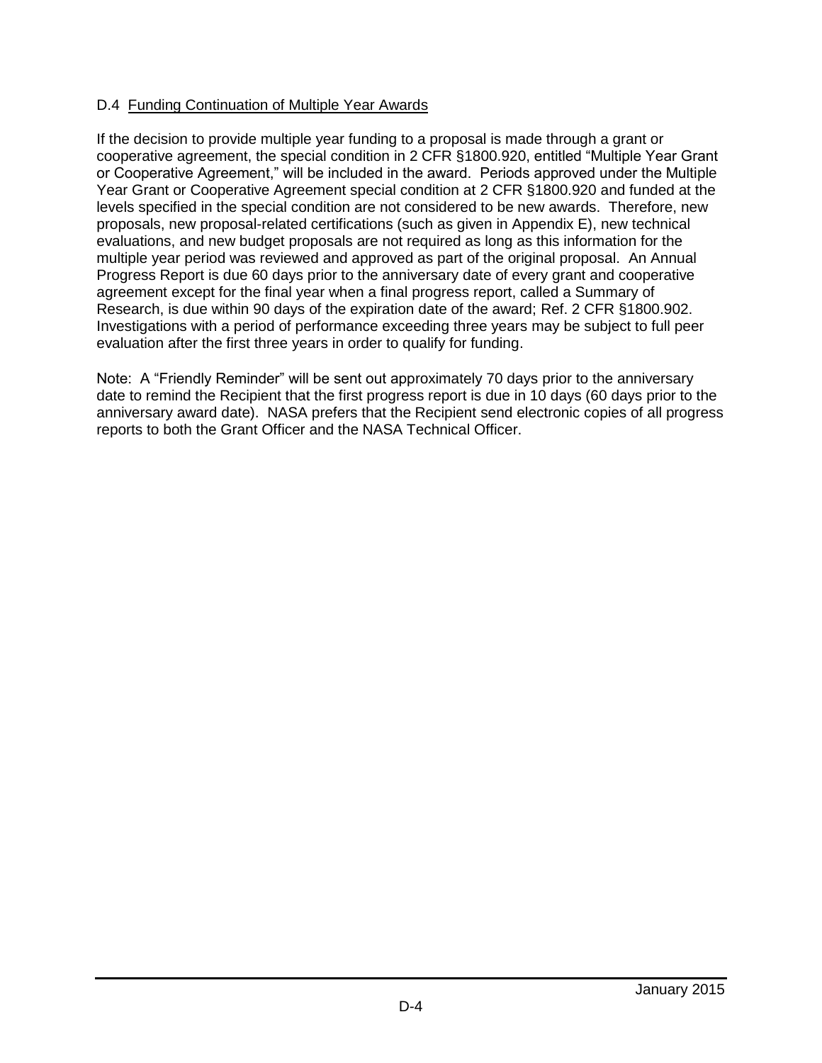### D.4 Funding Continuation of Multiple Year Awards

If the decision to provide multiple year funding to a proposal is made through a grant or cooperative agreement, the special condition in 2 CFR §1800.920, entitled "Multiple Year Grant or Cooperative Agreement," will be included in the award. Periods approved under the Multiple Year Grant or Cooperative Agreement special condition at 2 CFR §1800.920 and funded at the levels specified in the special condition are not considered to be new awards. Therefore, new proposals, new proposal-related certifications (such as given in Appendix E), new technical evaluations, and new budget proposals are not required as long as this information for the multiple year period was reviewed and approved as part of the original proposal. An Annual Progress Report is due 60 days prior to the anniversary date of every grant and cooperative agreement except for the final year when a final progress report, called a Summary of Research, is due within 90 days of the expiration date of the award; Ref. 2 CFR §1800.902. Investigations with a period of performance exceeding three years may be subject to full peer evaluation after the first three years in order to qualify for funding.

Note: A "Friendly Reminder" will be sent out approximately 70 days prior to the anniversary date to remind the Recipient that the first progress report is due in 10 days (60 days prior to the anniversary award date). NASA prefers that the Recipient send electronic copies of all progress reports to both the Grant Officer and the NASA Technical Officer.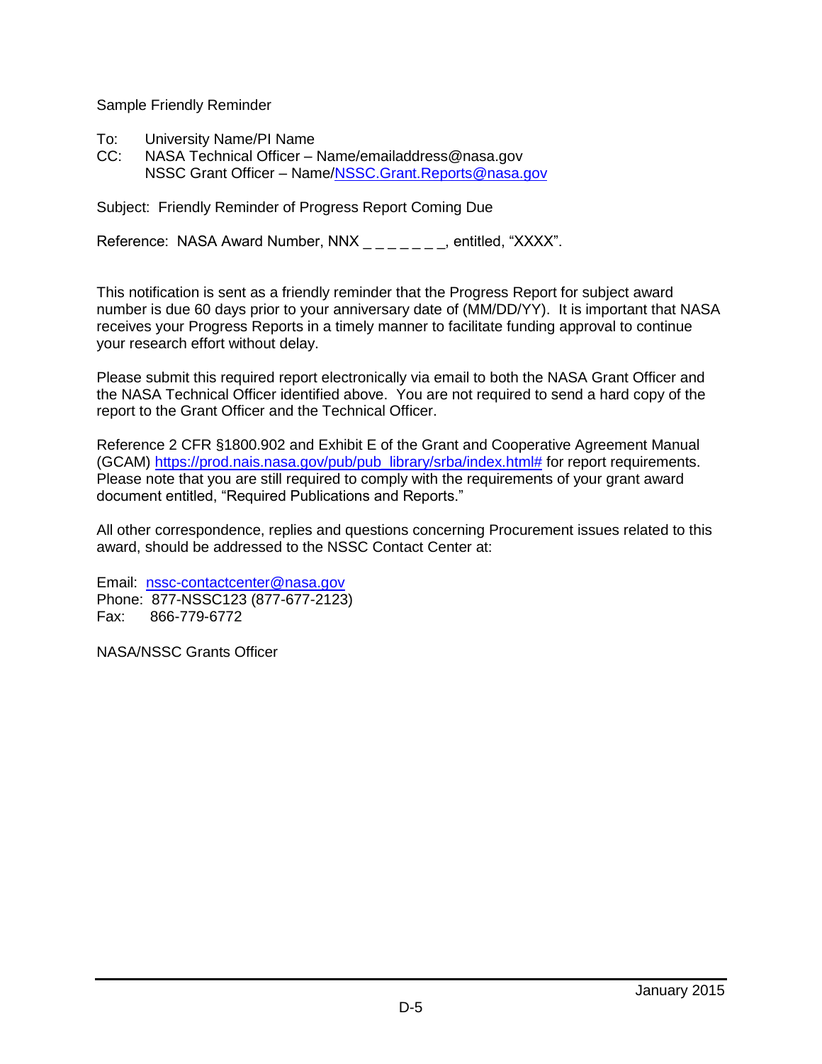Sample Friendly Reminder

To: University Name/PI Name
CC: NASA Technical Officer – Name/emailaddress@nasa.gov
NSSC Grant Officer – Name/NSSC.Grant.Reports@nasa.gov

Subject: Friendly Reminder of Progress Report Coming Due

Reference: NASA Award Number, NNX _ _ _ _ _ _ _, entitled, "XXXX".

This notification is sent as a friendly reminder that the Progress Report for subject award number is due 60 days prior to your anniversary date of (MM/DD/YY). It is important that NASA receives your Progress Reports in a timely manner to facilitate funding approval to continue your research effort without delay.

Please submit this required report electronically via email to both the NASA Grant Officer and the NASA Technical Officer identified above. You are not required to send a hard copy of the report to the Grant Officer and the Technical Officer.

Reference 2 CFR §1800.902 and Exhibit E of the Grant and Cooperative Agreement Manual (GCAM) https://prod.nais.nasa.gov/pub/pub_library/srba/index.html# for report requirements. Please note that you are still required to comply with the requirements of your grant award document entitled, "Required Publications and Reports."

All other correspondence, replies and questions concerning Procurement issues related to this award, should be addressed to the NSSC Contact Center at:

Email: nssc-contactcenter@nasa.gov
Phone: 877-NSSC123 (877-677-2123)
Fax: 866-779-6772

NASA/NSSC Grants Officer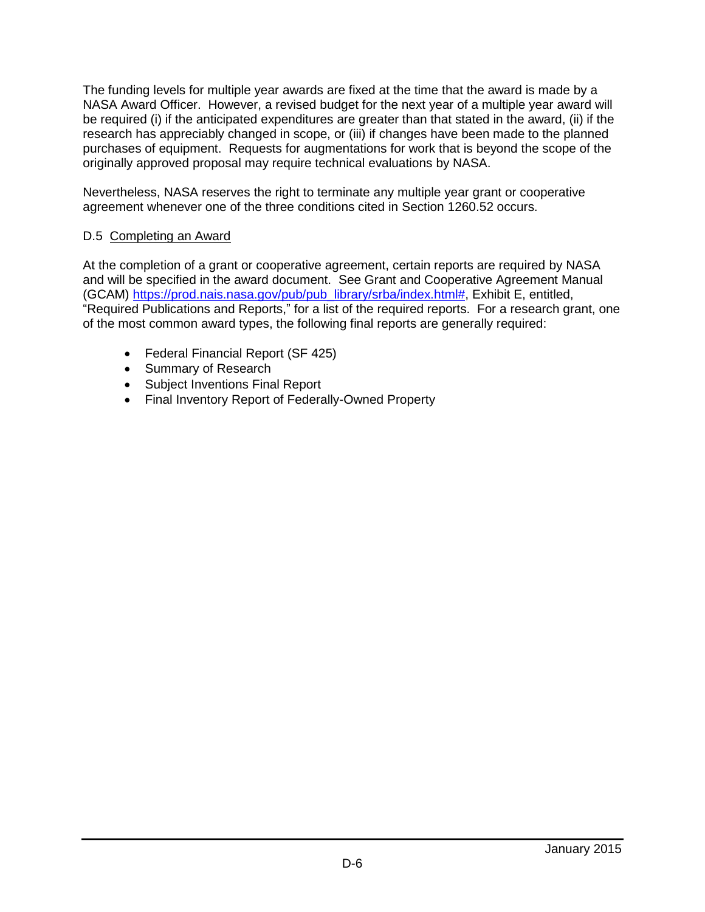The funding levels for multiple year awards are fixed at the time that the award is made by a NASA Award Officer. However, a revised budget for the next year of a multiple year award will be required (i) if the anticipated expenditures are greater than that stated in the award, (ii) if the research has appreciably changed in scope, or (iii) if changes have been made to the planned purchases of equipment. Requests for augmentations for work that is beyond the scope of the originally approved proposal may require technical evaluations by NASA.

Nevertheless, NASA reserves the right to terminate any multiple year grant or cooperative agreement whenever one of the three conditions cited in Section 1260.52 occurs.

### D.5 Completing an Award

At the completion of a grant or cooperative agreement, certain reports are required by NASA and will be specified in the award document. See Grant and Cooperative Agreement Manual (GCAM) [https://prod.nais.nasa.gov/pub/pub_library/srba/index.html#](https://prod.nais.nasa.gov/pub/pub_library/srba/index.html#), Exhibit E, entitled, "Required Publications and Reports," for a list of the required reports. For a research grant, one of the most common award types, the following final reports are generally required:

- Federal Financial Report (SF 425)
- Summary of Research
- Subject Inventions Final Report
- Final Inventory Report of Federally-Owned Property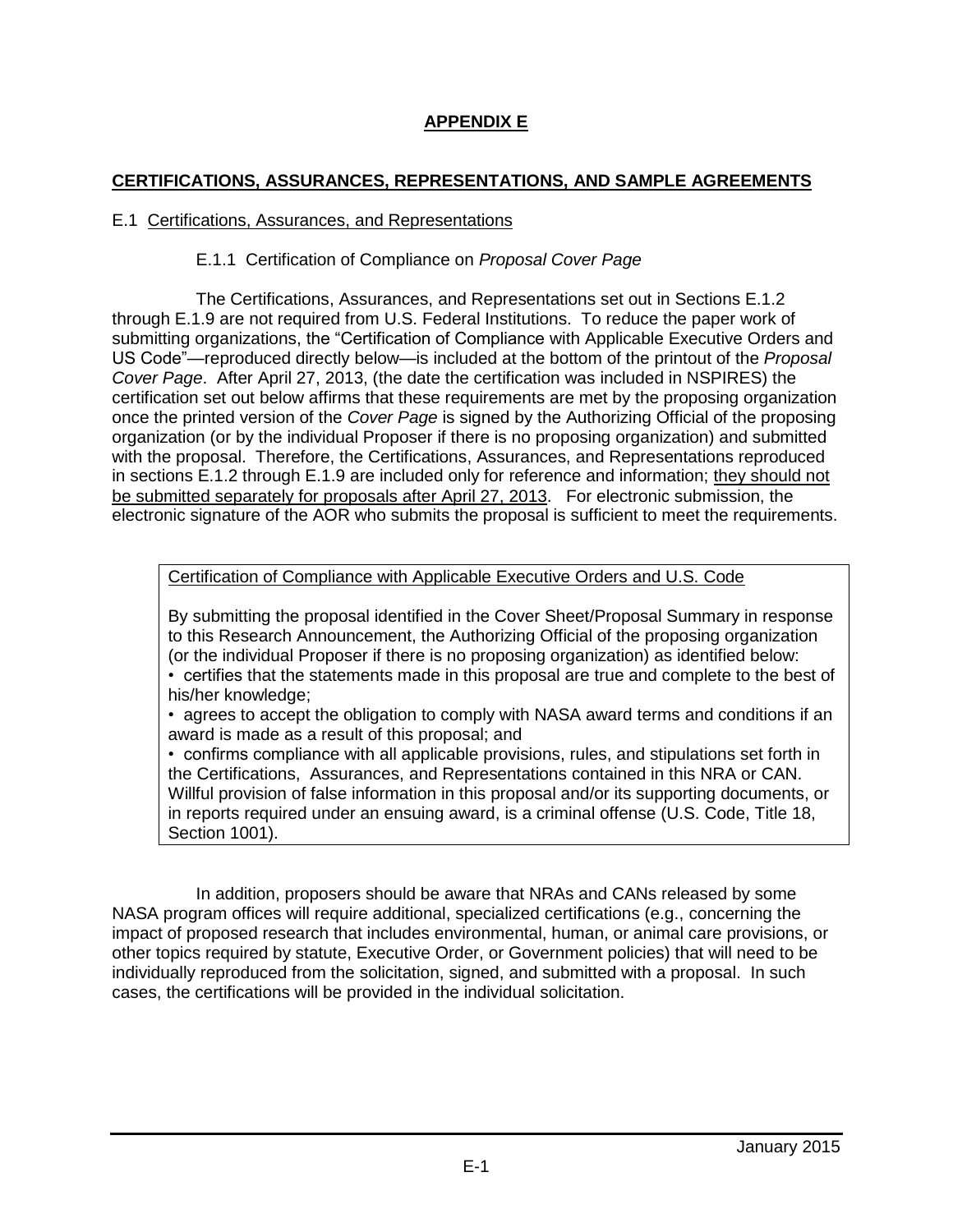# APPENDIX E

## CERTIFICATIONS, ASSURANCES, REPRESENTATIONS, AND SAMPLE AGREEMENTS

### E.1 Certifications, Assurances, and Representations

#### E.1.1 Certification of Compliance on *Proposal Cover Page*

The Certifications, Assurances, and Representations set out in Sections E.1.2 through E.1.9 are not required from U.S. Federal Institutions. To reduce the paper work of submitting organizations, the "Certification of Compliance with Applicable Executive Orders and US Code"—reproduced directly below—is included at the bottom of the printout of the *Proposal Cover Page*. After April 27, 2013, (the date the certification was included in NSPIRES) the certification set out below affirms that these requirements are met by the proposing organization once the printed version of the *Cover Page* is signed by the Authorizing Official of the proposing organization (or by the individual Proposer if there is no proposing organization) and submitted with the proposal. Therefore, the Certifications, Assurances, and Representations reproduced in sections E.1.2 through E.1.9 are included only for reference and information; they should not be submitted separately for proposals after April 27, 2013. For electronic submission, the electronic signature of the AOR who submits the proposal is sufficient to meet the requirements.

> Certification of Compliance with Applicable Executive Orders and U.S. Code
>
> By submitting the proposal identified in the Cover Sheet/Proposal Summary in response to this Research Announcement, the Authorizing Official of the proposing organization (or the individual Proposer if there is no proposing organization) as identified below:
>
> - certifies that the statements made in this proposal are true and complete to the best of his/her knowledge;
> - agrees to accept the obligation to comply with NASA award terms and conditions if an award is made as a result of this proposal; and
> - confirms compliance with all applicable provisions, rules, and stipulations set forth in the Certifications, Assurances, and Representations contained in this NRA or CAN.
>
> Willful provision of false information in this proposal and/or its supporting documents, or in reports required under an ensuing award, is a criminal offense (U.S. Code, Title 18, Section 1001).

In addition, proposers should be aware that NRAs and CANs released by some NASA program offices will require additional, specialized certifications (e.g., concerning the impact of proposed research that includes environmental, human, or animal care provisions, or other topics required by statute, Executive Order, or Government policies) that will need to be individually reproduced from the solicitation, signed, and submitted with a proposal. In such cases, the certifications will be provided in the individual solicitation.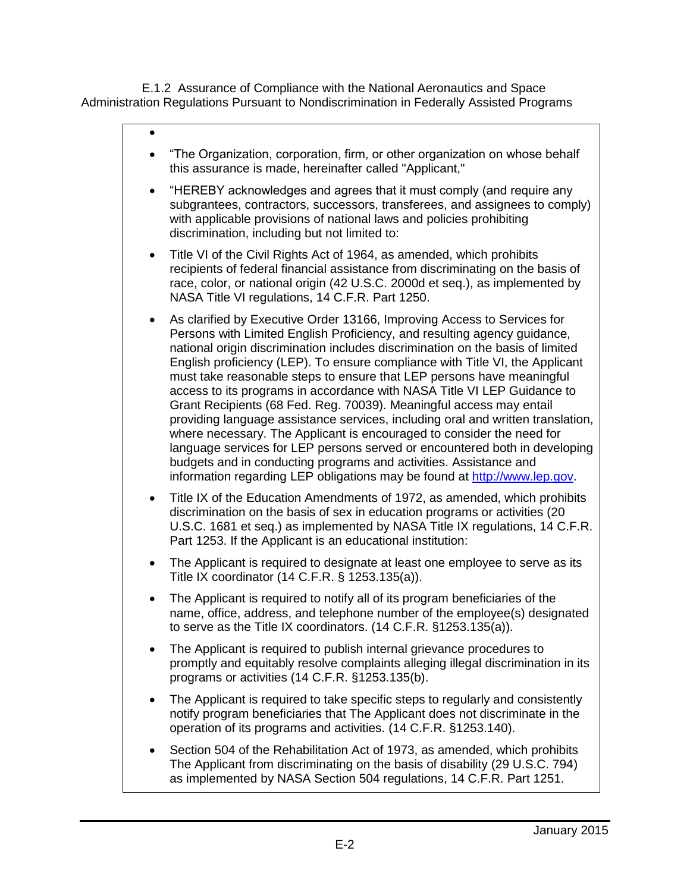E.1.2 Assurance of Compliance with the National Aeronautics and Space Administration Regulations Pursuant to Nondiscrimination in Federally Assisted Programs

- "The Organization, corporation, firm, or other organization on whose behalf this assurance is made, hereinafter called "Applicant,"
- "HEREBY acknowledges and agrees that it must comply (and require any subgrantees, contractors, successors, transferees, and assignees to comply) with applicable provisions of national laws and policies prohibiting discrimination, including but not limited to:
- Title VI of the Civil Rights Act of 1964, as amended, which prohibits recipients of federal financial assistance from discriminating on the basis of race, color, or national origin (42 U.S.C. 2000d et seq.), as implemented by NASA Title VI regulations, 14 C.F.R. Part 1250.
- As clarified by Executive Order 13166, Improving Access to Services for Persons with Limited English Proficiency, and resulting agency guidance, national origin discrimination includes discrimination on the basis of limited English proficiency (LEP). To ensure compliance with Title VI, the Applicant must take reasonable steps to ensure that LEP persons have meaningful access to its programs in accordance with NASA Title VI LEP Guidance to Grant Recipients (68 Fed. Reg. 70039). Meaningful access may entail providing language assistance services, including oral and written translation, where necessary. The Applicant is encouraged to consider the need for language services for LEP persons served or encountered both in developing budgets and in conducting programs and activities. Assistance and information regarding LEP obligations may be found at [http://www.lep.gov](http://www.lep.gov).
- Title IX of the Education Amendments of 1972, as amended, which prohibits discrimination on the basis of sex in education programs or activities (20 U.S.C. 1681 et seq.) as implemented by NASA Title IX regulations, 14 C.F.R. Part 1253. If the Applicant is an educational institution:
- The Applicant is required to designate at least one employee to serve as its Title IX coordinator (14 C.F.R. § 1253.135(a)).
- The Applicant is required to notify all of its program beneficiaries of the name, office, address, and telephone number of the employee(s) designated to serve as the Title IX coordinators. (14 C.F.R. §1253.135(a)).
- The Applicant is required to publish internal grievance procedures to promptly and equitably resolve complaints alleging illegal discrimination in its programs or activities (14 C.F.R. §1253.135(b).
- The Applicant is required to take specific steps to regularly and consistently notify program beneficiaries that The Applicant does not discriminate in the operation of its programs and activities. (14 C.F.R. §1253.140).
- Section 504 of the Rehabilitation Act of 1973, as amended, which prohibits The Applicant from discriminating on the basis of disability (29 U.S.C. 794) as implemented by NASA Section 504 regulations, 14 C.F.R. Part 1251.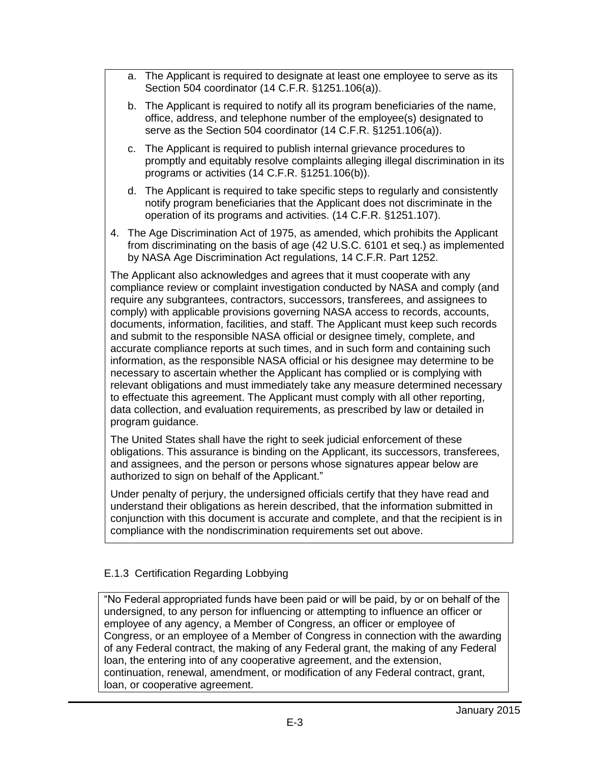a. The Applicant is required to designate at least one employee to serve as its Section 504 coordinator (14 C.F.R. §1251.106(a)).

b. The Applicant is required to notify all its program beneficiaries of the name, office, address, and telephone number of the employee(s) designated to serve as the Section 504 coordinator (14 C.F.R. §1251.106(a)).

c. The Applicant is required to publish internal grievance procedures to promptly and equitably resolve complaints alleging illegal discrimination in its programs or activities (14 C.F.R. §1251.106(b)).

d. The Applicant is required to take specific steps to regularly and consistently notify program beneficiaries that the Applicant does not discriminate in the operation of its programs and activities. (14 C.F.R. §1251.107).

4. The Age Discrimination Act of 1975, as amended, which prohibits the Applicant from discriminating on the basis of age (42 U.S.C. 6101 et seq.) as implemented by NASA Age Discrimination Act regulations, 14 C.F.R. Part 1252.

The Applicant also acknowledges and agrees that it must cooperate with any compliance review or complaint investigation conducted by NASA and comply (and require any subgrantees, contractors, successors, transferees, and assignees to comply) with applicable provisions governing NASA access to records, accounts, documents, information, facilities, and staff. The Applicant must keep such records and submit to the responsible NASA official or designee timely, complete, and accurate compliance reports at such times, and in such form and containing such information, as the responsible NASA official or his designee may determine to be necessary to ascertain whether the Applicant has complied or is complying with relevant obligations and must immediately take any measure determined necessary to effectuate this agreement. The Applicant must comply with all other reporting, data collection, and evaluation requirements, as prescribed by law or detailed in program guidance.

The United States shall have the right to seek judicial enforcement of these obligations. This assurance is binding on the Applicant, its successors, transferees, and assignees, and the person or persons whose signatures appear below are authorized to sign on behalf of the Applicant."

Under penalty of perjury, the undersigned officials certify that they have read and understand their obligations as herein described, that the information submitted in conjunction with this document is accurate and complete, and that the recipient is in compliance with the nondiscrimination requirements set out above.

### E.1.3 Certification Regarding Lobbying

"No Federal appropriated funds have been paid or will be paid, by or on behalf of the undersigned, to any person for influencing or attempting to influence an officer or employee of any agency, a Member of Congress, an officer or employee of Congress, or an employee of a Member of Congress in connection with the awarding of any Federal contract, the making of any Federal grant, the making of any Federal loan, the entering into of any cooperative agreement, and the extension, continuation, renewal, amendment, or modification of any Federal contract, grant, loan, or cooperative agreement.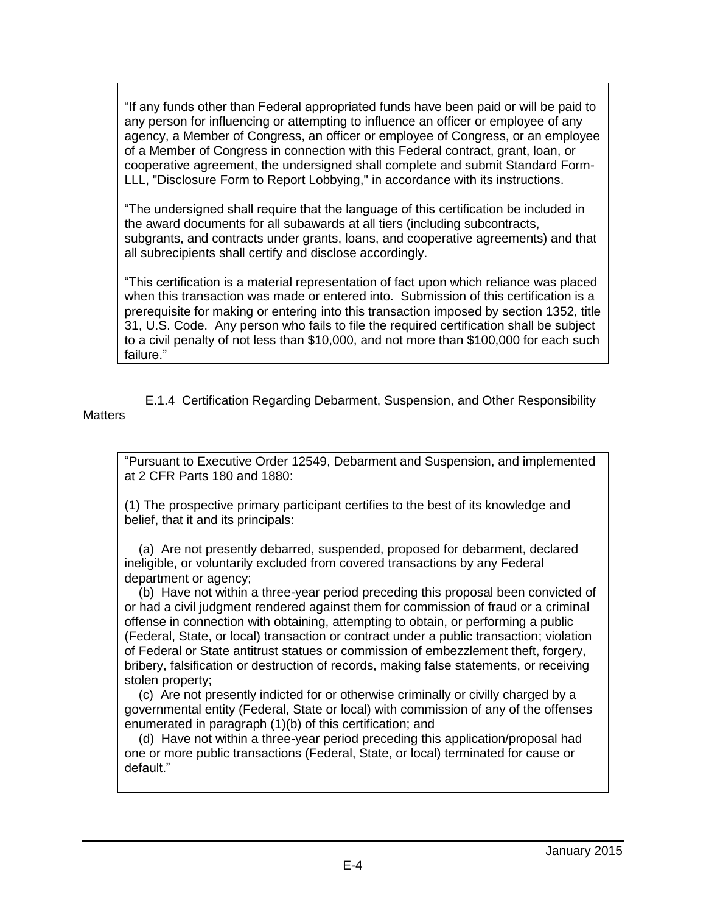> "If any funds other than Federal appropriated funds have been paid or will be paid to any person for influencing or attempting to influence an officer or employee of any agency, a Member of Congress, an officer or employee of Congress, or an employee of a Member of Congress in connection with this Federal contract, grant, loan, or cooperative agreement, the undersigned shall complete and submit Standard Form-LLL, "Disclosure Form to Report Lobbying," in accordance with its instructions.
>
> "The undersigned shall require that the language of this certification be included in the award documents for all subawards at all tiers (including subcontracts, subgrants, and contracts under grants, loans, and cooperative agreements) and that all subrecipients shall certify and disclose accordingly.
>
> "This certification is a material representation of fact upon which reliance was placed when this transaction was made or entered into. Submission of this certification is a prerequisite for making or entering into this transaction imposed by section 1352, title 31, U.S. Code. Any person who fails to file the required certification shall be subject to a civil penalty of not less than $10,000, and not more than $100,000 for each such failure."

#### E.1.4 Certification Regarding Debarment, Suspension, and Other Responsibility Matters

> "Pursuant to Executive Order 12549, Debarment and Suspension, and implemented at 2 CFR Parts 180 and 1880:
>
> (1) The prospective primary participant certifies to the best of its knowledge and belief, that it and its principals:
>
> (a) Are not presently debarred, suspended, proposed for debarment, declared ineligible, or voluntarily excluded from covered transactions by any Federal department or agency;
>
> (b) Have not within a three-year period preceding this proposal been convicted of or had a civil judgment rendered against them for commission of fraud or a criminal offense in connection with obtaining, attempting to obtain, or performing a public (Federal, State, or local) transaction or contract under a public transaction; violation of Federal or State antitrust statues or commission of embezzlement theft, forgery, bribery, falsification or destruction of records, making false statements, or receiving stolen property;
>
> (c) Are not presently indicted for or otherwise criminally or civilly charged by a governmental entity (Federal, State or local) with commission of any of the offenses enumerated in paragraph (1)(b) of this certification; and
>
> (d) Have not within a three-year period preceding this application/proposal had one or more public transactions (Federal, State, or local) terminated for cause or default."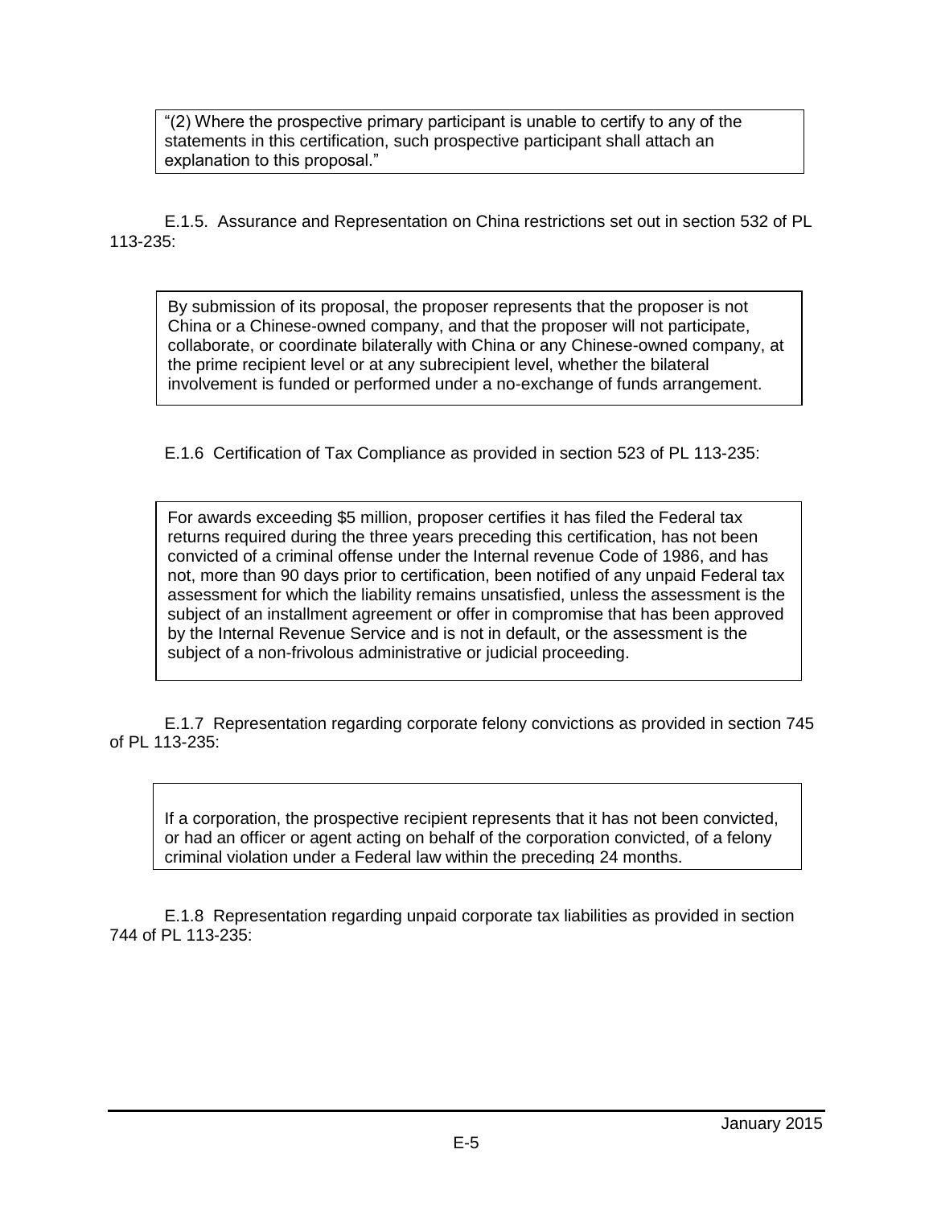> "(2) Where the prospective primary participant is unable to certify to any of the statements in this certification, such prospective participant shall attach an explanation to this proposal."

E.1.5. Assurance and Representation on China restrictions set out in section 532 of PL 113-235:

> By submission of its proposal, the proposer represents that the proposer is not China or a Chinese-owned company, and that the proposer will not participate, collaborate, or coordinate bilaterally with China or any Chinese-owned company, at the prime recipient level or at any subrecipient level, whether the bilateral involvement is funded or performed under a no-exchange of funds arrangement.

E.1.6 Certification of Tax Compliance as provided in section 523 of PL 113-235:

> For awards exceeding $5 million, proposer certifies it has filed the Federal tax returns required during the three years preceding this certification, has not been convicted of a criminal offense under the Internal revenue Code of 1986, and has not, more than 90 days prior to certification, been notified of any unpaid Federal tax assessment for which the liability remains unsatisfied, unless the assessment is the subject of an installment agreement or offer in compromise that has been approved by the Internal Revenue Service and is not in default, or the assessment is the subject of a non-frivolous administrative or judicial proceeding.

E.1.7 Representation regarding corporate felony convictions as provided in section 745 of PL 113-235:

> If a corporation, the prospective recipient represents that it has not been convicted, or had an officer or agent acting on behalf of the corporation convicted, of a felony criminal violation under a Federal law within the preceding 24 months.

E.1.8 Representation regarding unpaid corporate tax liabilities as provided in section 744 of PL 113-235: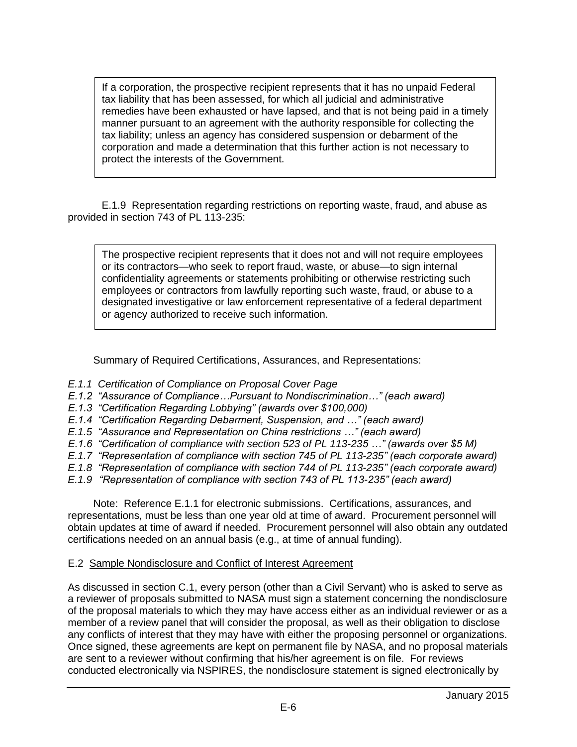> If a corporation, the prospective recipient represents that it has no unpaid Federal tax liability that has been assessed, for which all judicial and administrative remedies have been exhausted or have lapsed, and that is not being paid in a timely manner pursuant to an agreement with the authority responsible for collecting the tax liability; unless an agency has considered suspension or debarment of the corporation and made a determination that this further action is not necessary to protect the interests of the Government.

E.1.9 Representation regarding restrictions on reporting waste, fraud, and abuse as provided in section 743 of PL 113-235:

> The prospective recipient represents that it does not and will not require employees or its contractors—who seek to report fraud, waste, or abuse—to sign internal confidentiality agreements or statements prohibiting or otherwise restricting such employees or contractors from lawfully reporting such waste, fraud, or abuse to a designated investigative or law enforcement representative of a federal department or agency authorized to receive such information.

Summary of Required Certifications, Assurances, and Representations:

*E.1.1 Certification of Compliance on Proposal Cover Page*
*E.1.2 "Assurance of Compliance…Pursuant to Nondiscrimination…" (each award)*
*E.1.3 "Certification Regarding Lobbying" (awards over $100,000)*
*E.1.4 "Certification Regarding Debarment, Suspension, and …" (each award)*
*E.1.5 "Assurance and Representation on China restrictions …" (each award)*
*E.1.6 "Certification of compliance with section 523 of PL 113-235 …" (awards over $5 M)*
*E.1.7 "Representation of compliance with section 745 of PL 113-235" (each corporate award)*
*E.1.8 "Representation of compliance with section 744 of PL 113-235" (each corporate award)*
*E.1.9 "Representation of compliance with section 743 of PL 113-235" (each award)*

Note: Reference E.1.1 for electronic submissions. Certifications, assurances, and representations, must be less than one year old at time of award. Procurement personnel will obtain updates at time of award if needed. Procurement personnel will also obtain any outdated certifications needed on an annual basis (e.g., at time of annual funding).

## E.2 Sample Nondisclosure and Conflict of Interest Agreement

As discussed in section C.1, every person (other than a Civil Servant) who is asked to serve as a reviewer of proposals submitted to NASA must sign a statement concerning the nondisclosure of the proposal materials to which they may have access either as an individual reviewer or as a member of a review panel that will consider the proposal, as well as their obligation to disclose any conflicts of interest that they may have with either the proposing personnel or organizations. Once signed, these agreements are kept on permanent file by NASA, and no proposal materials are sent to a reviewer without confirming that his/her agreement is on file. For reviews conducted electronically via NSPIRES, the nondisclosure statement is signed electronically by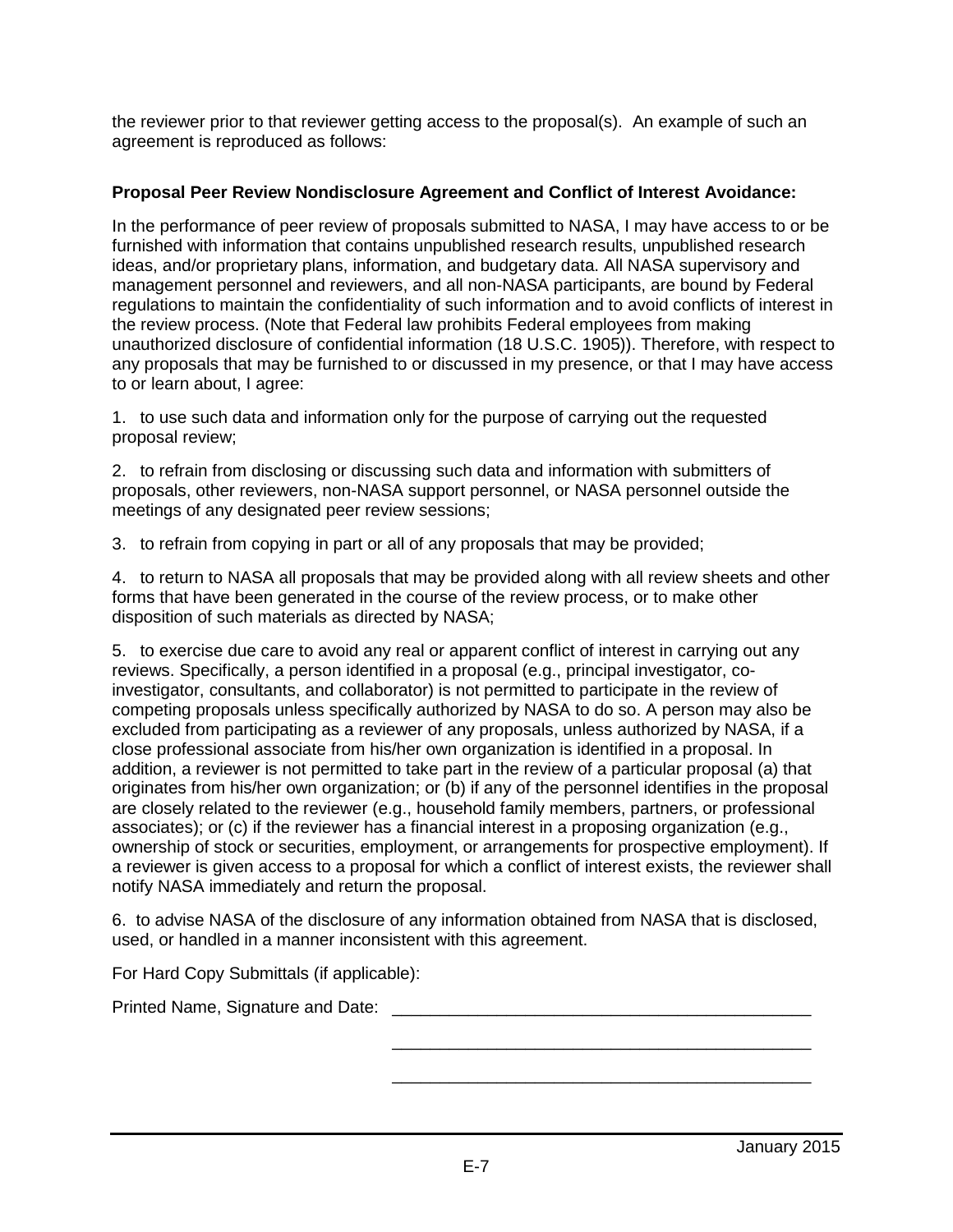the reviewer prior to that reviewer getting access to the proposal(s). An example of such an agreement is reproduced as follows:

**Proposal Peer Review Nondisclosure Agreement and Conflict of Interest Avoidance:**

In the performance of peer review of proposals submitted to NASA, I may have access to or be furnished with information that contains unpublished research results, unpublished research ideas, and/or proprietary plans, information, and budgetary data. All NASA supervisory and management personnel and reviewers, and all non-NASA participants, are bound by Federal regulations to maintain the confidentiality of such information and to avoid conflicts of interest in the review process. (Note that Federal law prohibits Federal employees from making unauthorized disclosure of confidential information (18 U.S.C. 1905)). Therefore, with respect to any proposals that may be furnished to or discussed in my presence, or that I may have access to or learn about, I agree:

1. to use such data and information only for the purpose of carrying out the requested proposal review;

2. to refrain from disclosing or discussing such data and information with submitters of proposals, other reviewers, non-NASA support personnel, or NASA personnel outside the meetings of any designated peer review sessions;

3. to refrain from copying in part or all of any proposals that may be provided;

4. to return to NASA all proposals that may be provided along with all review sheets and other forms that have been generated in the course of the review process, or to make other disposition of such materials as directed by NASA;

5. to exercise due care to avoid any real or apparent conflict of interest in carrying out any reviews. Specifically, a person identified in a proposal (e.g., principal investigator, co-investigator, consultants, and collaborator) is not permitted to participate in the review of competing proposals unless specifically authorized by NASA to do so. A person may also be excluded from participating as a reviewer of any proposals, unless authorized by NASA, if a close professional associate from his/her own organization is identified in a proposal. In addition, a reviewer is not permitted to take part in the review of a particular proposal (a) that originates from his/her own organization; or (b) if any of the personnel identifies in the proposal are closely related to the reviewer (e.g., household family members, partners, or professional associates); or (c) if the reviewer has a financial interest in a proposing organization (e.g., ownership of stock or securities, employment, or arrangements for prospective employment). If a reviewer is given access to a proposal for which a conflict of interest exists, the reviewer shall notify NASA immediately and return the proposal.

6. to advise NASA of the disclosure of any information obtained from NASA that is disclosed, used, or handled in a manner inconsistent with this agreement.

For Hard Copy Submittals (if applicable):

Printed Name, Signature and Date: ____________________________________________

____________________________________________

____________________________________________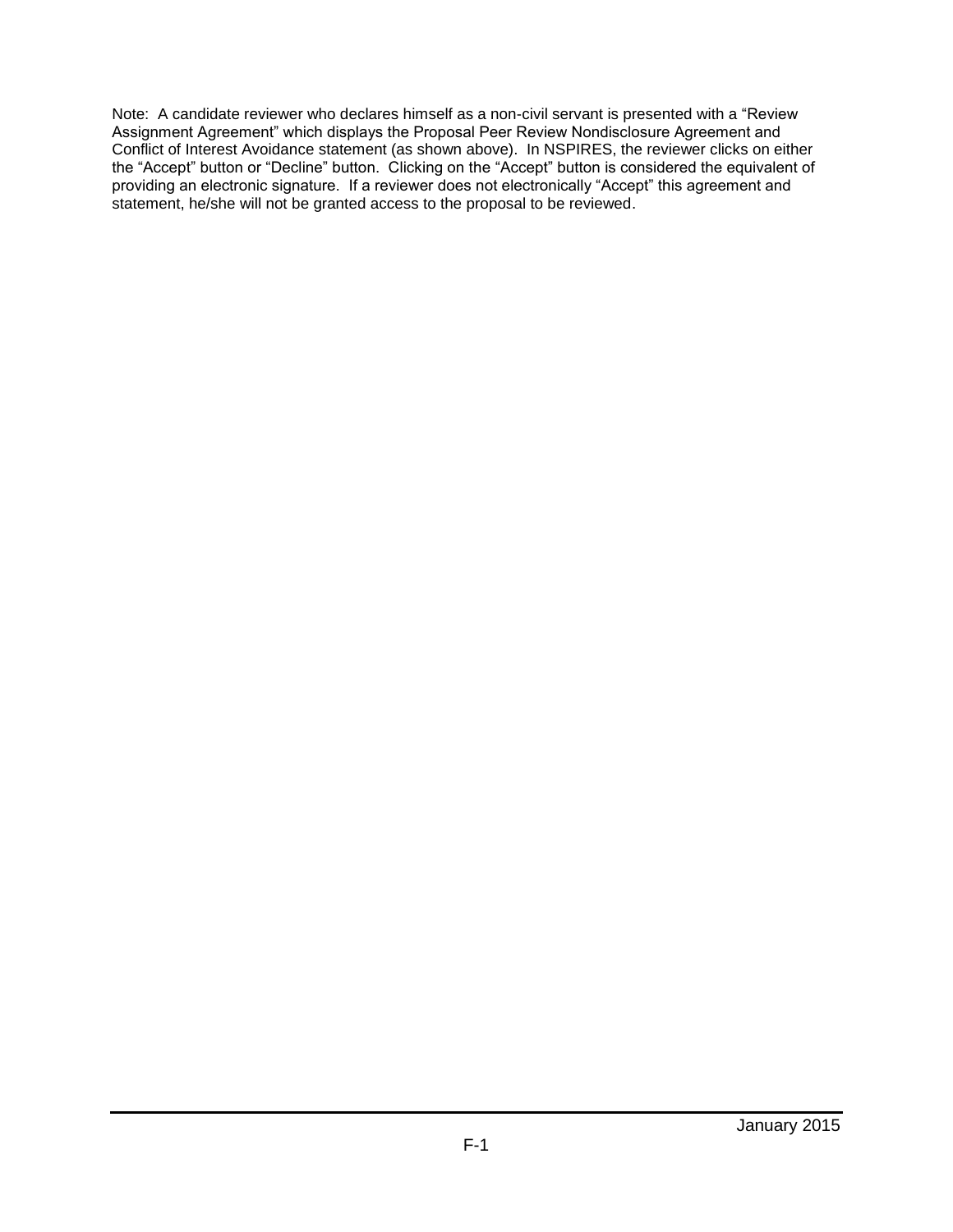Note: A candidate reviewer who declares himself as a non-civil servant is presented with a "Review Assignment Agreement" which displays the Proposal Peer Review Nondisclosure Agreement and Conflict of Interest Avoidance statement (as shown above). In NSPIRES, the reviewer clicks on either the "Accept" button or "Decline" button. Clicking on the "Accept" button is considered the equivalent of providing an electronic signature. If a reviewer does not electronically "Accept" this agreement and statement, he/she will not be granted access to the proposal to be reviewed.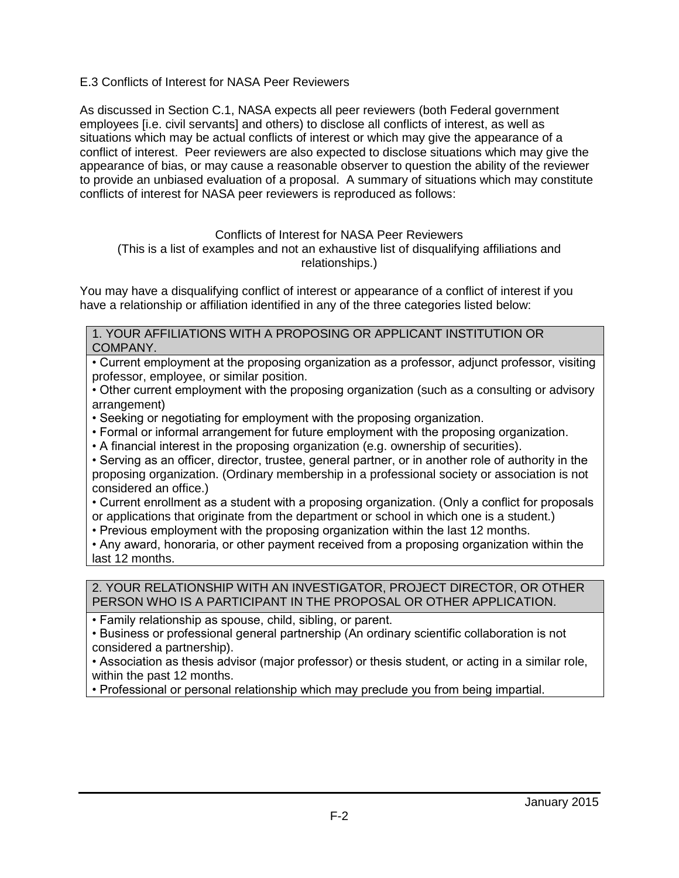### E.3 Conflicts of Interest for NASA Peer Reviewers

As discussed in Section C.1, NASA expects all peer reviewers (both Federal government employees [i.e. civil servants] and others) to disclose all conflicts of interest, as well as situations which may be actual conflicts of interest or which may give the appearance of a conflict of interest. Peer reviewers are also expected to disclose situations which may give the appearance of bias, or may cause a reasonable observer to question the ability of the reviewer to provide an unbiased evaluation of a proposal. A summary of situations which may constitute conflicts of interest for NASA peer reviewers is reproduced as follows:

Conflicts of Interest for NASA Peer Reviewers
(This is a list of examples and not an exhaustive list of disqualifying affiliations and relationships.)

You may have a disqualifying conflict of interest or appearance of a conflict of interest if you have a relationship or affiliation identified in any of the three categories listed below:

| 1. YOUR AFFILIATIONS WITH A PROPOSING OR APPLICANT INSTITUTION OR COMPANY. |
| --- |
| • Current employment at the proposing organization as a professor, adjunct professor, visiting professor, employee, or similar position.<br>• Other current employment with the proposing organization (such as a consulting or advisory arrangement)<br>• Seeking or negotiating for employment with the proposing organization.<br>• Formal or informal arrangement for future employment with the proposing organization.<br>• A financial interest in the proposing organization (e.g. ownership of securities).<br>• Serving as an officer, director, trustee, general partner, or in another role of authority in the proposing organization. (Ordinary membership in a professional society or association is not considered an office.)<br>• Current enrollment as a student with a proposing organization. (Only a conflict for proposals or applications that originate from the department or school in which one is a student.)<br>• Previous employment with the proposing organization within the last 12 months.<br>• Any award, honoraria, or other payment received from a proposing organization within the last 12 months. |

| 2. YOUR RELATIONSHIP WITH AN INVESTIGATOR, PROJECT DIRECTOR, OR OTHER PERSON WHO IS A PARTICIPANT IN THE PROPOSAL OR OTHER APPLICATION. |
| --- |
| • Family relationship as spouse, child, sibling, or parent.<br>• Business or professional general partnership (An ordinary scientific collaboration is not considered a partnership).<br>• Association as thesis advisor (major professor) or thesis student, or acting in a similar role, within the past 12 months.<br>• Professional or personal relationship which may preclude you from being impartial. |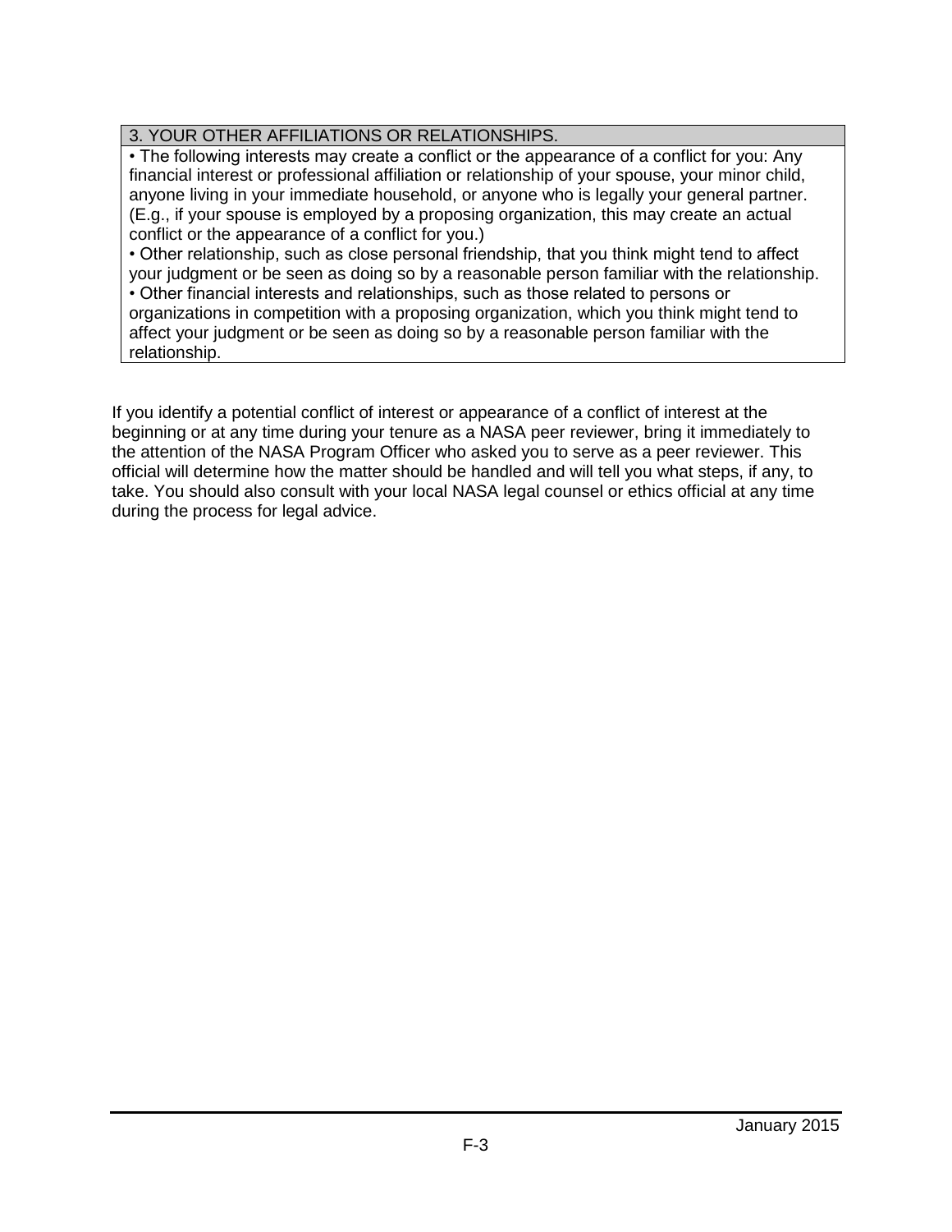| 3. YOUR OTHER AFFILIATIONS OR RELATIONSHIPS. |
| --- |
| • The following interests may create a conflict or the appearance of a conflict for you: Any financial interest or professional affiliation or relationship of your spouse, your minor child, anyone living in your immediate household, or anyone who is legally your general partner. (E.g., if your spouse is employed by a proposing organization, this may create an actual conflict or the appearance of a conflict for you.)<br>• Other relationship, such as close personal friendship, that you think might tend to affect your judgment or be seen as doing so by a reasonable person familiar with the relationship.<br>• Other financial interests and relationships, such as those related to persons or organizations in competition with a proposing organization, which you think might tend to affect your judgment or be seen as doing so by a reasonable person familiar with the relationship. |

If you identify a potential conflict of interest or appearance of a conflict of interest at the beginning or at any time during your tenure as a NASA peer reviewer, bring it immediately to the attention of the NASA Program Officer who asked you to serve as a peer reviewer. This official will determine how the matter should be handled and will tell you what steps, if any, to take. You should also consult with your local NASA legal counsel or ethics official at any time during the process for legal advice.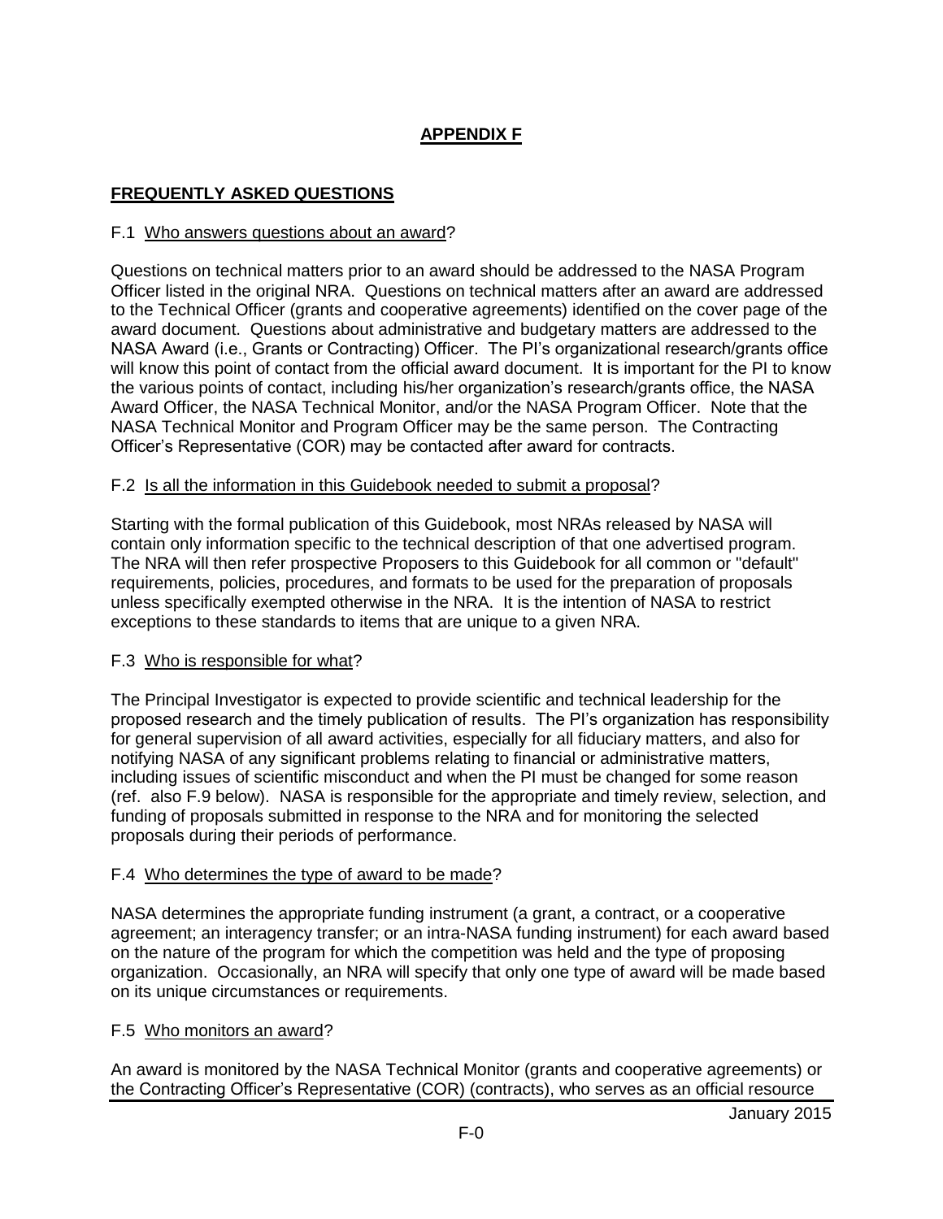# APPENDIX F

## FREQUENTLY ASKED QUESTIONS

F.1 Who answers questions about an award?

Questions on technical matters prior to an award should be addressed to the NASA Program Officer listed in the original NRA. Questions on technical matters after an award are addressed to the Technical Officer (grants and cooperative agreements) identified on the cover page of the award document. Questions about administrative and budgetary matters are addressed to the NASA Award (i.e., Grants or Contracting) Officer. The PI's organizational research/grants office will know this point of contact from the official award document. It is important for the PI to know the various points of contact, including his/her organization's research/grants office, the NASA Award Officer, the NASA Technical Monitor, and/or the NASA Program Officer. Note that the NASA Technical Monitor and Program Officer may be the same person. The Contracting Officer's Representative (COR) may be contacted after award for contracts.

F.2 Is all the information in this Guidebook needed to submit a proposal?

Starting with the formal publication of this Guidebook, most NRAs released by NASA will contain only information specific to the technical description of that one advertised program. The NRA will then refer prospective Proposers to this Guidebook for all common or "default" requirements, policies, procedures, and formats to be used for the preparation of proposals unless specifically exempted otherwise in the NRA. It is the intention of NASA to restrict exceptions to these standards to items that are unique to a given NRA.

F.3 Who is responsible for what?

The Principal Investigator is expected to provide scientific and technical leadership for the proposed research and the timely publication of results. The PI's organization has responsibility for general supervision of all award activities, especially for all fiduciary matters, and also for notifying NASA of any significant problems relating to financial or administrative matters, including issues of scientific misconduct and when the PI must be changed for some reason (ref. also F.9 below). NASA is responsible for the appropriate and timely review, selection, and funding of proposals submitted in response to the NRA and for monitoring the selected proposals during their periods of performance.

F.4 Who determines the type of award to be made?

NASA determines the appropriate funding instrument (a grant, a contract, or a cooperative agreement; an interagency transfer; or an intra-NASA funding instrument) for each award based on the nature of the program for which the competition was held and the type of proposing organization. Occasionally, an NRA will specify that only one type of award will be made based on its unique circumstances or requirements.

F.5 Who monitors an award?

An award is monitored by the NASA Technical Monitor (grants and cooperative agreements) or the Contracting Officer's Representative (COR) (contracts), who serves as an official resource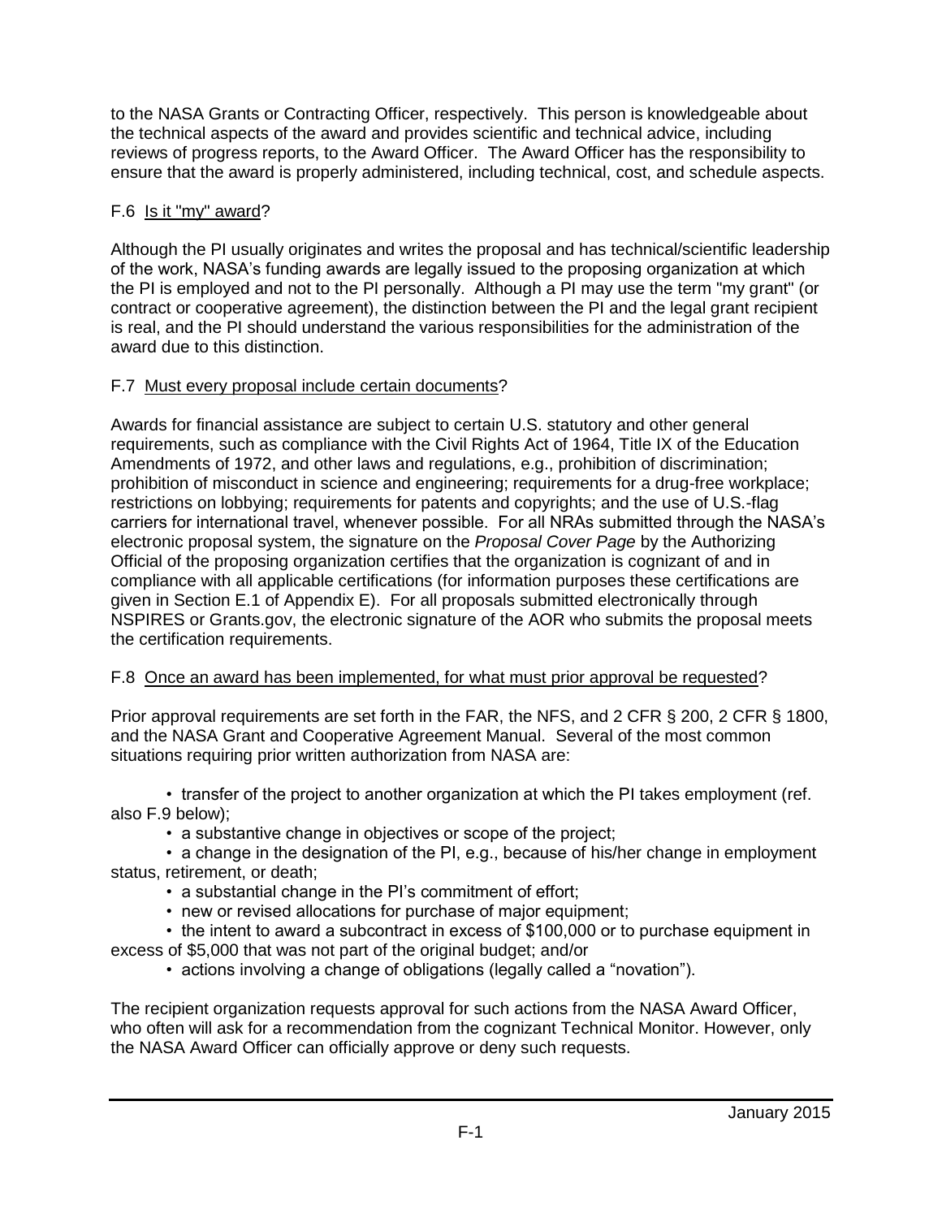to the NASA Grants or Contracting Officer, respectively. This person is knowledgeable about the technical aspects of the award and provides scientific and technical advice, including reviews of progress reports, to the Award Officer. The Award Officer has the responsibility to ensure that the award is properly administered, including technical, cost, and schedule aspects.

### F.6 Is it "my" award?

Although the PI usually originates and writes the proposal and has technical/scientific leadership of the work, NASA's funding awards are legally issued to the proposing organization at which the PI is employed and not to the PI personally. Although a PI may use the term "my grant" (or contract or cooperative agreement), the distinction between the PI and the legal grant recipient is real, and the PI should understand the various responsibilities for the administration of the award due to this distinction.

### F.7 Must every proposal include certain documents?

Awards for financial assistance are subject to certain U.S. statutory and other general requirements, such as compliance with the Civil Rights Act of 1964, Title IX of the Education Amendments of 1972, and other laws and regulations, e.g., prohibition of discrimination; prohibition of misconduct in science and engineering; requirements for a drug-free workplace; restrictions on lobbying; requirements for patents and copyrights; and the use of U.S.-flag carriers for international travel, whenever possible. For all NRAs submitted through the NASA's electronic proposal system, the signature on the *Proposal Cover Page* by the Authorizing Official of the proposing organization certifies that the organization is cognizant of and in compliance with all applicable certifications (for information purposes these certifications are given in Section E.1 of Appendix E). For all proposals submitted electronically through NSPIRES or Grants.gov, the electronic signature of the AOR who submits the proposal meets the certification requirements.

### F.8 Once an award has been implemented, for what must prior approval be requested?

Prior approval requirements are set forth in the FAR, the NFS, and 2 CFR § 200, 2 CFR § 1800, and the NASA Grant and Cooperative Agreement Manual. Several of the most common situations requiring prior written authorization from NASA are:

- transfer of the project to another organization at which the PI takes employment (ref. also F.9 below);
- a substantive change in objectives or scope of the project;
- a change in the designation of the PI, e.g., because of his/her change in employment status, retirement, or death;
- a substantial change in the PI's commitment of effort;
- new or revised allocations for purchase of major equipment;
- the intent to award a subcontract in excess of $100,000 or to purchase equipment in excess of $5,000 that was not part of the original budget; and/or
- actions involving a change of obligations (legally called a "novation").

The recipient organization requests approval for such actions from the NASA Award Officer, who often will ask for a recommendation from the cognizant Technical Monitor. However, only the NASA Award Officer can officially approve or deny such requests.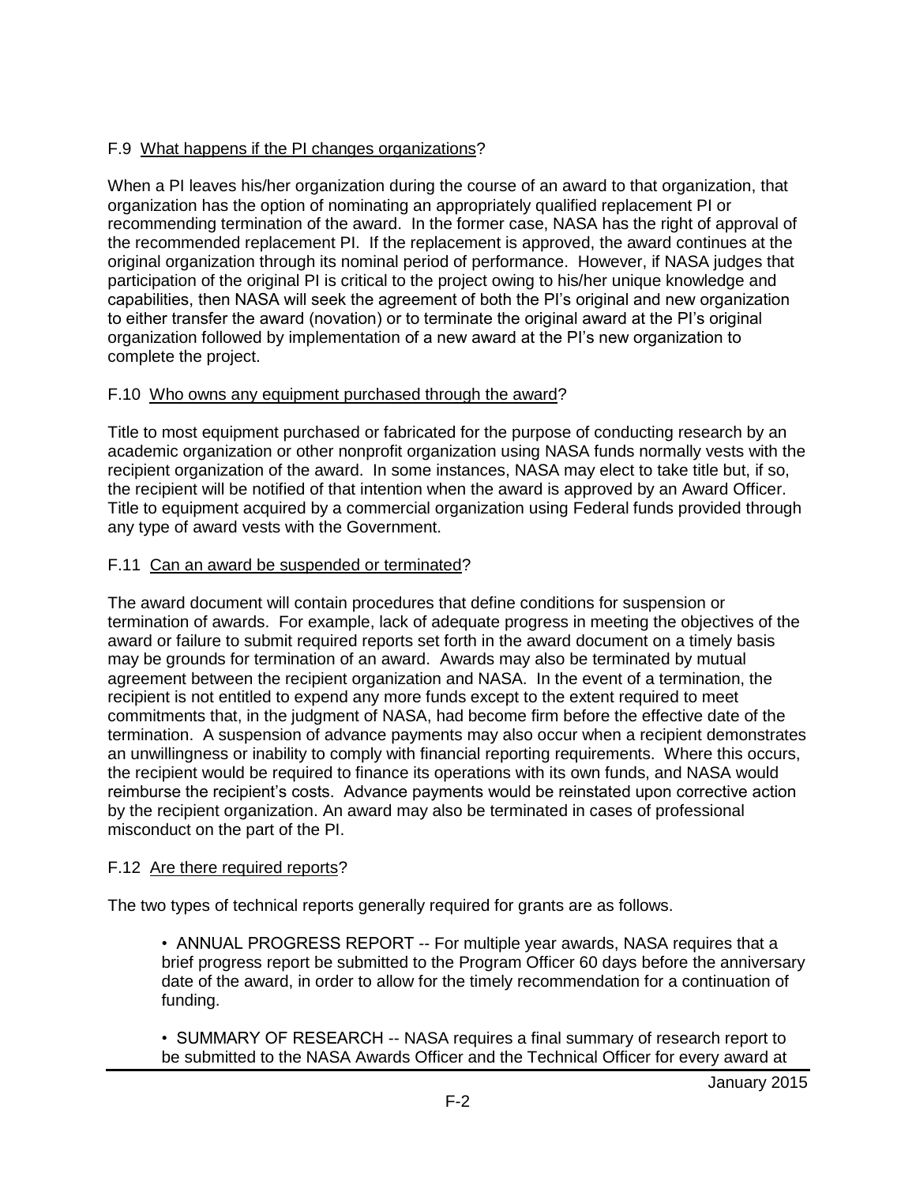### F.9 What happens if the PI changes organizations?

When a PI leaves his/her organization during the course of an award to that organization, that organization has the option of nominating an appropriately qualified replacement PI or recommending termination of the award. In the former case, NASA has the right of approval of the recommended replacement PI. If the replacement is approved, the award continues at the original organization through its nominal period of performance. However, if NASA judges that participation of the original PI is critical to the project owing to his/her unique knowledge and capabilities, then NASA will seek the agreement of both the PI's original and new organization to either transfer the award (novation) or to terminate the original award at the PI's original organization followed by implementation of a new award at the PI's new organization to complete the project.

### F.10 Who owns any equipment purchased through the award?

Title to most equipment purchased or fabricated for the purpose of conducting research by an academic organization or other nonprofit organization using NASA funds normally vests with the recipient organization of the award. In some instances, NASA may elect to take title but, if so, the recipient will be notified of that intention when the award is approved by an Award Officer. Title to equipment acquired by a commercial organization using Federal funds provided through any type of award vests with the Government.

### F.11 Can an award be suspended or terminated?

The award document will contain procedures that define conditions for suspension or termination of awards. For example, lack of adequate progress in meeting the objectives of the award or failure to submit required reports set forth in the award document on a timely basis may be grounds for termination of an award. Awards may also be terminated by mutual agreement between the recipient organization and NASA. In the event of a termination, the recipient is not entitled to expend any more funds except to the extent required to meet commitments that, in the judgment of NASA, had become firm before the effective date of the termination. A suspension of advance payments may also occur when a recipient demonstrates an unwillingness or inability to comply with financial reporting requirements. Where this occurs, the recipient would be required to finance its operations with its own funds, and NASA would reimburse the recipient's costs. Advance payments would be reinstated upon corrective action by the recipient organization. An award may also be terminated in cases of professional misconduct on the part of the PI.

### F.12 Are there required reports?

The two types of technical reports generally required for grants are as follows.

- ANNUAL PROGRESS REPORT -- For multiple year awards, NASA requires that a brief progress report be submitted to the Program Officer 60 days before the anniversary date of the award, in order to allow for the timely recommendation for a continuation of funding.

- SUMMARY OF RESEARCH -- NASA requires a final summary of research report to be submitted to the NASA Awards Officer and the Technical Officer for every award at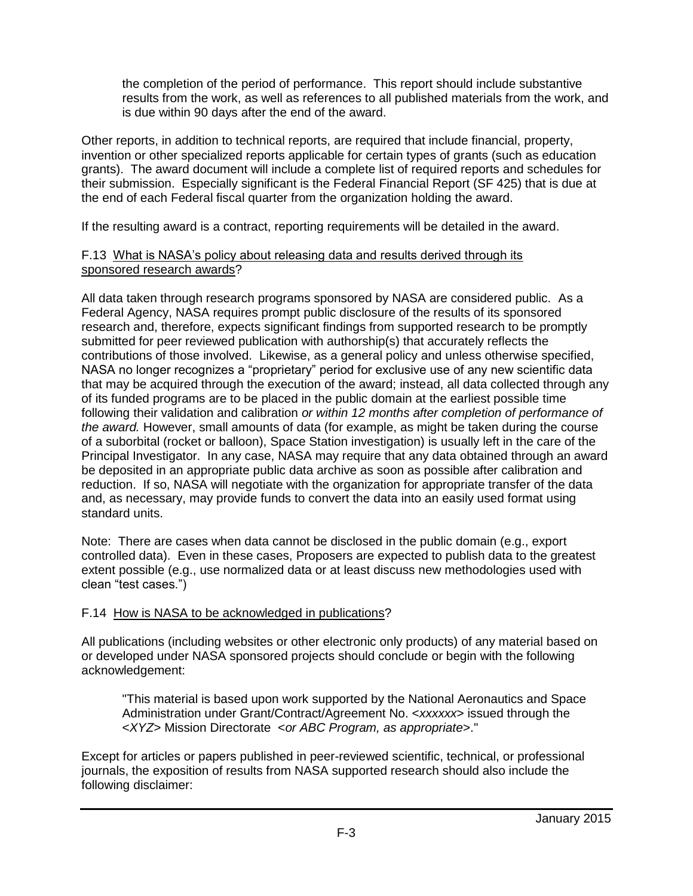the completion of the period of performance. This report should include substantive results from the work, as well as references to all published materials from the work, and is due within 90 days after the end of the award.

Other reports, in addition to technical reports, are required that include financial, property, invention or other specialized reports applicable for certain types of grants (such as education grants). The award document will include a complete list of required reports and schedules for their submission. Especially significant is the Federal Financial Report (SF 425) that is due at the end of each Federal fiscal quarter from the organization holding the award.

If the resulting award is a contract, reporting requirements will be detailed in the award.

F.13 <u>What is NASA's policy about releasing data and results derived through its sponsored research awards</u>?

All data taken through research programs sponsored by NASA are considered public. As a Federal Agency, NASA requires prompt public disclosure of the results of its sponsored research and, therefore, expects significant findings from supported research to be promptly submitted for peer reviewed publication with authorship(s) that accurately reflects the contributions of those involved. Likewise, as a general policy and unless otherwise specified, NASA no longer recognizes a "proprietary" period for exclusive use of any new scientific data that may be acquired through the execution of the award; instead, all data collected through any of its funded programs are to be placed in the public domain at the earliest possible time following their validation and calibration *or within 12 months after completion of performance of the award.* However, small amounts of data (for example, as might be taken during the course of a suborbital (rocket or balloon), Space Station investigation) is usually left in the care of the Principal Investigator. In any case, NASA may require that any data obtained through an award be deposited in an appropriate public data archive as soon as possible after calibration and reduction. If so, NASA will negotiate with the organization for appropriate transfer of the data and, as necessary, may provide funds to convert the data into an easily used format using standard units.

Note: There are cases when data cannot be disclosed in the public domain (e.g., export controlled data). Even in these cases, Proposers are expected to publish data to the greatest extent possible (e.g., use normalized data or at least discuss new methodologies used with clean "test cases.")

F.14 <u>How is NASA to be acknowledged in publications</u>?

All publications (including websites or other electronic only products) of any material based on or developed under NASA sponsored projects should conclude or begin with the following acknowledgement:

> "This material is based upon work supported by the National Aeronautics and Space Administration under Grant/Contract/Agreement No. <*xxxxxx*> issued through the <*XYZ*> Mission Directorate <*or ABC Program, as appropriate*>."

Except for articles or papers published in peer-reviewed scientific, technical, or professional journals, the exposition of results from NASA supported research should also include the following disclaimer: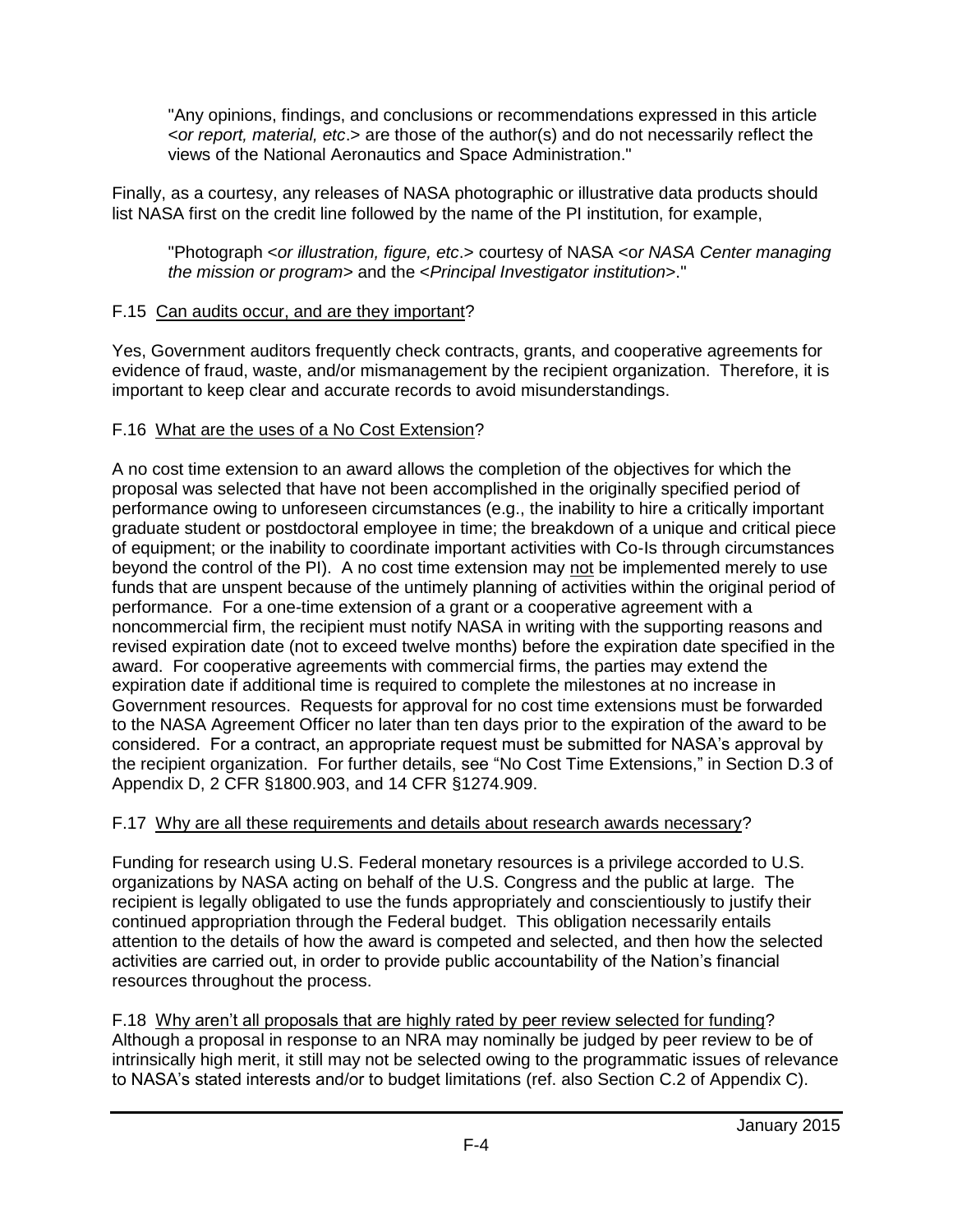> "Any opinions, findings, and conclusions or recommendations expressed in this article <*or report, material, etc*.> are those of the author(s) and do not necessarily reflect the views of the National Aeronautics and Space Administration."

Finally, as a courtesy, any releases of NASA photographic or illustrative data products should list NASA first on the credit line followed by the name of the PI institution, for example,

> "Photograph <*or illustration, figure, etc*.> courtesy of NASA <*or NASA Center managing the mission or program*> and the <*Principal Investigator institution*>."

F.15 <u>Can audits occur, and are they important</u>?

Yes, Government auditors frequently check contracts, grants, and cooperative agreements for evidence of fraud, waste, and/or mismanagement by the recipient organization. Therefore, it is important to keep clear and accurate records to avoid misunderstandings.

F.16 <u>What are the uses of a No Cost Extension</u>?

A no cost time extension to an award allows the completion of the objectives for which the proposal was selected that have not been accomplished in the originally specified period of performance owing to unforeseen circumstances (e.g., the inability to hire a critically important graduate student or postdoctoral employee in time; the breakdown of a unique and critical piece of equipment; or the inability to coordinate important activities with Co-Is through circumstances beyond the control of the PI). A no cost time extension may <u>not</u> be implemented merely to use funds that are unspent because of the untimely planning of activities within the original period of performance. For a one-time extension of a grant or a cooperative agreement with a noncommercial firm, the recipient must notify NASA in writing with the supporting reasons and revised expiration date (not to exceed twelve months) before the expiration date specified in the award. For cooperative agreements with commercial firms, the parties may extend the expiration date if additional time is required to complete the milestones at no increase in Government resources. Requests for approval for no cost time extensions must be forwarded to the NASA Agreement Officer no later than ten days prior to the expiration of the award to be considered. For a contract, an appropriate request must be submitted for NASA's approval by the recipient organization. For further details, see "No Cost Time Extensions," in Section D.3 of Appendix D, 2 CFR §1800.903, and 14 CFR §1274.909.

F.17 <u>Why are all these requirements and details about research awards necessary</u>?

Funding for research using U.S. Federal monetary resources is a privilege accorded to U.S. organizations by NASA acting on behalf of the U.S. Congress and the public at large. The recipient is legally obligated to use the funds appropriately and conscientiously to justify their continued appropriation through the Federal budget. This obligation necessarily entails attention to the details of how the award is competed and selected, and then how the selected activities are carried out, in order to provide public accountability of the Nation's financial resources throughout the process.

F.18 <u>Why aren't all proposals that are highly rated by peer review selected for funding</u>?
Although a proposal in response to an NRA may nominally be judged by peer review to be of intrinsically high merit, it still may not be selected owing to the programmatic issues of relevance to NASA's stated interests and/or to budget limitations (ref. also Section C.2 of Appendix C).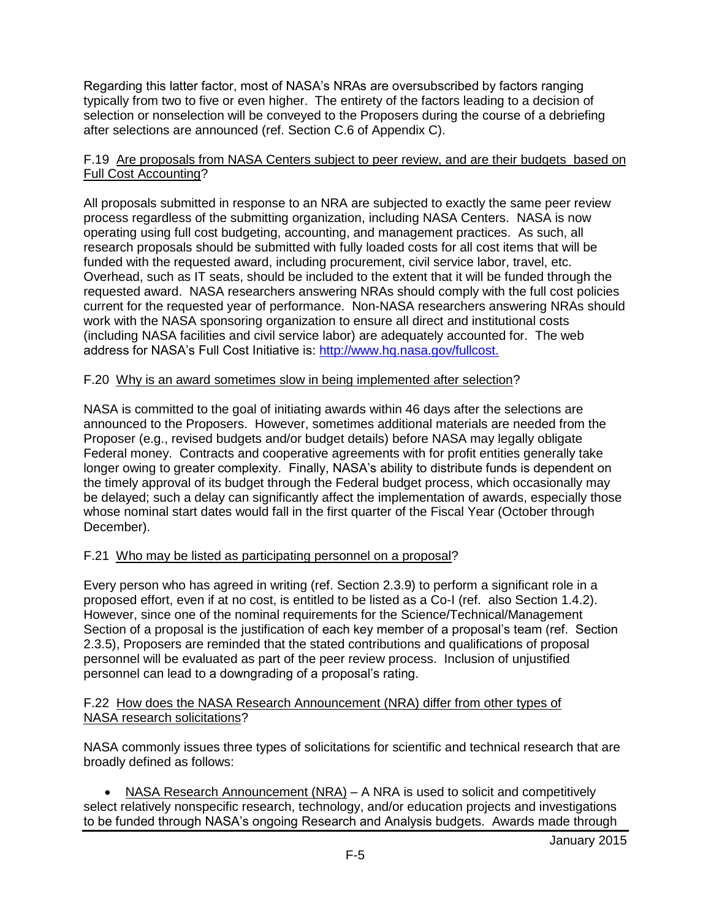Regarding this latter factor, most of NASA's NRAs are oversubscribed by factors ranging typically from two to five or even higher. The entirety of the factors leading to a decision of selection or nonselection will be conveyed to the Proposers during the course of a debriefing after selections are announced (ref. Section C.6 of Appendix C).

F.19 Are proposals from NASA Centers subject to peer review, and are their budgets based on Full Cost Accounting?

All proposals submitted in response to an NRA are subjected to exactly the same peer review process regardless of the submitting organization, including NASA Centers. NASA is now operating using full cost budgeting, accounting, and management practices. As such, all research proposals should be submitted with fully loaded costs for all cost items that will be funded with the requested award, including procurement, civil service labor, travel, etc. Overhead, such as IT seats, should be included to the extent that it will be funded through the requested award. NASA researchers answering NRAs should comply with the full cost policies current for the requested year of performance. Non-NASA researchers answering NRAs should work with the NASA sponsoring organization to ensure all direct and institutional costs (including NASA facilities and civil service labor) are adequately accounted for. The web address for NASA's Full Cost Initiative is: http://www.hq.nasa.gov/fullcost.

F.20 Why is an award sometimes slow in being implemented after selection?

NASA is committed to the goal of initiating awards within 46 days after the selections are announced to the Proposers. However, sometimes additional materials are needed from the Proposer (e.g., revised budgets and/or budget details) before NASA may legally obligate Federal money. Contracts and cooperative agreements with for profit entities generally take longer owing to greater complexity. Finally, NASA's ability to distribute funds is dependent on the timely approval of its budget through the Federal budget process, which occasionally may be delayed; such a delay can significantly affect the implementation of awards, especially those whose nominal start dates would fall in the first quarter of the Fiscal Year (October through December).

F.21 Who may be listed as participating personnel on a proposal?

Every person who has agreed in writing (ref. Section 2.3.9) to perform a significant role in a proposed effort, even if at no cost, is entitled to be listed as a Co-I (ref. also Section 1.4.2). However, since one of the nominal requirements for the Science/Technical/Management Section of a proposal is the justification of each key member of a proposal's team (ref. Section 2.3.5), Proposers are reminded that the stated contributions and qualifications of proposal personnel will be evaluated as part of the peer review process. Inclusion of unjustified personnel can lead to a downgrading of a proposal's rating.

F.22 How does the NASA Research Announcement (NRA) differ from other types of NASA research solicitations?

NASA commonly issues three types of solicitations for scientific and technical research that are broadly defined as follows:

- NASA Research Announcement (NRA) – A NRA is used to solicit and competitively select relatively nonspecific research, technology, and/or education projects and investigations to be funded through NASA's ongoing Research and Analysis budgets. Awards made through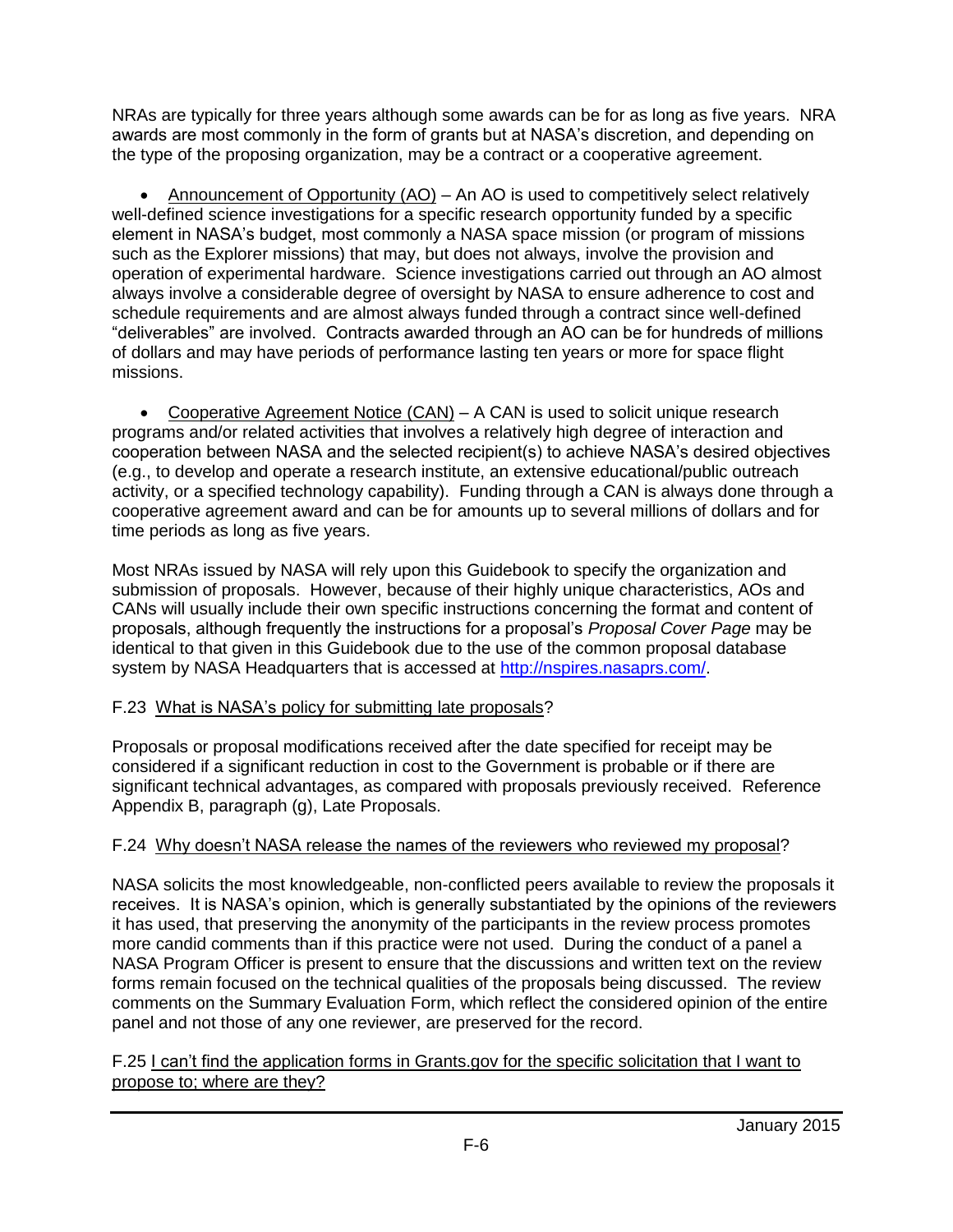NRAs are typically for three years although some awards can be for as long as five years. NRA awards are most commonly in the form of grants but at NASA's discretion, and depending on the type of the proposing organization, may be a contract or a cooperative agreement.

- Announcement of Opportunity (AO) – An AO is used to competitively select relatively well-defined science investigations for a specific research opportunity funded by a specific element in NASA's budget, most commonly a NASA space mission (or program of missions such as the Explorer missions) that may, but does not always, involve the provision and operation of experimental hardware. Science investigations carried out through an AO almost always involve a considerable degree of oversight by NASA to ensure adherence to cost and schedule requirements and are almost always funded through a contract since well-defined "deliverables" are involved. Contracts awarded through an AO can be for hundreds of millions of dollars and may have periods of performance lasting ten years or more for space flight missions.

- Cooperative Agreement Notice (CAN) – A CAN is used to solicit unique research programs and/or related activities that involves a relatively high degree of interaction and cooperation between NASA and the selected recipient(s) to achieve NASA's desired objectives (e.g., to develop and operate a research institute, an extensive educational/public outreach activity, or a specified technology capability). Funding through a CAN is always done through a cooperative agreement award and can be for amounts up to several millions of dollars and for time periods as long as five years.

Most NRAs issued by NASA will rely upon this Guidebook to specify the organization and submission of proposals. However, because of their highly unique characteristics, AOs and CANs will usually include their own specific instructions concerning the format and content of proposals, although frequently the instructions for a proposal's *Proposal Cover Page* may be identical to that given in this Guidebook due to the use of the common proposal database system by NASA Headquarters that is accessed at http://nspires.nasaprs.com/.

### F.23 What is NASA's policy for submitting late proposals?

Proposals or proposal modifications received after the date specified for receipt may be considered if a significant reduction in cost to the Government is probable or if there are significant technical advantages, as compared with proposals previously received. Reference Appendix B, paragraph (g), Late Proposals.

### F.24 Why doesn't NASA release the names of the reviewers who reviewed my proposal?

NASA solicits the most knowledgeable, non-conflicted peers available to review the proposals it receives. It is NASA's opinion, which is generally substantiated by the opinions of the reviewers it has used, that preserving the anonymity of the participants in the review process promotes more candid comments than if this practice were not used. During the conduct of a panel a NASA Program Officer is present to ensure that the discussions and written text on the review forms remain focused on the technical qualities of the proposals being discussed. The review comments on the Summary Evaluation Form, which reflect the considered opinion of the entire panel and not those of any one reviewer, are preserved for the record.

### F.25 I can't find the application forms in Grants.gov for the specific solicitation that I want to propose to; where are they?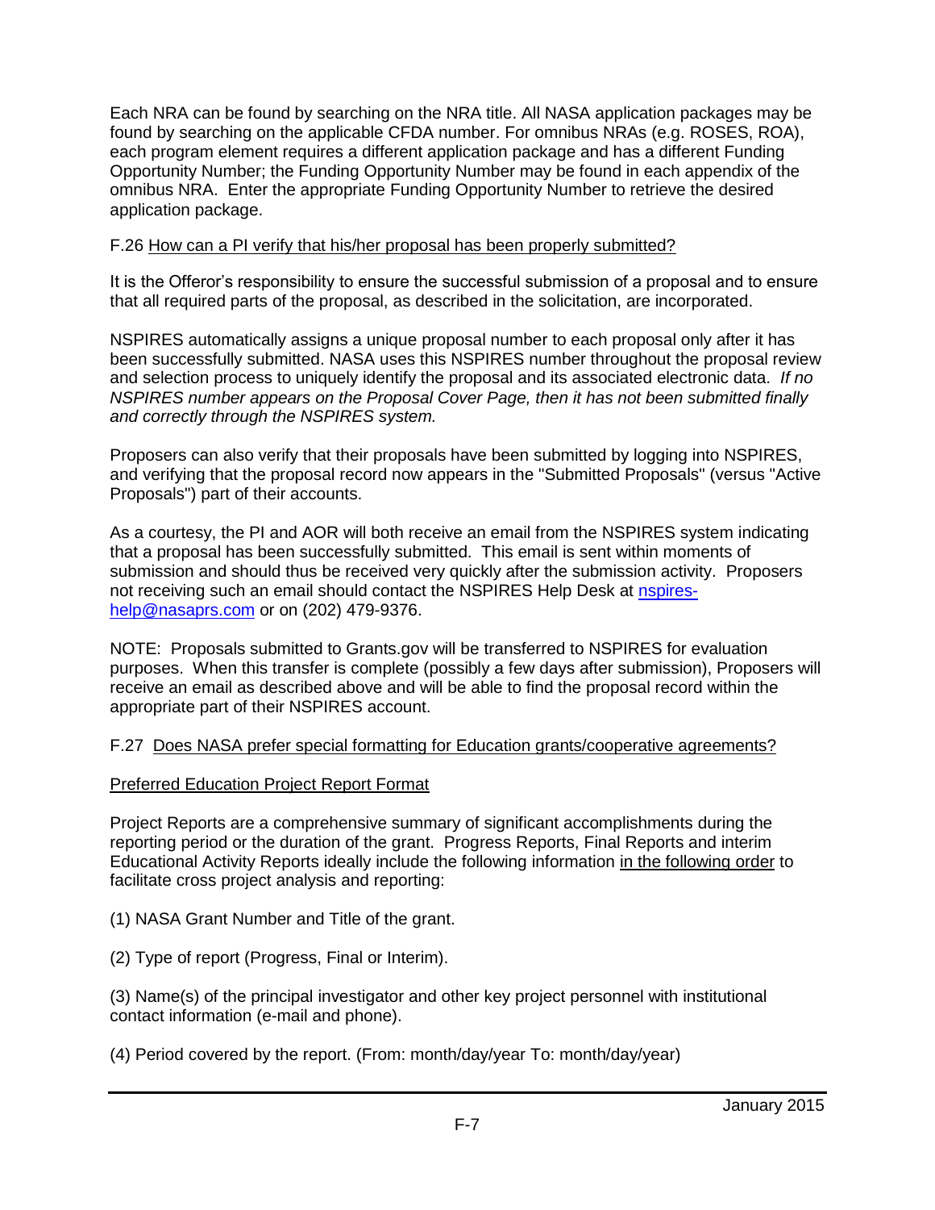Each NRA can be found by searching on the NRA title. All NASA application packages may be found by searching on the applicable CFDA number. For omnibus NRAs (e.g. ROSES, ROA), each program element requires a different application package and has a different Funding Opportunity Number; the Funding Opportunity Number may be found in each appendix of the omnibus NRA. Enter the appropriate Funding Opportunity Number to retrieve the desired application package.

F.26 <u>How can a PI verify that his/her proposal has been properly submitted?</u>

It is the Offeror's responsibility to ensure the successful submission of a proposal and to ensure that all required parts of the proposal, as described in the solicitation, are incorporated.

NSPIRES automatically assigns a unique proposal number to each proposal only after it has been successfully submitted. NASA uses this NSPIRES number throughout the proposal review and selection process to uniquely identify the proposal and its associated electronic data. *If no NSPIRES number appears on the Proposal Cover Page, then it has not been submitted finally and correctly through the NSPIRES system.*

Proposers can also verify that their proposals have been submitted by logging into NSPIRES, and verifying that the proposal record now appears in the "Submitted Proposals" (versus "Active Proposals") part of their accounts.

As a courtesy, the PI and AOR will both receive an email from the NSPIRES system indicating that a proposal has been successfully submitted. This email is sent within moments of submission and should thus be received very quickly after the submission activity. Proposers not receiving such an email should contact the NSPIRES Help Desk at nspires-help@nasaprs.com or on (202) 479-9376.

NOTE: Proposals submitted to Grants.gov will be transferred to NSPIRES for evaluation purposes. When this transfer is complete (possibly a few days after submission), Proposers will receive an email as described above and will be able to find the proposal record within the appropriate part of their NSPIRES account.

F.27 <u>Does NASA prefer special formatting for Education grants/cooperative agreements?</u>

<u>Preferred Education Project Report Format</u>

Project Reports are a comprehensive summary of significant accomplishments during the reporting period or the duration of the grant. Progress Reports, Final Reports and interim Educational Activity Reports ideally include the following information <u>in the following order</u> to facilitate cross project analysis and reporting:

(1) NASA Grant Number and Title of the grant.

(2) Type of report (Progress, Final or Interim).

(3) Name(s) of the principal investigator and other key project personnel with institutional contact information (e-mail and phone).

(4) Period covered by the report. (From: month/day/year To: month/day/year)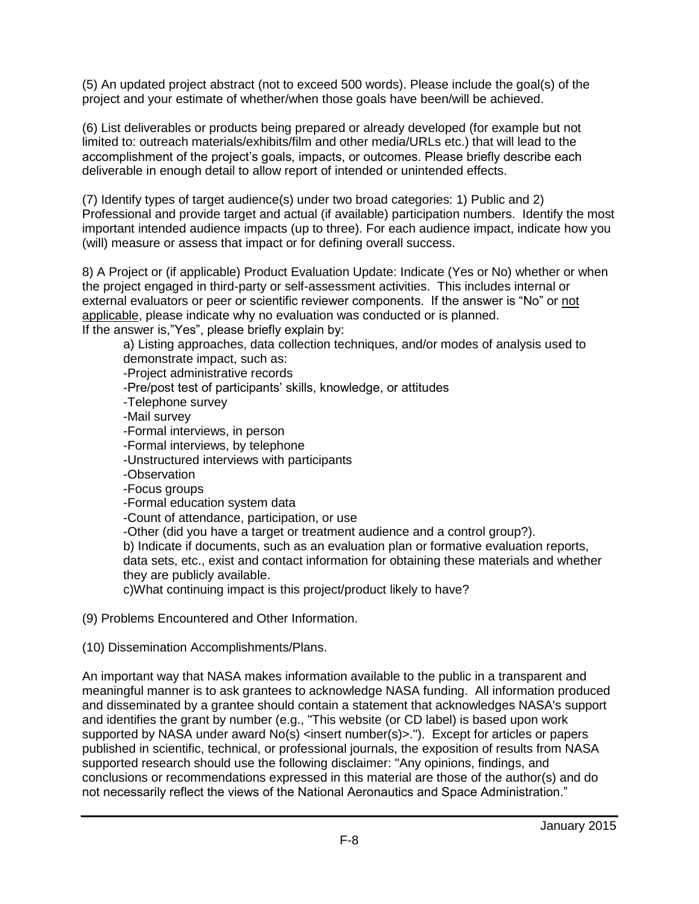(5) An updated project abstract (not to exceed 500 words). Please include the goal(s) of the project and your estimate of whether/when those goals have been/will be achieved.

(6) List deliverables or products being prepared or already developed (for example but not limited to: outreach materials/exhibits/film and other media/URLs etc.) that will lead to the accomplishment of the project's goals, impacts, or outcomes. Please briefly describe each deliverable in enough detail to allow report of intended or unintended effects.

(7) Identify types of target audience(s) under two broad categories: 1) Public and 2) Professional and provide target and actual (if available) participation numbers. Identify the most important intended audience impacts (up to three). For each audience impact, indicate how you (will) measure or assess that impact or for defining overall success.

8) A Project or (if applicable) Product Evaluation Update: Indicate (Yes or No) whether or when the project engaged in third-party or self-assessment activities. This includes internal or external evaluators or peer or scientific reviewer components. If the answer is "No" or <u>not applicable</u>, please indicate why no evaluation was conducted or is planned.
If the answer is,"Yes", please briefly explain by:

a) Listing approaches, data collection techniques, and/or modes of analysis used to demonstrate impact, such as:
-Project administrative records
-Pre/post test of participants' skills, knowledge, or attitudes
-Telephone survey
-Mail survey
-Formal interviews, in person
-Formal interviews, by telephone
-Unstructured interviews with participants
-Observation
-Focus groups
-Formal education system data
-Count of attendance, participation, or use
-Other (did you have a target or treatment audience and a control group?).
b) Indicate if documents, such as an evaluation plan or formative evaluation reports, data sets, etc., exist and contact information for obtaining these materials and whether they are publicly available.
c)What continuing impact is this project/product likely to have?

(9) Problems Encountered and Other Information.

(10) Dissemination Accomplishments/Plans.

An important way that NASA makes information available to the public in a transparent and meaningful manner is to ask grantees to acknowledge NASA funding. All information produced and disseminated by a grantee should contain a statement that acknowledges NASA's support and identifies the grant by number (e.g., "This website (or CD label) is based upon work supported by NASA under award No(s) <insert number(s)>."). Except for articles or papers published in scientific, technical, or professional journals, the exposition of results from NASA supported research should use the following disclaimer: "Any opinions, findings, and conclusions or recommendations expressed in this material are those of the author(s) and do not necessarily reflect the views of the National Aeronautics and Space Administration."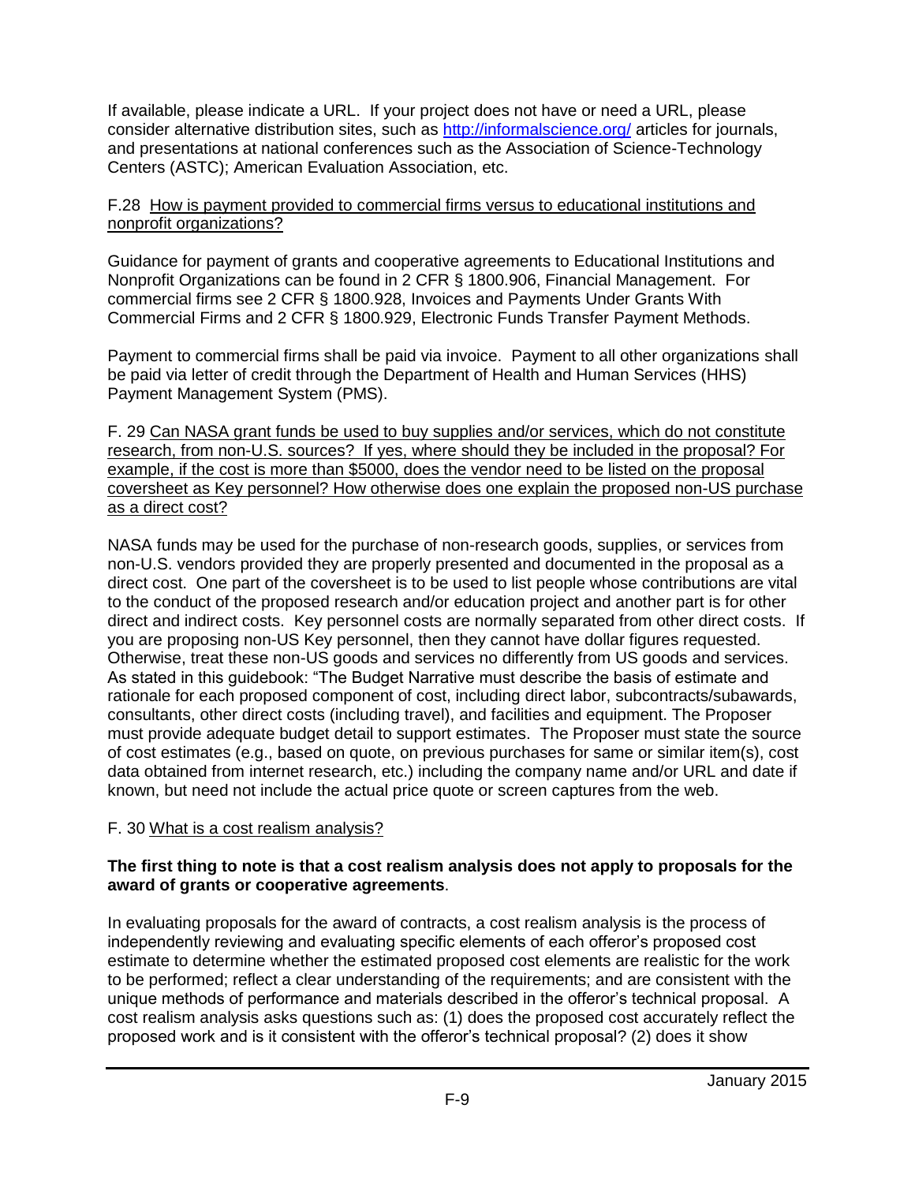If available, please indicate a URL. If your project does not have or need a URL, please consider alternative distribution sites, such as http://informalscience.org/ articles for journals, and presentations at national conferences such as the Association of Science-Technology Centers (ASTC); American Evaluation Association, etc.

F.28 How is payment provided to commercial firms versus to educational institutions and nonprofit organizations?

Guidance for payment of grants and cooperative agreements to Educational Institutions and Nonprofit Organizations can be found in 2 CFR § 1800.906, Financial Management. For commercial firms see 2 CFR § 1800.928, Invoices and Payments Under Grants With Commercial Firms and 2 CFR § 1800.929, Electronic Funds Transfer Payment Methods.

Payment to commercial firms shall be paid via invoice. Payment to all other organizations shall be paid via letter of credit through the Department of Health and Human Services (HHS) Payment Management System (PMS).

F. 29 Can NASA grant funds be used to buy supplies and/or services, which do not constitute research, from non-U.S. sources? If yes, where should they be included in the proposal? For example, if the cost is more than $5000, does the vendor need to be listed on the proposal coversheet as Key personnel? How otherwise does one explain the proposed non-US purchase as a direct cost?

NASA funds may be used for the purchase of non-research goods, supplies, or services from non-U.S. vendors provided they are properly presented and documented in the proposal as a direct cost. One part of the coversheet is to be used to list people whose contributions are vital to the conduct of the proposed research and/or education project and another part is for other direct and indirect costs. Key personnel costs are normally separated from other direct costs. If you are proposing non-US Key personnel, then they cannot have dollar figures requested. Otherwise, treat these non-US goods and services no differently from US goods and services. As stated in this guidebook: "The Budget Narrative must describe the basis of estimate and rationale for each proposed component of cost, including direct labor, subcontracts/subawards, consultants, other direct costs (including travel), and facilities and equipment. The Proposer must provide adequate budget detail to support estimates. The Proposer must state the source of cost estimates (e.g., based on quote, on previous purchases for same or similar item(s), cost data obtained from internet research, etc.) including the company name and/or URL and date if known, but need not include the actual price quote or screen captures from the web.

F. 30 What is a cost realism analysis?

**The first thing to note is that a cost realism analysis does not apply to proposals for the award of grants or cooperative agreements**.

In evaluating proposals for the award of contracts, a cost realism analysis is the process of independently reviewing and evaluating specific elements of each offeror's proposed cost estimate to determine whether the estimated proposed cost elements are realistic for the work to be performed; reflect a clear understanding of the requirements; and are consistent with the unique methods of performance and materials described in the offeror's technical proposal. A cost realism analysis asks questions such as: (1) does the proposed cost accurately reflect the proposed work and is it consistent with the offeror's technical proposal? (2) does it show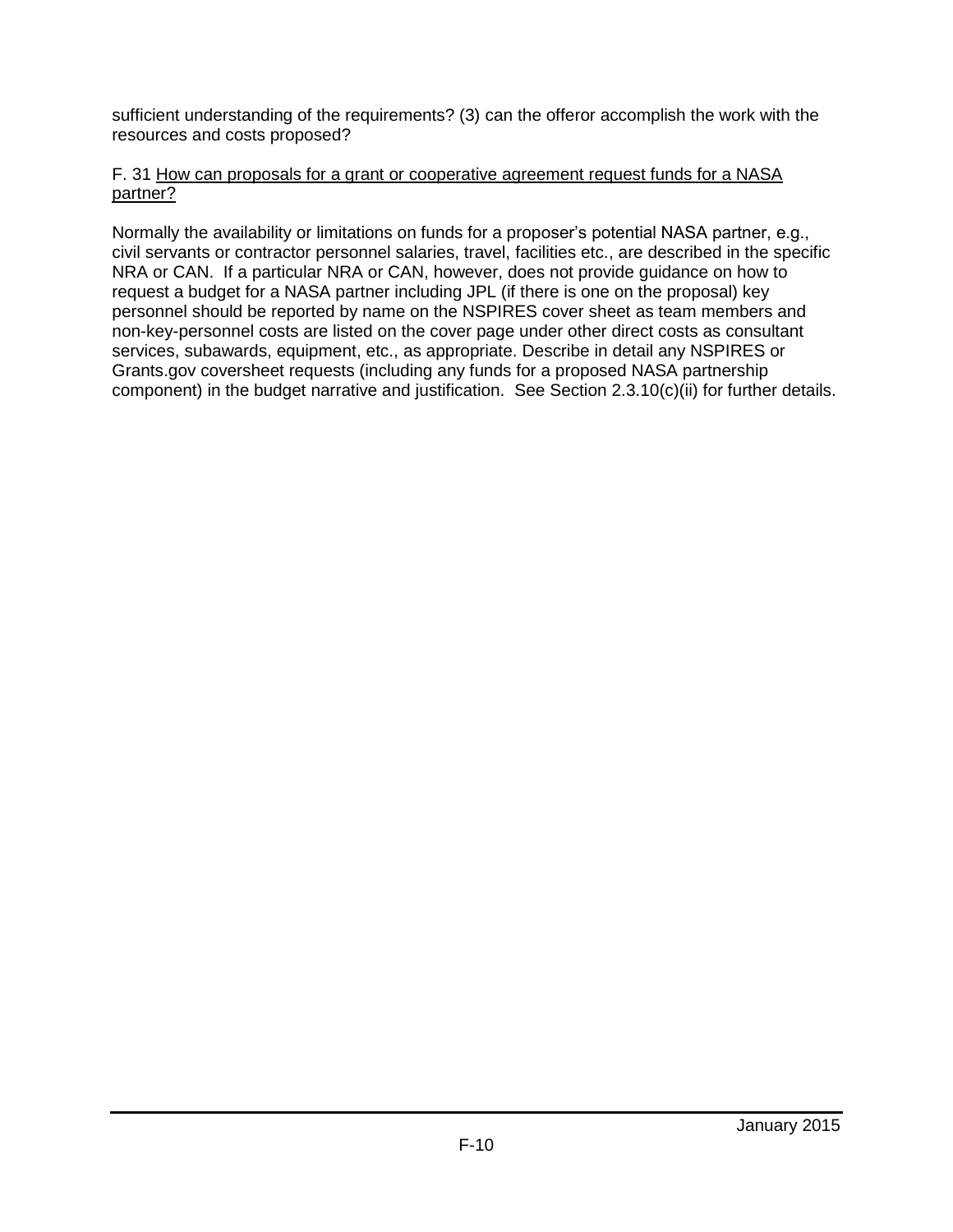sufficient understanding of the requirements? (3) can the offeror accomplish the work with the resources and costs proposed?

F. 31 How can proposals for a grant or cooperative agreement request funds for a NASA partner?

Normally the availability or limitations on funds for a proposer's potential NASA partner, e.g., civil servants or contractor personnel salaries, travel, facilities etc., are described in the specific NRA or CAN. If a particular NRA or CAN, however, does not provide guidance on how to request a budget for a NASA partner including JPL (if there is one on the proposal) key personnel should be reported by name on the NSPIRES cover sheet as team members and non-key-personnel costs are listed on the cover page under other direct costs as consultant services, subawards, equipment, etc., as appropriate. Describe in detail any NSPIRES or Grants.gov coversheet requests (including any funds for a proposed NASA partnership component) in the budget narrative and justification. See Section 2.3.10(c)(ii) for further details.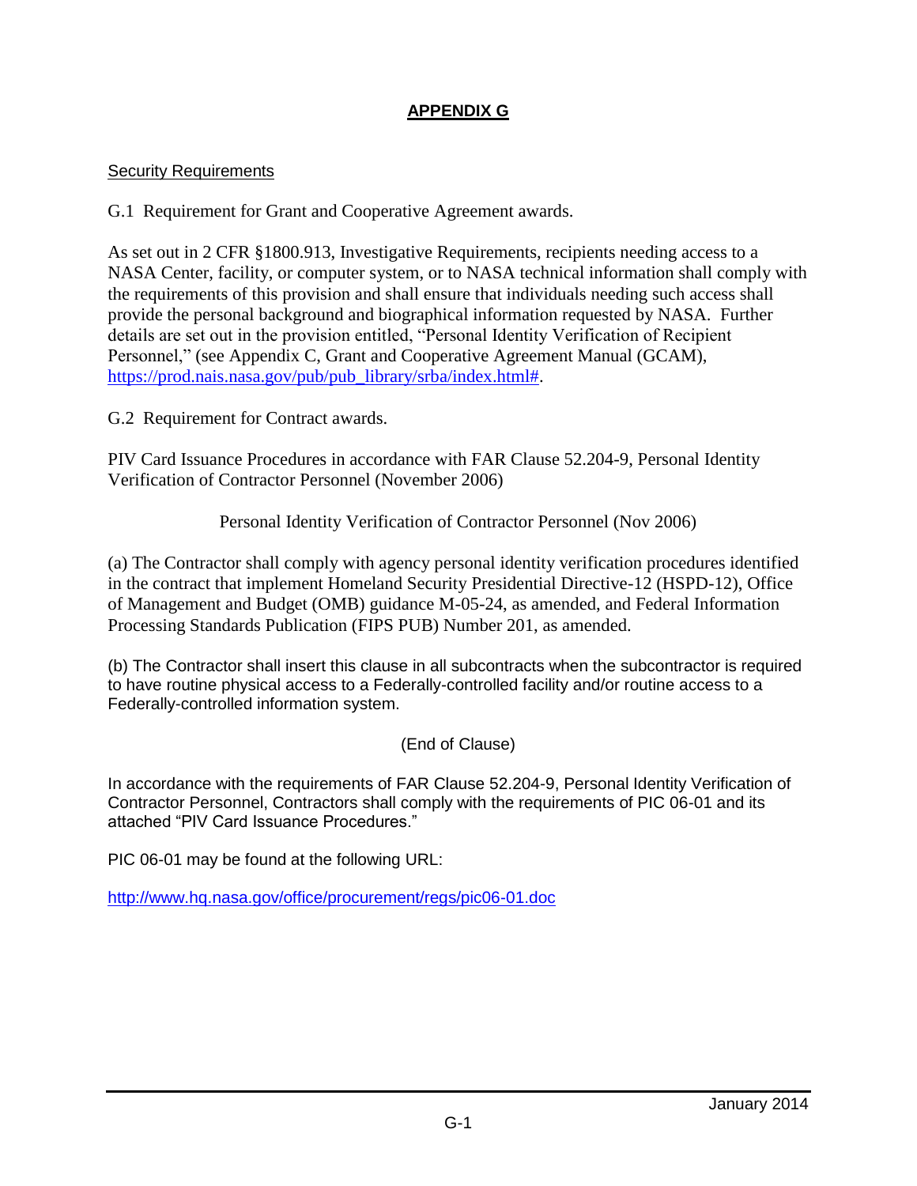# APPENDIX G

## Security Requirements

G.1 Requirement for Grant and Cooperative Agreement awards.

As set out in 2 CFR §1800.913, Investigative Requirements, recipients needing access to a NASA Center, facility, or computer system, or to NASA technical information shall comply with the requirements of this provision and shall ensure that individuals needing such access shall provide the personal background and biographical information requested by NASA. Further details are set out in the provision entitled, "Personal Identity Verification of Recipient Personnel," (see Appendix C, Grant and Cooperative Agreement Manual (GCAM), https://prod.nais.nasa.gov/pub/pub_library/srba/index.html#.

G.2 Requirement for Contract awards.

PIV Card Issuance Procedures in accordance with FAR Clause 52.204-9, Personal Identity Verification of Contractor Personnel (November 2006)

Personal Identity Verification of Contractor Personnel (Nov 2006)

(a) The Contractor shall comply with agency personal identity verification procedures identified in the contract that implement Homeland Security Presidential Directive-12 (HSPD-12), Office of Management and Budget (OMB) guidance M-05-24, as amended, and Federal Information Processing Standards Publication (FIPS PUB) Number 201, as amended.

(b) The Contractor shall insert this clause in all subcontracts when the subcontractor is required to have routine physical access to a Federally-controlled facility and/or routine access to a Federally-controlled information system.

(End of Clause)

In accordance with the requirements of FAR Clause 52.204-9, Personal Identity Verification of Contractor Personnel, Contractors shall comply with the requirements of PIC 06-01 and its attached "PIV Card Issuance Procedures."

PIC 06-01 may be found at the following URL:

http://www.hq.nasa.gov/office/procurement/regs/pic06-01.doc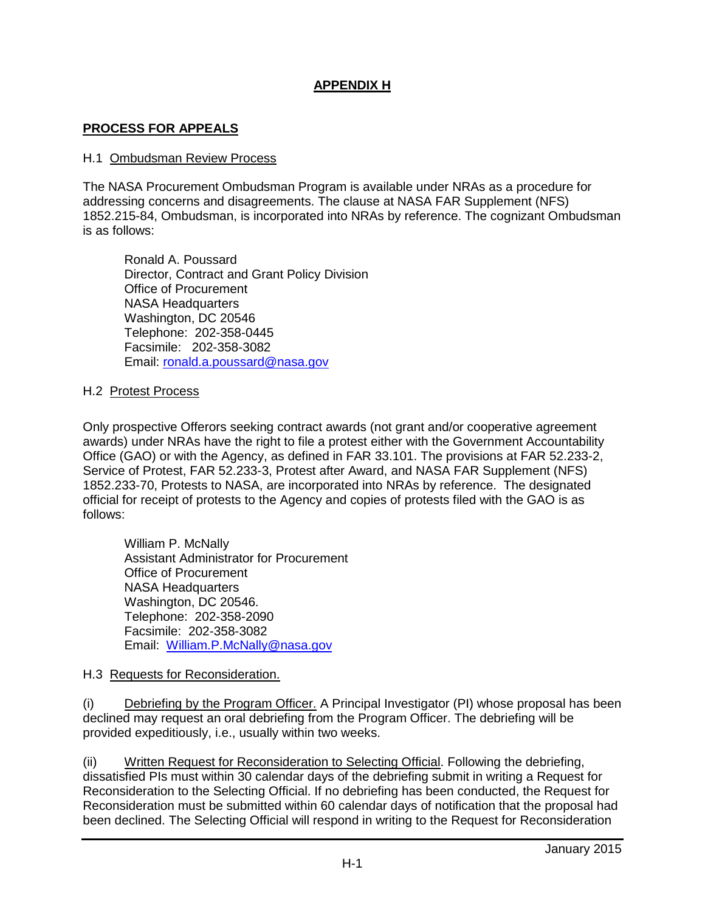# APPENDIX H

## PROCESS FOR APPEALS

### H.1 Ombudsman Review Process

The NASA Procurement Ombudsman Program is available under NRAs as a procedure for addressing concerns and disagreements. The clause at NASA FAR Supplement (NFS) 1852.215-84, Ombudsman, is incorporated into NRAs by reference. The cognizant Ombudsman is as follows:

Ronald A. Poussard
Director, Contract and Grant Policy Division
Office of Procurement
NASA Headquarters
Washington, DC 20546
Telephone: 202-358-0445
Facsimile: 202-358-3082
Email: ronald.a.poussard@nasa.gov

### H.2 Protest Process

Only prospective Offerors seeking contract awards (not grant and/or cooperative agreement awards) under NRAs have the right to file a protest either with the Government Accountability Office (GAO) or with the Agency, as defined in FAR 33.101. The provisions at FAR 52.233-2, Service of Protest, FAR 52.233-3, Protest after Award, and NASA FAR Supplement (NFS) 1852.233-70, Protests to NASA, are incorporated into NRAs by reference. The designated official for receipt of protests to the Agency and copies of protests filed with the GAO is as follows:

William P. McNally
Assistant Administrator for Procurement
Office of Procurement
NASA Headquarters
Washington, DC 20546.
Telephone: 202-358-2090
Facsimile: 202-358-3082
Email: William.P.McNally@nasa.gov

### H.3 Requests for Reconsideration.

(i) Debriefing by the Program Officer. A Principal Investigator (PI) whose proposal has been declined may request an oral debriefing from the Program Officer. The debriefing will be provided expeditiously, i.e., usually within two weeks.

(ii) Written Request for Reconsideration to Selecting Official. Following the debriefing, dissatisfied PIs must within 30 calendar days of the debriefing submit in writing a Request for Reconsideration to the Selecting Official. If no debriefing has been conducted, the Request for Reconsideration must be submitted within 60 calendar days of notification that the proposal had been declined. The Selecting Official will respond in writing to the Request for Reconsideration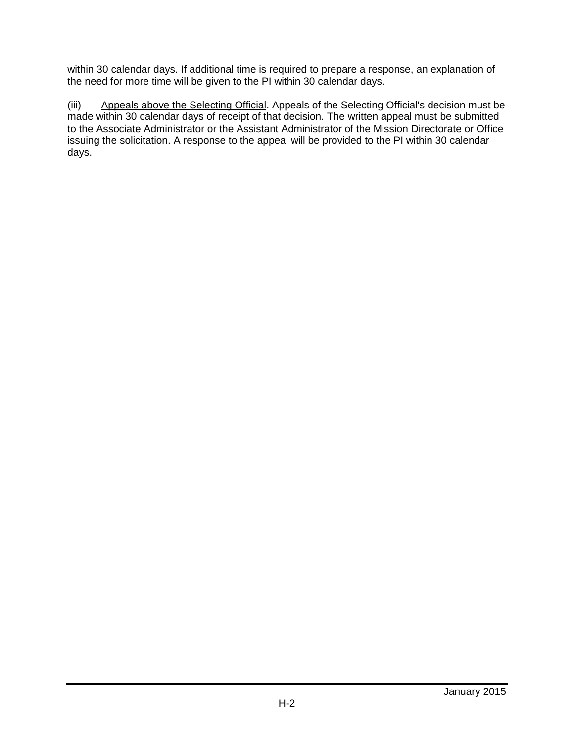within 30 calendar days. If additional time is required to prepare a response, an explanation of the need for more time will be given to the PI within 30 calendar days.

(iii) Appeals above the Selecting Official. Appeals of the Selecting Official's decision must be made within 30 calendar days of receipt of that decision. The written appeal must be submitted to the Associate Administrator or the Assistant Administrator of the Mission Directorate or Office issuing the solicitation. A response to the appeal will be provided to the PI within 30 calendar days.